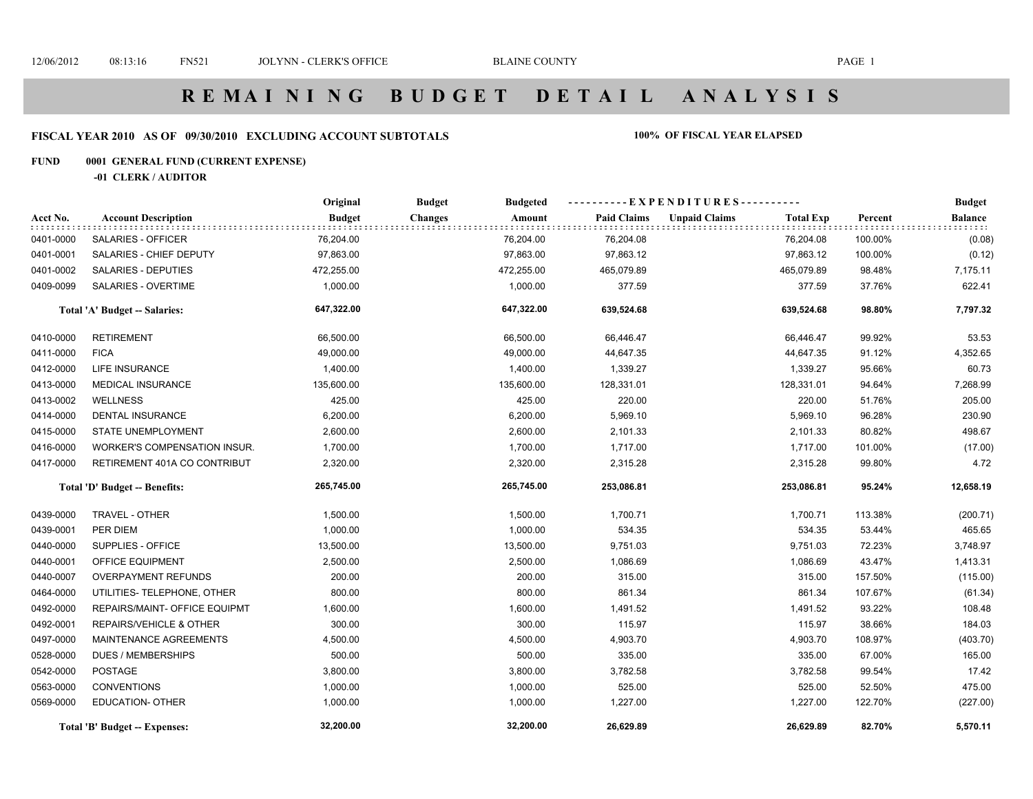# R E M A I N I N G   B U D G E T   D E T A I L   A N A L Y S I S

**FISCAL YEAR 2010 AS OF 09/30/2010 EXCLUDING ACCOUNT SUBTOTALS** **100% OF FISCAL YEAR ELAPSED**

**FUND 0001 GENERAL FUND (CURRENT EXPENSE)**

**-01 CLERK / AUDITOR**

| Acct No. | Account Description | Original Budget | Budget Changes | Budgeted Amount | Paid Claims | Unpaid Claims | Total Exp | Percent | Budget Balance |
|---|---|---|---|---|---|---|---|---|---|
| 0401-0000 | SALARIES - OFFICER | 76,204.00 | | 76,204.00 | 76,204.08 | | 76,204.08 | 100.00% | (0.08) |
| 0401-0001 | SALARIES - CHIEF DEPUTY | 97,863.00 | | 97,863.00 | 97,863.12 | | 97,863.12 | 100.00% | (0.12) |
| 0401-0002 | SALARIES - DEPUTIES | 472,255.00 | | 472,255.00 | 465,079.89 | | 465,079.89 | 98.48% | 7,175.11 |
| 0409-0099 | SALARIES - OVERTIME | 1,000.00 | | 1,000.00 | 377.59 | | 377.59 | 37.76% | 622.41 |
| | **Total 'A' Budget -- Salaries:** | **647,322.00** | | **647,322.00** | **639,524.68** | | **639,524.68** | **98.80%** | **7,797.32** |
| 0410-0000 | RETIREMENT | 66,500.00 | | 66,500.00 | 66,446.47 | | 66,446.47 | 99.92% | 53.53 |
| 0411-0000 | FICA | 49,000.00 | | 49,000.00 | 44,647.35 | | 44,647.35 | 91.12% | 4,352.65 |
| 0412-0000 | LIFE INSURANCE | 1,400.00 | | 1,400.00 | 1,339.27 | | 1,339.27 | 95.66% | 60.73 |
| 0413-0000 | MEDICAL INSURANCE | 135,600.00 | | 135,600.00 | 128,331.01 | | 128,331.01 | 94.64% | 7,268.99 |
| 0413-0002 | WELLNESS | 425.00 | | 425.00 | 220.00 | | 220.00 | 51.76% | 205.00 |
| 0414-0000 | DENTAL INSURANCE | 6,200.00 | | 6,200.00 | 5,969.10 | | 5,969.10 | 96.28% | 230.90 |
| 0415-0000 | STATE UNEMPLOYMENT | 2,600.00 | | 2,600.00 | 2,101.33 | | 2,101.33 | 80.82% | 498.67 |
| 0416-0000 | WORKER'S COMPENSATION INSUR. | 1,700.00 | | 1,700.00 | 1,717.00 | | 1,717.00 | 101.00% | (17.00) |
| 0417-0000 | RETIREMENT 401A CO CONTRIBUT | 2,320.00 | | 2,320.00 | 2,315.28 | | 2,315.28 | 99.80% | 4.72 |
| | **Total 'D' Budget -- Benefits:** | **265,745.00** | | **265,745.00** | **253,086.81** | | **253,086.81** | **95.24%** | **12,658.19** |
| 0439-0000 | TRAVEL - OTHER | 1,500.00 | | 1,500.00 | 1,700.71 | | 1,700.71 | 113.38% | (200.71) |
| 0439-0001 | PER DIEM | 1,000.00 | | 1,000.00 | 534.35 | | 534.35 | 53.44% | 465.65 |
| 0440-0000 | SUPPLIES - OFFICE | 13,500.00 | | 13,500.00 | 9,751.03 | | 9,751.03 | 72.23% | 3,748.97 |
| 0440-0001 | OFFICE EQUIPMENT | 2,500.00 | | 2,500.00 | 1,086.69 | | 1,086.69 | 43.47% | 1,413.31 |
| 0440-0007 | OVERPAYMENT REFUNDS | 200.00 | | 200.00 | 315.00 | | 315.00 | 157.50% | (115.00) |
| 0464-0000 | UTILITIES- TELEPHONE, OTHER | 800.00 | | 800.00 | 861.34 | | 861.34 | 107.67% | (61.34) |
| 0492-0000 | REPAIRS/MAINT- OFFICE EQUIPMT | 1,600.00 | | 1,600.00 | 1,491.52 | | 1,491.52 | 93.22% | 108.48 |
| 0492-0001 | REPAIRS/VEHICLE & OTHER | 300.00 | | 300.00 | 115.97 | | 115.97 | 38.66% | 184.03 |
| 0497-0000 | MAINTENANCE AGREEMENTS | 4,500.00 | | 4,500.00 | 4,903.70 | | 4,903.70 | 108.97% | (403.70) |
| 0528-0000 | DUES / MEMBERSHIPS | 500.00 | | 500.00 | 335.00 | | 335.00 | 67.00% | 165.00 |
| 0542-0000 | POSTAGE | 3,800.00 | | 3,800.00 | 3,782.58 | | 3,782.58 | 99.54% | 17.42 |
| 0563-0000 | CONVENTIONS | 1,000.00 | | 1,000.00 | 525.00 | | 525.00 | 52.50% | 475.00 |
| 0569-0000 | EDUCATION- OTHER | 1,000.00 | | 1,000.00 | 1,227.00 | | 1,227.00 | 122.70% | (227.00) |
| | **Total 'B' Budget -- Expenses:** | **32,200.00** | | **32,200.00** | **26,629.89** | | **26,629.89** | **82.70%** | **5,570.11** |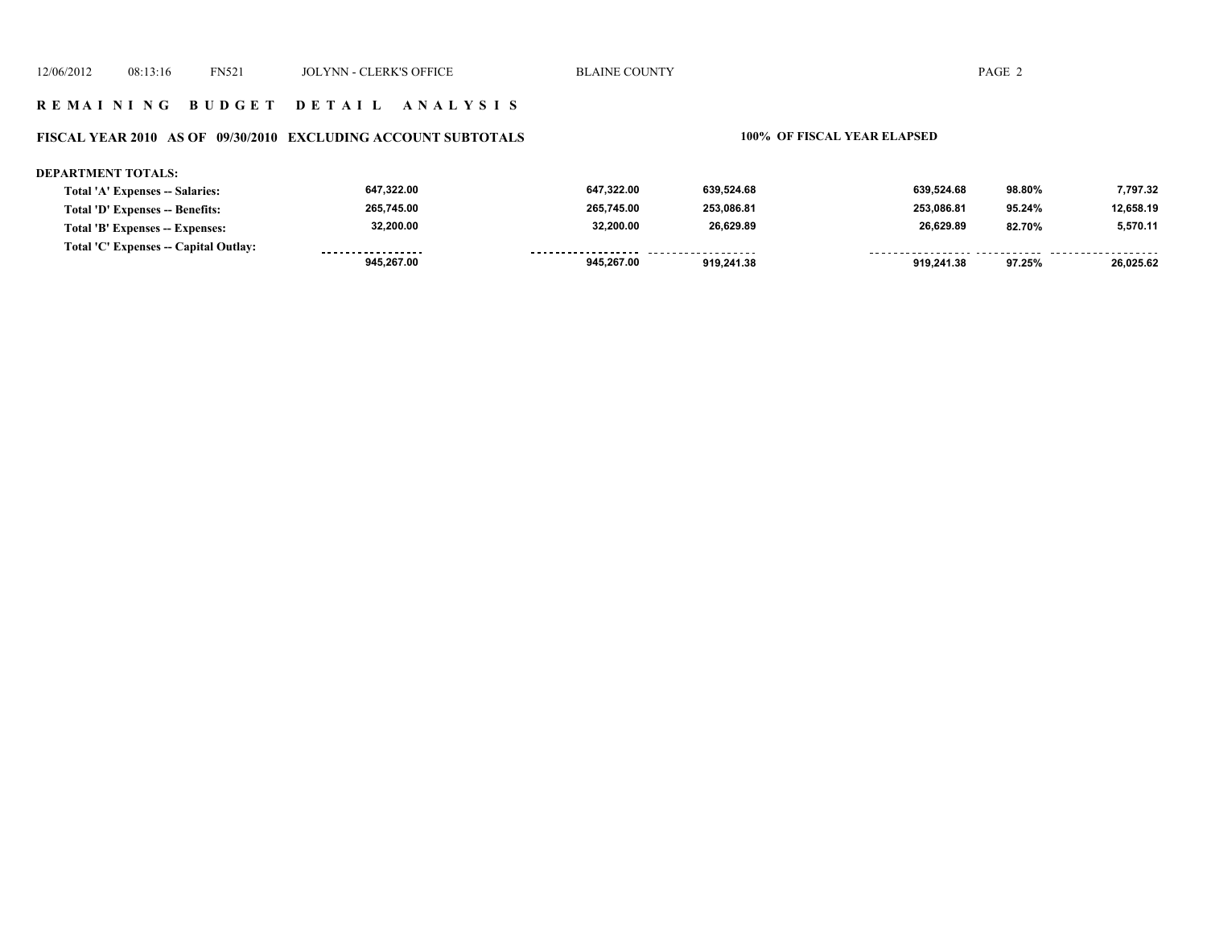## R E M A I N I N G   B U D G E T   D E T A I L   A N A L Y S I S

### FISCAL YEAR 2010 AS OF 09/30/2010 EXCLUDING ACCOUNT SUBTOTALS — 100% OF FISCAL YEAR ELAPSED

**DEPARTMENT TOTALS:**

| | | | | | | |
|---|---|---|---|---|---|---|
| Total 'A' Expenses -- Salaries: | 647,322.00 | 647,322.00 | 639,524.68 | 639,524.68 | 98.80% | 7,797.32 |
| Total 'D' Expenses -- Benefits: | 265,745.00 | 265,745.00 | 253,086.81 | 253,086.81 | 95.24% | 12,658.19 |
| Total 'B' Expenses -- Expenses: | 32,200.00 | 32,200.00 | 26,629.89 | 26,629.89 | 82.70% | 5,570.11 |
| Total 'C' Expenses -- Capital Outlay: | | | | | | |
| | 945,267.00 | 945,267.00 | 919,241.38 | 919,241.38 | 97.25% | 26,025.62 |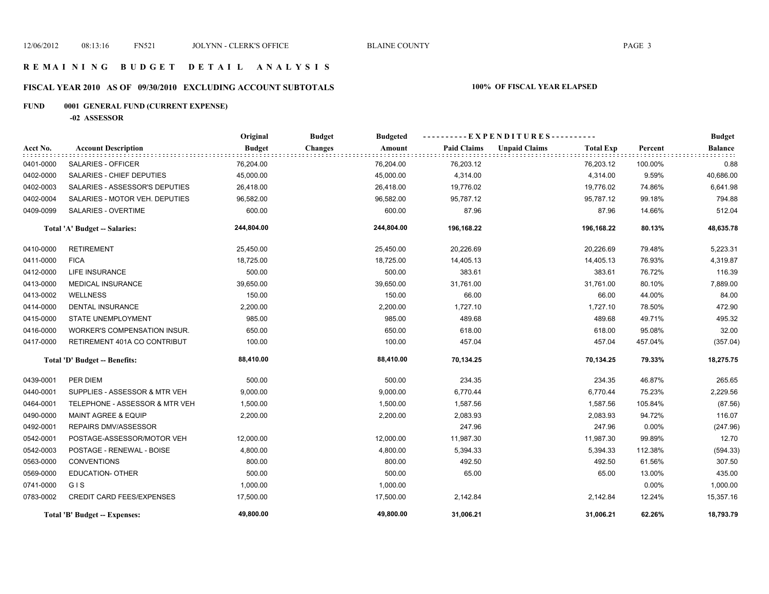# REMAINING BUDGET DETAIL ANALYSIS

## FISCAL YEAR 2010 AS OF 09/30/2010 EXCLUDING ACCOUNT SUBTOTALS — 100% OF FISCAL YEAR ELAPSED

### FUND 0001 GENERAL FUND (CURRENT EXPENSE)

**-02 ASSESSOR**

| Acct No. | Account Description | Original Budget | Budget Changes | Budgeted Amount | Paid Claims | Unpaid Claims | Total Exp | Percent | Budget Balance |
|---|---|---|---|---|---|---|---|---|---|
| 0401-0000 | SALARIES - OFFICER | 76,204.00 | | 76,204.00 | 76,203.12 | | 76,203.12 | 100.00% | 0.88 |
| 0402-0000 | SALARIES - CHIEF DEPUTIES | 45,000.00 | | 45,000.00 | 4,314.00 | | 4,314.00 | 9.59% | 40,686.00 |
| 0402-0003 | SALARIES - ASSESSOR'S DEPUTIES | 26,418.00 | | 26,418.00 | 19,776.02 | | 19,776.02 | 74.86% | 6,641.98 |
| 0402-0004 | SALARIES - MOTOR VEH. DEPUTIES | 96,582.00 | | 96,582.00 | 95,787.12 | | 95,787.12 | 99.18% | 794.88 |
| 0409-0099 | SALARIES - OVERTIME | 600.00 | | 600.00 | 87.96 | | 87.96 | 14.66% | 512.04 |
| | **Total 'A' Budget -- Salaries:** | **244,804.00** | | **244,804.00** | **196,168.22** | | **196,168.22** | **80.13%** | **48,635.78** |
| 0410-0000 | RETIREMENT | 25,450.00 | | 25,450.00 | 20,226.69 | | 20,226.69 | 79.48% | 5,223.31 |
| 0411-0000 | FICA | 18,725.00 | | 18,725.00 | 14,405.13 | | 14,405.13 | 76.93% | 4,319.87 |
| 0412-0000 | LIFE INSURANCE | 500.00 | | 500.00 | 383.61 | | 383.61 | 76.72% | 116.39 |
| 0413-0000 | MEDICAL INSURANCE | 39,650.00 | | 39,650.00 | 31,761.00 | | 31,761.00 | 80.10% | 7,889.00 |
| 0413-0002 | WELLNESS | 150.00 | | 150.00 | 66.00 | | 66.00 | 44.00% | 84.00 |
| 0414-0000 | DENTAL INSURANCE | 2,200.00 | | 2,200.00 | 1,727.10 | | 1,727.10 | 78.50% | 472.90 |
| 0415-0000 | STATE UNEMPLOYMENT | 985.00 | | 985.00 | 489.68 | | 489.68 | 49.71% | 495.32 |
| 0416-0000 | WORKER'S COMPENSATION INSUR. | 650.00 | | 650.00 | 618.00 | | 618.00 | 95.08% | 32.00 |
| 0417-0000 | RETIREMENT 401A CO CONTRIBUT | 100.00 | | 100.00 | 457.04 | | 457.04 | 457.04% | (357.04) |
| | **Total 'D' Budget -- Benefits:** | **88,410.00** | | **88,410.00** | **70,134.25** | | **70,134.25** | **79.33%** | **18,275.75** |
| 0439-0001 | PER DIEM | 500.00 | | 500.00 | 234.35 | | 234.35 | 46.87% | 265.65 |
| 0440-0001 | SUPPLIES - ASSESSOR & MTR VEH | 9,000.00 | | 9,000.00 | 6,770.44 | | 6,770.44 | 75.23% | 2,229.56 |
| 0464-0001 | TELEPHONE - ASSESSOR & MTR VEH | 1,500.00 | | 1,500.00 | 1,587.56 | | 1,587.56 | 105.84% | (87.56) |
| 0490-0000 | MAINT AGREE & EQUIP | 2,200.00 | | 2,200.00 | 2,083.93 | | 2,083.93 | 94.72% | 116.07 |
| 0492-0001 | REPAIRS DMV/ASSESSOR | | | | 247.96 | | 247.96 | 0.00% | (247.96) |
| 0542-0001 | POSTAGE-ASSESSOR/MOTOR VEH | 12,000.00 | | 12,000.00 | 11,987.30 | | 11,987.30 | 99.89% | 12.70 |
| 0542-0003 | POSTAGE - RENEWAL - BOISE | 4,800.00 | | 4,800.00 | 5,394.33 | | 5,394.33 | 112.38% | (594.33) |
| 0563-0000 | CONVENTIONS | 800.00 | | 800.00 | 492.50 | | 492.50 | 61.56% | 307.50 |
| 0569-0000 | EDUCATION- OTHER | 500.00 | | 500.00 | 65.00 | | 65.00 | 13.00% | 435.00 |
| 0741-0000 | G I S | 1,000.00 | | 1,000.00 | | | | 0.00% | 1,000.00 |
| 0783-0002 | CREDIT CARD FEES/EXPENSES | 17,500.00 | | 17,500.00 | 2,142.84 | | 2,142.84 | 12.24% | 15,357.16 |
| | **Total 'B' Budget -- Expenses:** | **49,800.00** | | **49,800.00** | **31,006.21** | | **31,006.21** | **62.26%** | **18,793.79** |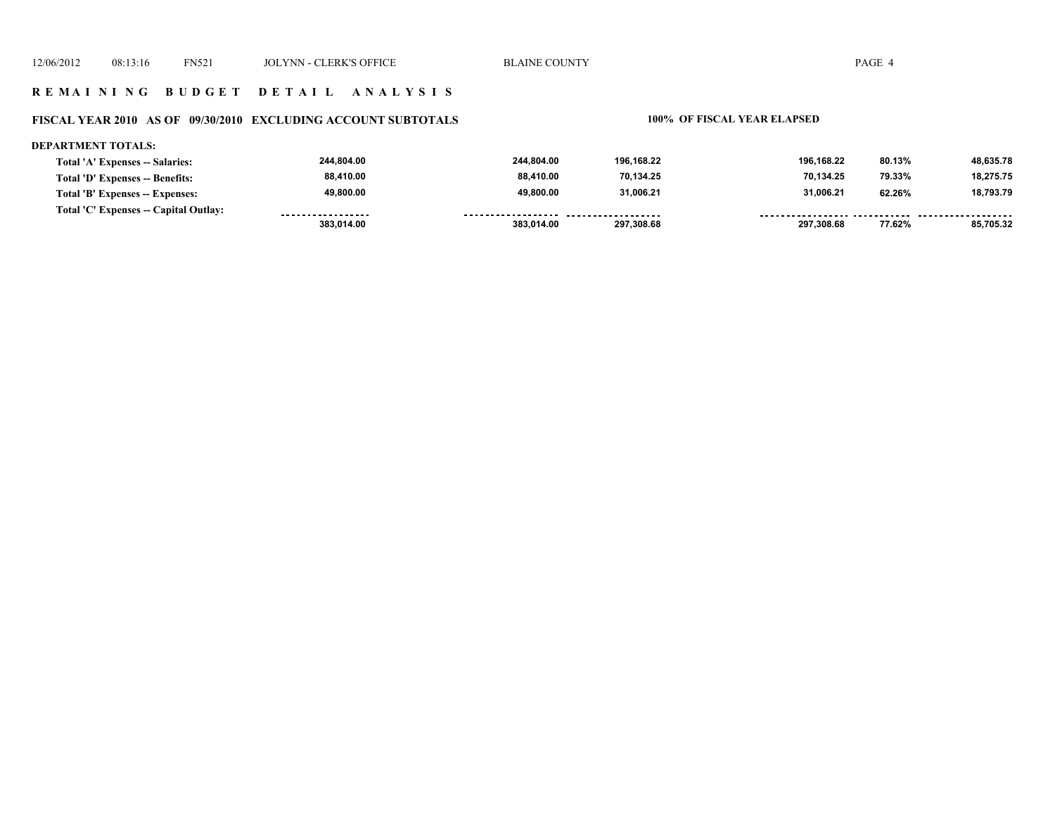**R E M A I N I N G   B U D G E T   D E T A I L   A N A L Y S I S**

**FISCAL YEAR 2010   AS OF 09/30/2010   EXCLUDING ACCOUNT SUBTOTALS**

**100% OF FISCAL YEAR ELAPSED**

**DEPARTMENT TOTALS:**

| | | | | | | |
|---|---|---|---|---|---|---|
| Total 'A' Expenses -- Salaries: | 244,804.00 | 244,804.00 | 196,168.22 | 196,168.22 | 80.13% | 48,635.78 |
| Total 'D' Expenses -- Benefits: | 88,410.00 | 88,410.00 | 70,134.25 | 70,134.25 | 79.33% | 18,275.75 |
| Total 'B' Expenses -- Expenses: | 49,800.00 | 49,800.00 | 31,006.21 | 31,006.21 | 62.26% | 18,793.79 |
| Total 'C' Expenses -- Capital Outlay: | | | | | | |
| | 383,014.00 | 383,014.00 | 297,308.68 | 297,308.68 | 77.62% | 85,705.32 |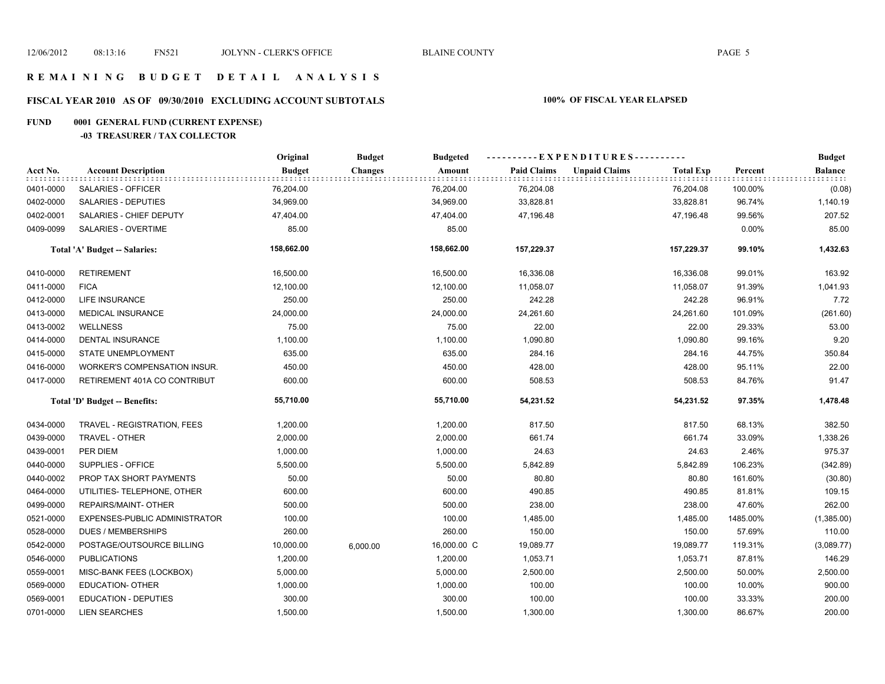12/06/2012 08:13:16 FN521 JOLYNN - CLERK'S OFFICE BLAINE COUNTY

# REMAINING BUDGET DETAIL ANALYSIS

## FISCAL YEAR 2010 AS OF 09/30/2010 EXCLUDING ACCOUNT SUBTOTALS

**100% OF FISCAL YEAR ELAPSED**

### FUND 0001 GENERAL FUND (CURRENT EXPENSE)

#### -03 TREASURER / TAX COLLECTOR

| Acct No. | Account Description | Original Budget | Budget Changes | Budgeted Amount | Paid Claims | Unpaid Claims | Total Exp | Percent | Budget Balance |
|---|---|---|---|---|---|---|---|---|---|
| 0401-0000 | SALARIES - OFFICER | 76,204.00 | | 76,204.00 | 76,204.08 | | 76,204.08 | 100.00% | (0.08) |
| 0402-0000 | SALARIES - DEPUTIES | 34,969.00 | | 34,969.00 | 33,828.81 | | 33,828.81 | 96.74% | 1,140.19 |
| 0402-0001 | SALARIES - CHIEF DEPUTY | 47,404.00 | | 47,404.00 | 47,196.48 | | 47,196.48 | 99.56% | 207.52 |
| 0409-0099 | SALARIES - OVERTIME | 85.00 | | 85.00 | | | | 0.00% | 85.00 |
| | **Total 'A' Budget -- Salaries:** | **158,662.00** | | **158,662.00** | **157,229.37** | | **157,229.37** | **99.10%** | **1,432.63** |
| 0410-0000 | RETIREMENT | 16,500.00 | | 16,500.00 | 16,336.08 | | 16,336.08 | 99.01% | 163.92 |
| 0411-0000 | FICA | 12,100.00 | | 12,100.00 | 11,058.07 | | 11,058.07 | 91.39% | 1,041.93 |
| 0412-0000 | LIFE INSURANCE | 250.00 | | 250.00 | 242.28 | | 242.28 | 96.91% | 7.72 |
| 0413-0000 | MEDICAL INSURANCE | 24,000.00 | | 24,000.00 | 24,261.60 | | 24,261.60 | 101.09% | (261.60) |
| 0413-0002 | WELLNESS | 75.00 | | 75.00 | 22.00 | | 22.00 | 29.33% | 53.00 |
| 0414-0000 | DENTAL INSURANCE | 1,100.00 | | 1,100.00 | 1,090.80 | | 1,090.80 | 99.16% | 9.20 |
| 0415-0000 | STATE UNEMPLOYMENT | 635.00 | | 635.00 | 284.16 | | 284.16 | 44.75% | 350.84 |
| 0416-0000 | WORKER'S COMPENSATION INSUR. | 450.00 | | 450.00 | 428.00 | | 428.00 | 95.11% | 22.00 |
| 0417-0000 | RETIREMENT 401A CO CONTRIBUT | 600.00 | | 600.00 | 508.53 | | 508.53 | 84.76% | 91.47 |
| | **Total 'D' Budget -- Benefits:** | **55,710.00** | | **55,710.00** | **54,231.52** | | **54,231.52** | **97.35%** | **1,478.48** |
| 0434-0000 | TRAVEL - REGISTRATION, FEES | 1,200.00 | | 1,200.00 | 817.50 | | 817.50 | 68.13% | 382.50 |
| 0439-0000 | TRAVEL - OTHER | 2,000.00 | | 2,000.00 | 661.74 | | 661.74 | 33.09% | 1,338.26 |
| 0439-0001 | PER DIEM | 1,000.00 | | 1,000.00 | 24.63 | | 24.63 | 2.46% | 975.37 |
| 0440-0000 | SUPPLIES - OFFICE | 5,500.00 | | 5,500.00 | 5,842.89 | | 5,842.89 | 106.23% | (342.89) |
| 0440-0002 | PROP TAX SHORT PAYMENTS | 50.00 | | 50.00 | 80.80 | | 80.80 | 161.60% | (30.80) |
| 0464-0000 | UTILITIES- TELEPHONE, OTHER | 600.00 | | 600.00 | 490.85 | | 490.85 | 81.81% | 109.15 |
| 0499-0000 | REPAIRS/MAINT- OTHER | 500.00 | | 500.00 | 238.00 | | 238.00 | 47.60% | 262.00 |
| 0521-0000 | EXPENSES-PUBLIC ADMINISTRATOR | 100.00 | | 100.00 | 1,485.00 | | 1,485.00 | 1485.00% | (1,385.00) |
| 0528-0000 | DUES / MEMBERSHIPS | 260.00 | | 260.00 | 150.00 | | 150.00 | 57.69% | 110.00 |
| 0542-0000 | POSTAGE/OUTSOURCE BILLING | 10,000.00 | 6,000.00 | 16,000.00 C | 19,089.77 | | 19,089.77 | 119.31% | (3,089.77) |
| 0546-0000 | PUBLICATIONS | 1,200.00 | | 1,200.00 | 1,053.71 | | 1,053.71 | 87.81% | 146.29 |
| 0559-0001 | MISC-BANK FEES (LOCKBOX) | 5,000.00 | | 5,000.00 | 2,500.00 | | 2,500.00 | 50.00% | 2,500.00 |
| 0569-0000 | EDUCATION- OTHER | 1,000.00 | | 1,000.00 | 100.00 | | 100.00 | 10.00% | 900.00 |
| 0569-0001 | EDUCATION - DEPUTIES | 300.00 | | 300.00 | 100.00 | | 100.00 | 33.33% | 200.00 |
| 0701-0000 | LIEN SEARCHES | 1,500.00 | | 1,500.00 | 1,300.00 | | 1,300.00 | 86.67% | 200.00 |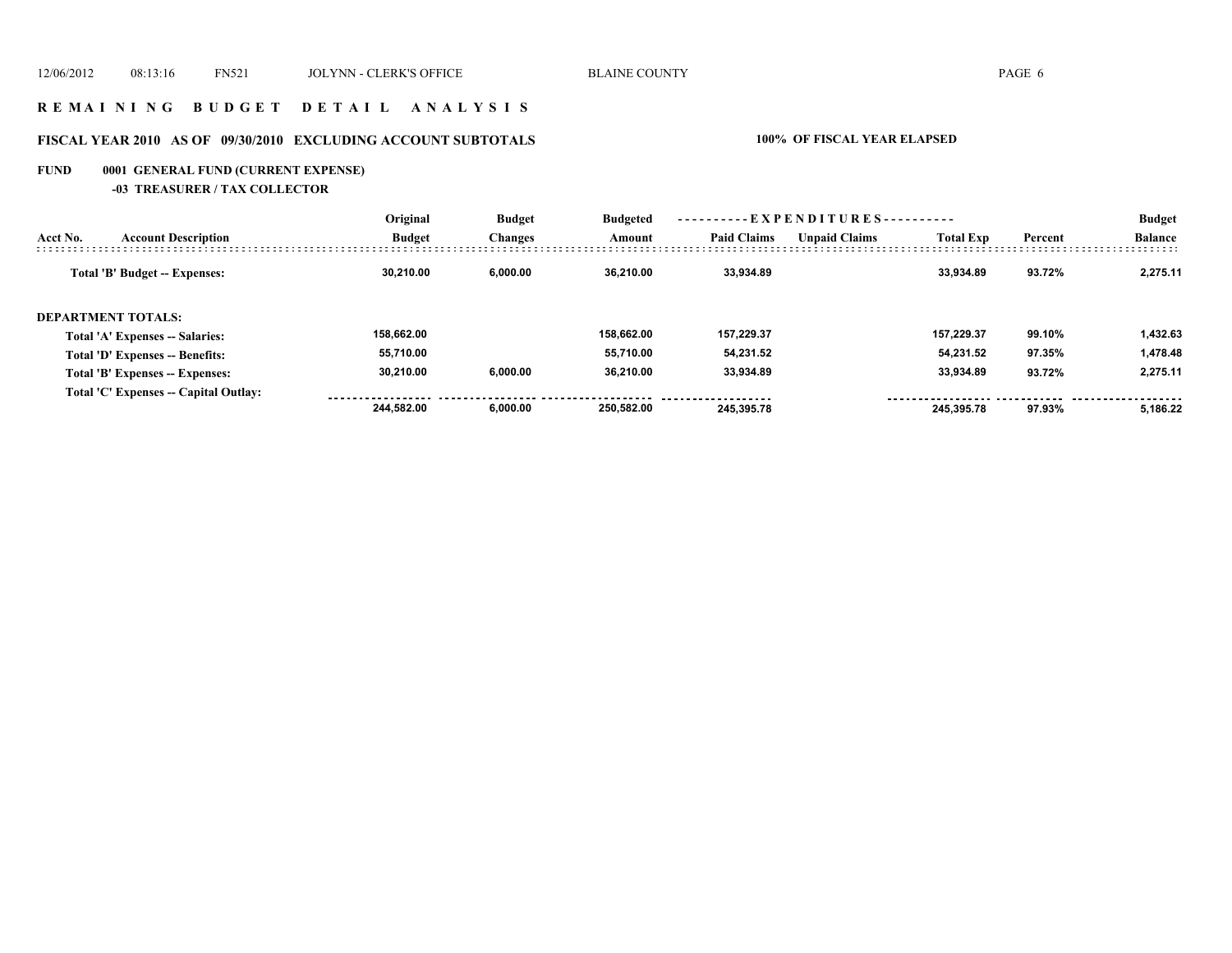# R E M A I N I N G   B U D G E T   D E T A I L   A N A L Y S I S

## FISCAL YEAR 2010   AS OF 09/30/2010   EXCLUDING ACCOUNT SUBTOTALS

**100% OF FISCAL YEAR ELAPSED**

### FUND 0001 GENERAL FUND (CURRENT EXPENSE)

**-03 TREASURER / TAX COLLECTOR**

| Acct No. | Account Description | Original Budget | Budget Changes | Budgeted Amount | Paid Claims | Unpaid Claims | Total Exp | Percent | Budget Balance |
|---|---|---|---|---|---|---|---|---|---|
| | Total 'B' Budget -- Expenses: | 30,210.00 | 6,000.00 | 36,210.00 | 33,934.89 | | 33,934.89 | 93.72% | 2,275.11 |
| | **DEPARTMENT TOTALS:** | | | | | | | | |
| | Total 'A' Expenses -- Salaries: | 158,662.00 | | 158,662.00 | 157,229.37 | | 157,229.37 | 99.10% | 1,432.63 |
| | Total 'D' Expenses -- Benefits: | 55,710.00 | | 55,710.00 | 54,231.52 | | 54,231.52 | 97.35% | 1,478.48 |
| | Total 'B' Expenses -- Expenses: | 30,210.00 | 6,000.00 | 36,210.00 | 33,934.89 | | 33,934.89 | 93.72% | 2,275.11 |
| | Total 'C' Expenses -- Capital Outlay: | | | | | | | | |
| | | 244,582.00 | 6,000.00 | 250,582.00 | 245,395.78 | | 245,395.78 | 97.93% | 5,186.22 |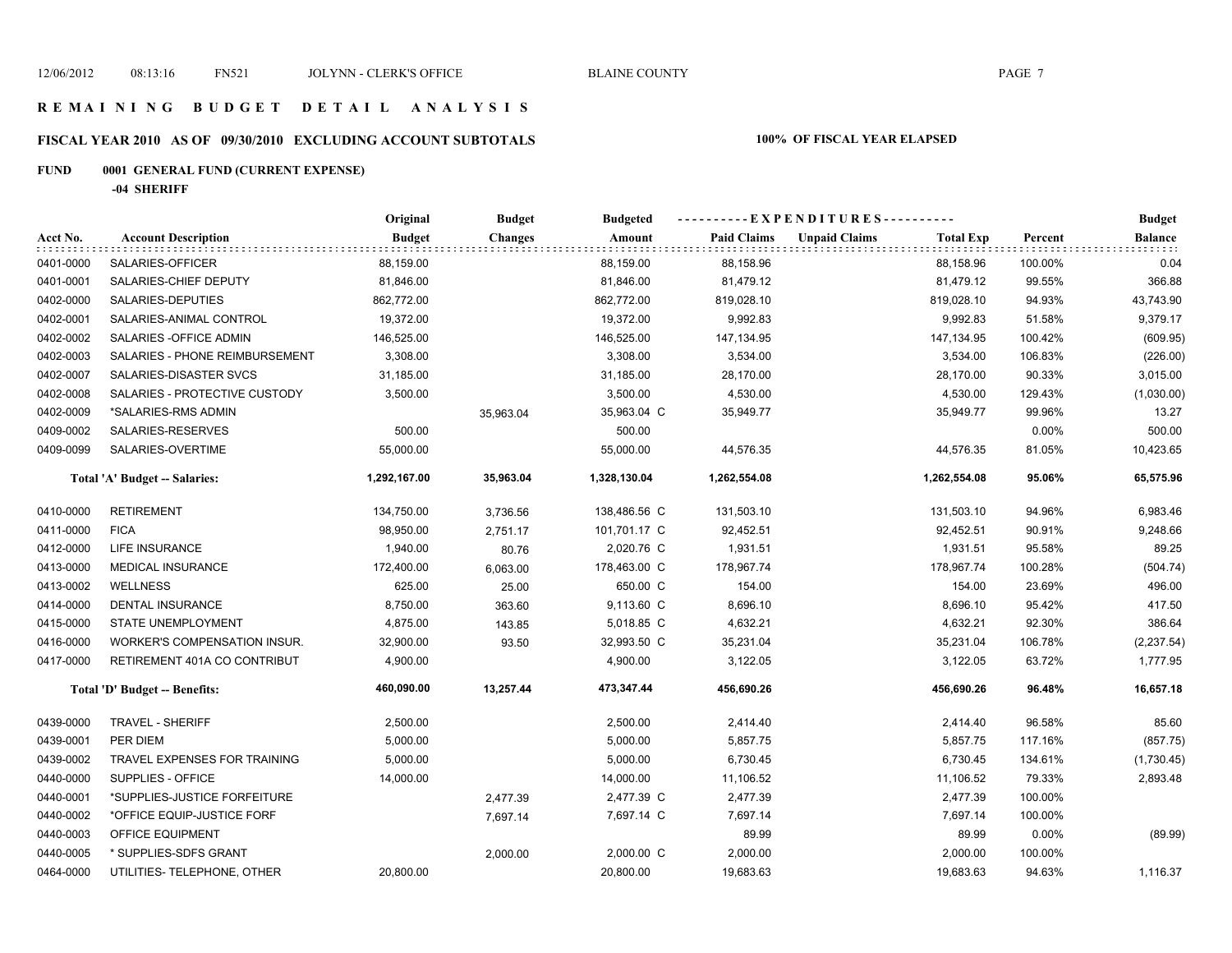## R E M A I N I N G B U D G E T D E T A I L A N A L Y S I S

### FISCAL YEAR 2010 AS OF 09/30/2010 EXCLUDING ACCOUNT SUBTOTALS — 100% OF FISCAL YEAR ELAPSED

**FUND 0001 GENERAL FUND (CURRENT EXPENSE)**

**-04 SHERIFF**

| Acct No. | Account Description | Original Budget | Budget Changes | Budgeted Amount | Paid Claims | Unpaid Claims | Total Exp | Percent | Budget Balance |
|---|---|---|---|---|---|---|---|---|---|
| 0401-0000 | SALARIES-OFFICER | 88,159.00 | | 88,159.00 | 88,158.96 | | 88,158.96 | 100.00% | 0.04 |
| 0401-0001 | SALARIES-CHIEF DEPUTY | 81,846.00 | | 81,846.00 | 81,479.12 | | 81,479.12 | 99.55% | 366.88 |
| 0402-0000 | SALARIES-DEPUTIES | 862,772.00 | | 862,772.00 | 819,028.10 | | 819,028.10 | 94.93% | 43,743.90 |
| 0402-0001 | SALARIES-ANIMAL CONTROL | 19,372.00 | | 19,372.00 | 9,992.83 | | 9,992.83 | 51.58% | 9,379.17 |
| 0402-0002 | SALARIES -OFFICE ADMIN | 146,525.00 | | 146,525.00 | 147,134.95 | | 147,134.95 | 100.42% | (609.95) |
| 0402-0003 | SALARIES - PHONE REIMBURSEMENT | 3,308.00 | | 3,308.00 | 3,534.00 | | 3,534.00 | 106.83% | (226.00) |
| 0402-0007 | SALARIES-DISASTER SVCS | 31,185.00 | | 31,185.00 | 28,170.00 | | 28,170.00 | 90.33% | 3,015.00 |
| 0402-0008 | SALARIES - PROTECTIVE CUSTODY | 3,500.00 | | 3,500.00 | 4,530.00 | | 4,530.00 | 129.43% | (1,030.00) |
| 0402-0009 | *SALARIES-RMS ADMIN | | 35,963.04 | 35,963.04 C | 35,949.77 | | 35,949.77 | 99.96% | 13.27 |
| 0409-0002 | SALARIES-RESERVES | 500.00 | | 500.00 | | | | 0.00% | 500.00 |
| 0409-0099 | SALARIES-OVERTIME | 55,000.00 | | 55,000.00 | 44,576.35 | | 44,576.35 | 81.05% | 10,423.65 |
| | **Total 'A' Budget -- Salaries:** | **1,292,167.00** | **35,963.04** | **1,328,130.04** | **1,262,554.08** | | **1,262,554.08** | **95.06%** | **65,575.96** |
| 0410-0000 | RETIREMENT | 134,750.00 | 3,736.56 | 138,486.56 C | 131,503.10 | | 131,503.10 | 94.96% | 6,983.46 |
| 0411-0000 | FICA | 98,950.00 | 2,751.17 | 101,701.17 C | 92,452.51 | | 92,452.51 | 90.91% | 9,248.66 |
| 0412-0000 | LIFE INSURANCE | 1,940.00 | 80.76 | 2,020.76 C | 1,931.51 | | 1,931.51 | 95.58% | 89.25 |
| 0413-0000 | MEDICAL INSURANCE | 172,400.00 | 6,063.00 | 178,463.00 C | 178,967.74 | | 178,967.74 | 100.28% | (504.74) |
| 0413-0002 | WELLNESS | 625.00 | 25.00 | 650.00 C | 154.00 | | 154.00 | 23.69% | 496.00 |
| 0414-0000 | DENTAL INSURANCE | 8,750.00 | 363.60 | 9,113.60 C | 8,696.10 | | 8,696.10 | 95.42% | 417.50 |
| 0415-0000 | STATE UNEMPLOYMENT | 4,875.00 | 143.85 | 5,018.85 C | 4,632.21 | | 4,632.21 | 92.30% | 386.64 |
| 0416-0000 | WORKER'S COMPENSATION INSUR. | 32,900.00 | 93.50 | 32,993.50 C | 35,231.04 | | 35,231.04 | 106.78% | (2,237.54) |
| 0417-0000 | RETIREMENT 401A CO CONTRIBUT | 4,900.00 | | 4,900.00 | 3,122.05 | | 3,122.05 | 63.72% | 1,777.95 |
| | **Total 'D' Budget -- Benefits:** | **460,090.00** | **13,257.44** | **473,347.44** | **456,690.26** | | **456,690.26** | **96.48%** | **16,657.18** |
| 0439-0000 | TRAVEL - SHERIFF | 2,500.00 | | 2,500.00 | 2,414.40 | | 2,414.40 | 96.58% | 85.60 |
| 0439-0001 | PER DIEM | 5,000.00 | | 5,000.00 | 5,857.75 | | 5,857.75 | 117.16% | (857.75) |
| 0439-0002 | TRAVEL EXPENSES FOR TRAINING | 5,000.00 | | 5,000.00 | 6,730.45 | | 6,730.45 | 134.61% | (1,730.45) |
| 0440-0000 | SUPPLIES - OFFICE | 14,000.00 | | 14,000.00 | 11,106.52 | | 11,106.52 | 79.33% | 2,893.48 |
| 0440-0001 | *SUPPLIES-JUSTICE FORFEITURE | | 2,477.39 | 2,477.39 C | 2,477.39 | | 2,477.39 | 100.00% | |
| 0440-0002 | *OFFICE EQUIP-JUSTICE FORF | | 7,697.14 | 7,697.14 C | 7,697.14 | | 7,697.14 | 100.00% | |
| 0440-0003 | OFFICE EQUIPMENT | | | | 89.99 | | 89.99 | 0.00% | (89.99) |
| 0440-0005 | * SUPPLIES-SDFS GRANT | | 2,000.00 | 2,000.00 C | 2,000.00 | | 2,000.00 | 100.00% | |
| 0464-0000 | UTILITIES- TELEPHONE, OTHER | 20,800.00 | | 20,800.00 | 19,683.63 | | 19,683.63 | 94.63% | 1,116.37 |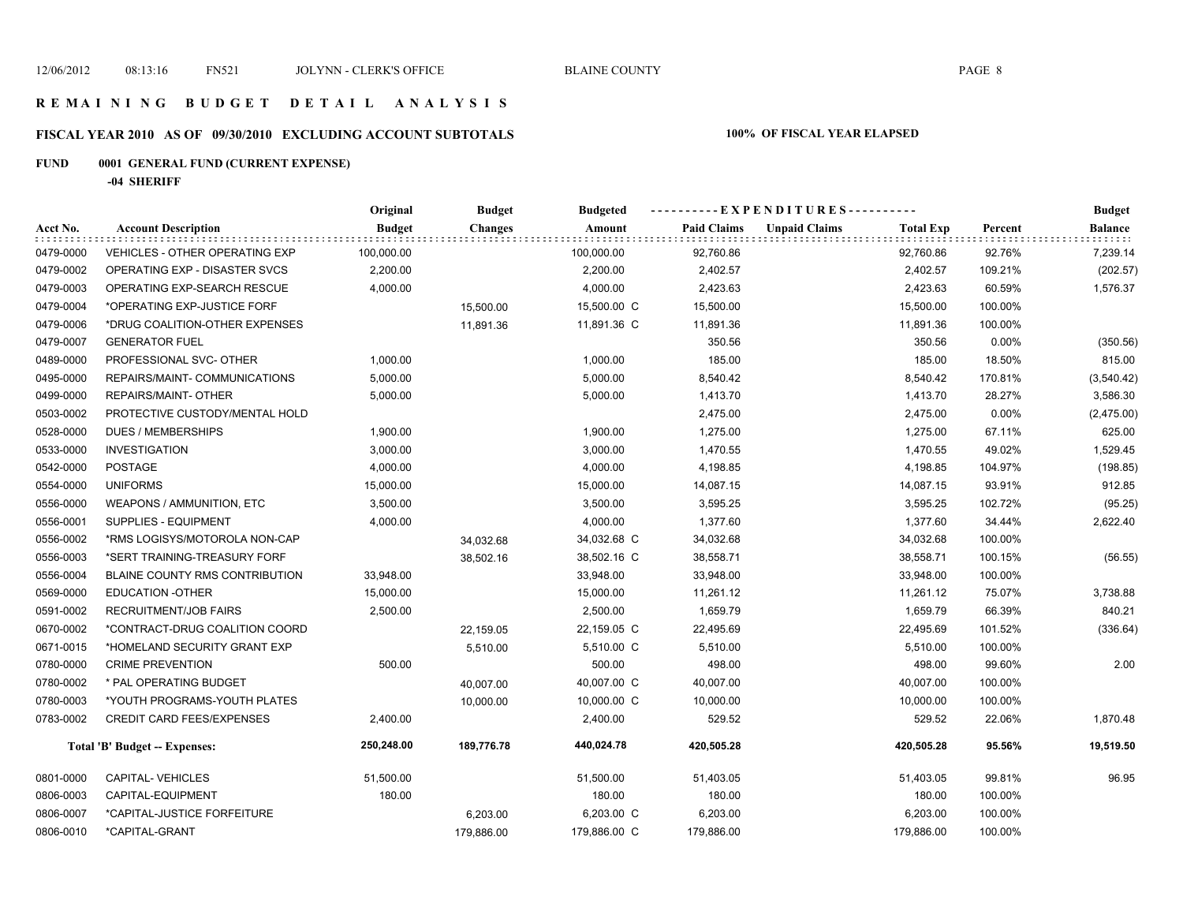# R E M A I N I N G B U D G E T D E T A I L A N A L Y S I S

## FISCAL YEAR 2010 AS OF 09/30/2010 EXCLUDING ACCOUNT SUBTOTALS

**100% OF FISCAL YEAR ELAPSED**

**FUND 0001 GENERAL FUND (CURRENT EXPENSE)**

**-04 SHERIFF**

| Acct No. | Account Description | Original Budget | Budget Changes | Budgeted Amount | Paid Claims | Unpaid Claims | Total Exp | Percent | Budget Balance |
|---|---|---|---|---|---|---|---|---|---|
| 0479-0000 | VEHICLES - OTHER OPERATING EXP | 100,000.00 | | 100,000.00 | 92,760.86 | | 92,760.86 | 92.76% | 7,239.14 |
| 0479-0002 | OPERATING EXP - DISASTER SVCS | 2,200.00 | | 2,200.00 | 2,402.57 | | 2,402.57 | 109.21% | (202.57) |
| 0479-0003 | OPERATING EXP-SEARCH RESCUE | 4,000.00 | | 4,000.00 | 2,423.63 | | 2,423.63 | 60.59% | 1,576.37 |
| 0479-0004 | *OPERATING EXP-JUSTICE FORF | | 15,500.00 | 15,500.00 C | 15,500.00 | | 15,500.00 | 100.00% | |
| 0479-0006 | *DRUG COALITION-OTHER EXPENSES | | 11,891.36 | 11,891.36 C | 11,891.36 | | 11,891.36 | 100.00% | |
| 0479-0007 | GENERATOR FUEL | | | | 350.56 | | 350.56 | 0.00% | (350.56) |
| 0489-0000 | PROFESSIONAL SVC- OTHER | 1,000.00 | | 1,000.00 | 185.00 | | 185.00 | 18.50% | 815.00 |
| 0495-0000 | REPAIRS/MAINT- COMMUNICATIONS | 5,000.00 | | 5,000.00 | 8,540.42 | | 8,540.42 | 170.81% | (3,540.42) |
| 0499-0000 | REPAIRS/MAINT- OTHER | 5,000.00 | | 5,000.00 | 1,413.70 | | 1,413.70 | 28.27% | 3,586.30 |
| 0503-0002 | PROTECTIVE CUSTODY/MENTAL HOLD | | | | 2,475.00 | | 2,475.00 | 0.00% | (2,475.00) |
| 0528-0000 | DUES / MEMBERSHIPS | 1,900.00 | | 1,900.00 | 1,275.00 | | 1,275.00 | 67.11% | 625.00 |
| 0533-0000 | INVESTIGATION | 3,000.00 | | 3,000.00 | 1,470.55 | | 1,470.55 | 49.02% | 1,529.45 |
| 0542-0000 | POSTAGE | 4,000.00 | | 4,000.00 | 4,198.85 | | 4,198.85 | 104.97% | (198.85) |
| 0554-0000 | UNIFORMS | 15,000.00 | | 15,000.00 | 14,087.15 | | 14,087.15 | 93.91% | 912.85 |
| 0556-0000 | WEAPONS / AMMUNITION, ETC | 3,500.00 | | 3,500.00 | 3,595.25 | | 3,595.25 | 102.72% | (95.25) |
| 0556-0001 | SUPPLIES - EQUIPMENT | 4,000.00 | | 4,000.00 | 1,377.60 | | 1,377.60 | 34.44% | 2,622.40 |
| 0556-0002 | *RMS LOGISYS/MOTOROLA NON-CAP | | 34,032.68 | 34,032.68 C | 34,032.68 | | 34,032.68 | 100.00% | |
| 0556-0003 | *SERT TRAINING-TREASURY FORF | | 38,502.16 | 38,502.16 C | 38,558.71 | | 38,558.71 | 100.15% | (56.55) |
| 0556-0004 | BLAINE COUNTY RMS CONTRIBUTION | 33,948.00 | | 33,948.00 | 33,948.00 | | 33,948.00 | 100.00% | |
| 0569-0000 | EDUCATION -OTHER | 15,000.00 | | 15,000.00 | 11,261.12 | | 11,261.12 | 75.07% | 3,738.88 |
| 0591-0002 | RECRUITMENT/JOB FAIRS | 2,500.00 | | 2,500.00 | 1,659.79 | | 1,659.79 | 66.39% | 840.21 |
| 0670-0002 | *CONTRACT-DRUG COALITION COORD | | 22,159.05 | 22,159.05 C | 22,495.69 | | 22,495.69 | 101.52% | (336.64) |
| 0671-0015 | *HOMELAND SECURITY GRANT EXP | | 5,510.00 | 5,510.00 C | 5,510.00 | | 5,510.00 | 100.00% | |
| 0780-0000 | CRIME PREVENTION | 500.00 | | 500.00 | 498.00 | | 498.00 | 99.60% | 2.00 |
| 0780-0002 | * PAL OPERATING BUDGET | | 40,007.00 | 40,007.00 C | 40,007.00 | | 40,007.00 | 100.00% | |
| 0780-0003 | *YOUTH PROGRAMS-YOUTH PLATES | | 10,000.00 | 10,000.00 C | 10,000.00 | | 10,000.00 | 100.00% | |
| 0783-0002 | CREDIT CARD FEES/EXPENSES | 2,400.00 | | 2,400.00 | 529.52 | | 529.52 | 22.06% | 1,870.48 |
| | **Total 'B' Budget -- Expenses:** | **250,248.00** | **189,776.78** | **440,024.78** | **420,505.28** | | **420,505.28** | **95.56%** | **19,519.50** |
| 0801-0000 | CAPITAL- VEHICLES | 51,500.00 | | 51,500.00 | 51,403.05 | | 51,403.05 | 99.81% | 96.95 |
| 0806-0003 | CAPITAL-EQUIPMENT | 180.00 | | 180.00 | 180.00 | | 180.00 | 100.00% | |
| 0806-0007 | *CAPITAL-JUSTICE FORFEITURE | | 6,203.00 | 6,203.00 C | 6,203.00 | | 6,203.00 | 100.00% | |
| 0806-0010 | *CAPITAL-GRANT | | 179,886.00 | 179,886.00 C | 179,886.00 | | 179,886.00 | 100.00% | |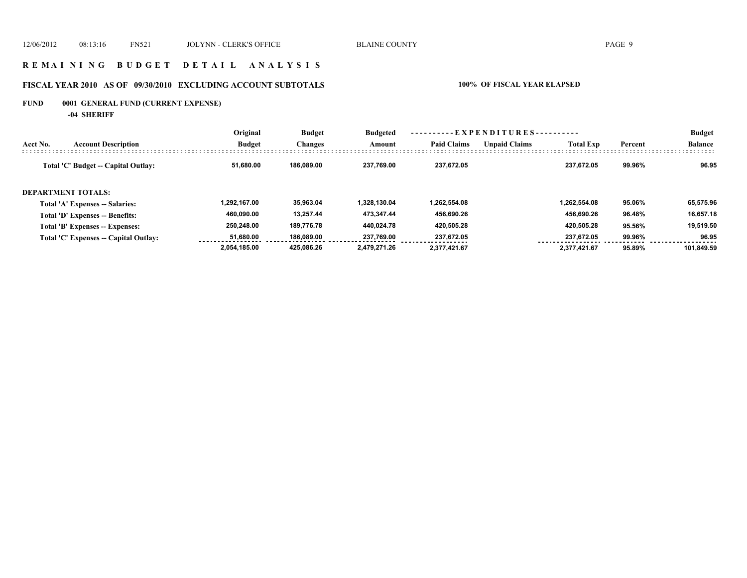# REMAINING BUDGET DETAIL ANALYSIS

## FISCAL YEAR 2010 AS OF 09/30/2010 EXCLUDING ACCOUNT SUBTOTALS

**100% OF FISCAL YEAR ELAPSED**

**FUND 0001 GENERAL FUND (CURRENT EXPENSE)**

**-04 SHERIFF**

| Acct No. | Account Description | Original Budget | Budget Changes | Budgeted Amount | EXPENDITURES Paid Claims | Unpaid Claims | Total Exp | Percent | Budget Balance |
|---|---|---|---|---|---|---|---|---|---|
| | **Total 'C' Budget -- Capital Outlay:** | **51,680.00** | **186,089.00** | **237,769.00** | **237,672.05** | | **237,672.05** | **99.96%** | **96.95** |
| | **DEPARTMENT TOTALS:** | | | | | | | | |
| | **Total 'A' Expenses -- Salaries:** | **1,292,167.00** | **35,963.04** | **1,328,130.04** | **1,262,554.08** | | **1,262,554.08** | **95.06%** | **65,575.96** |
| | **Total 'D' Expenses -- Benefits:** | **460,090.00** | **13,257.44** | **473,347.44** | **456,690.26** | | **456,690.26** | **96.48%** | **16,657.18** |
| | **Total 'B' Expenses -- Expenses:** | **250,248.00** | **189,776.78** | **440,024.78** | **420,505.28** | | **420,505.28** | **95.56%** | **19,519.50** |
| | **Total 'C' Expenses -- Capital Outlay:** | **51,680.00** | **186,089.00** | **237,769.00** | **237,672.05** | | **237,672.05** | **99.96%** | **96.95** |
| | | **2,054,185.00** | **425,086.26** | **2,479,271.26** | **2,377,421.67** | | **2,377,421.67** | **95.89%** | **101,849.59** |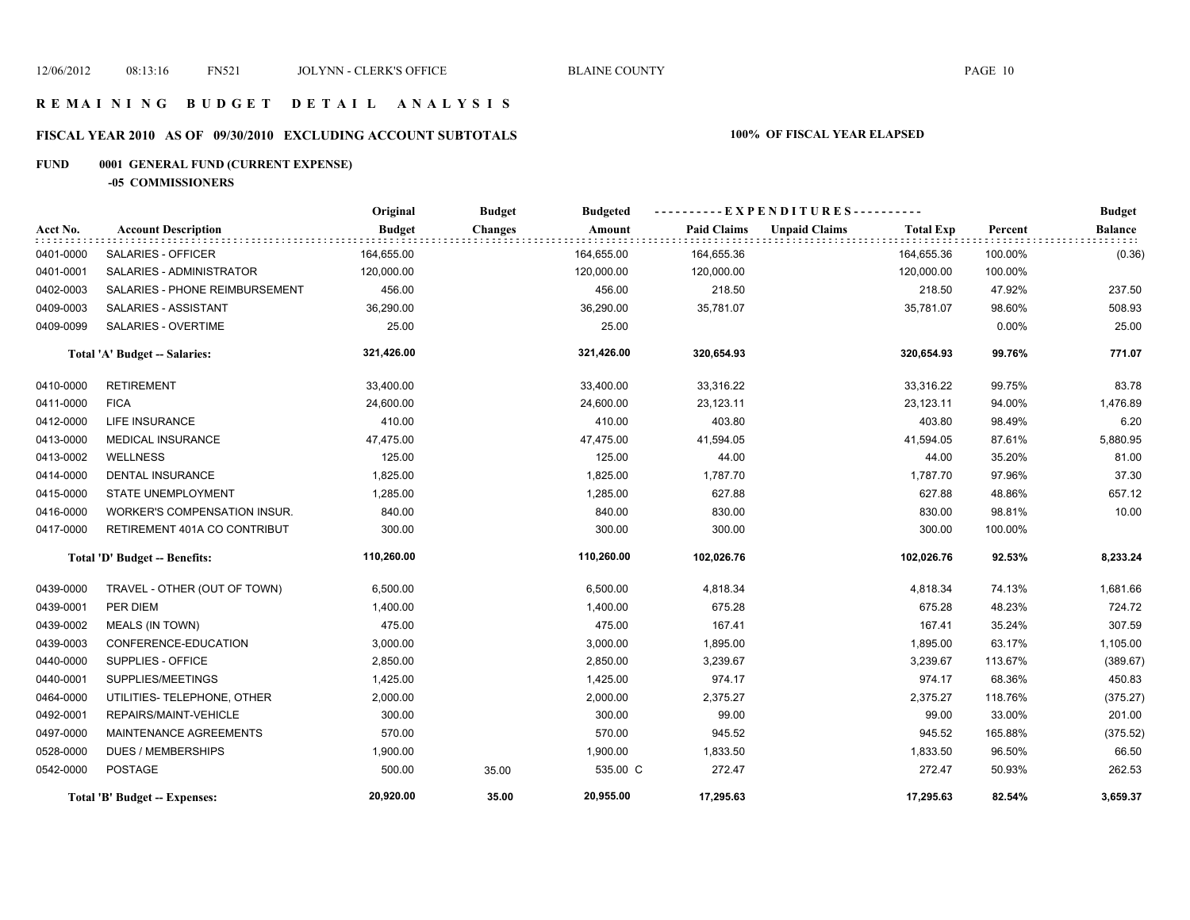# R E M A I N I N G  B U D G E T  D E T A I L  A N A L Y S I S

## FISCAL YEAR 2010 AS OF 09/30/2010 EXCLUDING ACCOUNT SUBTOTALS

**100% OF FISCAL YEAR ELAPSED**

### FUND 0001 GENERAL FUND (CURRENT EXPENSE)

**-05 COMMISSIONERS**

| Acct No. | Account Description | Original Budget | Budget Changes | Budgeted Amount | Paid Claims | Unpaid Claims | Total Exp | Percent | Budget Balance |
|---|---|---|---|---|---|---|---|---|---|
| 0401-0000 | SALARIES - OFFICER | 164,655.00 | | 164,655.00 | 164,655.36 | | 164,655.36 | 100.00% | (0.36) |
| 0401-0001 | SALARIES - ADMINISTRATOR | 120,000.00 | | 120,000.00 | 120,000.00 | | 120,000.00 | 100.00% | |
| 0402-0003 | SALARIES - PHONE REIMBURSEMENT | 456.00 | | 456.00 | 218.50 | | 218.50 | 47.92% | 237.50 |
| 0409-0003 | SALARIES - ASSISTANT | 36,290.00 | | 36,290.00 | 35,781.07 | | 35,781.07 | 98.60% | 508.93 |
| 0409-0099 | SALARIES - OVERTIME | 25.00 | | 25.00 | | | | 0.00% | 25.00 |
| | **Total 'A' Budget -- Salaries:** | **321,426.00** | | **321,426.00** | **320,654.93** | | **320,654.93** | **99.76%** | **771.07** |
| 0410-0000 | RETIREMENT | 33,400.00 | | 33,400.00 | 33,316.22 | | 33,316.22 | 99.75% | 83.78 |
| 0411-0000 | FICA | 24,600.00 | | 24,600.00 | 23,123.11 | | 23,123.11 | 94.00% | 1,476.89 |
| 0412-0000 | LIFE INSURANCE | 410.00 | | 410.00 | 403.80 | | 403.80 | 98.49% | 6.20 |
| 0413-0000 | MEDICAL INSURANCE | 47,475.00 | | 47,475.00 | 41,594.05 | | 41,594.05 | 87.61% | 5,880.95 |
| 0413-0002 | WELLNESS | 125.00 | | 125.00 | 44.00 | | 44.00 | 35.20% | 81.00 |
| 0414-0000 | DENTAL INSURANCE | 1,825.00 | | 1,825.00 | 1,787.70 | | 1,787.70 | 97.96% | 37.30 |
| 0415-0000 | STATE UNEMPLOYMENT | 1,285.00 | | 1,285.00 | 627.88 | | 627.88 | 48.86% | 657.12 |
| 0416-0000 | WORKER'S COMPENSATION INSUR. | 840.00 | | 840.00 | 830.00 | | 830.00 | 98.81% | 10.00 |
| 0417-0000 | RETIREMENT 401A CO CONTRIBUT | 300.00 | | 300.00 | 300.00 | | 300.00 | 100.00% | |
| | **Total 'D' Budget -- Benefits:** | **110,260.00** | | **110,260.00** | **102,026.76** | | **102,026.76** | **92.53%** | **8,233.24** |
| 0439-0000 | TRAVEL - OTHER (OUT OF TOWN) | 6,500.00 | | 6,500.00 | 4,818.34 | | 4,818.34 | 74.13% | 1,681.66 |
| 0439-0001 | PER DIEM | 1,400.00 | | 1,400.00 | 675.28 | | 675.28 | 48.23% | 724.72 |
| 0439-0002 | MEALS (IN TOWN) | 475.00 | | 475.00 | 167.41 | | 167.41 | 35.24% | 307.59 |
| 0439-0003 | CONFERENCE-EDUCATION | 3,000.00 | | 3,000.00 | 1,895.00 | | 1,895.00 | 63.17% | 1,105.00 |
| 0440-0000 | SUPPLIES - OFFICE | 2,850.00 | | 2,850.00 | 3,239.67 | | 3,239.67 | 113.67% | (389.67) |
| 0440-0001 | SUPPLIES/MEETINGS | 1,425.00 | | 1,425.00 | 974.17 | | 974.17 | 68.36% | 450.83 |
| 0464-0000 | UTILITIES- TELEPHONE, OTHER | 2,000.00 | | 2,000.00 | 2,375.27 | | 2,375.27 | 118.76% | (375.27) |
| 0492-0001 | REPAIRS/MAINT-VEHICLE | 300.00 | | 300.00 | 99.00 | | 99.00 | 33.00% | 201.00 |
| 0497-0000 | MAINTENANCE AGREEMENTS | 570.00 | | 570.00 | 945.52 | | 945.52 | 165.88% | (375.52) |
| 0528-0000 | DUES / MEMBERSHIPS | 1,900.00 | | 1,900.00 | 1,833.50 | | 1,833.50 | 96.50% | 66.50 |
| 0542-0000 | POSTAGE | 500.00 | 35.00 | 535.00 C | 272.47 | | 272.47 | 50.93% | 262.53 |
| | **Total 'B' Budget -- Expenses:** | **20,920.00** | **35.00** | **20,955.00** | **17,295.63** | | **17,295.63** | **82.54%** | **3,659.37** |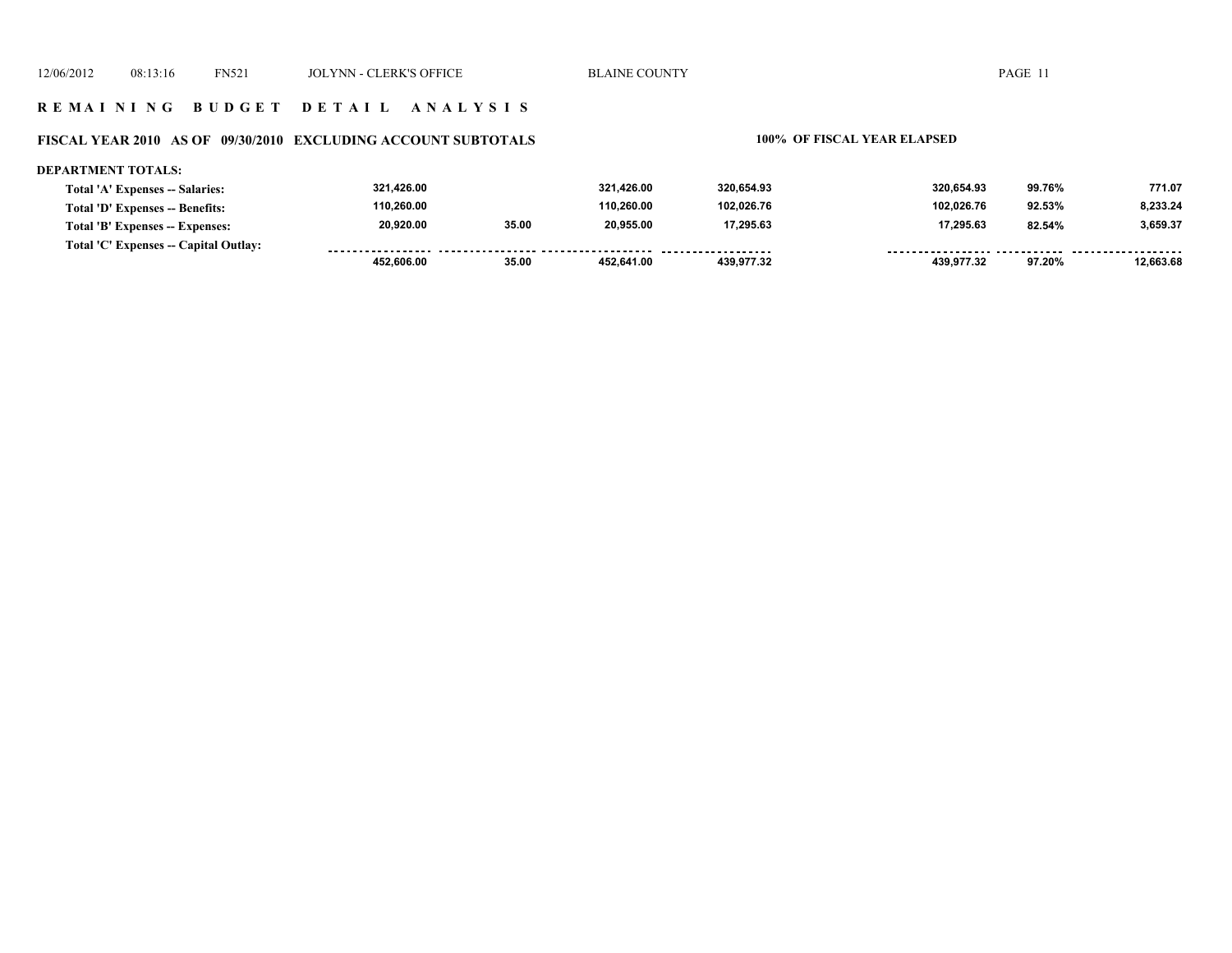## R E M A I N I N G B U D G E T D E T A I L A N A L Y S I S

### FISCAL YEAR 2010 AS OF 09/30/2010 EXCLUDING ACCOUNT SUBTOTALS

**100% OF FISCAL YEAR ELAPSED**

**DEPARTMENT TOTALS:**

| | | | | | | | |
|---|---|---|---|---|---|---|---|
| **Total 'A' Expenses -- Salaries:** | 321,426.00 | | 321,426.00 | 320,654.93 | 320,654.93 | 99.76% | 771.07 |
| **Total 'D' Expenses -- Benefits:** | 110,260.00 | | 110,260.00 | 102,026.76 | 102,026.76 | 92.53% | 8,233.24 |
| **Total 'B' Expenses -- Expenses:** | 20,920.00 | 35.00 | 20,955.00 | 17,295.63 | 17,295.63 | 82.54% | 3,659.37 |
| **Total 'C' Expenses -- Capital Outlay:** | | | | | | | |
| | 452,606.00 | 35.00 | 452,641.00 | 439,977.32 | 439,977.32 | 97.20% | 12,663.68 |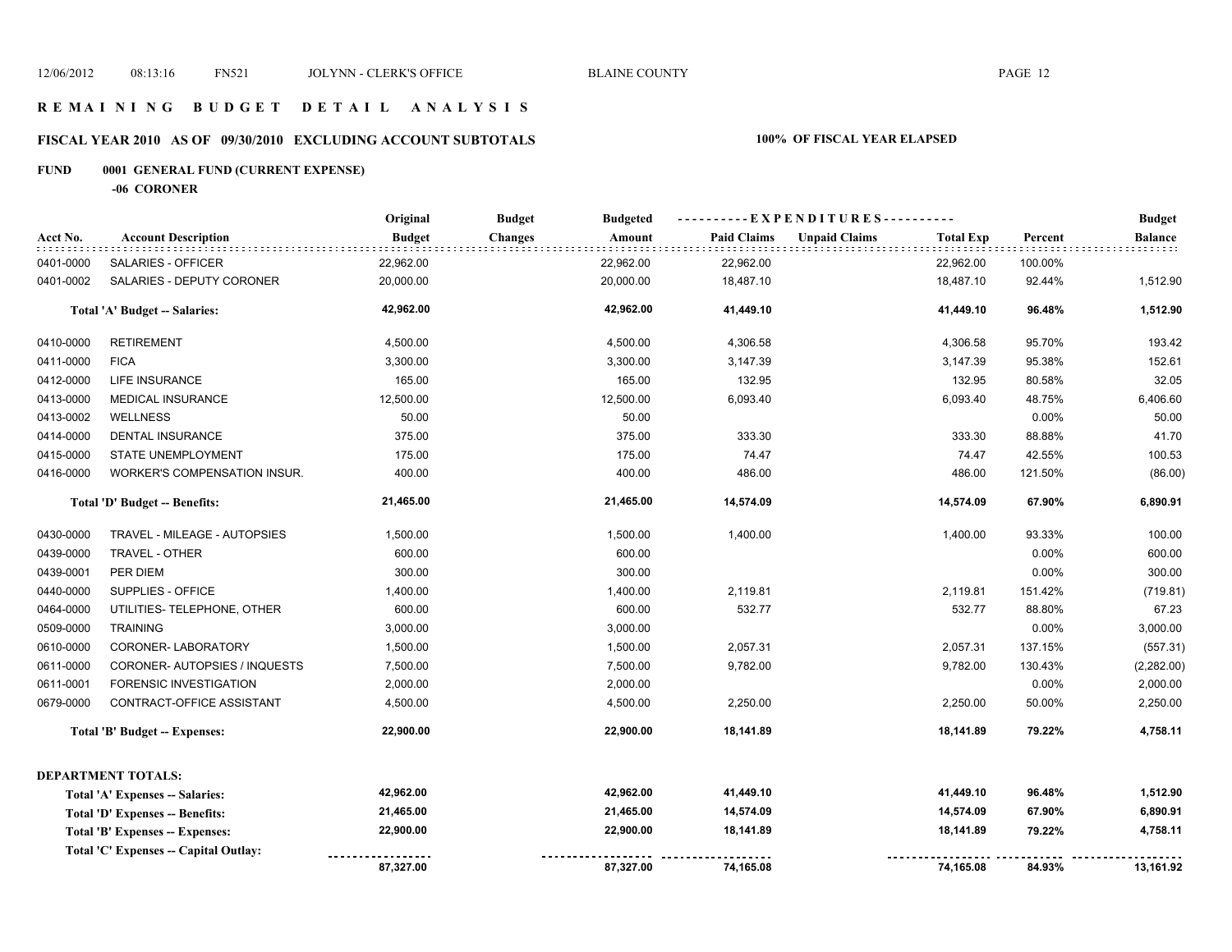# REMAINING BUDGET DETAIL ANALYSIS

## FISCAL YEAR 2010 AS OF 09/30/2010 EXCLUDING ACCOUNT SUBTOTALS — 100% OF FISCAL YEAR ELAPSED

### FUND 0001 GENERAL FUND (CURRENT EXPENSE)

**-06 CORONER**

| Acct No. | Account Description | Original Budget | Budget Changes | Budgeted Amount | Paid Claims | Unpaid Claims | Total Exp | Percent | Budget Balance |
|---|---|---|---|---|---|---|---|---|---|
| 0401-0000 | SALARIES - OFFICER | 22,962.00 | | 22,962.00 | 22,962.00 | | 22,962.00 | 100.00% | |
| 0401-0002 | SALARIES - DEPUTY CORONER | 20,000.00 | | 20,000.00 | 18,487.10 | | 18,487.10 | 92.44% | 1,512.90 |
| | **Total 'A' Budget -- Salaries:** | **42,962.00** | | **42,962.00** | **41,449.10** | | **41,449.10** | **96.48%** | **1,512.90** |
| 0410-0000 | RETIREMENT | 4,500.00 | | 4,500.00 | 4,306.58 | | 4,306.58 | 95.70% | 193.42 |
| 0411-0000 | FICA | 3,300.00 | | 3,300.00 | 3,147.39 | | 3,147.39 | 95.38% | 152.61 |
| 0412-0000 | LIFE INSURANCE | 165.00 | | 165.00 | 132.95 | | 132.95 | 80.58% | 32.05 |
| 0413-0000 | MEDICAL INSURANCE | 12,500.00 | | 12,500.00 | 6,093.40 | | 6,093.40 | 48.75% | 6,406.60 |
| 0413-0002 | WELLNESS | 50.00 | | 50.00 | | | | 0.00% | 50.00 |
| 0414-0000 | DENTAL INSURANCE | 375.00 | | 375.00 | 333.30 | | 333.30 | 88.88% | 41.70 |
| 0415-0000 | STATE UNEMPLOYMENT | 175.00 | | 175.00 | 74.47 | | 74.47 | 42.55% | 100.53 |
| 0416-0000 | WORKER'S COMPENSATION INSUR. | 400.00 | | 400.00 | 486.00 | | 486.00 | 121.50% | (86.00) |
| | **Total 'D' Budget -- Benefits:** | **21,465.00** | | **21,465.00** | **14,574.09** | | **14,574.09** | **67.90%** | **6,890.91** |
| 0430-0000 | TRAVEL - MILEAGE - AUTOPSIES | 1,500.00 | | 1,500.00 | 1,400.00 | | 1,400.00 | 93.33% | 100.00 |
| 0439-0000 | TRAVEL - OTHER | 600.00 | | 600.00 | | | | 0.00% | 600.00 |
| 0439-0001 | PER DIEM | 300.00 | | 300.00 | | | | 0.00% | 300.00 |
| 0440-0000 | SUPPLIES - OFFICE | 1,400.00 | | 1,400.00 | 2,119.81 | | 2,119.81 | 151.42% | (719.81) |
| 0464-0000 | UTILITIES- TELEPHONE, OTHER | 600.00 | | 600.00 | 532.77 | | 532.77 | 88.80% | 67.23 |
| 0509-0000 | TRAINING | 3,000.00 | | 3,000.00 | | | | 0.00% | 3,000.00 |
| 0610-0000 | CORONER- LABORATORY | 1,500.00 | | 1,500.00 | 2,057.31 | | 2,057.31 | 137.15% | (557.31) |
| 0611-0000 | CORONER- AUTOPSIES / INQUESTS | 7,500.00 | | 7,500.00 | 9,782.00 | | 9,782.00 | 130.43% | (2,282.00) |
| 0611-0001 | FORENSIC INVESTIGATION | 2,000.00 | | 2,000.00 | | | | 0.00% | 2,000.00 |
| 0679-0000 | CONTRACT-OFFICE ASSISTANT | 4,500.00 | | 4,500.00 | 2,250.00 | | 2,250.00 | 50.00% | 2,250.00 |
| | **Total 'B' Budget -- Expenses:** | **22,900.00** | | **22,900.00** | **18,141.89** | | **18,141.89** | **79.22%** | **4,758.11** |

**DEPARTMENT TOTALS:**

| | Original Budget | Budget Changes | Budgeted Amount | Paid Claims | Unpaid Claims | Total Exp | Percent | Budget Balance |
|---|---|---|---|---|---|---|---|---|
| **Total 'A' Expenses -- Salaries:** | **42,962.00** | | **42,962.00** | **41,449.10** | | **41,449.10** | **96.48%** | **1,512.90** |
| **Total 'D' Expenses -- Benefits:** | **21,465.00** | | **21,465.00** | **14,574.09** | | **14,574.09** | **67.90%** | **6,890.91** |
| **Total 'B' Expenses -- Expenses:** | **22,900.00** | | **22,900.00** | **18,141.89** | | **18,141.89** | **79.22%** | **4,758.11** |
| **Total 'C' Expenses -- Capital Outlay:** | | | | | | | | |
| | **87,327.00** | | **87,327.00** | **74,165.08** | | **74,165.08** | **84.93%** | **13,161.92** |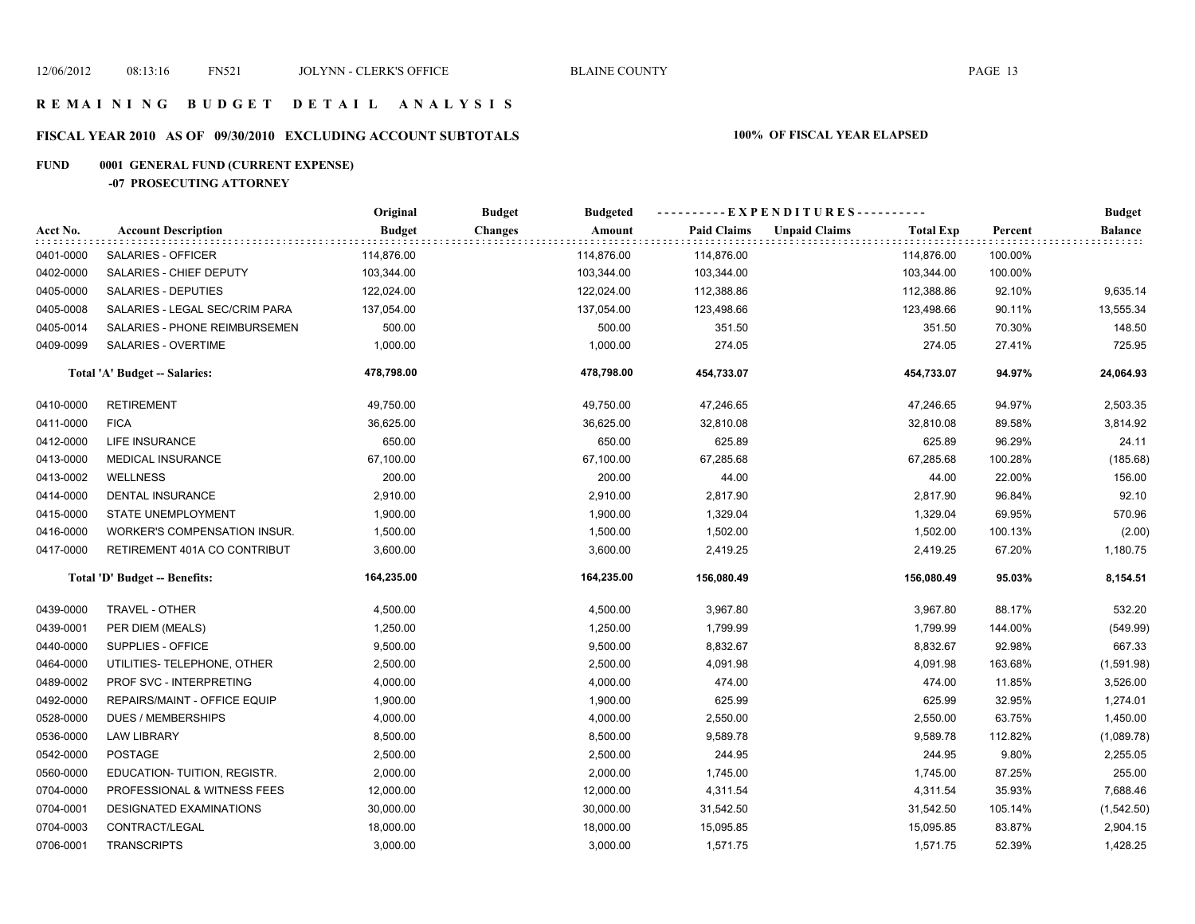# REMAINING BUDGET DETAIL ANALYSIS

## FISCAL YEAR 2010 AS OF 09/30/2010 EXCLUDING ACCOUNT SUBTOTALS

**100% OF FISCAL YEAR ELAPSED**

**FUND 0001 GENERAL FUND (CURRENT EXPENSE)**

**-07 PROSECUTING ATTORNEY**

| Acct No. | Account Description | Original Budget | Budget Changes | Budgeted Amount | Paid Claims | Unpaid Claims | Total Exp | Percent | Budget Balance |
|---|---|---|---|---|---|---|---|---|---|
| 0401-0000 | SALARIES - OFFICER | 114,876.00 | | 114,876.00 | 114,876.00 | | 114,876.00 | 100.00% | |
| 0402-0000 | SALARIES - CHIEF DEPUTY | 103,344.00 | | 103,344.00 | 103,344.00 | | 103,344.00 | 100.00% | |
| 0405-0000 | SALARIES - DEPUTIES | 122,024.00 | | 122,024.00 | 112,388.86 | | 112,388.86 | 92.10% | 9,635.14 |
| 0405-0008 | SALARIES - LEGAL SEC/CRIM PARA | 137,054.00 | | 137,054.00 | 123,498.66 | | 123,498.66 | 90.11% | 13,555.34 |
| 0405-0014 | SALARIES - PHONE REIMBURSEMEN | 500.00 | | 500.00 | 351.50 | | 351.50 | 70.30% | 148.50 |
| 0409-0099 | SALARIES - OVERTIME | 1,000.00 | | 1,000.00 | 274.05 | | 274.05 | 27.41% | 725.95 |
| | **Total 'A' Budget -- Salaries:** | **478,798.00** | | **478,798.00** | **454,733.07** | | **454,733.07** | **94.97%** | **24,064.93** |
| 0410-0000 | RETIREMENT | 49,750.00 | | 49,750.00 | 47,246.65 | | 47,246.65 | 94.97% | 2,503.35 |
| 0411-0000 | FICA | 36,625.00 | | 36,625.00 | 32,810.08 | | 32,810.08 | 89.58% | 3,814.92 |
| 0412-0000 | LIFE INSURANCE | 650.00 | | 650.00 | 625.89 | | 625.89 | 96.29% | 24.11 |
| 0413-0000 | MEDICAL INSURANCE | 67,100.00 | | 67,100.00 | 67,285.68 | | 67,285.68 | 100.28% | (185.68) |
| 0413-0002 | WELLNESS | 200.00 | | 200.00 | 44.00 | | 44.00 | 22.00% | 156.00 |
| 0414-0000 | DENTAL INSURANCE | 2,910.00 | | 2,910.00 | 2,817.90 | | 2,817.90 | 96.84% | 92.10 |
| 0415-0000 | STATE UNEMPLOYMENT | 1,900.00 | | 1,900.00 | 1,329.04 | | 1,329.04 | 69.95% | 570.96 |
| 0416-0000 | WORKER'S COMPENSATION INSUR. | 1,500.00 | | 1,500.00 | 1,502.00 | | 1,502.00 | 100.13% | (2.00) |
| 0417-0000 | RETIREMENT 401A CO CONTRIBUT | 3,600.00 | | 3,600.00 | 2,419.25 | | 2,419.25 | 67.20% | 1,180.75 |
| | **Total 'D' Budget -- Benefits:** | **164,235.00** | | **164,235.00** | **156,080.49** | | **156,080.49** | **95.03%** | **8,154.51** |
| 0439-0000 | TRAVEL - OTHER | 4,500.00 | | 4,500.00 | 3,967.80 | | 3,967.80 | 88.17% | 532.20 |
| 0439-0001 | PER DIEM (MEALS) | 1,250.00 | | 1,250.00 | 1,799.99 | | 1,799.99 | 144.00% | (549.99) |
| 0440-0000 | SUPPLIES - OFFICE | 9,500.00 | | 9,500.00 | 8,832.67 | | 8,832.67 | 92.98% | 667.33 |
| 0464-0000 | UTILITIES- TELEPHONE, OTHER | 2,500.00 | | 2,500.00 | 4,091.98 | | 4,091.98 | 163.68% | (1,591.98) |
| 0489-0002 | PROF SVC - INTERPRETING | 4,000.00 | | 4,000.00 | 474.00 | | 474.00 | 11.85% | 3,526.00 |
| 0492-0000 | REPAIRS/MAINT - OFFICE EQUIP | 1,900.00 | | 1,900.00 | 625.99 | | 625.99 | 32.95% | 1,274.01 |
| 0528-0000 | DUES / MEMBERSHIPS | 4,000.00 | | 4,000.00 | 2,550.00 | | 2,550.00 | 63.75% | 1,450.00 |
| 0536-0000 | LAW LIBRARY | 8,500.00 | | 8,500.00 | 9,589.78 | | 9,589.78 | 112.82% | (1,089.78) |
| 0542-0000 | POSTAGE | 2,500.00 | | 2,500.00 | 244.95 | | 244.95 | 9.80% | 2,255.05 |
| 0560-0000 | EDUCATION- TUITION, REGISTR. | 2,000.00 | | 2,000.00 | 1,745.00 | | 1,745.00 | 87.25% | 255.00 |
| 0704-0000 | PROFESSIONAL & WITNESS FEES | 12,000.00 | | 12,000.00 | 4,311.54 | | 4,311.54 | 35.93% | 7,688.46 |
| 0704-0001 | DESIGNATED EXAMINATIONS | 30,000.00 | | 30,000.00 | 31,542.50 | | 31,542.50 | 105.14% | (1,542.50) |
| 0704-0003 | CONTRACT/LEGAL | 18,000.00 | | 18,000.00 | 15,095.85 | | 15,095.85 | 83.87% | 2,904.15 |
| 0706-0001 | TRANSCRIPTS | 3,000.00 | | 3,000.00 | 1,571.75 | | 1,571.75 | 52.39% | 1,428.25 |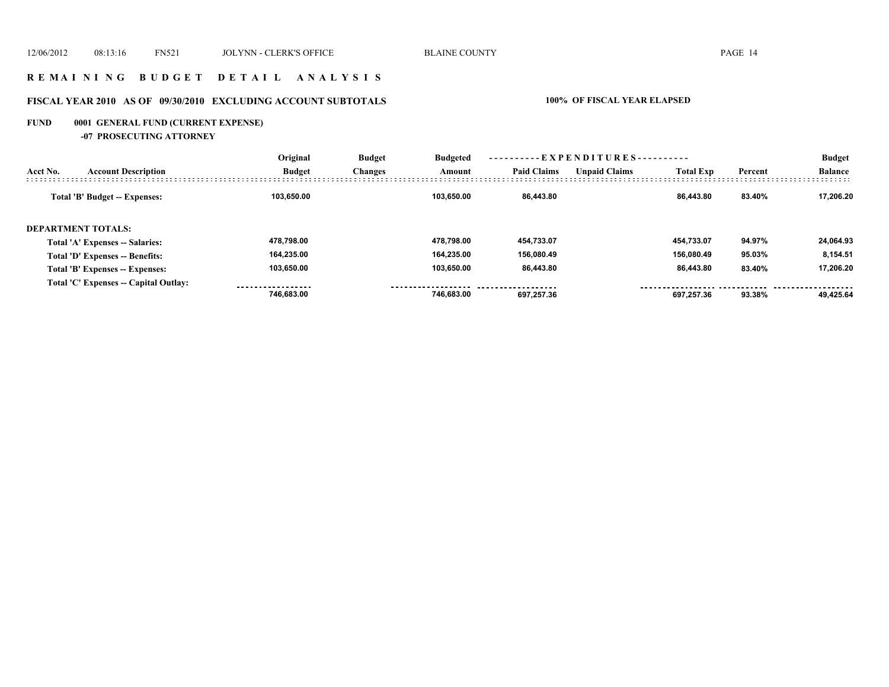# R E M A I N I N G B U D G E T D E T A I L A N A L Y S I S

## FISCAL YEAR 2010 AS OF 09/30/2010 EXCLUDING ACCOUNT SUBTOTALS

**100% OF FISCAL YEAR ELAPSED**

### FUND 0001 GENERAL FUND (CURRENT EXPENSE)

**-07 PROSECUTING ATTORNEY**

| Acct No. | Account Description | Original Budget | Budget Changes | Budgeted Amount | Paid Claims | Unpaid Claims | Total Exp | Percent | Budget Balance |
|---|---|---|---|---|---|---|---|---|---|
| | **Total 'B' Budget -- Expenses:** | 103,650.00 | | 103,650.00 | 86,443.80 | | 86,443.80 | 83.40% | 17,206.20 |
| | **DEPARTMENT TOTALS:** | | | | | | | | |
| | Total 'A' Expenses -- Salaries: | 478,798.00 | | 478,798.00 | 454,733.07 | | 454,733.07 | 94.97% | 24,064.93 |
| | Total 'D' Expenses -- Benefits: | 164,235.00 | | 164,235.00 | 156,080.49 | | 156,080.49 | 95.03% | 8,154.51 |
| | Total 'B' Expenses -- Expenses: | 103,650.00 | | 103,650.00 | 86,443.80 | | 86,443.80 | 83.40% | 17,206.20 |
| | Total 'C' Expenses -- Capital Outlay: | | | | | | | | |
| | | 746,683.00 | | 746,683.00 | 697,257.36 | | 697,257.36 | 93.38% | 49,425.64 |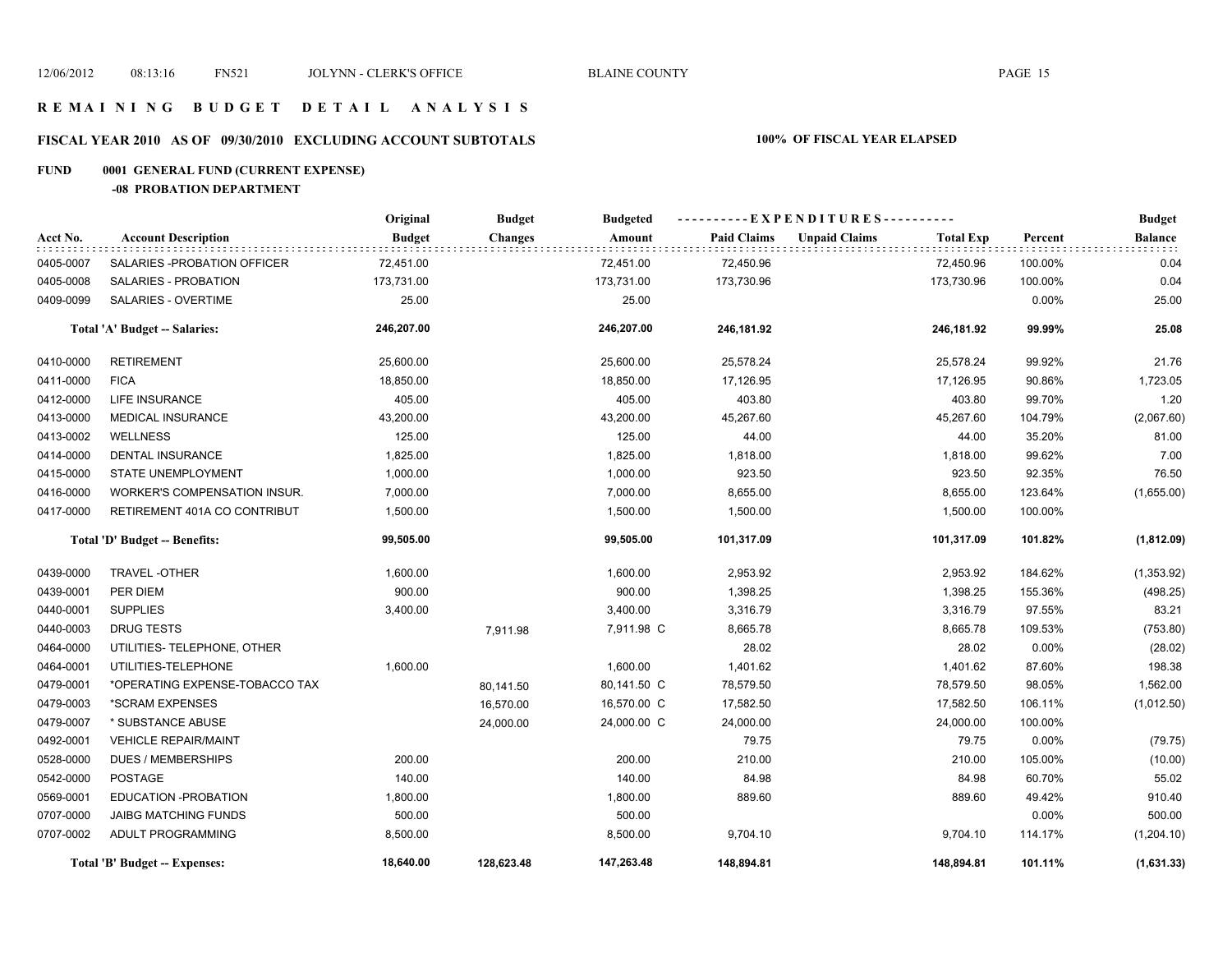# REMAINING BUDGET DETAIL ANALYSIS

## FISCAL YEAR 2010 AS OF 09/30/2010 EXCLUDING ACCOUNT SUBTOTALS

**100% OF FISCAL YEAR ELAPSED**

### FUND 0001 GENERAL FUND (CURRENT EXPENSE)

#### -08 PROBATION DEPARTMENT

| Acct No. | Account Description | Original Budget | Budget Changes | Budgeted Amount | Paid Claims | Unpaid Claims | Total Exp | Percent | Budget Balance |
|---|---|---|---|---|---|---|---|---|---|
| 0405-0007 | SALARIES -PROBATION OFFICER | 72,451.00 | | 72,451.00 | 72,450.96 | | 72,450.96 | 100.00% | 0.04 |
| 0405-0008 | SALARIES - PROBATION | 173,731.00 | | 173,731.00 | 173,730.96 | | 173,730.96 | 100.00% | 0.04 |
| 0409-0099 | SALARIES - OVERTIME | 25.00 | | 25.00 | | | | 0.00% | 25.00 |
| | **Total 'A' Budget -- Salaries:** | **246,207.00** | | **246,207.00** | **246,181.92** | | **246,181.92** | **99.99%** | **25.08** |
| 0410-0000 | RETIREMENT | 25,600.00 | | 25,600.00 | 25,578.24 | | 25,578.24 | 99.92% | 21.76 |
| 0411-0000 | FICA | 18,850.00 | | 18,850.00 | 17,126.95 | | 17,126.95 | 90.86% | 1,723.05 |
| 0412-0000 | LIFE INSURANCE | 405.00 | | 405.00 | 403.80 | | 403.80 | 99.70% | 1.20 |
| 0413-0000 | MEDICAL INSURANCE | 43,200.00 | | 43,200.00 | 45,267.60 | | 45,267.60 | 104.79% | (2,067.60) |
| 0413-0002 | WELLNESS | 125.00 | | 125.00 | 44.00 | | 44.00 | 35.20% | 81.00 |
| 0414-0000 | DENTAL INSURANCE | 1,825.00 | | 1,825.00 | 1,818.00 | | 1,818.00 | 99.62% | 7.00 |
| 0415-0000 | STATE UNEMPLOYMENT | 1,000.00 | | 1,000.00 | 923.50 | | 923.50 | 92.35% | 76.50 |
| 0416-0000 | WORKER'S COMPENSATION INSUR. | 7,000.00 | | 7,000.00 | 8,655.00 | | 8,655.00 | 123.64% | (1,655.00) |
| 0417-0000 | RETIREMENT 401A CO CONTRIBUT | 1,500.00 | | 1,500.00 | 1,500.00 | | 1,500.00 | 100.00% | |
| | **Total 'D' Budget -- Benefits:** | **99,505.00** | | **99,505.00** | **101,317.09** | | **101,317.09** | **101.82%** | **(1,812.09)** |
| 0439-0000 | TRAVEL -OTHER | 1,600.00 | | 1,600.00 | 2,953.92 | | 2,953.92 | 184.62% | (1,353.92) |
| 0439-0001 | PER DIEM | 900.00 | | 900.00 | 1,398.25 | | 1,398.25 | 155.36% | (498.25) |
| 0440-0001 | SUPPLIES | 3,400.00 | | 3,400.00 | 3,316.79 | | 3,316.79 | 97.55% | 83.21 |
| 0440-0003 | DRUG TESTS | | 7,911.98 | 7,911.98 C | 8,665.78 | | 8,665.78 | 109.53% | (753.80) |
| 0464-0000 | UTILITIES- TELEPHONE, OTHER | | | | 28.02 | | 28.02 | 0.00% | (28.02) |
| 0464-0001 | UTILITIES-TELEPHONE | 1,600.00 | | 1,600.00 | 1,401.62 | | 1,401.62 | 87.60% | 198.38 |
| 0479-0001 | *OPERATING EXPENSE-TOBACCO TAX | | 80,141.50 | 80,141.50 C | 78,579.50 | | 78,579.50 | 98.05% | 1,562.00 |
| 0479-0003 | *SCRAM EXPENSES | | 16,570.00 | 16,570.00 C | 17,582.50 | | 17,582.50 | 106.11% | (1,012.50) |
| 0479-0007 | * SUBSTANCE ABUSE | | 24,000.00 | 24,000.00 C | 24,000.00 | | 24,000.00 | 100.00% | |
| 0492-0001 | VEHICLE REPAIR/MAINT | | | | 79.75 | | 79.75 | 0.00% | (79.75) |
| 0528-0000 | DUES / MEMBERSHIPS | 200.00 | | 200.00 | 210.00 | | 210.00 | 105.00% | (10.00) |
| 0542-0000 | POSTAGE | 140.00 | | 140.00 | 84.98 | | 84.98 | 60.70% | 55.02 |
| 0569-0001 | EDUCATION -PROBATION | 1,800.00 | | 1,800.00 | 889.60 | | 889.60 | 49.42% | 910.40 |
| 0707-0000 | JAIBG MATCHING FUNDS | 500.00 | | 500.00 | | | | 0.00% | 500.00 |
| 0707-0002 | ADULT PROGRAMMING | 8,500.00 | | 8,500.00 | 9,704.10 | | 9,704.10 | 114.17% | (1,204.10) |
| | **Total 'B' Budget -- Expenses:** | **18,640.00** | **128,623.48** | **147,263.48** | **148,894.81** | | **148,894.81** | **101.11%** | **(1,631.33)** |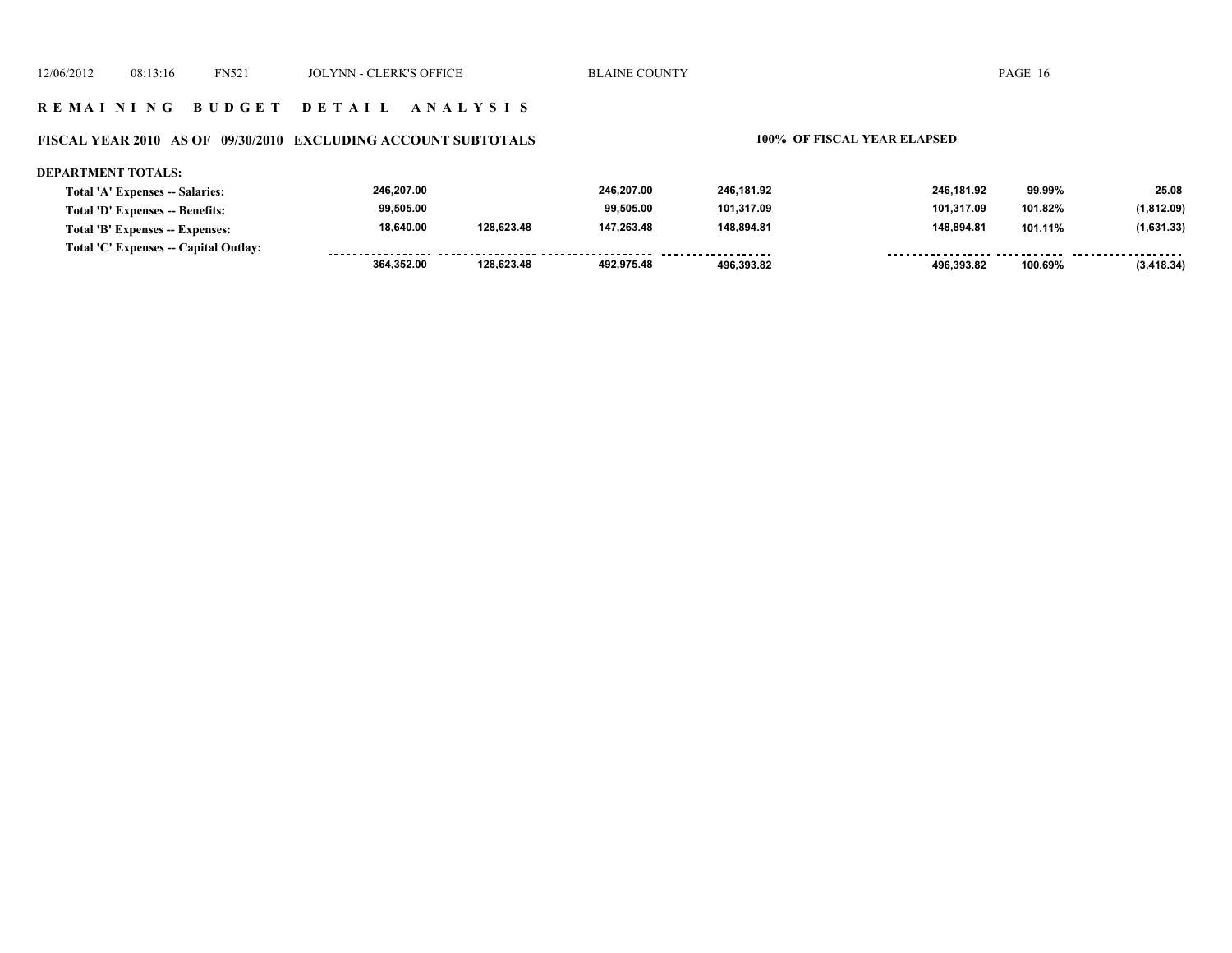# R E M A I N I N G   B U D G E T   D E T A I L   A N A L Y S I S

## FISCAL YEAR 2010 AS OF 09/30/2010 EXCLUDING ACCOUNT SUBTOTALS

**100% OF FISCAL YEAR ELAPSED**

**DEPARTMENT TOTALS:**

| | | | | | | | |
|---|---|---|---|---|---|---|---|
| Total 'A' Expenses -- Salaries: | 246,207.00 | | 246,207.00 | 246,181.92 | 246,181.92 | 99.99% | 25.08 |
| Total 'D' Expenses -- Benefits: | 99,505.00 | | 99,505.00 | 101,317.09 | 101,317.09 | 101.82% | (1,812.09) |
| Total 'B' Expenses -- Expenses: | 18,640.00 | 128,623.48 | 147,263.48 | 148,894.81 | 148,894.81 | 101.11% | (1,631.33) |
| Total 'C' Expenses -- Capital Outlay: | | | | | | | |
| | 364,352.00 | 128,623.48 | 492,975.48 | 496,393.82 | 496,393.82 | 100.69% | (3,418.34) |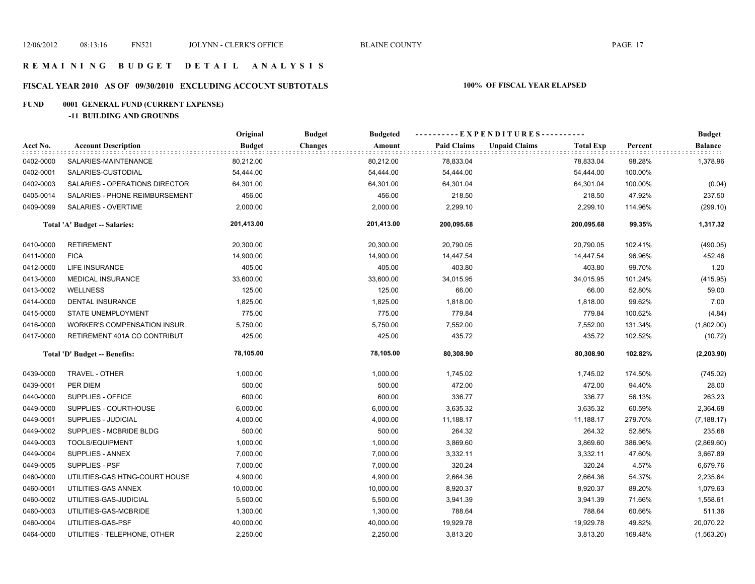## R E M A I N I N G   B U D G E T   D E T A I L   A N A L Y S I S

### FISCAL YEAR 2010 AS OF 09/30/2010 EXCLUDING ACCOUNT SUBTOTALS

**100% OF FISCAL YEAR ELAPSED**

### FUND 0001 GENERAL FUND (CURRENT EXPENSE)

#### -11 BUILDING AND GROUNDS

| Acct No. | Account Description | Original Budget | Budget Changes | Budgeted Amount | Paid Claims | Unpaid Claims | Total Exp | Percent | Budget Balance |
|---|---|---|---|---|---|---|---|---|---|
| 0402-0000 | SALARIES-MAINTENANCE | 80,212.00 | | 80,212.00 | 78,833.04 | | 78,833.04 | 98.28% | 1,378.96 |
| 0402-0001 | SALARIES-CUSTODIAL | 54,444.00 | | 54,444.00 | 54,444.00 | | 54,444.00 | 100.00% | |
| 0402-0003 | SALARIES - OPERATIONS DIRECTOR | 64,301.00 | | 64,301.00 | 64,301.04 | | 64,301.04 | 100.00% | (0.04) |
| 0405-0014 | SALARIES - PHONE REIMBURSEMENT | 456.00 | | 456.00 | 218.50 | | 218.50 | 47.92% | 237.50 |
| 0409-0099 | SALARIES - OVERTIME | 2,000.00 | | 2,000.00 | 2,299.10 | | 2,299.10 | 114.96% | (299.10) |
| | **Total 'A' Budget -- Salaries:** | **201,413.00** | | **201,413.00** | **200,095.68** | | **200,095.68** | **99.35%** | **1,317.32** |
| 0410-0000 | RETIREMENT | 20,300.00 | | 20,300.00 | 20,790.05 | | 20,790.05 | 102.41% | (490.05) |
| 0411-0000 | FICA | 14,900.00 | | 14,900.00 | 14,447.54 | | 14,447.54 | 96.96% | 452.46 |
| 0412-0000 | LIFE INSURANCE | 405.00 | | 405.00 | 403.80 | | 403.80 | 99.70% | 1.20 |
| 0413-0000 | MEDICAL INSURANCE | 33,600.00 | | 33,600.00 | 34,015.95 | | 34,015.95 | 101.24% | (415.95) |
| 0413-0002 | WELLNESS | 125.00 | | 125.00 | 66.00 | | 66.00 | 52.80% | 59.00 |
| 0414-0000 | DENTAL INSURANCE | 1,825.00 | | 1,825.00 | 1,818.00 | | 1,818.00 | 99.62% | 7.00 |
| 0415-0000 | STATE UNEMPLOYMENT | 775.00 | | 775.00 | 779.84 | | 779.84 | 100.62% | (4.84) |
| 0416-0000 | WORKER'S COMPENSATION INSUR. | 5,750.00 | | 5,750.00 | 7,552.00 | | 7,552.00 | 131.34% | (1,802.00) |
| 0417-0000 | RETIREMENT 401A CO CONTRIBUT | 425.00 | | 425.00 | 435.72 | | 435.72 | 102.52% | (10.72) |
| | **Total 'D' Budget -- Benefits:** | **78,105.00** | | **78,105.00** | **80,308.90** | | **80,308.90** | **102.82%** | **(2,203.90)** |
| 0439-0000 | TRAVEL - OTHER | 1,000.00 | | 1,000.00 | 1,745.02 | | 1,745.02 | 174.50% | (745.02) |
| 0439-0001 | PER DIEM | 500.00 | | 500.00 | 472.00 | | 472.00 | 94.40% | 28.00 |
| 0440-0000 | SUPPLIES - OFFICE | 600.00 | | 600.00 | 336.77 | | 336.77 | 56.13% | 263.23 |
| 0449-0000 | SUPPLIES - COURTHOUSE | 6,000.00 | | 6,000.00 | 3,635.32 | | 3,635.32 | 60.59% | 2,364.68 |
| 0449-0001 | SUPPLIES - JUDICIAL | 4,000.00 | | 4,000.00 | 11,188.17 | | 11,188.17 | 279.70% | (7,188.17) |
| 0449-0002 | SUPPLIES - MCBRIDE BLDG | 500.00 | | 500.00 | 264.32 | | 264.32 | 52.86% | 235.68 |
| 0449-0003 | TOOLS/EQUIPMENT | 1,000.00 | | 1,000.00 | 3,869.60 | | 3,869.60 | 386.96% | (2,869.60) |
| 0449-0004 | SUPPLIES - ANNEX | 7,000.00 | | 7,000.00 | 3,332.11 | | 3,332.11 | 47.60% | 3,667.89 |
| 0449-0005 | SUPPLIES - PSF | 7,000.00 | | 7,000.00 | 320.24 | | 320.24 | 4.57% | 6,679.76 |
| 0460-0000 | UTILITIES-GAS HTNG-COURT HOUSE | 4,900.00 | | 4,900.00 | 2,664.36 | | 2,664.36 | 54.37% | 2,235.64 |
| 0460-0001 | UTILITIES-GAS ANNEX | 10,000.00 | | 10,000.00 | 8,920.37 | | 8,920.37 | 89.20% | 1,079.63 |
| 0460-0002 | UTILITIES-GAS-JUDICIAL | 5,500.00 | | 5,500.00 | 3,941.39 | | 3,941.39 | 71.66% | 1,558.61 |
| 0460-0003 | UTILITIES-GAS-MCBRIDE | 1,300.00 | | 1,300.00 | 788.64 | | 788.64 | 60.66% | 511.36 |
| 0460-0004 | UTILITIES-GAS-PSF | 40,000.00 | | 40,000.00 | 19,929.78 | | 19,929.78 | 49.82% | 20,070.22 |
| 0464-0000 | UTILITIES - TELEPHONE, OTHER | 2,250.00 | | 2,250.00 | 3,813.20 | | 3,813.20 | 169.48% | (1,563.20) |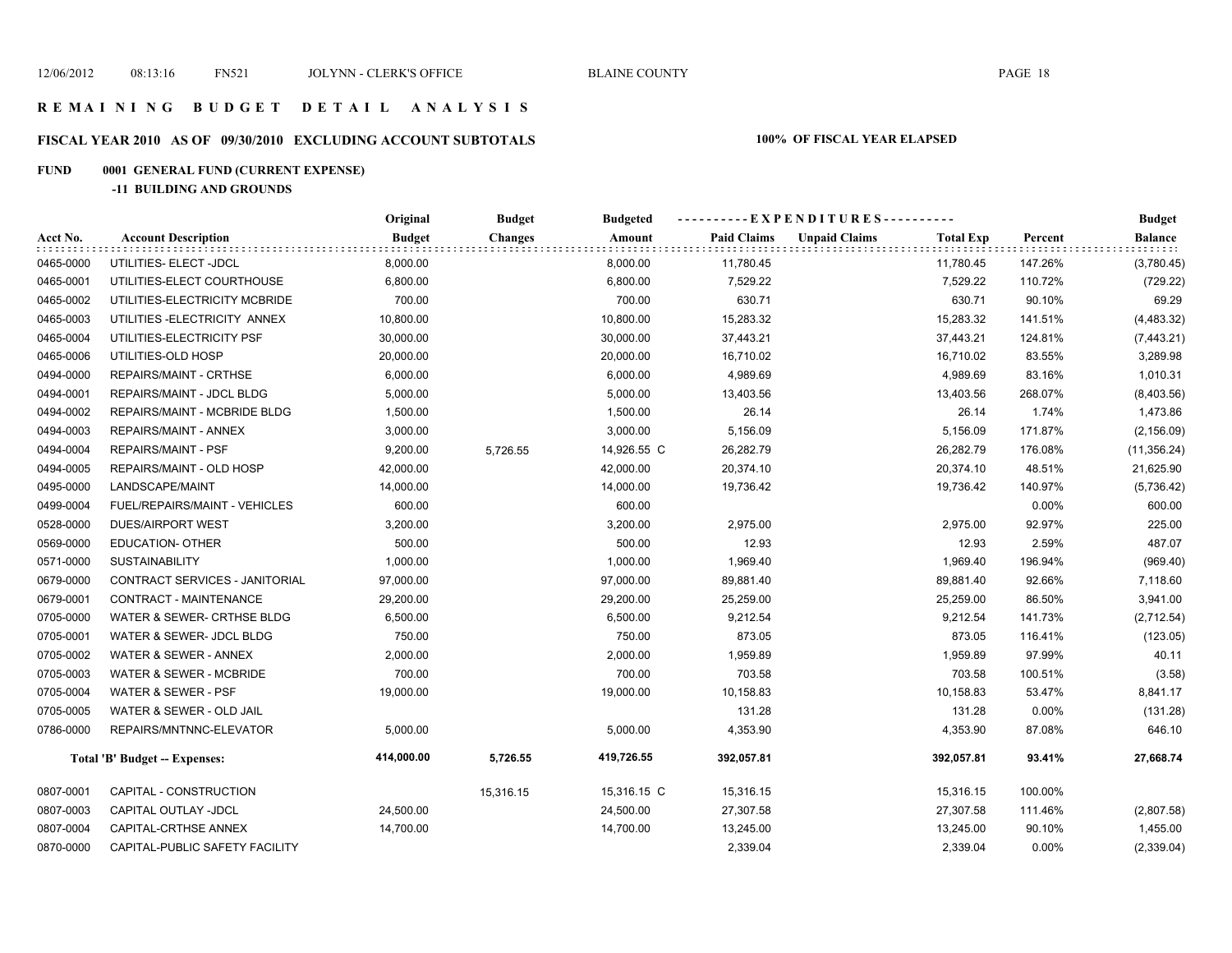# REMAINING BUDGET DETAIL ANALYSIS

## FISCAL YEAR 2010 AS OF 09/30/2010 EXCLUDING ACCOUNT SUBTOTALS

**100% OF FISCAL YEAR ELAPSED**

## FUND 0001 GENERAL FUND (CURRENT EXPENSE)

### -11 BUILDING AND GROUNDS

| Acct No. | Account Description | Original Budget | Budget Changes | Budgeted Amount | Paid Claims | Unpaid Claims | Total Exp | Percent | Budget Balance |
|---|---|---|---|---|---|---|---|---|---|
| 0465-0000 | UTILITIES- ELECT -JDCL | 8,000.00 | | 8,000.00 | 11,780.45 | | 11,780.45 | 147.26% | (3,780.45) |
| 0465-0001 | UTILITIES-ELECT COURTHOUSE | 6,800.00 | | 6,800.00 | 7,529.22 | | 7,529.22 | 110.72% | (729.22) |
| 0465-0002 | UTILITIES-ELECTRICITY MCBRIDE | 700.00 | | 700.00 | 630.71 | | 630.71 | 90.10% | 69.29 |
| 0465-0003 | UTILITIES -ELECTRICITY ANNEX | 10,800.00 | | 10,800.00 | 15,283.32 | | 15,283.32 | 141.51% | (4,483.32) |
| 0465-0004 | UTILITIES-ELECTRICITY PSF | 30,000.00 | | 30,000.00 | 37,443.21 | | 37,443.21 | 124.81% | (7,443.21) |
| 0465-0006 | UTILITIES-OLD HOSP | 20,000.00 | | 20,000.00 | 16,710.02 | | 16,710.02 | 83.55% | 3,289.98 |
| 0494-0000 | REPAIRS/MAINT - CRTHSE | 6,000.00 | | 6,000.00 | 4,989.69 | | 4,989.69 | 83.16% | 1,010.31 |
| 0494-0001 | REPAIRS/MAINT - JDCL BLDG | 5,000.00 | | 5,000.00 | 13,403.56 | | 13,403.56 | 268.07% | (8,403.56) |
| 0494-0002 | REPAIRS/MAINT - MCBRIDE BLDG | 1,500.00 | | 1,500.00 | 26.14 | | 26.14 | 1.74% | 1,473.86 |
| 0494-0003 | REPAIRS/MAINT - ANNEX | 3,000.00 | | 3,000.00 | 5,156.09 | | 5,156.09 | 171.87% | (2,156.09) |
| 0494-0004 | REPAIRS/MAINT - PSF | 9,200.00 | 5,726.55 | 14,926.55 C | 26,282.79 | | 26,282.79 | 176.08% | (11,356.24) |
| 0494-0005 | REPAIRS/MAINT - OLD HOSP | 42,000.00 | | 42,000.00 | 20,374.10 | | 20,374.10 | 48.51% | 21,625.90 |
| 0495-0000 | LANDSCAPE/MAINT | 14,000.00 | | 14,000.00 | 19,736.42 | | 19,736.42 | 140.97% | (5,736.42) |
| 0499-0004 | FUEL/REPAIRS/MAINT - VEHICLES | 600.00 | | 600.00 | | | | 0.00% | 600.00 |
| 0528-0000 | DUES/AIRPORT WEST | 3,200.00 | | 3,200.00 | 2,975.00 | | 2,975.00 | 92.97% | 225.00 |
| 0569-0000 | EDUCATION- OTHER | 500.00 | | 500.00 | 12.93 | | 12.93 | 2.59% | 487.07 |
| 0571-0000 | SUSTAINABILITY | 1,000.00 | | 1,000.00 | 1,969.40 | | 1,969.40 | 196.94% | (969.40) |
| 0679-0000 | CONTRACT SERVICES - JANITORIAL | 97,000.00 | | 97,000.00 | 89,881.40 | | 89,881.40 | 92.66% | 7,118.60 |
| 0679-0001 | CONTRACT - MAINTENANCE | 29,200.00 | | 29,200.00 | 25,259.00 | | 25,259.00 | 86.50% | 3,941.00 |
| 0705-0000 | WATER & SEWER- CRTHSE BLDG | 6,500.00 | | 6,500.00 | 9,212.54 | | 9,212.54 | 141.73% | (2,712.54) |
| 0705-0001 | WATER & SEWER- JDCL BLDG | 750.00 | | 750.00 | 873.05 | | 873.05 | 116.41% | (123.05) |
| 0705-0002 | WATER & SEWER - ANNEX | 2,000.00 | | 2,000.00 | 1,959.89 | | 1,959.89 | 97.99% | 40.11 |
| 0705-0003 | WATER & SEWER - MCBRIDE | 700.00 | | 700.00 | 703.58 | | 703.58 | 100.51% | (3.58) |
| 0705-0004 | WATER & SEWER - PSF | 19,000.00 | | 19,000.00 | 10,158.83 | | 10,158.83 | 53.47% | 8,841.17 |
| 0705-0005 | WATER & SEWER - OLD JAIL | | | | 131.28 | | 131.28 | 0.00% | (131.28) |
| 0786-0000 | REPAIRS/MNTNNC-ELEVATOR | 5,000.00 | | 5,000.00 | 4,353.90 | | 4,353.90 | 87.08% | 646.10 |
| | **Total 'B' Budget -- Expenses:** | **414,000.00** | **5,726.55** | **419,726.55** | **392,057.81** | | **392,057.81** | **93.41%** | **27,668.74** |
| 0807-0001 | CAPITAL - CONSTRUCTION | | 15,316.15 | 15,316.15 C | 15,316.15 | | 15,316.15 | 100.00% | |
| 0807-0003 | CAPITAL OUTLAY -JDCL | 24,500.00 | | 24,500.00 | 27,307.58 | | 27,307.58 | 111.46% | (2,807.58) |
| 0807-0004 | CAPITAL-CRTHSE ANNEX | 14,700.00 | | 14,700.00 | 13,245.00 | | 13,245.00 | 90.10% | 1,455.00 |
| 0870-0000 | CAPITAL-PUBLIC SAFETY FACILITY | | | | 2,339.04 | | 2,339.04 | 0.00% | (2,339.04) |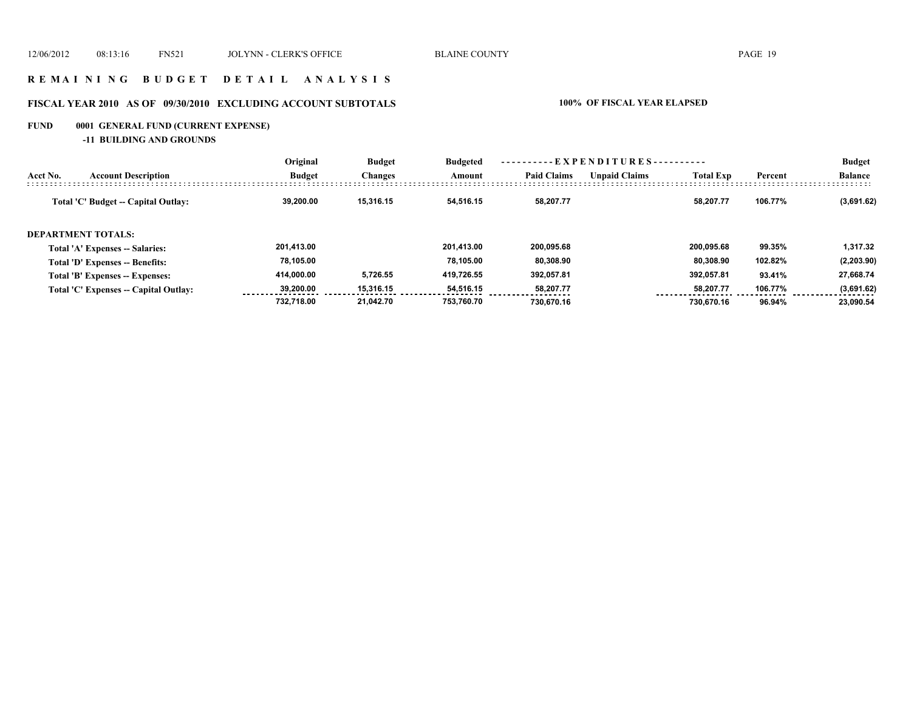# R E M A I N I N G   B U D G E T   D E T A I L   A N A L Y S I S

## FISCAL YEAR 2010 AS OF 09/30/2010 EXCLUDING ACCOUNT SUBTOTALS

**100% OF FISCAL YEAR ELAPSED**

**FUND 0001 GENERAL FUND (CURRENT EXPENSE)**

**-11 BUILDING AND GROUNDS**

| Acct No. | Account Description | Original Budget | Budget Changes | Budgeted Amount | EXPENDITURES Paid Claims | Unpaid Claims | Total Exp | Percent | Budget Balance |
|---|---|---|---|---|---|---|---|---|---|
| | **Total 'C' Budget -- Capital Outlay:** | 39,200.00 | 15,316.15 | 54,516.15 | 58,207.77 | | 58,207.77 | 106.77% | (3,691.62) |
| | **DEPARTMENT TOTALS:** | | | | | | | | |
| | Total 'A' Expenses -- Salaries: | 201,413.00 | | 201,413.00 | 200,095.68 | | 200,095.68 | 99.35% | 1,317.32 |
| | Total 'D' Expenses -- Benefits: | 78,105.00 | | 78,105.00 | 80,308.90 | | 80,308.90 | 102.82% | (2,203.90) |
| | Total 'B' Expenses -- Expenses: | 414,000.00 | 5,726.55 | 419,726.55 | 392,057.81 | | 392,057.81 | 93.41% | 27,668.74 |
| | Total 'C' Expenses -- Capital Outlay: | 39,200.00 | 15,316.15 | 54,516.15 | 58,207.77 | | 58,207.77 | 106.77% | (3,691.62) |
| | | 732,718.00 | 21,042.70 | 753,760.70 | 730,670.16 | | 730,670.16 | 96.94% | 23,090.54 |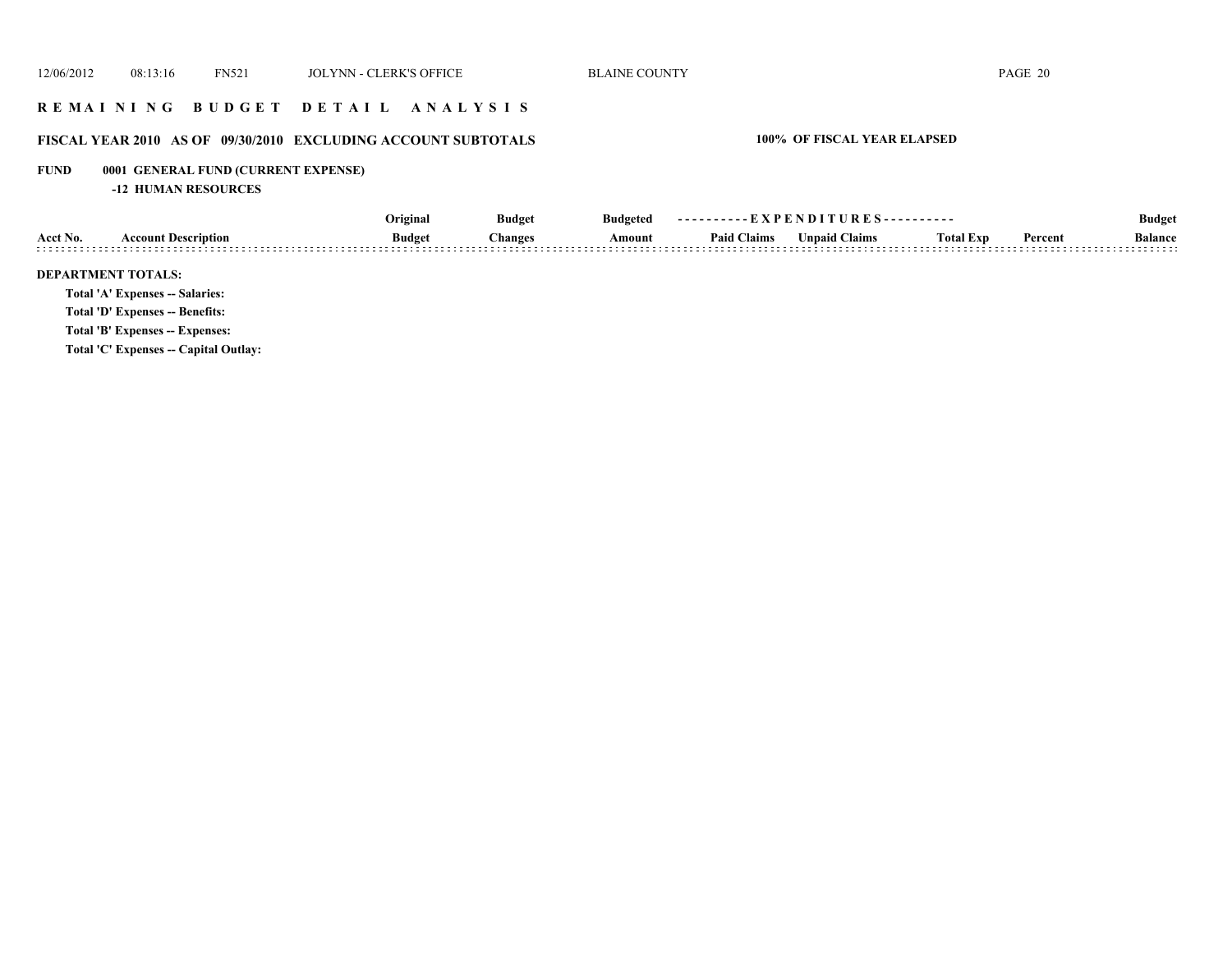## R E M A I N I N G   B U D G E T   D E T A I L   A N A L Y S I S

### FISCAL YEAR 2010 AS OF 09/30/2010 EXCLUDING ACCOUNT SUBTOTALS

**100% OF FISCAL YEAR ELAPSED**

**FUND 0001 GENERAL FUND (CURRENT EXPENSE)**

**-12 HUMAN RESOURCES**

| Acct No. | Account Description | Original Budget | Budget Changes | Budgeted Amount | Paid Claims | Unpaid Claims | Total Exp | Percent | Budget Balance |
|---|---|---|---|---|---|---|---|---|---|

**DEPARTMENT TOTALS:**

**Total 'A' Expenses -- Salaries:**

**Total 'D' Expenses -- Benefits:**

**Total 'B' Expenses -- Expenses:**

**Total 'C' Expenses -- Capital Outlay:**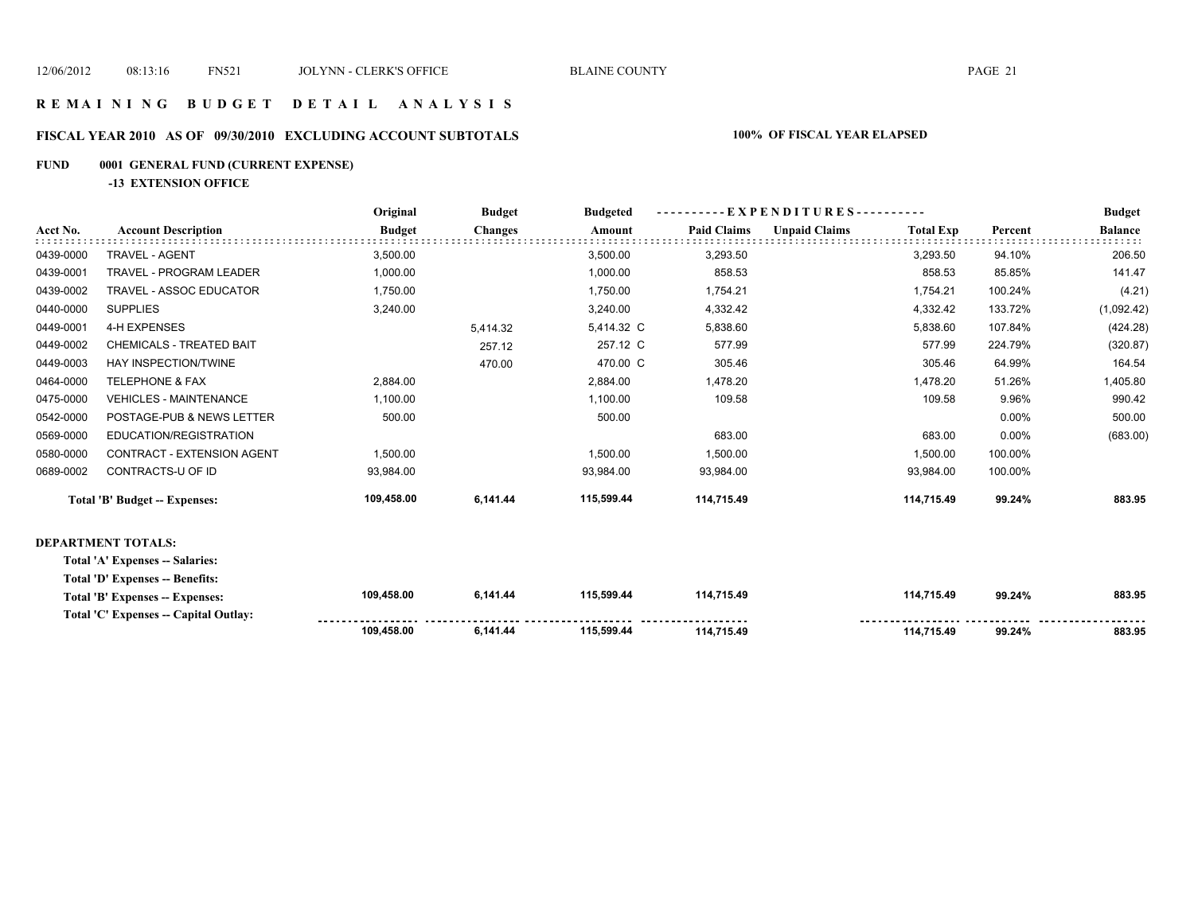# REMAINING BUDGET DETAIL ANALYSIS

## FISCAL YEAR 2010 AS OF 09/30/2010 EXCLUDING ACCOUNT SUBTOTALS — 100% OF FISCAL YEAR ELAPSED

### FUND 0001 GENERAL FUND (CURRENT EXPENSE)

#### -13 EXTENSION OFFICE

| Acct No. | Account Description | Original Budget | Budget Changes | Budgeted Amount | EXPENDITURES Paid Claims | Unpaid Claims | Total Exp | Percent | Budget Balance |
|---|---|---|---|---|---|---|---|---|---|
| 0439-0000 | TRAVEL - AGENT | 3,500.00 | | 3,500.00 | 3,293.50 | | 3,293.50 | 94.10% | 206.50 |
| 0439-0001 | TRAVEL - PROGRAM LEADER | 1,000.00 | | 1,000.00 | 858.53 | | 858.53 | 85.85% | 141.47 |
| 0439-0002 | TRAVEL - ASSOC EDUCATOR | 1,750.00 | | 1,750.00 | 1,754.21 | | 1,754.21 | 100.24% | (4.21) |
| 0440-0000 | SUPPLIES | 3,240.00 | | 3,240.00 | 4,332.42 | | 4,332.42 | 133.72% | (1,092.42) |
| 0449-0001 | 4-H EXPENSES | | 5,414.32 | 5,414.32 C | 5,838.60 | | 5,838.60 | 107.84% | (424.28) |
| 0449-0002 | CHEMICALS - TREATED BAIT | | 257.12 | 257.12 C | 577.99 | | 577.99 | 224.79% | (320.87) |
| 0449-0003 | HAY INSPECTION/TWINE | | 470.00 | 470.00 C | 305.46 | | 305.46 | 64.99% | 164.54 |
| 0464-0000 | TELEPHONE & FAX | 2,884.00 | | 2,884.00 | 1,478.20 | | 1,478.20 | 51.26% | 1,405.80 |
| 0475-0000 | VEHICLES - MAINTENANCE | 1,100.00 | | 1,100.00 | 109.58 | | 109.58 | 9.96% | 990.42 |
| 0542-0000 | POSTAGE-PUB & NEWS LETTER | 500.00 | | 500.00 | | | | 0.00% | 500.00 |
| 0569-0000 | EDUCATION/REGISTRATION | | | | 683.00 | | 683.00 | 0.00% | (683.00) |
| 0580-0000 | CONTRACT - EXTENSION AGENT | 1,500.00 | | 1,500.00 | 1,500.00 | | 1,500.00 | 100.00% | |
| 0689-0002 | CONTRACTS-U OF ID | 93,984.00 | | 93,984.00 | 93,984.00 | | 93,984.00 | 100.00% | |
| | **Total 'B' Budget -- Expenses:** | **109,458.00** | **6,141.44** | **115,599.44** | **114,715.49** | | **114,715.49** | **99.24%** | **883.95** |

**DEPARTMENT TOTALS:**

| | Original Budget | Budget Changes | Budgeted Amount | Paid Claims | Unpaid Claims | Total Exp | Percent | Budget Balance |
|---|---|---|---|---|---|---|---|---|
| **Total 'A' Expenses -- Salaries:** | | | | | | | | |
| **Total 'D' Expenses -- Benefits:** | | | | | | | | |
| **Total 'B' Expenses -- Expenses:** | **109,458.00** | **6,141.44** | **115,599.44** | **114,715.49** | | **114,715.49** | **99.24%** | **883.95** |
| **Total 'C' Expenses -- Capital Outlay:** | | | | | | | | |
| | **109,458.00** | **6,141.44** | **115,599.44** | **114,715.49** | | **114,715.49** | **99.24%** | **883.95** |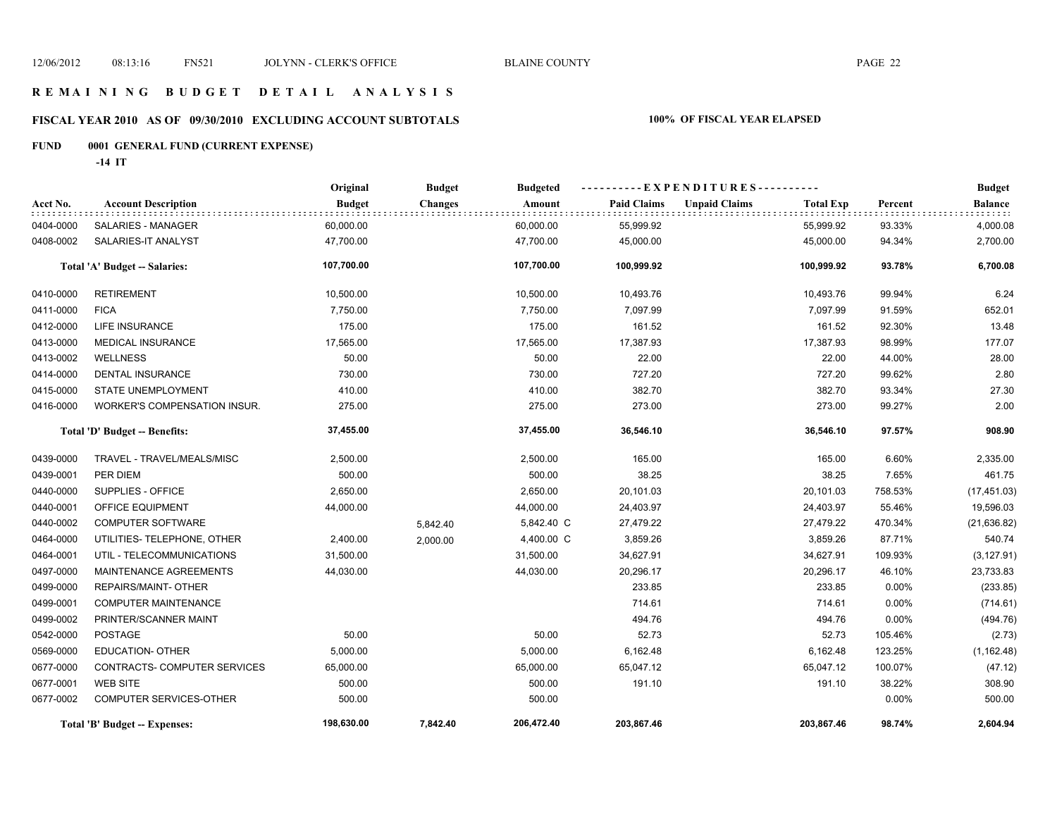# REMAINING BUDGET DETAIL ANALYSIS

## FISCAL YEAR 2010 AS OF 09/30/2010 EXCLUDING ACCOUNT SUBTOTALS

**100% OF FISCAL YEAR ELAPSED**

### FUND 0001 GENERAL FUND (CURRENT EXPENSE)

**-14 IT**

| Acct No. | Account Description | Original Budget | Budget Changes | Budgeted Amount | Paid Claims | Unpaid Claims | Total Exp | Percent | Budget Balance |
|---|---|---|---|---|---|---|---|---|---|
| 0404-0000 | SALARIES - MANAGER | 60,000.00 | | 60,000.00 | 55,999.92 | | 55,999.92 | 93.33% | 4,000.08 |
| 0408-0002 | SALARIES-IT ANALYST | 47,700.00 | | 47,700.00 | 45,000.00 | | 45,000.00 | 94.34% | 2,700.00 |
| | **Total 'A' Budget -- Salaries:** | **107,700.00** | | **107,700.00** | **100,999.92** | | **100,999.92** | **93.78%** | **6,700.08** |
| 0410-0000 | RETIREMENT | 10,500.00 | | 10,500.00 | 10,493.76 | | 10,493.76 | 99.94% | 6.24 |
| 0411-0000 | FICA | 7,750.00 | | 7,750.00 | 7,097.99 | | 7,097.99 | 91.59% | 652.01 |
| 0412-0000 | LIFE INSURANCE | 175.00 | | 175.00 | 161.52 | | 161.52 | 92.30% | 13.48 |
| 0413-0000 | MEDICAL INSURANCE | 17,565.00 | | 17,565.00 | 17,387.93 | | 17,387.93 | 98.99% | 177.07 |
| 0413-0002 | WELLNESS | 50.00 | | 50.00 | 22.00 | | 22.00 | 44.00% | 28.00 |
| 0414-0000 | DENTAL INSURANCE | 730.00 | | 730.00 | 727.20 | | 727.20 | 99.62% | 2.80 |
| 0415-0000 | STATE UNEMPLOYMENT | 410.00 | | 410.00 | 382.70 | | 382.70 | 93.34% | 27.30 |
| 0416-0000 | WORKER'S COMPENSATION INSUR. | 275.00 | | 275.00 | 273.00 | | 273.00 | 99.27% | 2.00 |
| | **Total 'D' Budget -- Benefits:** | **37,455.00** | | **37,455.00** | **36,546.10** | | **36,546.10** | **97.57%** | **908.90** |
| 0439-0000 | TRAVEL - TRAVEL/MEALS/MISC | 2,500.00 | | 2,500.00 | 165.00 | | 165.00 | 6.60% | 2,335.00 |
| 0439-0001 | PER DIEM | 500.00 | | 500.00 | 38.25 | | 38.25 | 7.65% | 461.75 |
| 0440-0000 | SUPPLIES - OFFICE | 2,650.00 | | 2,650.00 | 20,101.03 | | 20,101.03 | 758.53% | (17,451.03) |
| 0440-0001 | OFFICE EQUIPMENT | 44,000.00 | | 44,000.00 | 24,403.97 | | 24,403.97 | 55.46% | 19,596.03 |
| 0440-0002 | COMPUTER SOFTWARE | | 5,842.40 | 5,842.40 C | 27,479.22 | | 27,479.22 | 470.34% | (21,636.82) |
| 0464-0000 | UTILITIES- TELEPHONE, OTHER | 2,400.00 | 2,000.00 | 4,400.00 C | 3,859.26 | | 3,859.26 | 87.71% | 540.74 |
| 0464-0001 | UTIL - TELECOMMUNICATIONS | 31,500.00 | | 31,500.00 | 34,627.91 | | 34,627.91 | 109.93% | (3,127.91) |
| 0497-0000 | MAINTENANCE AGREEMENTS | 44,030.00 | | 44,030.00 | 20,296.17 | | 20,296.17 | 46.10% | 23,733.83 |
| 0499-0000 | REPAIRS/MAINT- OTHER | | | | 233.85 | | 233.85 | 0.00% | (233.85) |
| 0499-0001 | COMPUTER MAINTENANCE | | | | 714.61 | | 714.61 | 0.00% | (714.61) |
| 0499-0002 | PRINTER/SCANNER MAINT | | | | 494.76 | | 494.76 | 0.00% | (494.76) |
| 0542-0000 | POSTAGE | 50.00 | | 50.00 | 52.73 | | 52.73 | 105.46% | (2.73) |
| 0569-0000 | EDUCATION- OTHER | 5,000.00 | | 5,000.00 | 6,162.48 | | 6,162.48 | 123.25% | (1,162.48) |
| 0677-0000 | CONTRACTS- COMPUTER SERVICES | 65,000.00 | | 65,000.00 | 65,047.12 | | 65,047.12 | 100.07% | (47.12) |
| 0677-0001 | WEB SITE | 500.00 | | 500.00 | 191.10 | | 191.10 | 38.22% | 308.90 |
| 0677-0002 | COMPUTER SERVICES-OTHER | 500.00 | | 500.00 | | | | 0.00% | 500.00 |
| | **Total 'B' Budget -- Expenses:** | **198,630.00** | **7,842.40** | **206,472.40** | **203,867.46** | | **203,867.46** | **98.74%** | **2,604.94** |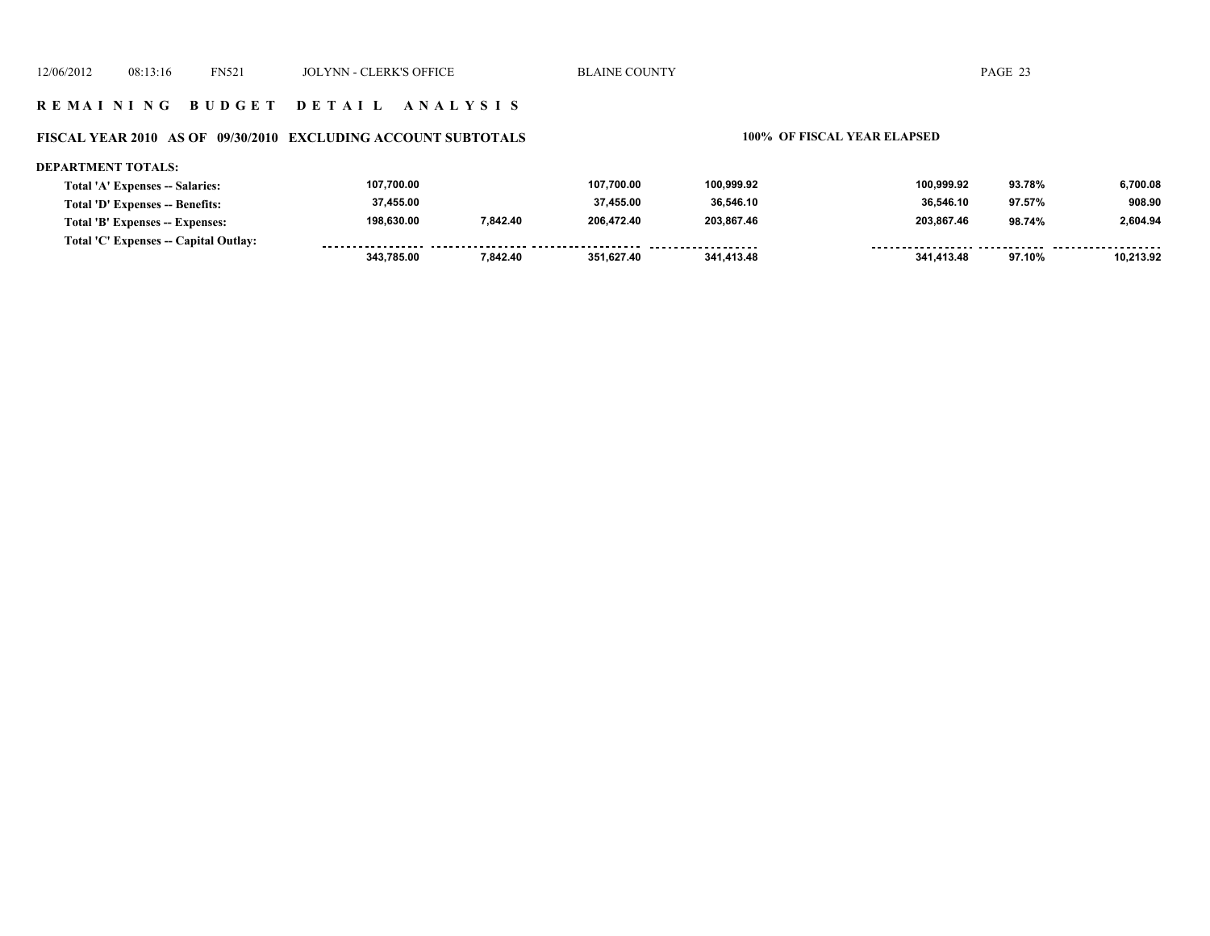## R E M A I N I N G   B U D G E T   D E T A I L   A N A L Y S I S

### FISCAL YEAR 2010 AS OF 09/30/2010 EXCLUDING ACCOUNT SUBTOTALS

**100% OF FISCAL YEAR ELAPSED**

**DEPARTMENT TOTALS:**

| | | | | | | | |
|---|---|---|---|---|---|---|---|
| Total 'A' Expenses -- Salaries: | 107,700.00 | | 107,700.00 | 100,999.92 | 100,999.92 | 93.78% | 6,700.08 |
| Total 'D' Expenses -- Benefits: | 37,455.00 | | 37,455.00 | 36,546.10 | 36,546.10 | 97.57% | 908.90 |
| Total 'B' Expenses -- Expenses: | 198,630.00 | 7,842.40 | 206,472.40 | 203,867.46 | 203,867.46 | 98.74% | 2,604.94 |
| Total 'C' Expenses -- Capital Outlay: | | | | | | | |
| | 343,785.00 | 7,842.40 | 351,627.40 | 341,413.48 | 341,413.48 | 97.10% | 10,213.92 |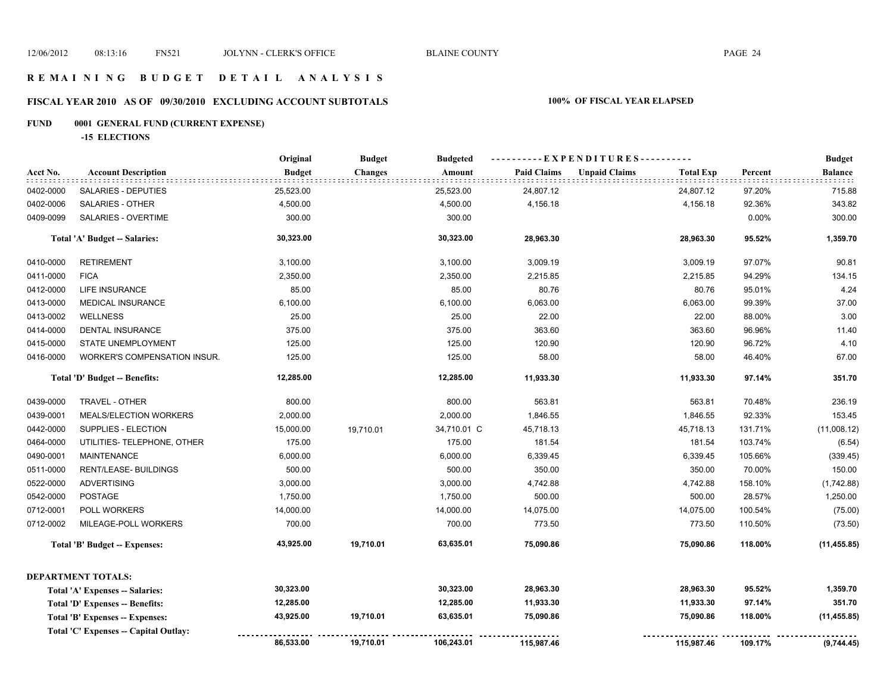# REMAINING BUDGET DETAIL ANALYSIS

## FISCAL YEAR 2010 AS OF 09/30/2010 EXCLUDING ACCOUNT SUBTOTALS

**100% OF FISCAL YEAR ELAPSED**

**FUND 0001 GENERAL FUND (CURRENT EXPENSE)**

**-15 ELECTIONS**

| Acct No. | Account Description | Original Budget | Budget Changes | Budgeted Amount | Paid Claims | Unpaid Claims | Total Exp | Percent | Budget Balance |
|---|---|---|---|---|---|---|---|---|---|
| 0402-0000 | SALARIES - DEPUTIES | 25,523.00 | | 25,523.00 | 24,807.12 | | 24,807.12 | 97.20% | 715.88 |
| 0402-0006 | SALARIES - OTHER | 4,500.00 | | 4,500.00 | 4,156.18 | | 4,156.18 | 92.36% | 343.82 |
| 0409-0099 | SALARIES - OVERTIME | 300.00 | | 300.00 | | | | 0.00% | 300.00 |
| | **Total 'A' Budget -- Salaries:** | **30,323.00** | | **30,323.00** | **28,963.30** | | **28,963.30** | **95.52%** | **1,359.70** |
| 0410-0000 | RETIREMENT | 3,100.00 | | 3,100.00 | 3,009.19 | | 3,009.19 | 97.07% | 90.81 |
| 0411-0000 | FICA | 2,350.00 | | 2,350.00 | 2,215.85 | | 2,215.85 | 94.29% | 134.15 |
| 0412-0000 | LIFE INSURANCE | 85.00 | | 85.00 | 80.76 | | 80.76 | 95.01% | 4.24 |
| 0413-0000 | MEDICAL INSURANCE | 6,100.00 | | 6,100.00 | 6,063.00 | | 6,063.00 | 99.39% | 37.00 |
| 0413-0002 | WELLNESS | 25.00 | | 25.00 | 22.00 | | 22.00 | 88.00% | 3.00 |
| 0414-0000 | DENTAL INSURANCE | 375.00 | | 375.00 | 363.60 | | 363.60 | 96.96% | 11.40 |
| 0415-0000 | STATE UNEMPLOYMENT | 125.00 | | 125.00 | 120.90 | | 120.90 | 96.72% | 4.10 |
| 0416-0000 | WORKER'S COMPENSATION INSUR. | 125.00 | | 125.00 | 58.00 | | 58.00 | 46.40% | 67.00 |
| | **Total 'D' Budget -- Benefits:** | **12,285.00** | | **12,285.00** | **11,933.30** | | **11,933.30** | **97.14%** | **351.70** |
| 0439-0000 | TRAVEL - OTHER | 800.00 | | 800.00 | 563.81 | | 563.81 | 70.48% | 236.19 |
| 0439-0001 | MEALS/ELECTION WORKERS | 2,000.00 | | 2,000.00 | 1,846.55 | | 1,846.55 | 92.33% | 153.45 |
| 0442-0000 | SUPPLIES - ELECTION | 15,000.00 | 19,710.01 | 34,710.01 C | 45,718.13 | | 45,718.13 | 131.71% | (11,008.12) |
| 0464-0000 | UTILITIES- TELEPHONE, OTHER | 175.00 | | 175.00 | 181.54 | | 181.54 | 103.74% | (6.54) |
| 0490-0001 | MAINTENANCE | 6,000.00 | | 6,000.00 | 6,339.45 | | 6,339.45 | 105.66% | (339.45) |
| 0511-0000 | RENT/LEASE- BUILDINGS | 500.00 | | 500.00 | 350.00 | | 350.00 | 70.00% | 150.00 |
| 0522-0000 | ADVERTISING | 3,000.00 | | 3,000.00 | 4,742.88 | | 4,742.88 | 158.10% | (1,742.88) |
| 0542-0000 | POSTAGE | 1,750.00 | | 1,750.00 | 500.00 | | 500.00 | 28.57% | 1,250.00 |
| 0712-0001 | POLL WORKERS | 14,000.00 | | 14,000.00 | 14,075.00 | | 14,075.00 | 100.54% | (75.00) |
| 0712-0002 | MILEAGE-POLL WORKERS | 700.00 | | 700.00 | 773.50 | | 773.50 | 110.50% | (73.50) |
| | **Total 'B' Budget -- Expenses:** | **43,925.00** | **19,710.01** | **63,635.01** | **75,090.86** | | **75,090.86** | **118.00%** | **(11,455.85)** |

**DEPARTMENT TOTALS:**

| | Original Budget | Budget Changes | Budgeted Amount | Paid Claims | Unpaid Claims | Total Exp | Percent | Budget Balance |
|---|---|---|---|---|---|---|---|---|
| **Total 'A' Expenses -- Salaries:** | **30,323.00** | | **30,323.00** | **28,963.30** | | **28,963.30** | **95.52%** | **1,359.70** |
| **Total 'D' Expenses -- Benefits:** | **12,285.00** | | **12,285.00** | **11,933.30** | | **11,933.30** | **97.14%** | **351.70** |
| **Total 'B' Expenses -- Expenses:** | **43,925.00** | **19,710.01** | **63,635.01** | **75,090.86** | | **75,090.86** | **118.00%** | **(11,455.85)** |
| **Total 'C' Expenses -- Capital Outlay:** | | | | | | | | |
| | **86,533.00** | **19,710.01** | **106,243.01** | **115,987.46** | | **115,987.46** | **109.17%** | **(9,744.45)** |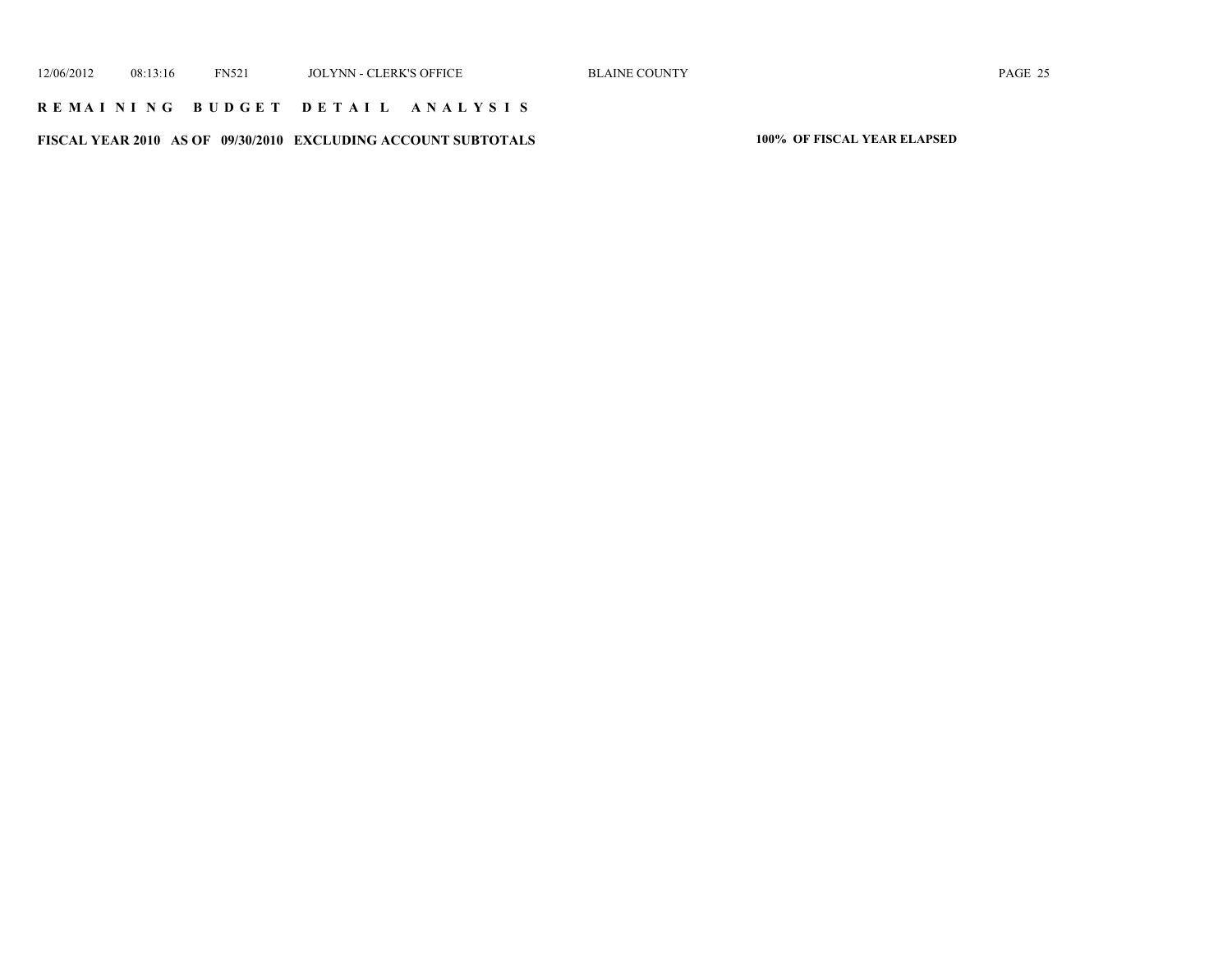## REMAINING BUDGET DETAIL ANALYSIS

**FISCAL YEAR 2010 AS OF 09/30/2010 EXCLUDING ACCOUNT SUBTOTALS** **100% OF FISCAL YEAR ELAPSED**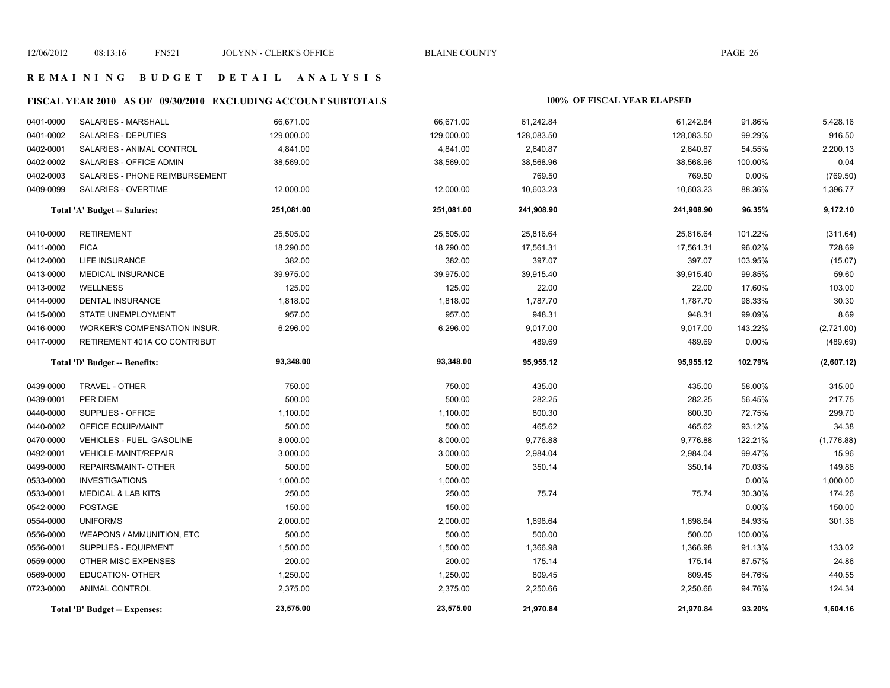## R E M A I N I N G  B U D G E T  D E T A I L  A N A L Y S I S

### FISCAL YEAR 2010 AS OF 09/30/2010 EXCLUDING ACCOUNT SUBTOTALS — 100% OF FISCAL YEAR ELAPSED

| Account | Description | | | | | | |
|---|---|---|---|---|---|---|---|
| 0401-0000 | SALARIES - MARSHALL | 66,671.00 | 66,671.00 | 61,242.84 | 61,242.84 | 91.86% | 5,428.16 |
| 0401-0002 | SALARIES - DEPUTIES | 129,000.00 | 129,000.00 | 128,083.50 | 128,083.50 | 99.29% | 916.50 |
| 0402-0001 | SALARIES - ANIMAL CONTROL | 4,841.00 | 4,841.00 | 2,640.87 | 2,640.87 | 54.55% | 2,200.13 |
| 0402-0002 | SALARIES - OFFICE ADMIN | 38,569.00 | 38,569.00 | 38,568.96 | 38,568.96 | 100.00% | 0.04 |
| 0402-0003 | SALARIES - PHONE REIMBURSEMENT | | | 769.50 | 769.50 | 0.00% | (769.50) |
| 0409-0099 | SALARIES - OVERTIME | 12,000.00 | 12,000.00 | 10,603.23 | 10,603.23 | 88.36% | 1,396.77 |
| | **Total 'A' Budget -- Salaries:** | **251,081.00** | **251,081.00** | **241,908.90** | **241,908.90** | **96.35%** | **9,172.10** |
| 0410-0000 | RETIREMENT | 25,505.00 | 25,505.00 | 25,816.64 | 25,816.64 | 101.22% | (311.64) |
| 0411-0000 | FICA | 18,290.00 | 18,290.00 | 17,561.31 | 17,561.31 | 96.02% | 728.69 |
| 0412-0000 | LIFE INSURANCE | 382.00 | 382.00 | 397.07 | 397.07 | 103.95% | (15.07) |
| 0413-0000 | MEDICAL INSURANCE | 39,975.00 | 39,975.00 | 39,915.40 | 39,915.40 | 99.85% | 59.60 |
| 0413-0002 | WELLNESS | 125.00 | 125.00 | 22.00 | 22.00 | 17.60% | 103.00 |
| 0414-0000 | DENTAL INSURANCE | 1,818.00 | 1,818.00 | 1,787.70 | 1,787.70 | 98.33% | 30.30 |
| 0415-0000 | STATE UNEMPLOYMENT | 957.00 | 957.00 | 948.31 | 948.31 | 99.09% | 8.69 |
| 0416-0000 | WORKER'S COMPENSATION INSUR. | 6,296.00 | 6,296.00 | 9,017.00 | 9,017.00 | 143.22% | (2,721.00) |
| 0417-0000 | RETIREMENT 401A CO CONTRIBUT | | | 489.69 | 489.69 | 0.00% | (489.69) |
| | **Total 'D' Budget -- Benefits:** | **93,348.00** | **93,348.00** | **95,955.12** | **95,955.12** | **102.79%** | **(2,607.12)** |
| 0439-0000 | TRAVEL - OTHER | 750.00 | 750.00 | 435.00 | 435.00 | 58.00% | 315.00 |
| 0439-0001 | PER DIEM | 500.00 | 500.00 | 282.25 | 282.25 | 56.45% | 217.75 |
| 0440-0000 | SUPPLIES - OFFICE | 1,100.00 | 1,100.00 | 800.30 | 800.30 | 72.75% | 299.70 |
| 0440-0002 | OFFICE EQUIP/MAINT | 500.00 | 500.00 | 465.62 | 465.62 | 93.12% | 34.38 |
| 0470-0000 | VEHICLES - FUEL, GASOLINE | 8,000.00 | 8,000.00 | 9,776.88 | 9,776.88 | 122.21% | (1,776.88) |
| 0492-0001 | VEHICLE-MAINT/REPAIR | 3,000.00 | 3,000.00 | 2,984.04 | 2,984.04 | 99.47% | 15.96 |
| 0499-0000 | REPAIRS/MAINT- OTHER | 500.00 | 500.00 | 350.14 | 350.14 | 70.03% | 149.86 |
| 0533-0000 | INVESTIGATIONS | 1,000.00 | 1,000.00 | | | 0.00% | 1,000.00 |
| 0533-0001 | MEDICAL & LAB KITS | 250.00 | 250.00 | 75.74 | 75.74 | 30.30% | 174.26 |
| 0542-0000 | POSTAGE | 150.00 | 150.00 | | | 0.00% | 150.00 |
| 0554-0000 | UNIFORMS | 2,000.00 | 2,000.00 | 1,698.64 | 1,698.64 | 84.93% | 301.36 |
| 0556-0000 | WEAPONS / AMMUNITION, ETC | 500.00 | 500.00 | 500.00 | 500.00 | 100.00% | |
| 0556-0001 | SUPPLIES - EQUIPMENT | 1,500.00 | 1,500.00 | 1,366.98 | 1,366.98 | 91.13% | 133.02 |
| 0559-0000 | OTHER MISC EXPENSES | 200.00 | 200.00 | 175.14 | 175.14 | 87.57% | 24.86 |
| 0569-0000 | EDUCATION- OTHER | 1,250.00 | 1,250.00 | 809.45 | 809.45 | 64.76% | 440.55 |
| 0723-0000 | ANIMAL CONTROL | 2,375.00 | 2,375.00 | 2,250.66 | 2,250.66 | 94.76% | 124.34 |
| | **Total 'B' Budget -- Expenses:** | **23,575.00** | **23,575.00** | **21,970.84** | **21,970.84** | **93.20%** | **1,604.16** |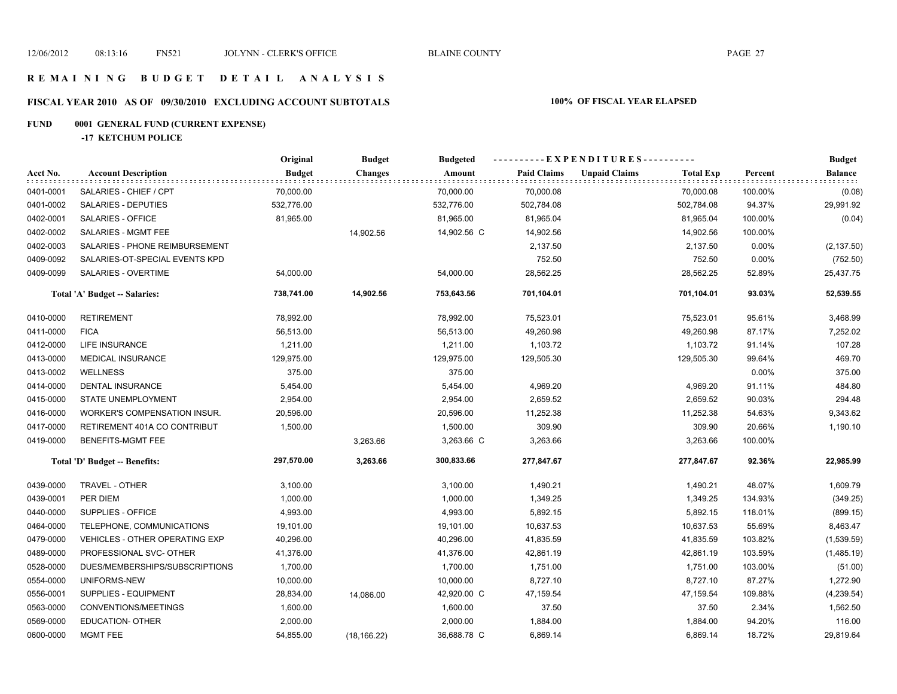# REMAINING BUDGET DETAIL ANALYSIS

## FISCAL YEAR 2010 AS OF 09/30/2010 EXCLUDING ACCOUNT SUBTOTALS

**100% OF FISCAL YEAR ELAPSED**

### FUND 0001 GENERAL FUND (CURRENT EXPENSE)

**-17 KETCHUM POLICE**

| Acct No. | Account Description | Original Budget | Budget Changes | Budgeted Amount | Paid Claims | Unpaid Claims | Total Exp | Percent | Budget Balance |
|---|---|---|---|---|---|---|---|---|---|
| 0401-0001 | SALARIES - CHIEF / CPT | 70,000.00 | | 70,000.00 | 70,000.08 | | 70,000.08 | 100.00% | (0.08) |
| 0401-0002 | SALARIES - DEPUTIES | 532,776.00 | | 532,776.00 | 502,784.08 | | 502,784.08 | 94.37% | 29,991.92 |
| 0402-0001 | SALARIES - OFFICE | 81,965.00 | | 81,965.00 | 81,965.04 | | 81,965.04 | 100.00% | (0.04) |
| 0402-0002 | SALARIES - MGMT FEE | | 14,902.56 | 14,902.56 C | 14,902.56 | | 14,902.56 | 100.00% | |
| 0402-0003 | SALARIES - PHONE REIMBURSEMENT | | | | 2,137.50 | | 2,137.50 | 0.00% | (2,137.50) |
| 0409-0092 | SALARIES-OT-SPECIAL EVENTS KPD | | | | 752.50 | | 752.50 | 0.00% | (752.50) |
| 0409-0099 | SALARIES - OVERTIME | 54,000.00 | | 54,000.00 | 28,562.25 | | 28,562.25 | 52.89% | 25,437.75 |
| | **Total 'A' Budget -- Salaries:** | **738,741.00** | **14,902.56** | **753,643.56** | **701,104.01** | | **701,104.01** | **93.03%** | **52,539.55** |
| 0410-0000 | RETIREMENT | 78,992.00 | | 78,992.00 | 75,523.01 | | 75,523.01 | 95.61% | 3,468.99 |
| 0411-0000 | FICA | 56,513.00 | | 56,513.00 | 49,260.98 | | 49,260.98 | 87.17% | 7,252.02 |
| 0412-0000 | LIFE INSURANCE | 1,211.00 | | 1,211.00 | 1,103.72 | | 1,103.72 | 91.14% | 107.28 |
| 0413-0000 | MEDICAL INSURANCE | 129,975.00 | | 129,975.00 | 129,505.30 | | 129,505.30 | 99.64% | 469.70 |
| 0413-0002 | WELLNESS | 375.00 | | 375.00 | | | | 0.00% | 375.00 |
| 0414-0000 | DENTAL INSURANCE | 5,454.00 | | 5,454.00 | 4,969.20 | | 4,969.20 | 91.11% | 484.80 |
| 0415-0000 | STATE UNEMPLOYMENT | 2,954.00 | | 2,954.00 | 2,659.52 | | 2,659.52 | 90.03% | 294.48 |
| 0416-0000 | WORKER'S COMPENSATION INSUR. | 20,596.00 | | 20,596.00 | 11,252.38 | | 11,252.38 | 54.63% | 9,343.62 |
| 0417-0000 | RETIREMENT 401A CO CONTRIBUT | 1,500.00 | | 1,500.00 | 309.90 | | 309.90 | 20.66% | 1,190.10 |
| 0419-0000 | BENEFITS-MGMT FEE | | 3,263.66 | 3,263.66 C | 3,263.66 | | 3,263.66 | 100.00% | |
| | **Total 'D' Budget -- Benefits:** | **297,570.00** | **3,263.66** | **300,833.66** | **277,847.67** | | **277,847.67** | **92.36%** | **22,985.99** |
| 0439-0000 | TRAVEL - OTHER | 3,100.00 | | 3,100.00 | 1,490.21 | | 1,490.21 | 48.07% | 1,609.79 |
| 0439-0001 | PER DIEM | 1,000.00 | | 1,000.00 | 1,349.25 | | 1,349.25 | 134.93% | (349.25) |
| 0440-0000 | SUPPLIES - OFFICE | 4,993.00 | | 4,993.00 | 5,892.15 | | 5,892.15 | 118.01% | (899.15) |
| 0464-0000 | TELEPHONE, COMMUNICATIONS | 19,101.00 | | 19,101.00 | 10,637.53 | | 10,637.53 | 55.69% | 8,463.47 |
| 0479-0000 | VEHICLES - OTHER OPERATING EXP | 40,296.00 | | 40,296.00 | 41,835.59 | | 41,835.59 | 103.82% | (1,539.59) |
| 0489-0000 | PROFESSIONAL SVC- OTHER | 41,376.00 | | 41,376.00 | 42,861.19 | | 42,861.19 | 103.59% | (1,485.19) |
| 0528-0000 | DUES/MEMBERSHIPS/SUBSCRIPTIONS | 1,700.00 | | 1,700.00 | 1,751.00 | | 1,751.00 | 103.00% | (51.00) |
| 0554-0000 | UNIFORMS-NEW | 10,000.00 | | 10,000.00 | 8,727.10 | | 8,727.10 | 87.27% | 1,272.90 |
| 0556-0001 | SUPPLIES - EQUIPMENT | 28,834.00 | 14,086.00 | 42,920.00 C | 47,159.54 | | 47,159.54 | 109.88% | (4,239.54) |
| 0563-0000 | CONVENTIONS/MEETINGS | 1,600.00 | | 1,600.00 | 37.50 | | 37.50 | 2.34% | 1,562.50 |
| 0569-0000 | EDUCATION- OTHER | 2,000.00 | | 2,000.00 | 1,884.00 | | 1,884.00 | 94.20% | 116.00 |
| 0600-0000 | MGMT FEE | 54,855.00 | (18,166.22) | 36,688.78 C | 6,869.14 | | 6,869.14 | 18.72% | 29,819.64 |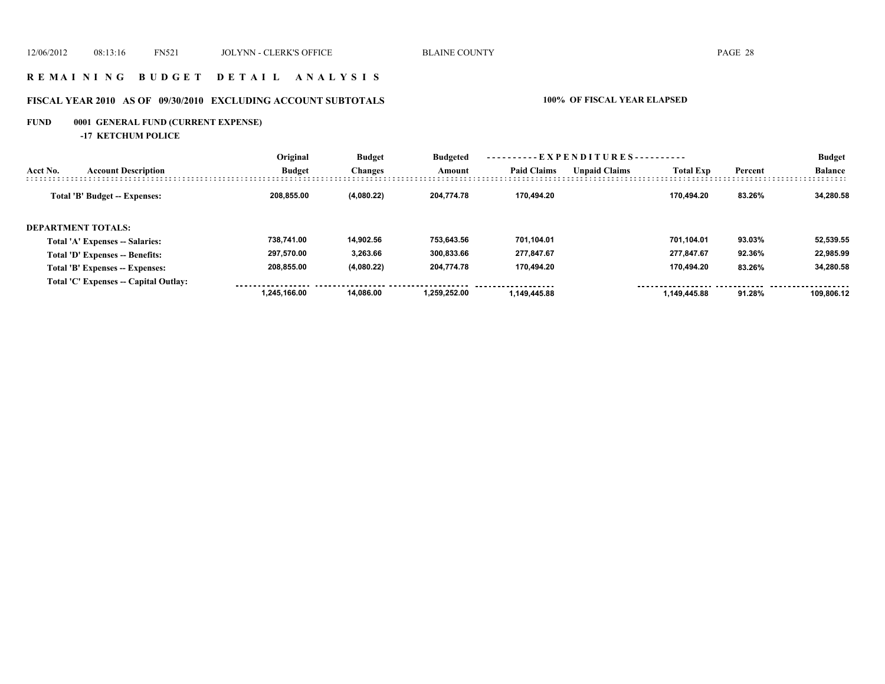# R E M A I N I N G   B U D G E T   D E T A I L   A N A L Y S I S

## FISCAL YEAR 2010 AS OF 09/30/2010 EXCLUDING ACCOUNT SUBTOTALS

**100% OF FISCAL YEAR ELAPSED**

**FUND 0001 GENERAL FUND (CURRENT EXPENSE)**

**-17 KETCHUM POLICE**

| Acct No. | Account Description | Original Budget | Budget Changes | Budgeted Amount | EXPENDITURES Paid Claims | Unpaid Claims | Total Exp | Percent | Budget Balance |
|---|---|---|---|---|---|---|---|---|---|
| | Total 'B' Budget -- Expenses: | 208,855.00 | (4,080.22) | 204,774.78 | 170,494.20 | | 170,494.20 | 83.26% | 34,280.58 |
| | **DEPARTMENT TOTALS:** | | | | | | | | |
| | Total 'A' Expenses -- Salaries: | 738,741.00 | 14,902.56 | 753,643.56 | 701,104.01 | | 701,104.01 | 93.03% | 52,539.55 |
| | Total 'D' Expenses -- Benefits: | 297,570.00 | 3,263.66 | 300,833.66 | 277,847.67 | | 277,847.67 | 92.36% | 22,985.99 |
| | Total 'B' Expenses -- Expenses: | 208,855.00 | (4,080.22) | 204,774.78 | 170,494.20 | | 170,494.20 | 83.26% | 34,280.58 |
| | Total 'C' Expenses -- Capital Outlay: | | | | | | | | |
| | | 1,245,166.00 | 14,086.00 | 1,259,252.00 | 1,149,445.88 | | 1,149,445.88 | 91.28% | 109,806.12 |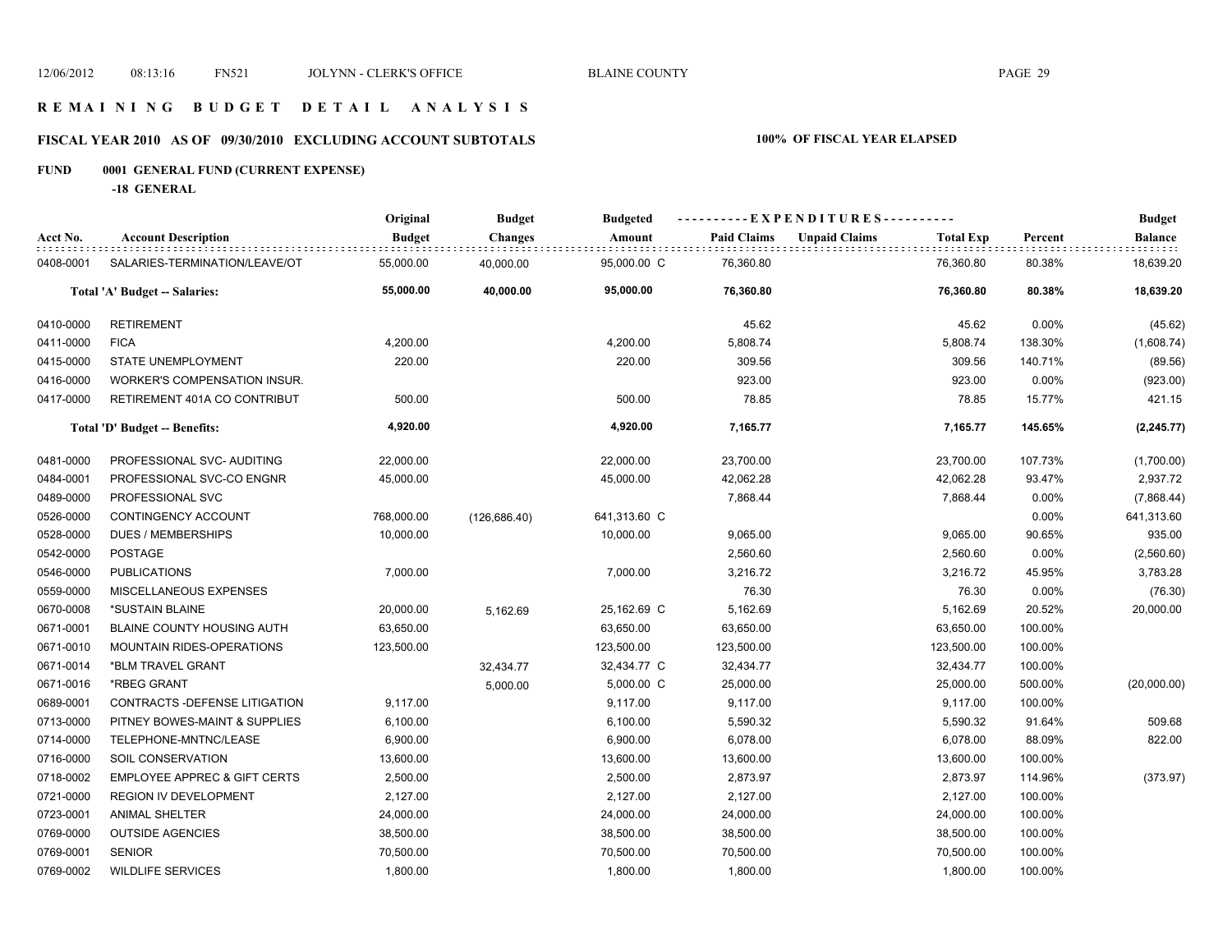# REMAINING BUDGET DETAIL ANALYSIS

## FISCAL YEAR 2010 AS OF 09/30/2010 EXCLUDING ACCOUNT SUBTOTALS

**100% OF FISCAL YEAR ELAPSED**

**FUND 0001 GENERAL FUND (CURRENT EXPENSE)**

**-18 GENERAL**

| Acct No. | Account Description | Original Budget | Budget Changes | Budgeted Amount | Paid Claims | Unpaid Claims | Total Exp | Percent | Budget Balance |
|---|---|---|---|---|---|---|---|---|---|
| 0408-0001 | SALARIES-TERMINATION/LEAVE/OT | 55,000.00 | 40,000.00 | 95,000.00 C | 76,360.80 | | 76,360.80 | 80.38% | 18,639.20 |
| | **Total 'A' Budget -- Salaries:** | **55,000.00** | **40,000.00** | **95,000.00** | **76,360.80** | | **76,360.80** | **80.38%** | **18,639.20** |
| 0410-0000 | RETIREMENT | | | | 45.62 | | 45.62 | 0.00% | (45.62) |
| 0411-0000 | FICA | 4,200.00 | | 4,200.00 | 5,808.74 | | 5,808.74 | 138.30% | (1,608.74) |
| 0415-0000 | STATE UNEMPLOYMENT | 220.00 | | 220.00 | 309.56 | | 309.56 | 140.71% | (89.56) |
| 0416-0000 | WORKER'S COMPENSATION INSUR. | | | | 923.00 | | 923.00 | 0.00% | (923.00) |
| 0417-0000 | RETIREMENT 401A CO CONTRIBUT | 500.00 | | 500.00 | 78.85 | | 78.85 | 15.77% | 421.15 |
| | **Total 'D' Budget -- Benefits:** | **4,920.00** | | **4,920.00** | **7,165.77** | | **7,165.77** | **145.65%** | **(2,245.77)** |
| 0481-0000 | PROFESSIONAL SVC- AUDITING | 22,000.00 | | 22,000.00 | 23,700.00 | | 23,700.00 | 107.73% | (1,700.00) |
| 0484-0001 | PROFESSIONAL SVC-CO ENGNR | 45,000.00 | | 45,000.00 | 42,062.28 | | 42,062.28 | 93.47% | 2,937.72 |
| 0489-0000 | PROFESSIONAL SVC | | | | 7,868.44 | | 7,868.44 | 0.00% | (7,868.44) |
| 0526-0000 | CONTINGENCY ACCOUNT | 768,000.00 | (126,686.40) | 641,313.60 C | | | | 0.00% | 641,313.60 |
| 0528-0000 | DUES / MEMBERSHIPS | 10,000.00 | | 10,000.00 | 9,065.00 | | 9,065.00 | 90.65% | 935.00 |
| 0542-0000 | POSTAGE | | | | 2,560.60 | | 2,560.60 | 0.00% | (2,560.60) |
| 0546-0000 | PUBLICATIONS | 7,000.00 | | 7,000.00 | 3,216.72 | | 3,216.72 | 45.95% | 3,783.28 |
| 0559-0000 | MISCELLANEOUS EXPENSES | | | | 76.30 | | 76.30 | 0.00% | (76.30) |
| 0670-0008 | *SUSTAIN BLAINE | 20,000.00 | 5,162.69 | 25,162.69 C | 5,162.69 | | 5,162.69 | 20.52% | 20,000.00 |
| 0671-0001 | BLAINE COUNTY HOUSING AUTH | 63,650.00 | | 63,650.00 | 63,650.00 | | 63,650.00 | 100.00% | |
| 0671-0010 | MOUNTAIN RIDES-OPERATIONS | 123,500.00 | | 123,500.00 | 123,500.00 | | 123,500.00 | 100.00% | |
| 0671-0014 | *BLM TRAVEL GRANT | | 32,434.77 | 32,434.77 C | 32,434.77 | | 32,434.77 | 100.00% | |
| 0671-0016 | *RBEG GRANT | | 5,000.00 | 5,000.00 C | 25,000.00 | | 25,000.00 | 500.00% | (20,000.00) |
| 0689-0001 | CONTRACTS -DEFENSE LITIGATION | 9,117.00 | | 9,117.00 | 9,117.00 | | 9,117.00 | 100.00% | |
| 0713-0000 | PITNEY BOWES-MAINT & SUPPLIES | 6,100.00 | | 6,100.00 | 5,590.32 | | 5,590.32 | 91.64% | 509.68 |
| 0714-0000 | TELEPHONE-MNTNC/LEASE | 6,900.00 | | 6,900.00 | 6,078.00 | | 6,078.00 | 88.09% | 822.00 |
| 0716-0000 | SOIL CONSERVATION | 13,600.00 | | 13,600.00 | 13,600.00 | | 13,600.00 | 100.00% | |
| 0718-0002 | EMPLOYEE APPREC & GIFT CERTS | 2,500.00 | | 2,500.00 | 2,873.97 | | 2,873.97 | 114.96% | (373.97) |
| 0721-0000 | REGION IV DEVELOPMENT | 2,127.00 | | 2,127.00 | 2,127.00 | | 2,127.00 | 100.00% | |
| 0723-0001 | ANIMAL SHELTER | 24,000.00 | | 24,000.00 | 24,000.00 | | 24,000.00 | 100.00% | |
| 0769-0000 | OUTSIDE AGENCIES | 38,500.00 | | 38,500.00 | 38,500.00 | | 38,500.00 | 100.00% | |
| 0769-0001 | SENIOR | 70,500.00 | | 70,500.00 | 70,500.00 | | 70,500.00 | 100.00% | |
| 0769-0002 | WILDLIFE SERVICES | 1,800.00 | | 1,800.00 | 1,800.00 | | 1,800.00 | 100.00% | |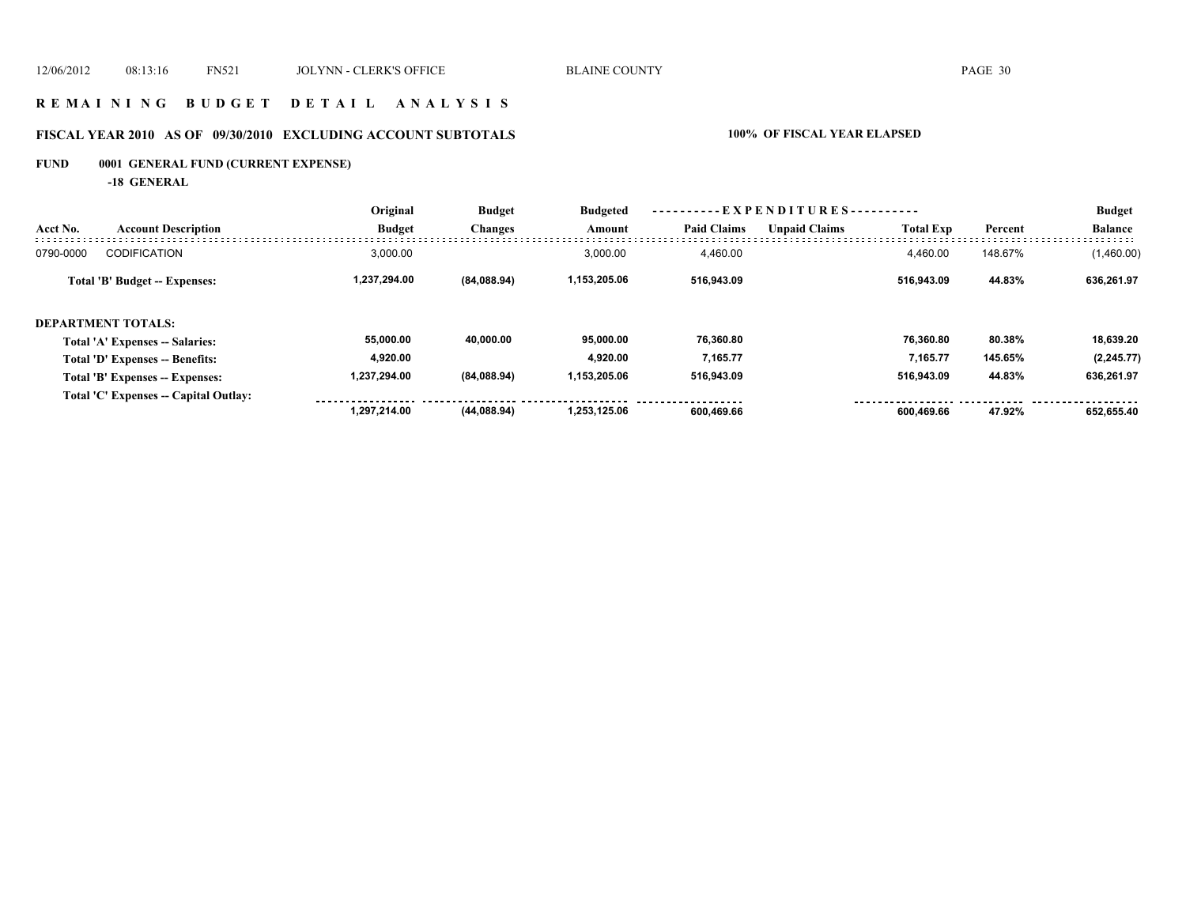# R E M A I N I N G   B U D G E T   D E T A I L   A N A L Y S I S

## FISCAL YEAR 2010 AS OF 09/30/2010 EXCLUDING ACCOUNT SUBTOTALS

**100% OF FISCAL YEAR ELAPSED**

### FUND 0001 GENERAL FUND (CURRENT EXPENSE)

**-18 GENERAL**

| Acct No. | Account Description | Original Budget | Budget Changes | Budgeted Amount | EXPENDITURES Paid Claims | Unpaid Claims | Total Exp | Percent | Budget Balance |
|---|---|---|---|---|---|---|---|---|---|
| 0790-0000 | CODIFICATION | 3,000.00 | | 3,000.00 | 4,460.00 | | 4,460.00 | 148.67% | (1,460.00) |
| | **Total 'B' Budget -- Expenses:** | **1,237,294.00** | **(84,088.94)** | **1,153,205.06** | **516,943.09** | | **516,943.09** | **44.83%** | **636,261.97** |
| | **DEPARTMENT TOTALS:** | | | | | | | | |
| | **Total 'A' Expenses -- Salaries:** | **55,000.00** | **40,000.00** | **95,000.00** | **76,360.80** | | **76,360.80** | **80.38%** | **18,639.20** |
| | **Total 'D' Expenses -- Benefits:** | **4,920.00** | | **4,920.00** | **7,165.77** | | **7,165.77** | **145.65%** | **(2,245.77)** |
| | **Total 'B' Expenses -- Expenses:** | **1,237,294.00** | **(84,088.94)** | **1,153,205.06** | **516,943.09** | | **516,943.09** | **44.83%** | **636,261.97** |
| | **Total 'C' Expenses -- Capital Outlay:** | | | | | | | | |
| | | **1,297,214.00** | **(44,088.94)** | **1,253,125.06** | **600,469.66** | | **600,469.66** | **47.92%** | **652,655.40** |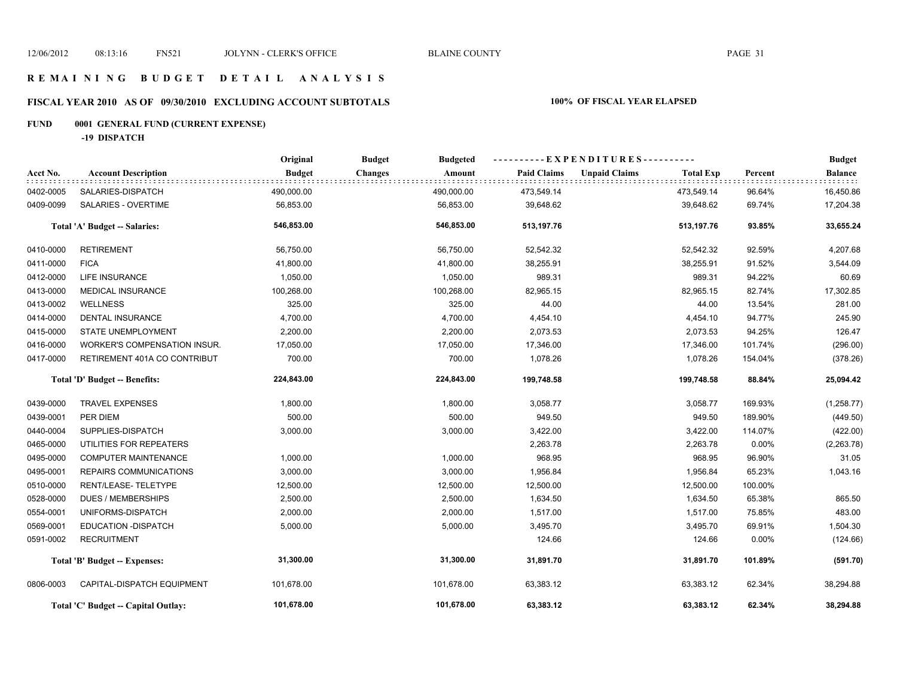# REMAINING BUDGET DETAIL ANALYSIS

## FISCAL YEAR 2010 AS OF 09/30/2010 EXCLUDING ACCOUNT SUBTOTALS — 100% OF FISCAL YEAR ELAPSED

### FUND 0001 GENERAL FUND (CURRENT EXPENSE)

**-19 DISPATCH**

| Acct No. | Account Description | Original Budget | Budget Changes | Budgeted Amount | Paid Claims | Unpaid Claims | Total Exp | Percent | Budget Balance |
|---|---|---|---|---|---|---|---|---|---|
| 0402-0005 | SALARIES-DISPATCH | 490,000.00 | | 490,000.00 | 473,549.14 | | 473,549.14 | 96.64% | 16,450.86 |
| 0409-0099 | SALARIES - OVERTIME | 56,853.00 | | 56,853.00 | 39,648.62 | | 39,648.62 | 69.74% | 17,204.38 |
| | **Total 'A' Budget -- Salaries:** | **546,853.00** | | **546,853.00** | **513,197.76** | | **513,197.76** | **93.85%** | **33,655.24** |
| 0410-0000 | RETIREMENT | 56,750.00 | | 56,750.00 | 52,542.32 | | 52,542.32 | 92.59% | 4,207.68 |
| 0411-0000 | FICA | 41,800.00 | | 41,800.00 | 38,255.91 | | 38,255.91 | 91.52% | 3,544.09 |
| 0412-0000 | LIFE INSURANCE | 1,050.00 | | 1,050.00 | 989.31 | | 989.31 | 94.22% | 60.69 |
| 0413-0000 | MEDICAL INSURANCE | 100,268.00 | | 100,268.00 | 82,965.15 | | 82,965.15 | 82.74% | 17,302.85 |
| 0413-0002 | WELLNESS | 325.00 | | 325.00 | 44.00 | | 44.00 | 13.54% | 281.00 |
| 0414-0000 | DENTAL INSURANCE | 4,700.00 | | 4,700.00 | 4,454.10 | | 4,454.10 | 94.77% | 245.90 |
| 0415-0000 | STATE UNEMPLOYMENT | 2,200.00 | | 2,200.00 | 2,073.53 | | 2,073.53 | 94.25% | 126.47 |
| 0416-0000 | WORKER'S COMPENSATION INSUR. | 17,050.00 | | 17,050.00 | 17,346.00 | | 17,346.00 | 101.74% | (296.00) |
| 0417-0000 | RETIREMENT 401A CO CONTRIBUT | 700.00 | | 700.00 | 1,078.26 | | 1,078.26 | 154.04% | (378.26) |
| | **Total 'D' Budget -- Benefits:** | **224,843.00** | | **224,843.00** | **199,748.58** | | **199,748.58** | **88.84%** | **25,094.42** |
| 0439-0000 | TRAVEL EXPENSES | 1,800.00 | | 1,800.00 | 3,058.77 | | 3,058.77 | 169.93% | (1,258.77) |
| 0439-0001 | PER DIEM | 500.00 | | 500.00 | 949.50 | | 949.50 | 189.90% | (449.50) |
| 0440-0004 | SUPPLIES-DISPATCH | 3,000.00 | | 3,000.00 | 3,422.00 | | 3,422.00 | 114.07% | (422.00) |
| 0465-0000 | UTILITIES FOR REPEATERS | | | | 2,263.78 | | 2,263.78 | 0.00% | (2,263.78) |
| 0495-0000 | COMPUTER MAINTENANCE | 1,000.00 | | 1,000.00 | 968.95 | | 968.95 | 96.90% | 31.05 |
| 0495-0001 | REPAIRS COMMUNICATIONS | 3,000.00 | | 3,000.00 | 1,956.84 | | 1,956.84 | 65.23% | 1,043.16 |
| 0510-0000 | RENT/LEASE- TELETYPE | 12,500.00 | | 12,500.00 | 12,500.00 | | 12,500.00 | 100.00% | |
| 0528-0000 | DUES / MEMBERSHIPS | 2,500.00 | | 2,500.00 | 1,634.50 | | 1,634.50 | 65.38% | 865.50 |
| 0554-0001 | UNIFORMS-DISPATCH | 2,000.00 | | 2,000.00 | 1,517.00 | | 1,517.00 | 75.85% | 483.00 |
| 0569-0001 | EDUCATION -DISPATCH | 5,000.00 | | 5,000.00 | 3,495.70 | | 3,495.70 | 69.91% | 1,504.30 |
| 0591-0002 | RECRUITMENT | | | | 124.66 | | 124.66 | 0.00% | (124.66) |
| | **Total 'B' Budget -- Expenses:** | **31,300.00** | | **31,300.00** | **31,891.70** | | **31,891.70** | **101.89%** | **(591.70)** |
| 0806-0003 | CAPITAL-DISPATCH EQUIPMENT | 101,678.00 | | 101,678.00 | 63,383.12 | | 63,383.12 | 62.34% | 38,294.88 |
| | **Total 'C' Budget -- Capital Outlay:** | **101,678.00** | | **101,678.00** | **63,383.12** | | **63,383.12** | **62.34%** | **38,294.88** |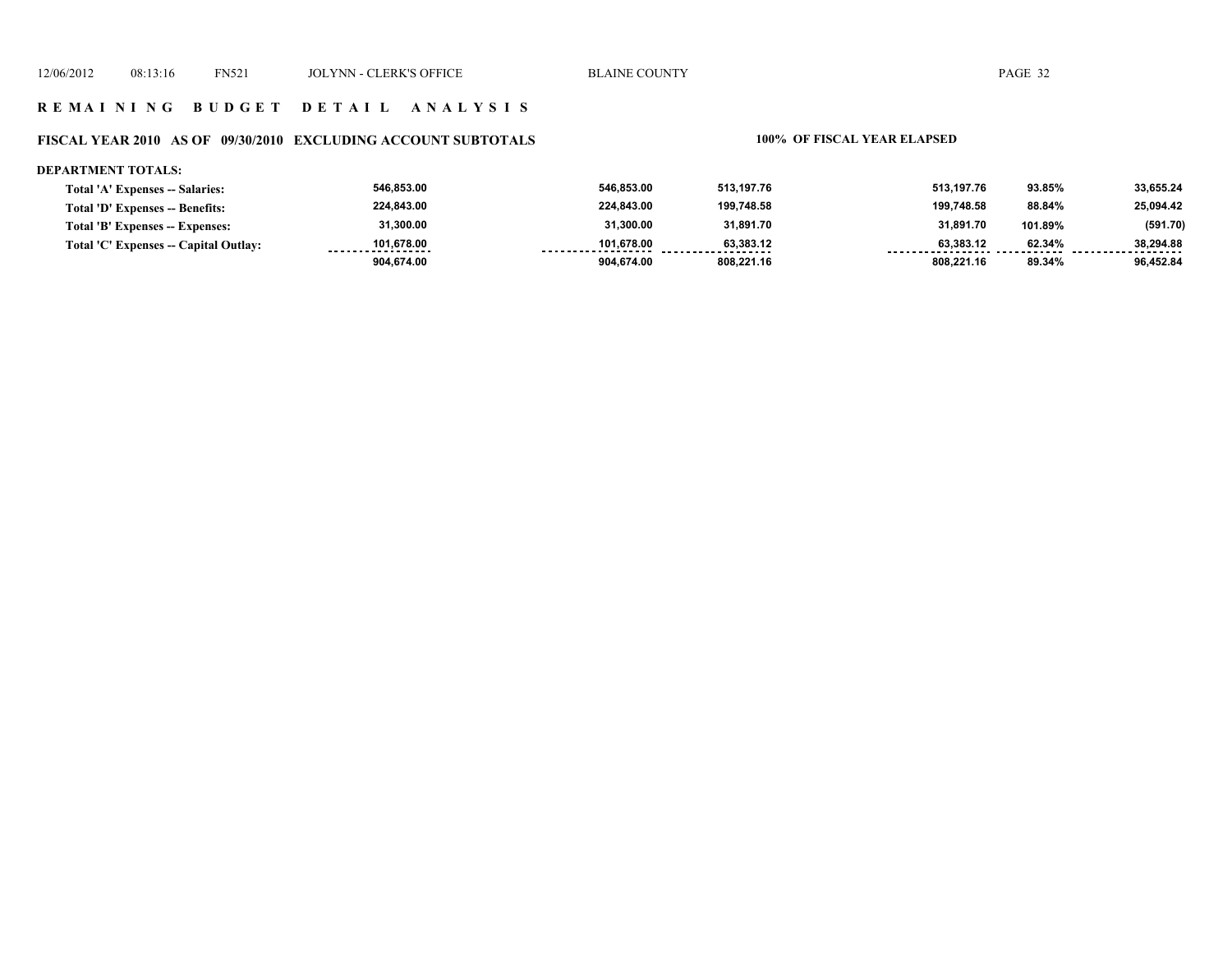# R E M A I N I N G   B U D G E T   D E T A I L   A N A L Y S I S

## FISCAL YEAR 2010 AS OF 09/30/2010 EXCLUDING ACCOUNT SUBTOTALS

**100% OF FISCAL YEAR ELAPSED**

**DEPARTMENT TOTALS:**

| | | | | | | |
|---|---|---|---|---|---|---|
| **Total 'A' Expenses -- Salaries:** | 546,853.00 | 546,853.00 | 513,197.76 | 513,197.76 | 93.85% | 33,655.24 |
| **Total 'D' Expenses -- Benefits:** | 224,843.00 | 224,843.00 | 199,748.58 | 199,748.58 | 88.84% | 25,094.42 |
| **Total 'B' Expenses -- Expenses:** | 31,300.00 | 31,300.00 | 31,891.70 | 31,891.70 | 101.89% | (591.70) |
| **Total 'C' Expenses -- Capital Outlay:** | 101,678.00 | 101,678.00 | 63,383.12 | 63,383.12 | 62.34% | 38,294.88 |
| | 904,674.00 | 904,674.00 | 808,221.16 | 808,221.16 | 89.34% | 96,452.84 |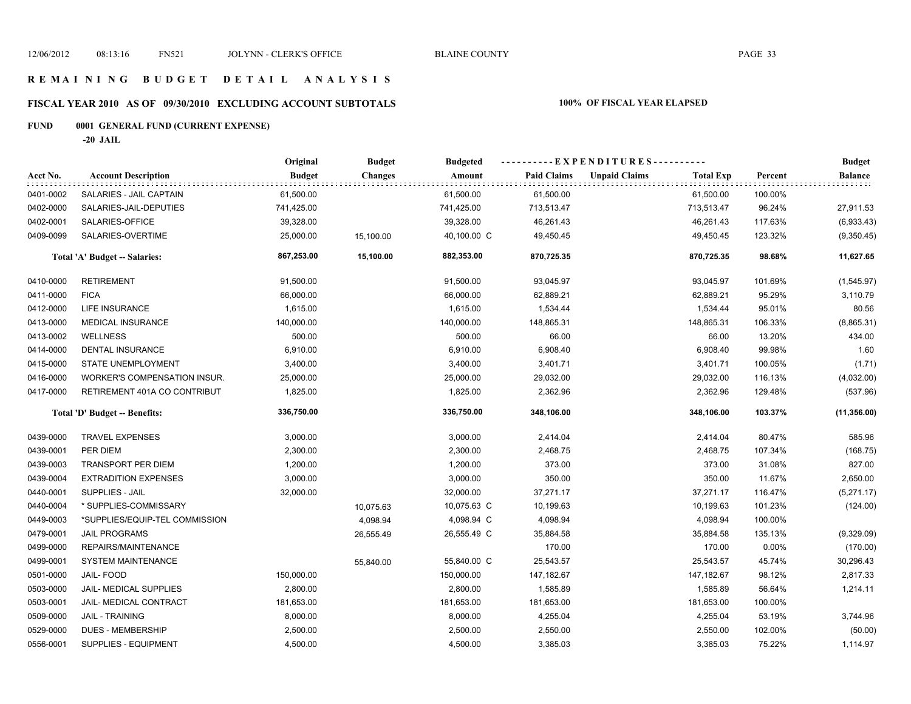## REMAINING BUDGET DETAIL ANALYSIS

### FISCAL YEAR 2010 AS OF 09/30/2010 EXCLUDING ACCOUNT SUBTOTALS

**100% OF FISCAL YEAR ELAPSED**

**FUND 0001 GENERAL FUND (CURRENT EXPENSE)**

**-20 JAIL**

| Acct No. | Account Description | Original Budget | Budget Changes | Budgeted Amount | Paid Claims | Unpaid Claims | Total Exp | Percent | Budget Balance |
|---|---|---|---|---|---|---|---|---|---|
| 0401-0002 | SALARIES - JAIL CAPTAIN | 61,500.00 | | 61,500.00 | 61,500.00 | | 61,500.00 | 100.00% | |
| 0402-0000 | SALARIES-JAIL-DEPUTIES | 741,425.00 | | 741,425.00 | 713,513.47 | | 713,513.47 | 96.24% | 27,911.53 |
| 0402-0001 | SALARIES-OFFICE | 39,328.00 | | 39,328.00 | 46,261.43 | | 46,261.43 | 117.63% | (6,933.43) |
| 0409-0099 | SALARIES-OVERTIME | 25,000.00 | 15,100.00 | 40,100.00 C | 49,450.45 | | 49,450.45 | 123.32% | (9,350.45) |
| | **Total 'A' Budget -- Salaries:** | **867,253.00** | **15,100.00** | **882,353.00** | **870,725.35** | | **870,725.35** | **98.68%** | **11,627.65** |
| 0410-0000 | RETIREMENT | 91,500.00 | | 91,500.00 | 93,045.97 | | 93,045.97 | 101.69% | (1,545.97) |
| 0411-0000 | FICA | 66,000.00 | | 66,000.00 | 62,889.21 | | 62,889.21 | 95.29% | 3,110.79 |
| 0412-0000 | LIFE INSURANCE | 1,615.00 | | 1,615.00 | 1,534.44 | | 1,534.44 | 95.01% | 80.56 |
| 0413-0000 | MEDICAL INSURANCE | 140,000.00 | | 140,000.00 | 148,865.31 | | 148,865.31 | 106.33% | (8,865.31) |
| 0413-0002 | WELLNESS | 500.00 | | 500.00 | 66.00 | | 66.00 | 13.20% | 434.00 |
| 0414-0000 | DENTAL INSURANCE | 6,910.00 | | 6,910.00 | 6,908.40 | | 6,908.40 | 99.98% | 1.60 |
| 0415-0000 | STATE UNEMPLOYMENT | 3,400.00 | | 3,400.00 | 3,401.71 | | 3,401.71 | 100.05% | (1.71) |
| 0416-0000 | WORKER'S COMPENSATION INSUR. | 25,000.00 | | 25,000.00 | 29,032.00 | | 29,032.00 | 116.13% | (4,032.00) |
| 0417-0000 | RETIREMENT 401A CO CONTRIBUT | 1,825.00 | | 1,825.00 | 2,362.96 | | 2,362.96 | 129.48% | (537.96) |
| | **Total 'D' Budget -- Benefits:** | **336,750.00** | | **336,750.00** | **348,106.00** | | **348,106.00** | **103.37%** | **(11,356.00)** |
| 0439-0000 | TRAVEL EXPENSES | 3,000.00 | | 3,000.00 | 2,414.04 | | 2,414.04 | 80.47% | 585.96 |
| 0439-0001 | PER DIEM | 2,300.00 | | 2,300.00 | 2,468.75 | | 2,468.75 | 107.34% | (168.75) |
| 0439-0003 | TRANSPORT PER DIEM | 1,200.00 | | 1,200.00 | 373.00 | | 373.00 | 31.08% | 827.00 |
| 0439-0004 | EXTRADITION EXPENSES | 3,000.00 | | 3,000.00 | 350.00 | | 350.00 | 11.67% | 2,650.00 |
| 0440-0001 | SUPPLIES - JAIL | 32,000.00 | | 32,000.00 | 37,271.17 | | 37,271.17 | 116.47% | (5,271.17) |
| 0440-0004 | * SUPPLIES-COMMISSARY | | 10,075.63 | 10,075.63 C | 10,199.63 | | 10,199.63 | 101.23% | (124.00) |
| 0449-0003 | *SUPPLIES/EQUIP-TEL COMMISSION | | 4,098.94 | 4,098.94 C | 4,098.94 | | 4,098.94 | 100.00% | |
| 0479-0001 | JAIL PROGRAMS | | 26,555.49 | 26,555.49 C | 35,884.58 | | 35,884.58 | 135.13% | (9,329.09) |
| 0499-0000 | REPAIRS/MAINTENANCE | | | | 170.00 | | 170.00 | 0.00% | (170.00) |
| 0499-0001 | SYSTEM MAINTENANCE | | 55,840.00 | 55,840.00 C | 25,543.57 | | 25,543.57 | 45.74% | 30,296.43 |
| 0501-0000 | JAIL- FOOD | 150,000.00 | | 150,000.00 | 147,182.67 | | 147,182.67 | 98.12% | 2,817.33 |
| 0503-0000 | JAIL- MEDICAL SUPPLIES | 2,800.00 | | 2,800.00 | 1,585.89 | | 1,585.89 | 56.64% | 1,214.11 |
| 0503-0001 | JAIL- MEDICAL CONTRACT | 181,653.00 | | 181,653.00 | 181,653.00 | | 181,653.00 | 100.00% | |
| 0509-0000 | JAIL - TRAINING | 8,000.00 | | 8,000.00 | 4,255.04 | | 4,255.04 | 53.19% | 3,744.96 |
| 0529-0000 | DUES - MEMBERSHIP | 2,500.00 | | 2,500.00 | 2,550.00 | | 2,550.00 | 102.00% | (50.00) |
| 0556-0001 | SUPPLIES - EQUIPMENT | 4,500.00 | | 4,500.00 | 3,385.03 | | 3,385.03 | 75.22% | 1,114.97 |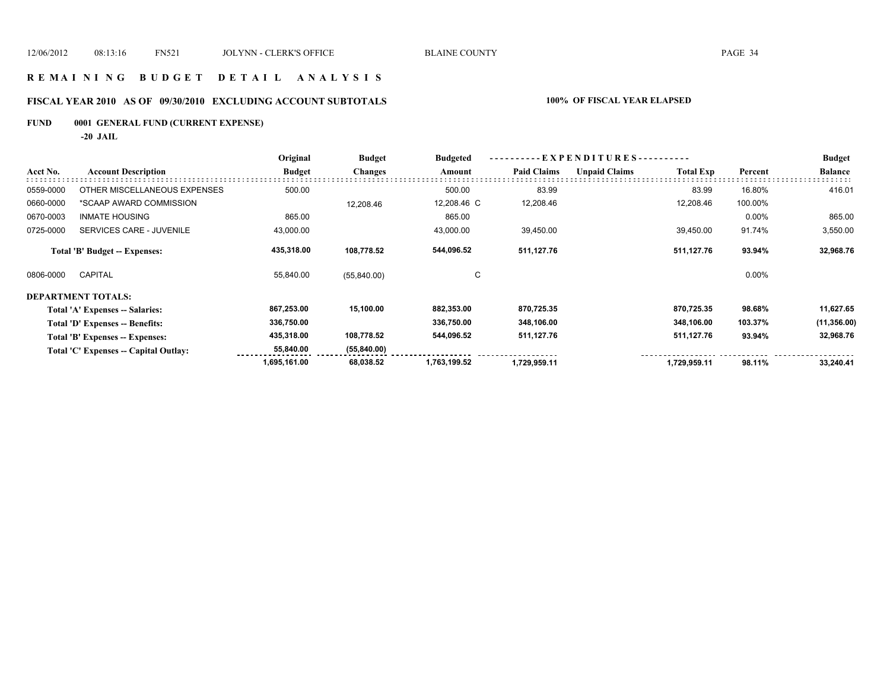# REMAINING BUDGET DETAIL ANALYSIS

## FISCAL YEAR 2010 AS OF 09/30/2010 EXCLUDING ACCOUNT SUBTOTALS

**100% OF FISCAL YEAR ELAPSED**

**FUND 0001 GENERAL FUND (CURRENT EXPENSE)**

**-20 JAIL**

| Acct No. | Account Description | Original Budget | Budget Changes | Budgeted Amount | EXPENDITURES Paid Claims | EXPENDITURES Unpaid Claims | EXPENDITURES Total Exp | Percent | Budget Balance |
|---|---|---|---|---|---|---|---|---|---|
| 0559-0000 | OTHER MISCELLANEOUS EXPENSES | 500.00 | | 500.00 | 83.99 | | 83.99 | 16.80% | 416.01 |
| 0660-0000 | *SCAAP AWARD COMMISSION | | 12,208.46 | 12,208.46 C | 12,208.46 | | 12,208.46 | 100.00% | |
| 0670-0003 | INMATE HOUSING | 865.00 | | 865.00 | | | | 0.00% | 865.00 |
| 0725-0000 | SERVICES CARE - JUVENILE | 43,000.00 | | 43,000.00 | 39,450.00 | | 39,450.00 | 91.74% | 3,550.00 |
| | **Total 'B' Budget -- Expenses:** | **435,318.00** | **108,778.52** | **544,096.52** | **511,127.76** | | **511,127.76** | **93.94%** | **32,968.76** |
| 0806-0000 | CAPITAL | 55,840.00 | (55,840.00) | C | | | | 0.00% | |
| | **DEPARTMENT TOTALS:** | | | | | | | | |
| | **Total 'A' Expenses -- Salaries:** | **867,253.00** | **15,100.00** | **882,353.00** | **870,725.35** | | **870,725.35** | **98.68%** | **11,627.65** |
| | **Total 'D' Expenses -- Benefits:** | **336,750.00** | | **336,750.00** | **348,106.00** | | **348,106.00** | **103.37%** | **(11,356.00)** |
| | **Total 'B' Expenses -- Expenses:** | **435,318.00** | **108,778.52** | **544,096.52** | **511,127.76** | | **511,127.76** | **93.94%** | **32,968.76** |
| | **Total 'C' Expenses -- Capital Outlay:** | **55,840.00** | **(55,840.00)** | | | | | | |
| | | **1,695,161.00** | **68,038.52** | **1,763,199.52** | **1,729,959.11** | | **1,729,959.11** | **98.11%** | **33,240.41** |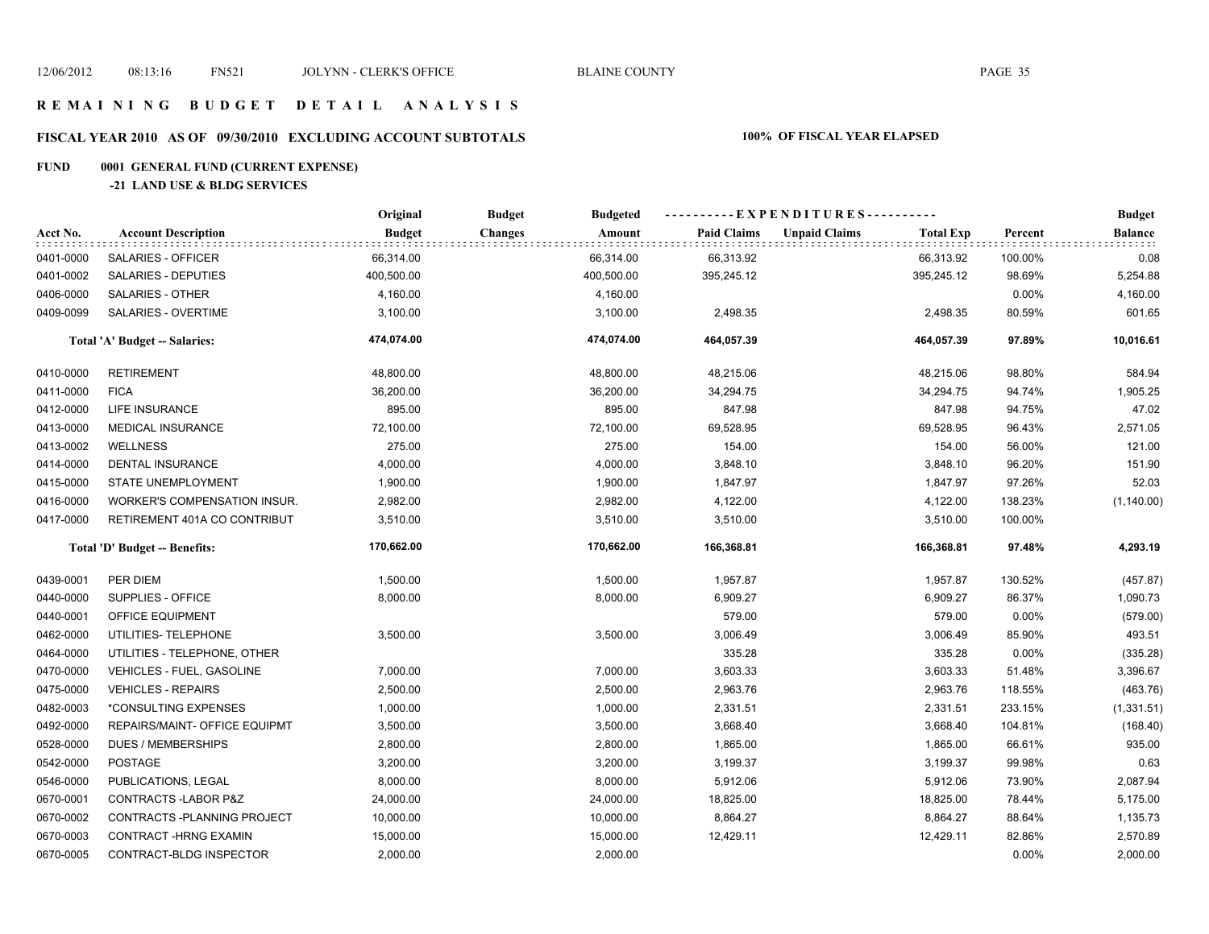# R E M A I N I N G   B U D G E T   D E T A I L   A N A L Y S I S

## FISCAL YEAR 2010 AS OF 09/30/2010 EXCLUDING ACCOUNT SUBTOTALS

**100% OF FISCAL YEAR ELAPSED**

**FUND 0001 GENERAL FUND (CURRENT EXPENSE)**

**-21 LAND USE & BLDG SERVICES**

| Acct No. | Account Description | Original Budget | Budget Changes | Budgeted Amount | Paid Claims | Unpaid Claims | Total Exp | Percent | Budget Balance |
|---|---|---|---|---|---|---|---|---|---|
| 0401-0000 | SALARIES - OFFICER | 66,314.00 | | 66,314.00 | 66,313.92 | | 66,313.92 | 100.00% | 0.08 |
| 0401-0002 | SALARIES - DEPUTIES | 400,500.00 | | 400,500.00 | 395,245.12 | | 395,245.12 | 98.69% | 5,254.88 |
| 0406-0000 | SALARIES - OTHER | 4,160.00 | | 4,160.00 | | | | 0.00% | 4,160.00 |
| 0409-0099 | SALARIES - OVERTIME | 3,100.00 | | 3,100.00 | 2,498.35 | | 2,498.35 | 80.59% | 601.65 |
| | **Total 'A' Budget -- Salaries:** | **474,074.00** | | **474,074.00** | **464,057.39** | | **464,057.39** | **97.89%** | **10,016.61** |
| 0410-0000 | RETIREMENT | 48,800.00 | | 48,800.00 | 48,215.06 | | 48,215.06 | 98.80% | 584.94 |
| 0411-0000 | FICA | 36,200.00 | | 36,200.00 | 34,294.75 | | 34,294.75 | 94.74% | 1,905.25 |
| 0412-0000 | LIFE INSURANCE | 895.00 | | 895.00 | 847.98 | | 847.98 | 94.75% | 47.02 |
| 0413-0000 | MEDICAL INSURANCE | 72,100.00 | | 72,100.00 | 69,528.95 | | 69,528.95 | 96.43% | 2,571.05 |
| 0413-0002 | WELLNESS | 275.00 | | 275.00 | 154.00 | | 154.00 | 56.00% | 121.00 |
| 0414-0000 | DENTAL INSURANCE | 4,000.00 | | 4,000.00 | 3,848.10 | | 3,848.10 | 96.20% | 151.90 |
| 0415-0000 | STATE UNEMPLOYMENT | 1,900.00 | | 1,900.00 | 1,847.97 | | 1,847.97 | 97.26% | 52.03 |
| 0416-0000 | WORKER'S COMPENSATION INSUR. | 2,982.00 | | 2,982.00 | 4,122.00 | | 4,122.00 | 138.23% | (1,140.00) |
| 0417-0000 | RETIREMENT 401A CO CONTRIBUT | 3,510.00 | | 3,510.00 | 3,510.00 | | 3,510.00 | 100.00% | |
| | **Total 'D' Budget -- Benefits:** | **170,662.00** | | **170,662.00** | **166,368.81** | | **166,368.81** | **97.48%** | **4,293.19** |
| 0439-0001 | PER DIEM | 1,500.00 | | 1,500.00 | 1,957.87 | | 1,957.87 | 130.52% | (457.87) |
| 0440-0000 | SUPPLIES - OFFICE | 8,000.00 | | 8,000.00 | 6,909.27 | | 6,909.27 | 86.37% | 1,090.73 |
| 0440-0001 | OFFICE EQUIPMENT | | | | 579.00 | | 579.00 | 0.00% | (579.00) |
| 0462-0000 | UTILITIES- TELEPHONE | 3,500.00 | | 3,500.00 | 3,006.49 | | 3,006.49 | 85.90% | 493.51 |
| 0464-0000 | UTILITIES - TELEPHONE, OTHER | | | | 335.28 | | 335.28 | 0.00% | (335.28) |
| 0470-0000 | VEHICLES - FUEL, GASOLINE | 7,000.00 | | 7,000.00 | 3,603.33 | | 3,603.33 | 51.48% | 3,396.67 |
| 0475-0000 | VEHICLES - REPAIRS | 2,500.00 | | 2,500.00 | 2,963.76 | | 2,963.76 | 118.55% | (463.76) |
| 0482-0003 | *CONSULTING EXPENSES | 1,000.00 | | 1,000.00 | 2,331.51 | | 2,331.51 | 233.15% | (1,331.51) |
| 0492-0000 | REPAIRS/MAINT- OFFICE EQUIPMT | 3,500.00 | | 3,500.00 | 3,668.40 | | 3,668.40 | 104.81% | (168.40) |
| 0528-0000 | DUES / MEMBERSHIPS | 2,800.00 | | 2,800.00 | 1,865.00 | | 1,865.00 | 66.61% | 935.00 |
| 0542-0000 | POSTAGE | 3,200.00 | | 3,200.00 | 3,199.37 | | 3,199.37 | 99.98% | 0.63 |
| 0546-0000 | PUBLICATIONS, LEGAL | 8,000.00 | | 8,000.00 | 5,912.06 | | 5,912.06 | 73.90% | 2,087.94 |
| 0670-0001 | CONTRACTS -LABOR P&Z | 24,000.00 | | 24,000.00 | 18,825.00 | | 18,825.00 | 78.44% | 5,175.00 |
| 0670-0002 | CONTRACTS -PLANNING PROJECT | 10,000.00 | | 10,000.00 | 8,864.27 | | 8,864.27 | 88.64% | 1,135.73 |
| 0670-0003 | CONTRACT -HRNG EXAMIN | 15,000.00 | | 15,000.00 | 12,429.11 | | 12,429.11 | 82.86% | 2,570.89 |
| 0670-0005 | CONTRACT-BLDG INSPECTOR | 2,000.00 | | 2,000.00 | | | | 0.00% | 2,000.00 |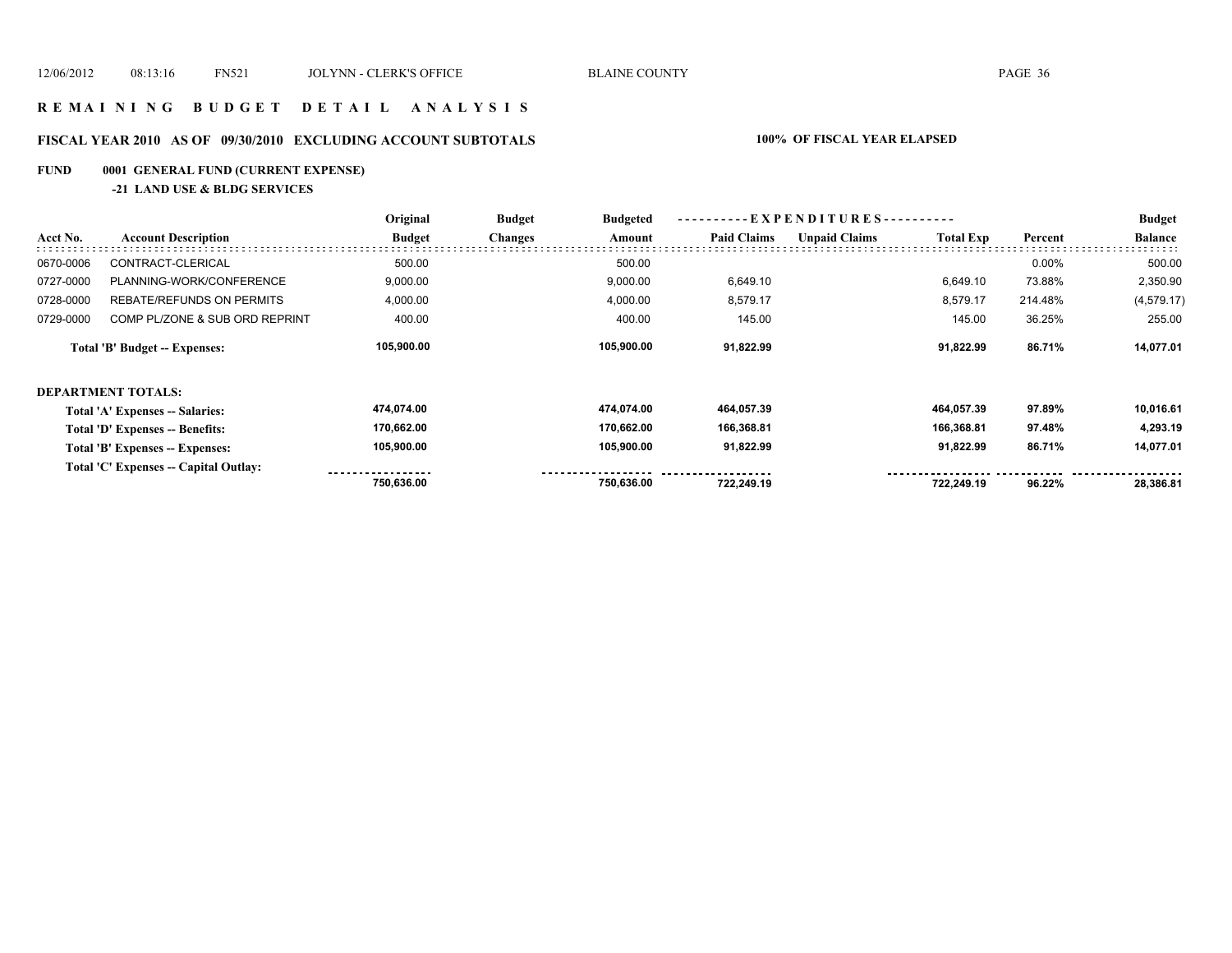# R E M A I N I N G   B U D G E T   D E T A I L   A N A L Y S I S

## FISCAL YEAR 2010 AS OF 09/30/2010 EXCLUDING ACCOUNT SUBTOTALS — 100% OF FISCAL YEAR ELAPSED

### FUND 0001 GENERAL FUND (CURRENT EXPENSE)

#### -21 LAND USE & BLDG SERVICES

| Acct No. | Account Description | Original Budget | Budget Changes | Budgeted Amount | Paid Claims | Unpaid Claims | Total Exp | Percent | Budget Balance |
|---|---|---|---|---|---|---|---|---|---|
| 0670-0006 | CONTRACT-CLERICAL | 500.00 | | 500.00 | | | | 0.00% | 500.00 |
| 0727-0000 | PLANNING-WORK/CONFERENCE | 9,000.00 | | 9,000.00 | 6,649.10 | | 6,649.10 | 73.88% | 2,350.90 |
| 0728-0000 | REBATE/REFUNDS ON PERMITS | 4,000.00 | | 4,000.00 | 8,579.17 | | 8,579.17 | 214.48% | (4,579.17) |
| 0729-0000 | COMP PL/ZONE & SUB ORD REPRINT | 400.00 | | 400.00 | 145.00 | | 145.00 | 36.25% | 255.00 |
| | **Total 'B' Budget -- Expenses:** | **105,900.00** | | **105,900.00** | **91,822.99** | | **91,822.99** | **86.71%** | **14,077.01** |

**DEPARTMENT TOTALS:**

| | Original Budget | Budget Changes | Budgeted Amount | Paid Claims | Unpaid Claims | Total Exp | Percent | Budget Balance |
|---|---|---|---|---|---|---|---|---|
| **Total 'A' Expenses -- Salaries:** | **474,074.00** | | **474,074.00** | **464,057.39** | | **464,057.39** | **97.89%** | **10,016.61** |
| **Total 'D' Expenses -- Benefits:** | **170,662.00** | | **170,662.00** | **166,368.81** | | **166,368.81** | **97.48%** | **4,293.19** |
| **Total 'B' Expenses -- Expenses:** | **105,900.00** | | **105,900.00** | **91,822.99** | | **91,822.99** | **86.71%** | **14,077.01** |
| **Total 'C' Expenses -- Capital Outlay:** | | | | | | | | |
| | **750,636.00** | | **750,636.00** | **722,249.19** | | **722,249.19** | **96.22%** | **28,386.81** |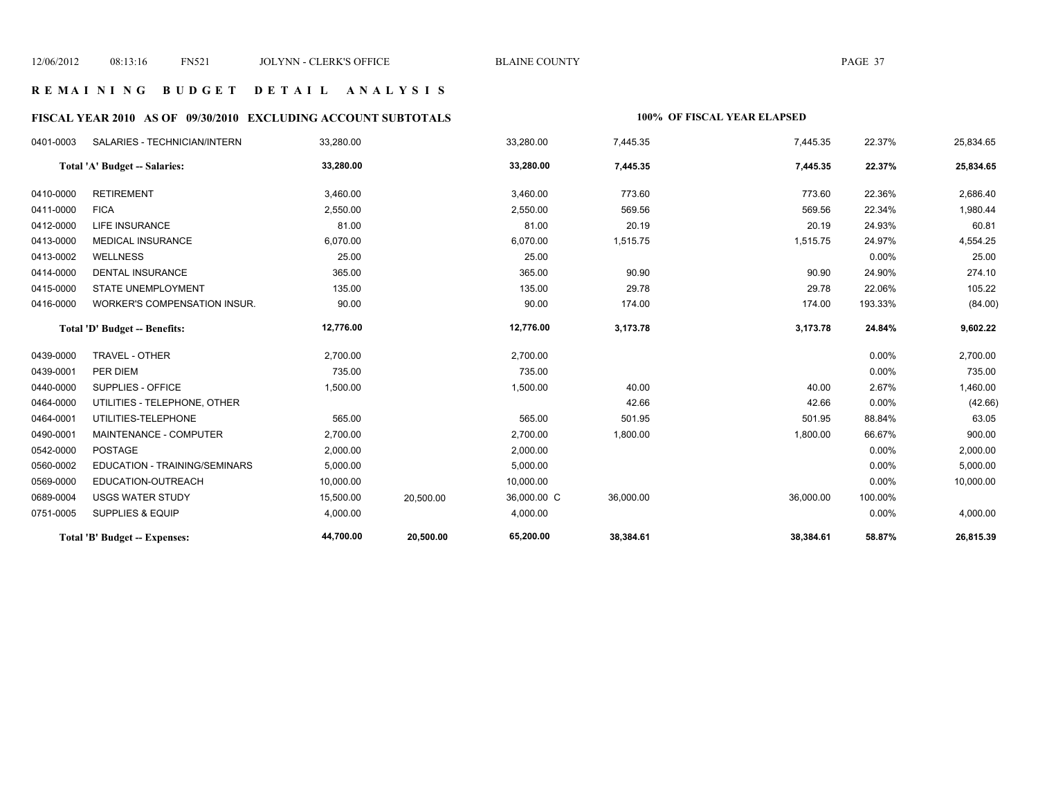# REMAINING BUDGET DETAIL ANALYSIS

## FISCAL YEAR 2010 AS OF 09/30/2010 EXCLUDING ACCOUNT SUBTOTALS

**100% OF FISCAL YEAR ELAPSED**

| Account | Description | Budget | Adjustment | Revised Budget | Expended | Encumbered/YTD | Percent | Remaining |
|---|---|---|---|---|---|---|---|---|
| 0401-0003 | SALARIES - TECHNICIAN/INTERN | 33,280.00 | | 33,280.00 | 7,445.35 | 7,445.35 | 22.37% | 25,834.65 |
| | **Total 'A' Budget -- Salaries:** | **33,280.00** | | **33,280.00** | **7,445.35** | **7,445.35** | **22.37%** | **25,834.65** |
| 0410-0000 | RETIREMENT | 3,460.00 | | 3,460.00 | 773.60 | 773.60 | 22.36% | 2,686.40 |
| 0411-0000 | FICA | 2,550.00 | | 2,550.00 | 569.56 | 569.56 | 22.34% | 1,980.44 |
| 0412-0000 | LIFE INSURANCE | 81.00 | | 81.00 | 20.19 | 20.19 | 24.93% | 60.81 |
| 0413-0000 | MEDICAL INSURANCE | 6,070.00 | | 6,070.00 | 1,515.75 | 1,515.75 | 24.97% | 4,554.25 |
| 0413-0002 | WELLNESS | 25.00 | | 25.00 | | | 0.00% | 25.00 |
| 0414-0000 | DENTAL INSURANCE | 365.00 | | 365.00 | 90.90 | 90.90 | 24.90% | 274.10 |
| 0415-0000 | STATE UNEMPLOYMENT | 135.00 | | 135.00 | 29.78 | 29.78 | 22.06% | 105.22 |
| 0416-0000 | WORKER'S COMPENSATION INSUR. | 90.00 | | 90.00 | 174.00 | 174.00 | 193.33% | (84.00) |
| | **Total 'D' Budget -- Benefits:** | **12,776.00** | | **12,776.00** | **3,173.78** | **3,173.78** | **24.84%** | **9,602.22** |
| 0439-0000 | TRAVEL - OTHER | 2,700.00 | | 2,700.00 | | | 0.00% | 2,700.00 |
| 0439-0001 | PER DIEM | 735.00 | | 735.00 | | | 0.00% | 735.00 |
| 0440-0000 | SUPPLIES - OFFICE | 1,500.00 | | 1,500.00 | 40.00 | 40.00 | 2.67% | 1,460.00 |
| 0464-0000 | UTILITIES - TELEPHONE, OTHER | | | | 42.66 | 42.66 | 0.00% | (42.66) |
| 0464-0001 | UTILITIES-TELEPHONE | 565.00 | | 565.00 | 501.95 | 501.95 | 88.84% | 63.05 |
| 0490-0001 | MAINTENANCE - COMPUTER | 2,700.00 | | 2,700.00 | 1,800.00 | 1,800.00 | 66.67% | 900.00 |
| 0542-0000 | POSTAGE | 2,000.00 | | 2,000.00 | | | 0.00% | 2,000.00 |
| 0560-0002 | EDUCATION - TRAINING/SEMINARS | 5,000.00 | | 5,000.00 | | | 0.00% | 5,000.00 |
| 0569-0000 | EDUCATION-OUTREACH | 10,000.00 | | 10,000.00 | | | 0.00% | 10,000.00 |
| 0689-0004 | USGS WATER STUDY | 15,500.00 | 20,500.00 | 36,000.00 C | 36,000.00 | 36,000.00 | 100.00% | |
| 0751-0005 | SUPPLIES & EQUIP | 4,000.00 | | 4,000.00 | | | 0.00% | 4,000.00 |
| | **Total 'B' Budget -- Expenses:** | **44,700.00** | **20,500.00** | **65,200.00** | **38,384.61** | **38,384.61** | **58.87%** | **26,815.39** |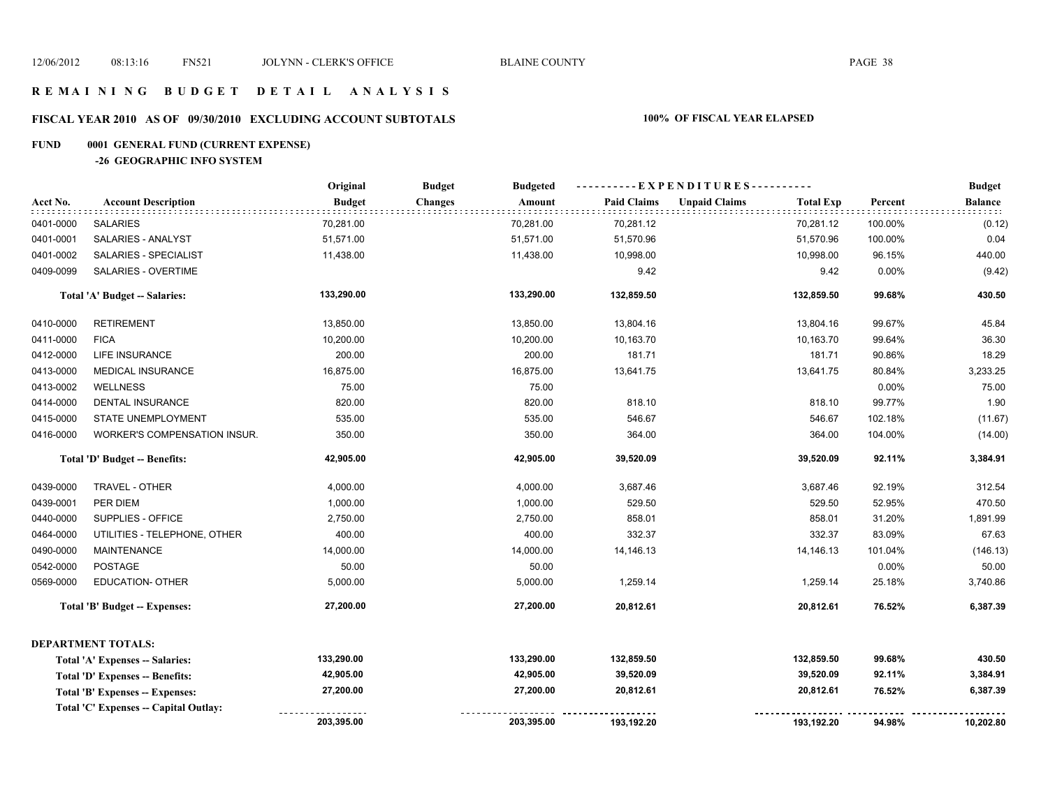# REMAINING BUDGET DETAIL ANALYSIS

## FISCAL YEAR 2010 AS OF 09/30/2010 EXCLUDING ACCOUNT SUBTOTALS

**100% OF FISCAL YEAR ELAPSED**

### FUND 0001 GENERAL FUND (CURRENT EXPENSE)

**-26 GEOGRAPHIC INFO SYSTEM**

| Acct No. | Account Description | Original Budget | Budget Changes | Budgeted Amount | Paid Claims | Unpaid Claims | Total Exp | Percent | Budget Balance |
|---|---|---|---|---|---|---|---|---|---|
| 0401-0000 | SALARIES | 70,281.00 | | 70,281.00 | 70,281.12 | | 70,281.12 | 100.00% | (0.12) |
| 0401-0001 | SALARIES - ANALYST | 51,571.00 | | 51,571.00 | 51,570.96 | | 51,570.96 | 100.00% | 0.04 |
| 0401-0002 | SALARIES - SPECIALIST | 11,438.00 | | 11,438.00 | 10,998.00 | | 10,998.00 | 96.15% | 440.00 |
| 0409-0099 | SALARIES - OVERTIME | | | | 9.42 | | 9.42 | 0.00% | (9.42) |
| | **Total 'A' Budget -- Salaries:** | **133,290.00** | | **133,290.00** | **132,859.50** | | **132,859.50** | **99.68%** | **430.50** |
| 0410-0000 | RETIREMENT | 13,850.00 | | 13,850.00 | 13,804.16 | | 13,804.16 | 99.67% | 45.84 |
| 0411-0000 | FICA | 10,200.00 | | 10,200.00 | 10,163.70 | | 10,163.70 | 99.64% | 36.30 |
| 0412-0000 | LIFE INSURANCE | 200.00 | | 200.00 | 181.71 | | 181.71 | 90.86% | 18.29 |
| 0413-0000 | MEDICAL INSURANCE | 16,875.00 | | 16,875.00 | 13,641.75 | | 13,641.75 | 80.84% | 3,233.25 |
| 0413-0002 | WELLNESS | 75.00 | | 75.00 | | | | 0.00% | 75.00 |
| 0414-0000 | DENTAL INSURANCE | 820.00 | | 820.00 | 818.10 | | 818.10 | 99.77% | 1.90 |
| 0415-0000 | STATE UNEMPLOYMENT | 535.00 | | 535.00 | 546.67 | | 546.67 | 102.18% | (11.67) |
| 0416-0000 | WORKER'S COMPENSATION INSUR. | 350.00 | | 350.00 | 364.00 | | 364.00 | 104.00% | (14.00) |
| | **Total 'D' Budget -- Benefits:** | **42,905.00** | | **42,905.00** | **39,520.09** | | **39,520.09** | **92.11%** | **3,384.91** |
| 0439-0000 | TRAVEL - OTHER | 4,000.00 | | 4,000.00 | 3,687.46 | | 3,687.46 | 92.19% | 312.54 |
| 0439-0001 | PER DIEM | 1,000.00 | | 1,000.00 | 529.50 | | 529.50 | 52.95% | 470.50 |
| 0440-0000 | SUPPLIES - OFFICE | 2,750.00 | | 2,750.00 | 858.01 | | 858.01 | 31.20% | 1,891.99 |
| 0464-0000 | UTILITIES - TELEPHONE, OTHER | 400.00 | | 400.00 | 332.37 | | 332.37 | 83.09% | 67.63 |
| 0490-0000 | MAINTENANCE | 14,000.00 | | 14,000.00 | 14,146.13 | | 14,146.13 | 101.04% | (146.13) |
| 0542-0000 | POSTAGE | 50.00 | | 50.00 | | | | 0.00% | 50.00 |
| 0569-0000 | EDUCATION- OTHER | 5,000.00 | | 5,000.00 | 1,259.14 | | 1,259.14 | 25.18% | 3,740.86 |
| | **Total 'B' Budget -- Expenses:** | **27,200.00** | | **27,200.00** | **20,812.61** | | **20,812.61** | **76.52%** | **6,387.39** |

**DEPARTMENT TOTALS:**

| | Original Budget | Budget Changes | Budgeted Amount | Paid Claims | Unpaid Claims | Total Exp | Percent | Budget Balance |
|---|---|---|---|---|---|---|---|---|
| **Total 'A' Expenses -- Salaries:** | **133,290.00** | | **133,290.00** | **132,859.50** | | **132,859.50** | **99.68%** | **430.50** |
| **Total 'D' Expenses -- Benefits:** | **42,905.00** | | **42,905.00** | **39,520.09** | | **39,520.09** | **92.11%** | **3,384.91** |
| **Total 'B' Expenses -- Expenses:** | **27,200.00** | | **27,200.00** | **20,812.61** | | **20,812.61** | **76.52%** | **6,387.39** |
| **Total 'C' Expenses -- Capital Outlay:** | | | | | | | | |
| | **203,395.00** | | **203,395.00** | **193,192.20** | | **193,192.20** | **94.98%** | **10,202.80** |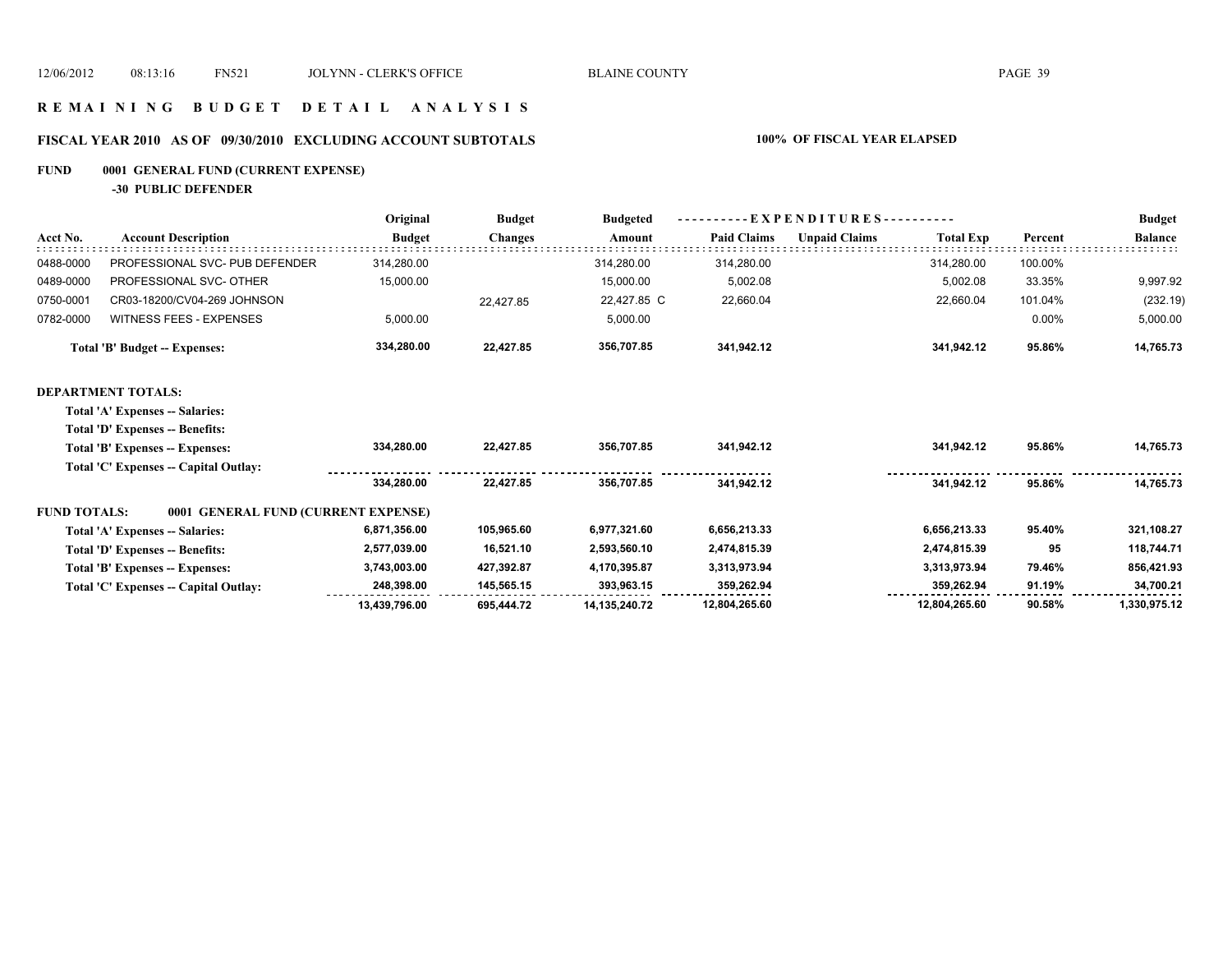# R E M A I N I N G   B U D G E T   D E T A I L   A N A L Y S I S

## FISCAL YEAR 2010 AS OF 09/30/2010 EXCLUDING ACCOUNT SUBTOTALS

**100% OF FISCAL YEAR ELAPSED**

**FUND 0001 GENERAL FUND (CURRENT EXPENSE)**

**-30 PUBLIC DEFENDER**

| Acct No. | Account Description | Original Budget | Budget Changes | Budgeted Amount | Paid Claims | Unpaid Claims | Total Exp | Percent | Budget Balance |
|---|---|---|---|---|---|---|---|---|---|
| 0488-0000 | PROFESSIONAL SVC- PUB DEFENDER | 314,280.00 | | 314,280.00 | 314,280.00 | | 314,280.00 | 100.00% | |
| 0489-0000 | PROFESSIONAL SVC- OTHER | 15,000.00 | | 15,000.00 | 5,002.08 | | 5,002.08 | 33.35% | 9,997.92 |
| 0750-0001 | CR03-18200/CV04-269 JOHNSON | | 22,427.85 | 22,427.85 C | 22,660.04 | | 22,660.04 | 101.04% | (232.19) |
| 0782-0000 | WITNESS FEES - EXPENSES | 5,000.00 | | 5,000.00 | | | | 0.00% | 5,000.00 |
| | **Total 'B' Budget -- Expenses:** | **334,280.00** | **22,427.85** | **356,707.85** | **341,942.12** | | **341,942.12** | **95.86%** | **14,765.73** |
| | **DEPARTMENT TOTALS:** | | | | | | | | |
| | **Total 'A' Expenses -- Salaries:** | | | | | | | | |
| | **Total 'D' Expenses -- Benefits:** | | | | | | | | |
| | **Total 'B' Expenses -- Expenses:** | **334,280.00** | **22,427.85** | **356,707.85** | **341,942.12** | | **341,942.12** | **95.86%** | **14,765.73** |
| | **Total 'C' Expenses -- Capital Outlay:** | | | | | | | | |
| | | **334,280.00** | **22,427.85** | **356,707.85** | **341,942.12** | | **341,942.12** | **95.86%** | **14,765.73** |
| **FUND TOTALS:** | **0001 GENERAL FUND (CURRENT EXPENSE)** | | | | | | | | |
| | **Total 'A' Expenses -- Salaries:** | **6,871,356.00** | **105,965.60** | **6,977,321.60** | **6,656,213.33** | | **6,656,213.33** | **95.40%** | **321,108.27** |
| | **Total 'D' Expenses -- Benefits:** | **2,577,039.00** | **16,521.10** | **2,593,560.10** | **2,474,815.39** | | **2,474,815.39** | **95** | **118,744.71** |
| | **Total 'B' Expenses -- Expenses:** | **3,743,003.00** | **427,392.87** | **4,170,395.87** | **3,313,973.94** | | **3,313,973.94** | **79.46%** | **856,421.93** |
| | **Total 'C' Expenses -- Capital Outlay:** | **248,398.00** | **145,565.15** | **393,963.15** | **359,262.94** | | **359,262.94** | **91.19%** | **34,700.21** |
| | | **13,439,796.00** | **695,444.72** | **14,135,240.72** | **12,804,265.60** | | **12,804,265.60** | **90.58%** | **1,330,975.12** |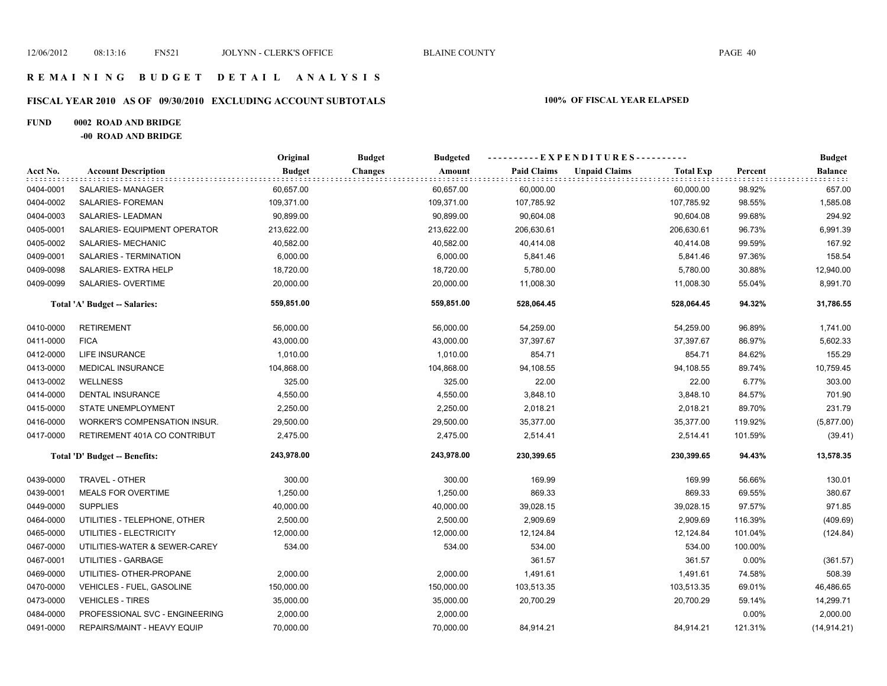# R E M A I N I N G   B U D G E T   D E T A I L   A N A L Y S I S

## FISCAL YEAR 2010 AS OF 09/30/2010 EXCLUDING ACCOUNT SUBTOTALS

**100% OF FISCAL YEAR ELAPSED**

**FUND 0002 ROAD AND BRIDGE**

**-00 ROAD AND BRIDGE**

| Acct No. | Account Description | Original Budget | Budget Changes | Budgeted Amount | Paid Claims | Unpaid Claims | Total Exp | Percent | Budget Balance |
|---|---|---|---|---|---|---|---|---|---|
| 0404-0001 | SALARIES- MANAGER | 60,657.00 | | 60,657.00 | 60,000.00 | | 60,000.00 | 98.92% | 657.00 |
| 0404-0002 | SALARIES- FOREMAN | 109,371.00 | | 109,371.00 | 107,785.92 | | 107,785.92 | 98.55% | 1,585.08 |
| 0404-0003 | SALARIES- LEADMAN | 90,899.00 | | 90,899.00 | 90,604.08 | | 90,604.08 | 99.68% | 294.92 |
| 0405-0001 | SALARIES- EQUIPMENT OPERATOR | 213,622.00 | | 213,622.00 | 206,630.61 | | 206,630.61 | 96.73% | 6,991.39 |
| 0405-0002 | SALARIES- MECHANIC | 40,582.00 | | 40,582.00 | 40,414.08 | | 40,414.08 | 99.59% | 167.92 |
| 0409-0001 | SALARIES - TERMINATION | 6,000.00 | | 6,000.00 | 5,841.46 | | 5,841.46 | 97.36% | 158.54 |
| 0409-0098 | SALARIES- EXTRA HELP | 18,720.00 | | 18,720.00 | 5,780.00 | | 5,780.00 | 30.88% | 12,940.00 |
| 0409-0099 | SALARIES- OVERTIME | 20,000.00 | | 20,000.00 | 11,008.30 | | 11,008.30 | 55.04% | 8,991.70 |
| | **Total 'A' Budget -- Salaries:** | **559,851.00** | | **559,851.00** | **528,064.45** | | **528,064.45** | **94.32%** | **31,786.55** |
| 0410-0000 | RETIREMENT | 56,000.00 | | 56,000.00 | 54,259.00 | | 54,259.00 | 96.89% | 1,741.00 |
| 0411-0000 | FICA | 43,000.00 | | 43,000.00 | 37,397.67 | | 37,397.67 | 86.97% | 5,602.33 |
| 0412-0000 | LIFE INSURANCE | 1,010.00 | | 1,010.00 | 854.71 | | 854.71 | 84.62% | 155.29 |
| 0413-0000 | MEDICAL INSURANCE | 104,868.00 | | 104,868.00 | 94,108.55 | | 94,108.55 | 89.74% | 10,759.45 |
| 0413-0002 | WELLNESS | 325.00 | | 325.00 | 22.00 | | 22.00 | 6.77% | 303.00 |
| 0414-0000 | DENTAL INSURANCE | 4,550.00 | | 4,550.00 | 3,848.10 | | 3,848.10 | 84.57% | 701.90 |
| 0415-0000 | STATE UNEMPLOYMENT | 2,250.00 | | 2,250.00 | 2,018.21 | | 2,018.21 | 89.70% | 231.79 |
| 0416-0000 | WORKER'S COMPENSATION INSUR. | 29,500.00 | | 29,500.00 | 35,377.00 | | 35,377.00 | 119.92% | (5,877.00) |
| 0417-0000 | RETIREMENT 401A CO CONTRIBUT | 2,475.00 | | 2,475.00 | 2,514.41 | | 2,514.41 | 101.59% | (39.41) |
| | **Total 'D' Budget -- Benefits:** | **243,978.00** | | **243,978.00** | **230,399.65** | | **230,399.65** | **94.43%** | **13,578.35** |
| 0439-0000 | TRAVEL - OTHER | 300.00 | | 300.00 | 169.99 | | 169.99 | 56.66% | 130.01 |
| 0439-0001 | MEALS FOR OVERTIME | 1,250.00 | | 1,250.00 | 869.33 | | 869.33 | 69.55% | 380.67 |
| 0449-0000 | SUPPLIES | 40,000.00 | | 40,000.00 | 39,028.15 | | 39,028.15 | 97.57% | 971.85 |
| 0464-0000 | UTILITIES - TELEPHONE, OTHER | 2,500.00 | | 2,500.00 | 2,909.69 | | 2,909.69 | 116.39% | (409.69) |
| 0465-0000 | UTILITIES - ELECTRICITY | 12,000.00 | | 12,000.00 | 12,124.84 | | 12,124.84 | 101.04% | (124.84) |
| 0467-0000 | UTILITIES-WATER & SEWER-CAREY | 534.00 | | 534.00 | 534.00 | | 534.00 | 100.00% | |
| 0467-0001 | UTILITIES - GARBAGE | | | | 361.57 | | 361.57 | 0.00% | (361.57) |
| 0469-0000 | UTILITIES- OTHER-PROPANE | 2,000.00 | | 2,000.00 | 1,491.61 | | 1,491.61 | 74.58% | 508.39 |
| 0470-0000 | VEHICLES - FUEL, GASOLINE | 150,000.00 | | 150,000.00 | 103,513.35 | | 103,513.35 | 69.01% | 46,486.65 |
| 0473-0000 | VEHICLES - TIRES | 35,000.00 | | 35,000.00 | 20,700.29 | | 20,700.29 | 59.14% | 14,299.71 |
| 0484-0000 | PROFESSIONAL SVC - ENGINEERING | 2,000.00 | | 2,000.00 | | | | 0.00% | 2,000.00 |
| 0491-0000 | REPAIRS/MAINT - HEAVY EQUIP | 70,000.00 | | 70,000.00 | 84,914.21 | | 84,914.21 | 121.31% | (14,914.21) |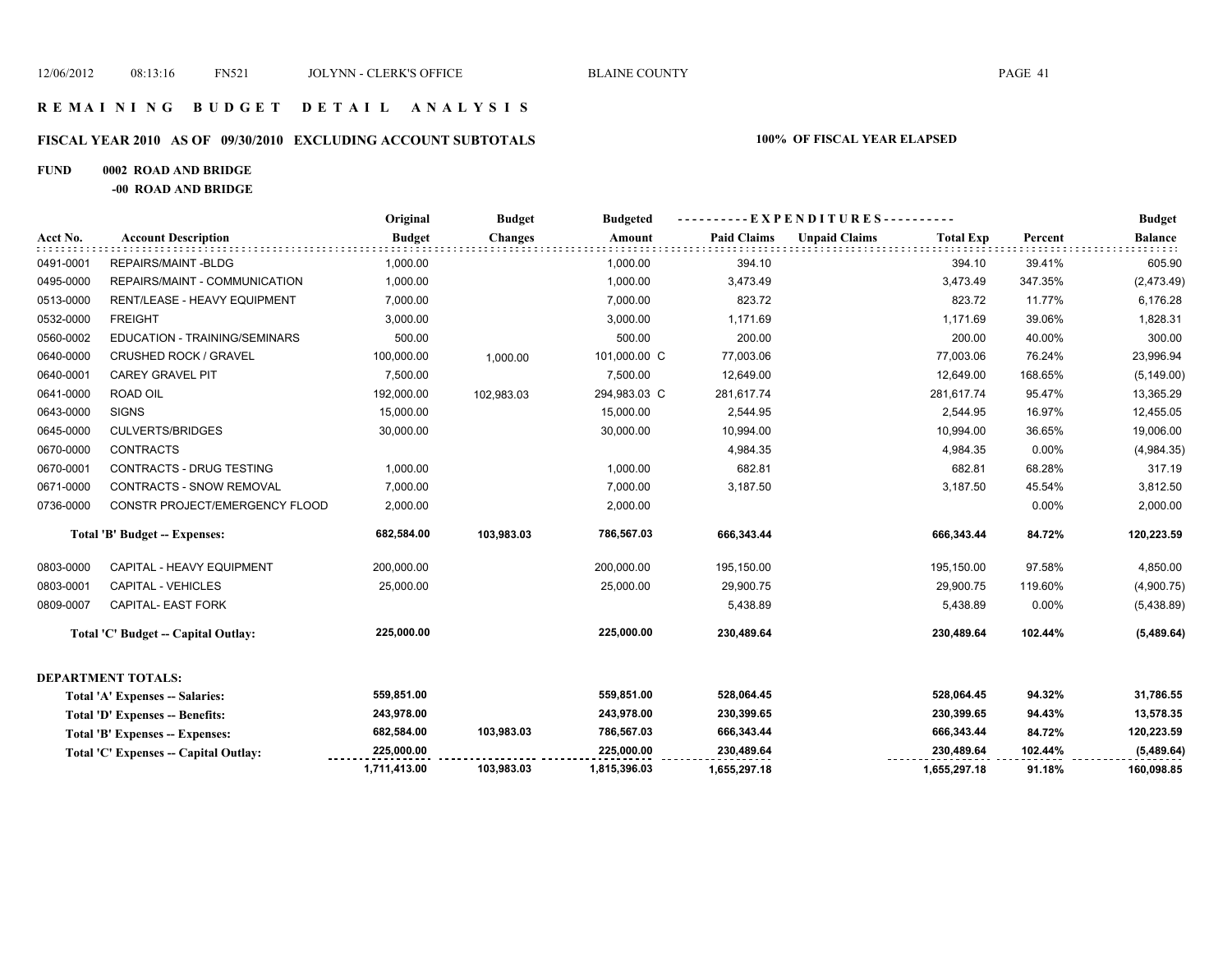# REMAINING BUDGET DETAIL ANALYSIS

## FISCAL YEAR 2010 AS OF 09/30/2010 EXCLUDING ACCOUNT SUBTOTALS

**100% OF FISCAL YEAR ELAPSED**

**FUND 0002 ROAD AND BRIDGE**

**-00 ROAD AND BRIDGE**

| Acct No. | Account Description | Original Budget | Budget Changes | Budgeted Amount | Paid Claims | Unpaid Claims | Total Exp | Percent | Budget Balance |
|---|---|---|---|---|---|---|---|---|---|
| 0491-0001 | REPAIRS/MAINT -BLDG | 1,000.00 | | 1,000.00 | 394.10 | | 394.10 | 39.41% | 605.90 |
| 0495-0000 | REPAIRS/MAINT - COMMUNICATION | 1,000.00 | | 1,000.00 | 3,473.49 | | 3,473.49 | 347.35% | (2,473.49) |
| 0513-0000 | RENT/LEASE - HEAVY EQUIPMENT | 7,000.00 | | 7,000.00 | 823.72 | | 823.72 | 11.77% | 6,176.28 |
| 0532-0000 | FREIGHT | 3,000.00 | | 3,000.00 | 1,171.69 | | 1,171.69 | 39.06% | 1,828.31 |
| 0560-0002 | EDUCATION - TRAINING/SEMINARS | 500.00 | | 500.00 | 200.00 | | 200.00 | 40.00% | 300.00 |
| 0640-0000 | CRUSHED ROCK / GRAVEL | 100,000.00 | 1,000.00 | 101,000.00 C | 77,003.06 | | 77,003.06 | 76.24% | 23,996.94 |
| 0640-0001 | CAREY GRAVEL PIT | 7,500.00 | | 7,500.00 | 12,649.00 | | 12,649.00 | 168.65% | (5,149.00) |
| 0641-0000 | ROAD OIL | 192,000.00 | 102,983.03 | 294,983.03 C | 281,617.74 | | 281,617.74 | 95.47% | 13,365.29 |
| 0643-0000 | SIGNS | 15,000.00 | | 15,000.00 | 2,544.95 | | 2,544.95 | 16.97% | 12,455.05 |
| 0645-0000 | CULVERTS/BRIDGES | 30,000.00 | | 30,000.00 | 10,994.00 | | 10,994.00 | 36.65% | 19,006.00 |
| 0670-0000 | CONTRACTS | | | | 4,984.35 | | 4,984.35 | 0.00% | (4,984.35) |
| 0670-0001 | CONTRACTS - DRUG TESTING | 1,000.00 | | 1,000.00 | 682.81 | | 682.81 | 68.28% | 317.19 |
| 0671-0000 | CONTRACTS - SNOW REMOVAL | 7,000.00 | | 7,000.00 | 3,187.50 | | 3,187.50 | 45.54% | 3,812.50 |
| 0736-0000 | CONSTR PROJECT/EMERGENCY FLOOD | 2,000.00 | | 2,000.00 | | | | 0.00% | 2,000.00 |
| | **Total 'B' Budget -- Expenses:** | **682,584.00** | **103,983.03** | **786,567.03** | **666,343.44** | | **666,343.44** | **84.72%** | **120,223.59** |
| 0803-0000 | CAPITAL - HEAVY EQUIPMENT | 200,000.00 | | 200,000.00 | 195,150.00 | | 195,150.00 | 97.58% | 4,850.00 |
| 0803-0001 | CAPITAL - VEHICLES | 25,000.00 | | 25,000.00 | 29,900.75 | | 29,900.75 | 119.60% | (4,900.75) |
| 0809-0007 | CAPITAL- EAST FORK | | | | 5,438.89 | | 5,438.89 | 0.00% | (5,438.89) |
| | **Total 'C' Budget -- Capital Outlay:** | **225,000.00** | | **225,000.00** | **230,489.64** | | **230,489.64** | **102.44%** | **(5,489.64)** |
| | **DEPARTMENT TOTALS:** | | | | | | | | |
| | **Total 'A' Expenses -- Salaries:** | **559,851.00** | | **559,851.00** | **528,064.45** | | **528,064.45** | **94.32%** | **31,786.55** |
| | **Total 'D' Expenses -- Benefits:** | **243,978.00** | | **243,978.00** | **230,399.65** | | **230,399.65** | **94.43%** | **13,578.35** |
| | **Total 'B' Expenses -- Expenses:** | **682,584.00** | **103,983.03** | **786,567.03** | **666,343.44** | | **666,343.44** | **84.72%** | **120,223.59** |
| | **Total 'C' Expenses -- Capital Outlay:** | **225,000.00** | | **225,000.00** | **230,489.64** | | **230,489.64** | **102.44%** | **(5,489.64)** |
| | | **1,711,413.00** | **103,983.03** | **1,815,396.03** | **1,655,297.18** | | **1,655,297.18** | **91.18%** | **160,098.85** |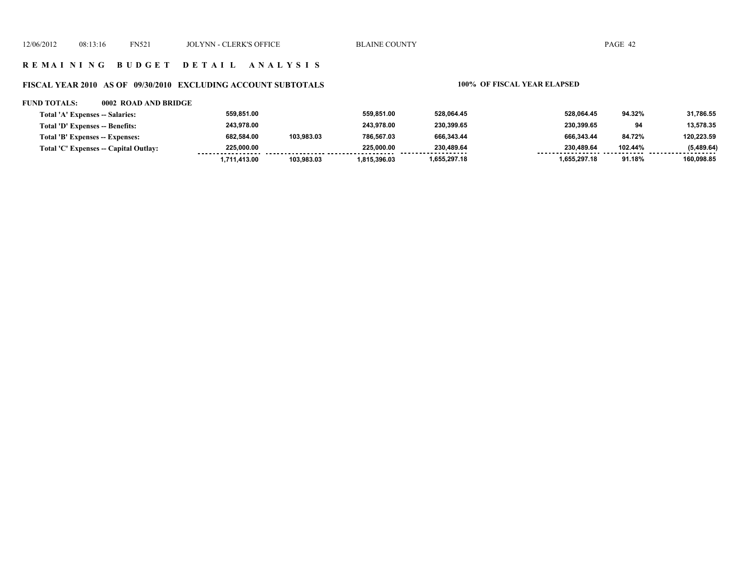## R E M A I N I N G   B U D G E T   D E T A I L   A N A L Y S I S

### FISCAL YEAR 2010 AS OF 09/30/2010 EXCLUDING ACCOUNT SUBTOTALS

**100% OF FISCAL YEAR ELAPSED**

**FUND TOTALS: 0002 ROAD AND BRIDGE**

| | | | | | | | |
|---|---|---|---|---|---|---|---|
| Total 'A' Expenses -- Salaries: | 559,851.00 | | 559,851.00 | 528,064.45 | 528,064.45 | 94.32% | 31,786.55 |
| Total 'D' Expenses -- Benefits: | 243,978.00 | | 243,978.00 | 230,399.65 | 230,399.65 | 94 | 13,578.35 |
| Total 'B' Expenses -- Expenses: | 682,584.00 | 103,983.03 | 786,567.03 | 666,343.44 | 666,343.44 | 84.72% | 120,223.59 |
| Total 'C' Expenses -- Capital Outlay: | 225,000.00 | | 225,000.00 | 230,489.64 | 230,489.64 | 102.44% | (5,489.64) |
| | 1,711,413.00 | 103,983.03 | 1,815,396.03 | 1,655,297.18 | 1,655,297.18 | 91.18% | 160,098.85 |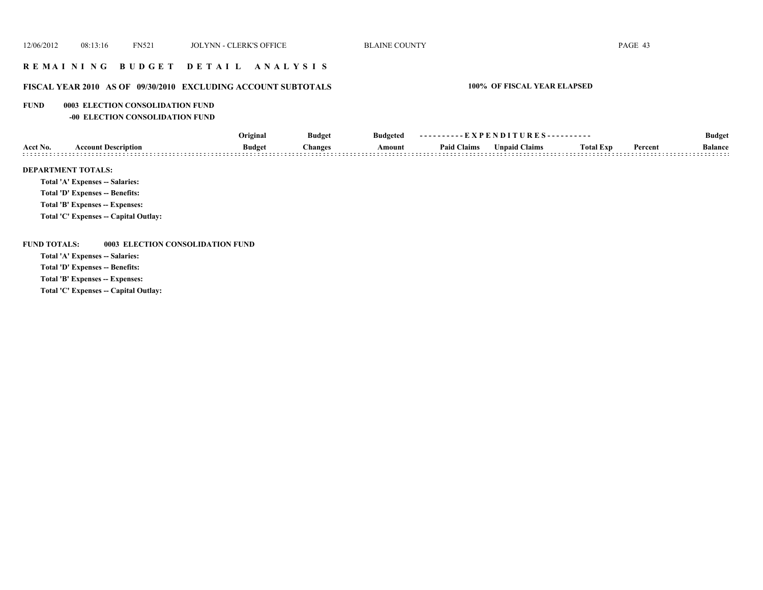# REMAINING BUDGET DETAIL ANALYSIS

## FISCAL YEAR 2010 AS OF 09/30/2010 EXCLUDING ACCOUNT SUBTOTALS

**100% OF FISCAL YEAR ELAPSED**

**FUND 0003 ELECTION CONSOLIDATION FUND**

**-00 ELECTION CONSOLIDATION FUND**

| Acct No. | Account Description | Original Budget | Budget Changes | Budgeted Amount | Paid Claims | Unpaid Claims | Total Exp | Percent | Budget Balance |
|---|---|---|---|---|---|---|---|---|---|

**DEPARTMENT TOTALS:**

- Total 'A' Expenses -- Salaries:
- Total 'D' Expenses -- Benefits:
- Total 'B' Expenses -- Expenses:
- Total 'C' Expenses -- Capital Outlay:

**FUND TOTALS: 0003 ELECTION CONSOLIDATION FUND**

- Total 'A' Expenses -- Salaries:
- Total 'D' Expenses -- Benefits:
- Total 'B' Expenses -- Expenses:
- Total 'C' Expenses -- Capital Outlay: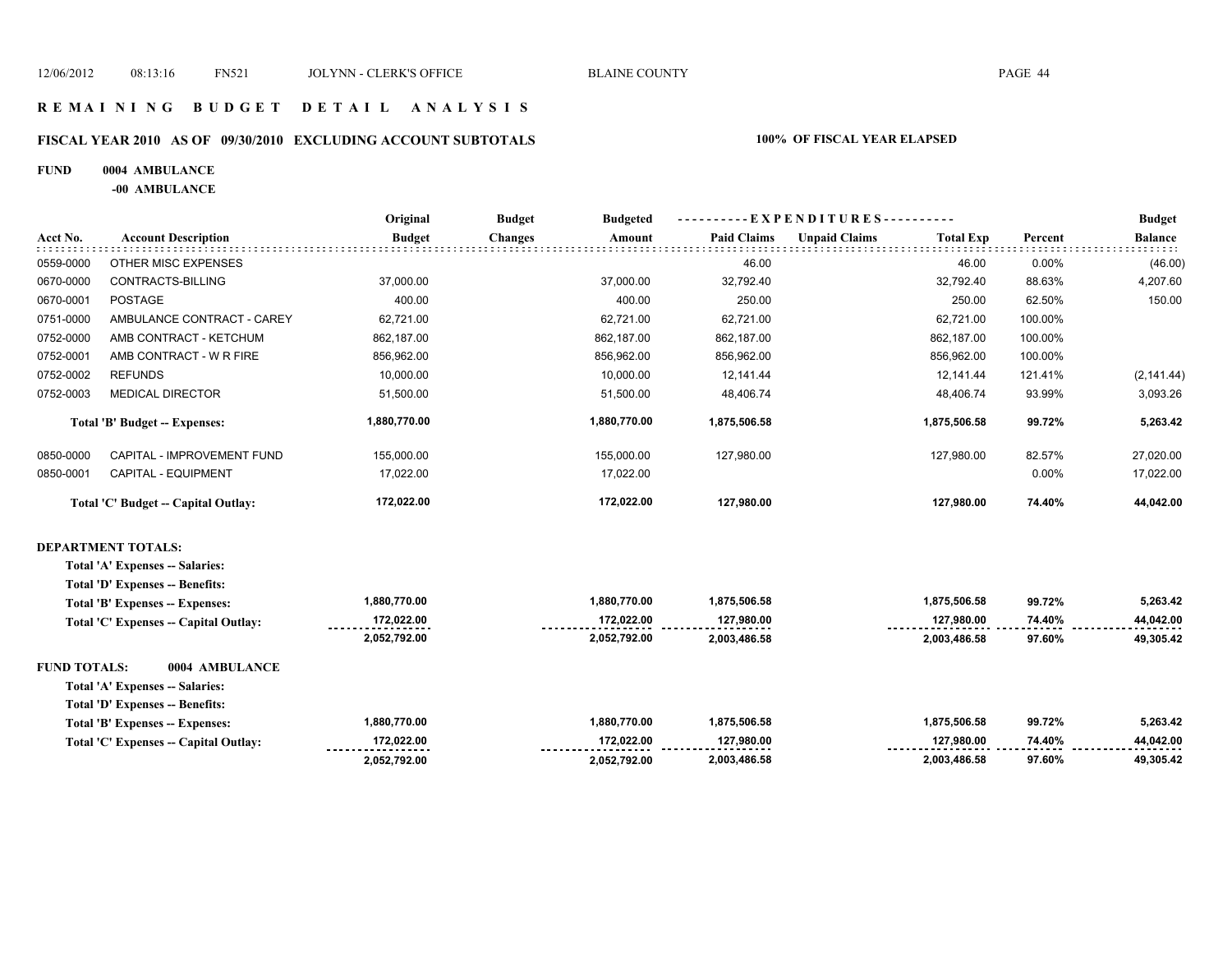# R E M A I N I N G   B U D G E T   D E T A I L   A N A L Y S I S

## FISCAL YEAR 2010 AS OF 09/30/2010 EXCLUDING ACCOUNT SUBTOTALS

**100% OF FISCAL YEAR ELAPSED**

**FUND 0004 AMBULANCE**

**-00 AMBULANCE**

| Acct No. | Account Description | Original Budget | Budget Changes | Budgeted Amount | Paid Claims | Unpaid Claims | Total Exp | Percent | Budget Balance |
|---|---|---|---|---|---|---|---|---|---|
| 0559-0000 | OTHER MISC EXPENSES | | | | 46.00 | | 46.00 | 0.00% | (46.00) |
| 0670-0000 | CONTRACTS-BILLING | 37,000.00 | | 37,000.00 | 32,792.40 | | 32,792.40 | 88.63% | 4,207.60 |
| 0670-0001 | POSTAGE | 400.00 | | 400.00 | 250.00 | | 250.00 | 62.50% | 150.00 |
| 0751-0000 | AMBULANCE CONTRACT - CAREY | 62,721.00 | | 62,721.00 | 62,721.00 | | 62,721.00 | 100.00% | |
| 0752-0000 | AMB CONTRACT - KETCHUM | 862,187.00 | | 862,187.00 | 862,187.00 | | 862,187.00 | 100.00% | |
| 0752-0001 | AMB CONTRACT - W R FIRE | 856,962.00 | | 856,962.00 | 856,962.00 | | 856,962.00 | 100.00% | |
| 0752-0002 | REFUNDS | 10,000.00 | | 10,000.00 | 12,141.44 | | 12,141.44 | 121.41% | (2,141.44) |
| 0752-0003 | MEDICAL DIRECTOR | 51,500.00 | | 51,500.00 | 48,406.74 | | 48,406.74 | 93.99% | 3,093.26 |
| | **Total 'B' Budget -- Expenses:** | **1,880,770.00** | | **1,880,770.00** | **1,875,506.58** | | **1,875,506.58** | **99.72%** | **5,263.42** |
| 0850-0000 | CAPITAL - IMPROVEMENT FUND | 155,000.00 | | 155,000.00 | 127,980.00 | | 127,980.00 | 82.57% | 27,020.00 |
| 0850-0001 | CAPITAL - EQUIPMENT | 17,022.00 | | 17,022.00 | | | | 0.00% | 17,022.00 |
| | **Total 'C' Budget -- Capital Outlay:** | **172,022.00** | | **172,022.00** | **127,980.00** | | **127,980.00** | **74.40%** | **44,042.00** |
| **DEPARTMENT TOTALS:** | | | | | | | | | |
| | **Total 'A' Expenses -- Salaries:** | | | | | | | | |
| | **Total 'D' Expenses -- Benefits:** | | | | | | | | |
| | **Total 'B' Expenses -- Expenses:** | **1,880,770.00** | | **1,880,770.00** | **1,875,506.58** | | **1,875,506.58** | **99.72%** | **5,263.42** |
| | **Total 'C' Expenses -- Capital Outlay:** | **172,022.00** | | **172,022.00** | **127,980.00** | | **127,980.00** | **74.40%** | **44,042.00** |
| | | **2,052,792.00** | | **2,052,792.00** | **2,003,486.58** | | **2,003,486.58** | **97.60%** | **49,305.42** |
| **FUND TOTALS:** | **0004 AMBULANCE** | | | | | | | | |
| | **Total 'A' Expenses -- Salaries:** | | | | | | | | |
| | **Total 'D' Expenses -- Benefits:** | | | | | | | | |
| | **Total 'B' Expenses -- Expenses:** | **1,880,770.00** | | **1,880,770.00** | **1,875,506.58** | | **1,875,506.58** | **99.72%** | **5,263.42** |
| | **Total 'C' Expenses -- Capital Outlay:** | **172,022.00** | | **172,022.00** | **127,980.00** | | **127,980.00** | **74.40%** | **44,042.00** |
| | | **2,052,792.00** | | **2,052,792.00** | **2,003,486.58** | | **2,003,486.58** | **97.60%** | **49,305.42** |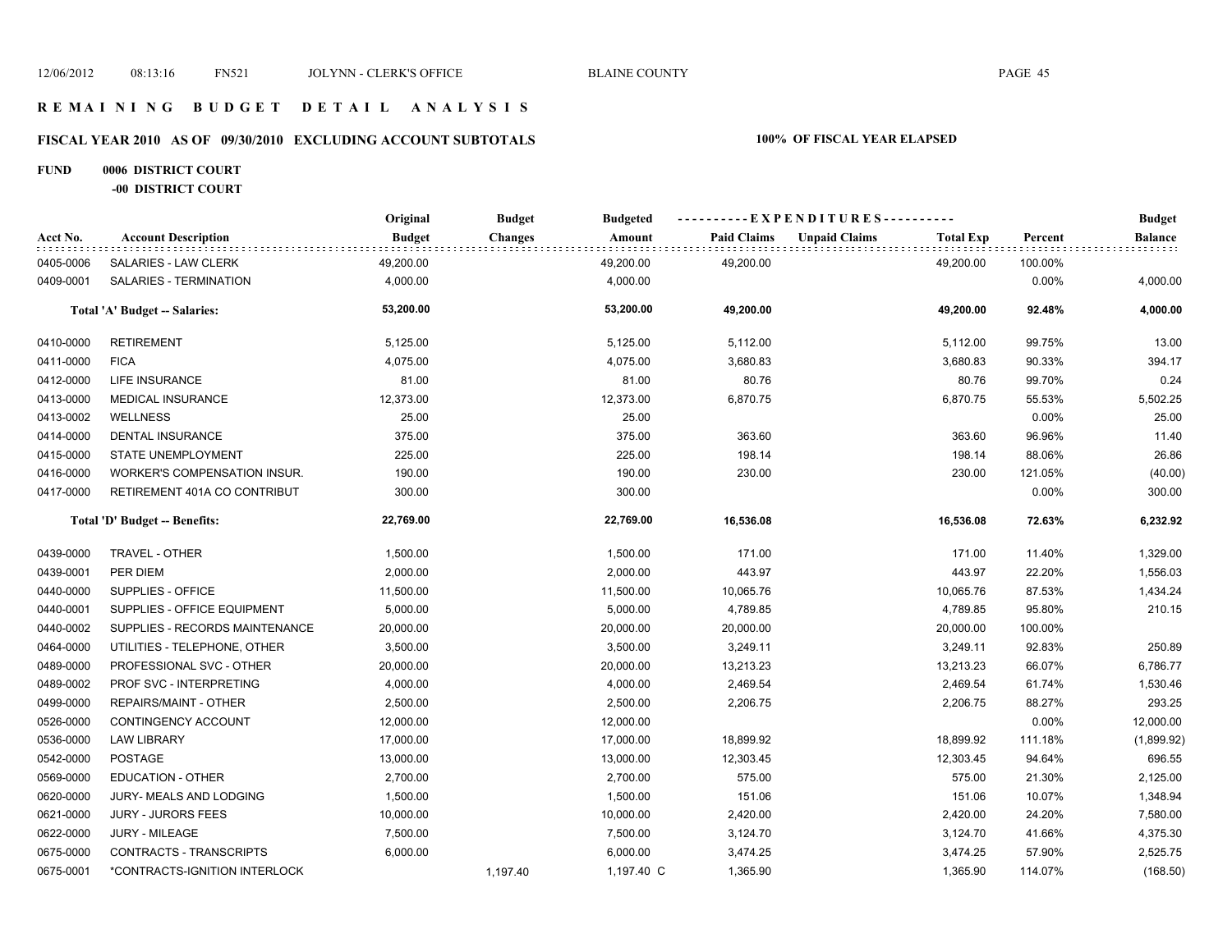# REMAINING BUDGET DETAIL ANALYSIS

## FISCAL YEAR 2010 AS OF 09/30/2010 EXCLUDING ACCOUNT SUBTOTALS

**100% OF FISCAL YEAR ELAPSED**

**FUND 0006 DISTRICT COURT**

**-00 DISTRICT COURT**

| Acct No. | Account Description | Original Budget | Budget Changes | Budgeted Amount | Paid Claims | Unpaid Claims | Total Exp | Percent | Budget Balance |
|---|---|---|---|---|---|---|---|---|---|
| 0405-0006 | SALARIES - LAW CLERK | 49,200.00 | | 49,200.00 | 49,200.00 | | 49,200.00 | 100.00% | |
| 0409-0001 | SALARIES - TERMINATION | 4,000.00 | | 4,000.00 | | | | 0.00% | 4,000.00 |
| | **Total 'A' Budget -- Salaries:** | **53,200.00** | | **53,200.00** | **49,200.00** | | **49,200.00** | **92.48%** | **4,000.00** |
| 0410-0000 | RETIREMENT | 5,125.00 | | 5,125.00 | 5,112.00 | | 5,112.00 | 99.75% | 13.00 |
| 0411-0000 | FICA | 4,075.00 | | 4,075.00 | 3,680.83 | | 3,680.83 | 90.33% | 394.17 |
| 0412-0000 | LIFE INSURANCE | 81.00 | | 81.00 | 80.76 | | 80.76 | 99.70% | 0.24 |
| 0413-0000 | MEDICAL INSURANCE | 12,373.00 | | 12,373.00 | 6,870.75 | | 6,870.75 | 55.53% | 5,502.25 |
| 0413-0002 | WELLNESS | 25.00 | | 25.00 | | | | 0.00% | 25.00 |
| 0414-0000 | DENTAL INSURANCE | 375.00 | | 375.00 | 363.60 | | 363.60 | 96.96% | 11.40 |
| 0415-0000 | STATE UNEMPLOYMENT | 225.00 | | 225.00 | 198.14 | | 198.14 | 88.06% | 26.86 |
| 0416-0000 | WORKER'S COMPENSATION INSUR. | 190.00 | | 190.00 | 230.00 | | 230.00 | 121.05% | (40.00) |
| 0417-0000 | RETIREMENT 401A CO CONTRIBUT | 300.00 | | 300.00 | | | | 0.00% | 300.00 |
| | **Total 'D' Budget -- Benefits:** | **22,769.00** | | **22,769.00** | **16,536.08** | | **16,536.08** | **72.63%** | **6,232.92** |
| 0439-0000 | TRAVEL - OTHER | 1,500.00 | | 1,500.00 | 171.00 | | 171.00 | 11.40% | 1,329.00 |
| 0439-0001 | PER DIEM | 2,000.00 | | 2,000.00 | 443.97 | | 443.97 | 22.20% | 1,556.03 |
| 0440-0000 | SUPPLIES - OFFICE | 11,500.00 | | 11,500.00 | 10,065.76 | | 10,065.76 | 87.53% | 1,434.24 |
| 0440-0001 | SUPPLIES - OFFICE EQUIPMENT | 5,000.00 | | 5,000.00 | 4,789.85 | | 4,789.85 | 95.80% | 210.15 |
| 0440-0002 | SUPPLIES - RECORDS MAINTENANCE | 20,000.00 | | 20,000.00 | 20,000.00 | | 20,000.00 | 100.00% | |
| 0464-0000 | UTILITIES - TELEPHONE, OTHER | 3,500.00 | | 3,500.00 | 3,249.11 | | 3,249.11 | 92.83% | 250.89 |
| 0489-0000 | PROFESSIONAL SVC - OTHER | 20,000.00 | | 20,000.00 | 13,213.23 | | 13,213.23 | 66.07% | 6,786.77 |
| 0489-0002 | PROF SVC - INTERPRETING | 4,000.00 | | 4,000.00 | 2,469.54 | | 2,469.54 | 61.74% | 1,530.46 |
| 0499-0000 | REPAIRS/MAINT - OTHER | 2,500.00 | | 2,500.00 | 2,206.75 | | 2,206.75 | 88.27% | 293.25 |
| 0526-0000 | CONTINGENCY ACCOUNT | 12,000.00 | | 12,000.00 | | | | 0.00% | 12,000.00 |
| 0536-0000 | LAW LIBRARY | 17,000.00 | | 17,000.00 | 18,899.92 | | 18,899.92 | 111.18% | (1,899.92) |
| 0542-0000 | POSTAGE | 13,000.00 | | 13,000.00 | 12,303.45 | | 12,303.45 | 94.64% | 696.55 |
| 0569-0000 | EDUCATION - OTHER | 2,700.00 | | 2,700.00 | 575.00 | | 575.00 | 21.30% | 2,125.00 |
| 0620-0000 | JURY- MEALS AND LODGING | 1,500.00 | | 1,500.00 | 151.06 | | 151.06 | 10.07% | 1,348.94 |
| 0621-0000 | JURY - JURORS FEES | 10,000.00 | | 10,000.00 | 2,420.00 | | 2,420.00 | 24.20% | 7,580.00 |
| 0622-0000 | JURY - MILEAGE | 7,500.00 | | 7,500.00 | 3,124.70 | | 3,124.70 | 41.66% | 4,375.30 |
| 0675-0000 | CONTRACTS - TRANSCRIPTS | 6,000.00 | | 6,000.00 | 3,474.25 | | 3,474.25 | 57.90% | 2,525.75 |
| 0675-0001 | *CONTRACTS-IGNITION INTERLOCK | | 1,197.40 | 1,197.40 C | 1,365.90 | | 1,365.90 | 114.07% | (168.50) |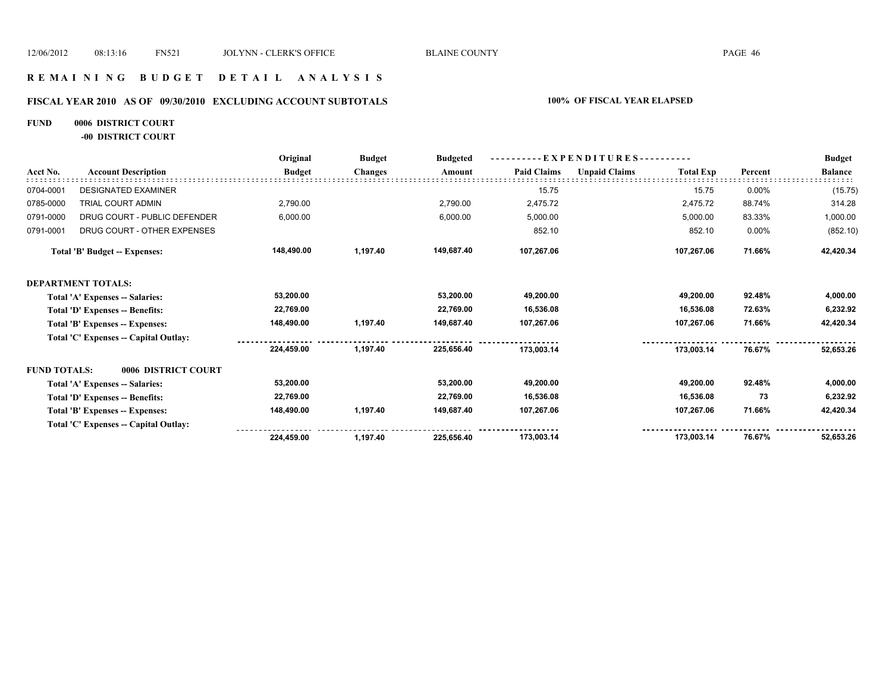# REMAINING BUDGET DETAIL ANALYSIS

## FISCAL YEAR 2010 AS OF 09/30/2010 EXCLUDING ACCOUNT SUBTOTALS

**100% OF FISCAL YEAR ELAPSED**

**FUND 0006 DISTRICT COURT**

**-00 DISTRICT COURT**

| Acct No. | Account Description | Original Budget | Budget Changes | Budgeted Amount | Paid Claims | Unpaid Claims | Total Exp | Percent | Budget Balance |
|---|---|---|---|---|---|---|---|---|---|
| 0704-0001 | DESIGNATED EXAMINER | | | | 15.75 | | 15.75 | 0.00% | (15.75) |
| 0785-0000 | TRIAL COURT ADMIN | 2,790.00 | | 2,790.00 | 2,475.72 | | 2,475.72 | 88.74% | 314.28 |
| 0791-0000 | DRUG COURT - PUBLIC DEFENDER | 6,000.00 | | 6,000.00 | 5,000.00 | | 5,000.00 | 83.33% | 1,000.00 |
| 0791-0001 | DRUG COURT - OTHER EXPENSES | | | | 852.10 | | 852.10 | 0.00% | (852.10) |
| | **Total 'B' Budget -- Expenses:** | **148,490.00** | **1,197.40** | **149,687.40** | **107,267.06** | | **107,267.06** | **71.66%** | **42,420.34** |
| **DEPARTMENT TOTALS:** | | | | | | | | | |
| | **Total 'A' Expenses -- Salaries:** | **53,200.00** | | **53,200.00** | **49,200.00** | | **49,200.00** | **92.48%** | **4,000.00** |
| | **Total 'D' Expenses -- Benefits:** | **22,769.00** | | **22,769.00** | **16,536.08** | | **16,536.08** | **72.63%** | **6,232.92** |
| | **Total 'B' Expenses -- Expenses:** | **148,490.00** | **1,197.40** | **149,687.40** | **107,267.06** | | **107,267.06** | **71.66%** | **42,420.34** |
| | **Total 'C' Expenses -- Capital Outlay:** | | | | | | | | |
| | | **224,459.00** | **1,197.40** | **225,656.40** | **173,003.14** | | **173,003.14** | **76.67%** | **52,653.26** |
| **FUND TOTALS:** | **0006 DISTRICT COURT** | | | | | | | | |
| | **Total 'A' Expenses -- Salaries:** | **53,200.00** | | **53,200.00** | **49,200.00** | | **49,200.00** | **92.48%** | **4,000.00** |
| | **Total 'D' Expenses -- Benefits:** | **22,769.00** | | **22,769.00** | **16,536.08** | | **16,536.08** | **73** | **6,232.92** |
| | **Total 'B' Expenses -- Expenses:** | **148,490.00** | **1,197.40** | **149,687.40** | **107,267.06** | | **107,267.06** | **71.66%** | **42,420.34** |
| | **Total 'C' Expenses -- Capital Outlay:** | | | | | | | | |
| | | **224,459.00** | **1,197.40** | **225,656.40** | **173,003.14** | | **173,003.14** | **76.67%** | **52,653.26** |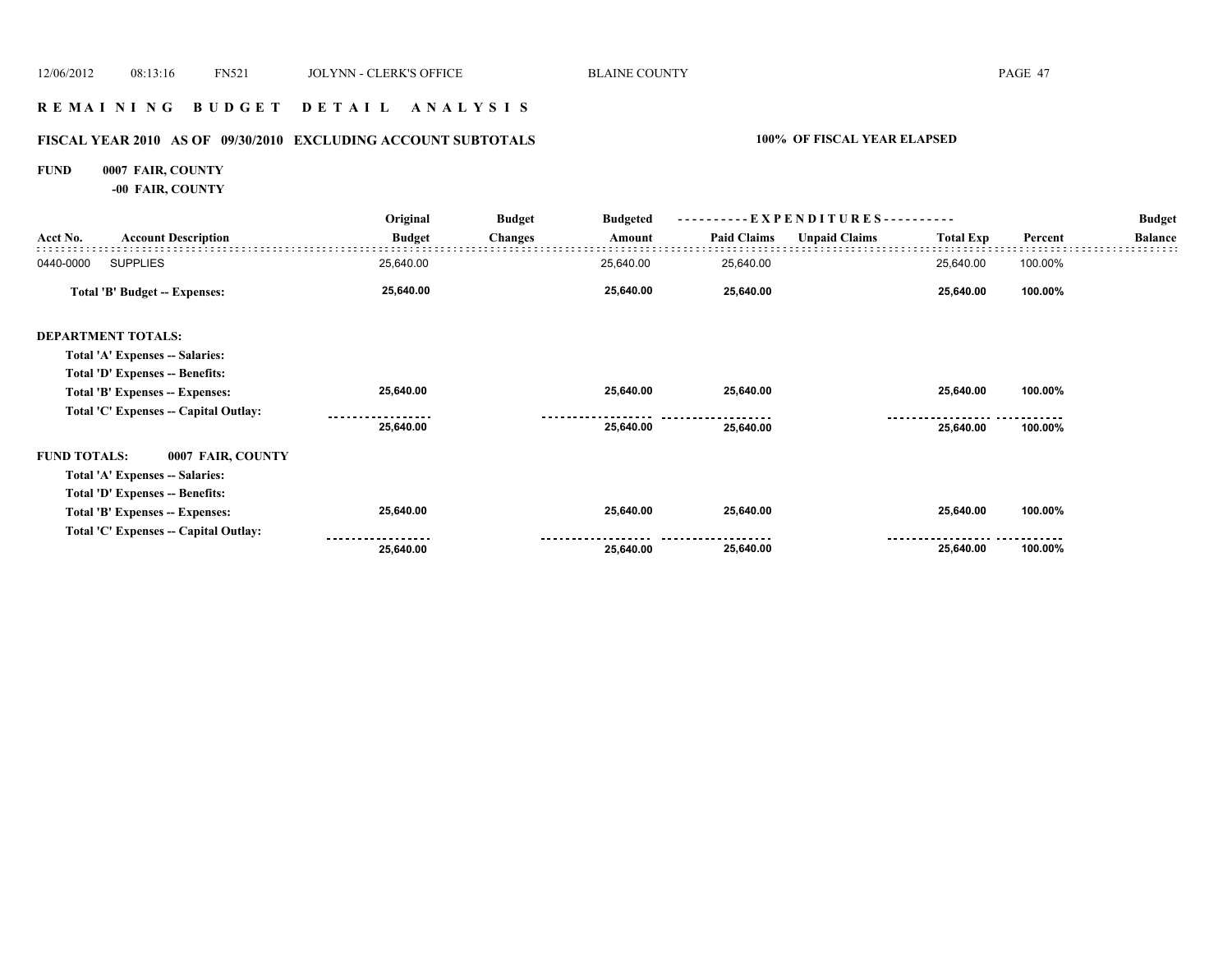## R E M A I N I N G   B U D G E T   D E T A I L   A N A L Y S I S

### FISCAL YEAR 2010 AS OF 09/30/2010 EXCLUDING ACCOUNT SUBTOTALS

**100% OF FISCAL YEAR ELAPSED**

**FUND 0007 FAIR, COUNTY**

**-00 FAIR, COUNTY**

| Acct No. | Account Description | Original Budget | Budget Changes | Budgeted Amount | Paid Claims | Unpaid Claims | Total Exp | Percent | Budget Balance |
|---|---|---|---|---|---|---|---|---|---|
| 0440-0000 | SUPPLIES | 25,640.00 | | 25,640.00 | 25,640.00 | | 25,640.00 | 100.00% | |
| | **Total 'B' Budget -- Expenses:** | **25,640.00** | | **25,640.00** | **25,640.00** | | **25,640.00** | **100.00%** | |
| **DEPARTMENT TOTALS:** | | | | | | | | | |
| | **Total 'A' Expenses -- Salaries:** | | | | | | | | |
| | **Total 'D' Expenses -- Benefits:** | | | | | | | | |
| | **Total 'B' Expenses -- Expenses:** | **25,640.00** | | **25,640.00** | **25,640.00** | | **25,640.00** | **100.00%** | |
| | **Total 'C' Expenses -- Capital Outlay:** | | | | | | | | |
| | | **25,640.00** | | **25,640.00** | **25,640.00** | | **25,640.00** | **100.00%** | |
| **FUND TOTALS:** | **0007 FAIR, COUNTY** | | | | | | | | |
| | **Total 'A' Expenses -- Salaries:** | | | | | | | | |
| | **Total 'D' Expenses -- Benefits:** | | | | | | | | |
| | **Total 'B' Expenses -- Expenses:** | **25,640.00** | | **25,640.00** | **25,640.00** | | **25,640.00** | **100.00%** | |
| | **Total 'C' Expenses -- Capital Outlay:** | | | | | | | | |
| | | **25,640.00** | | **25,640.00** | **25,640.00** | | **25,640.00** | **100.00%** | |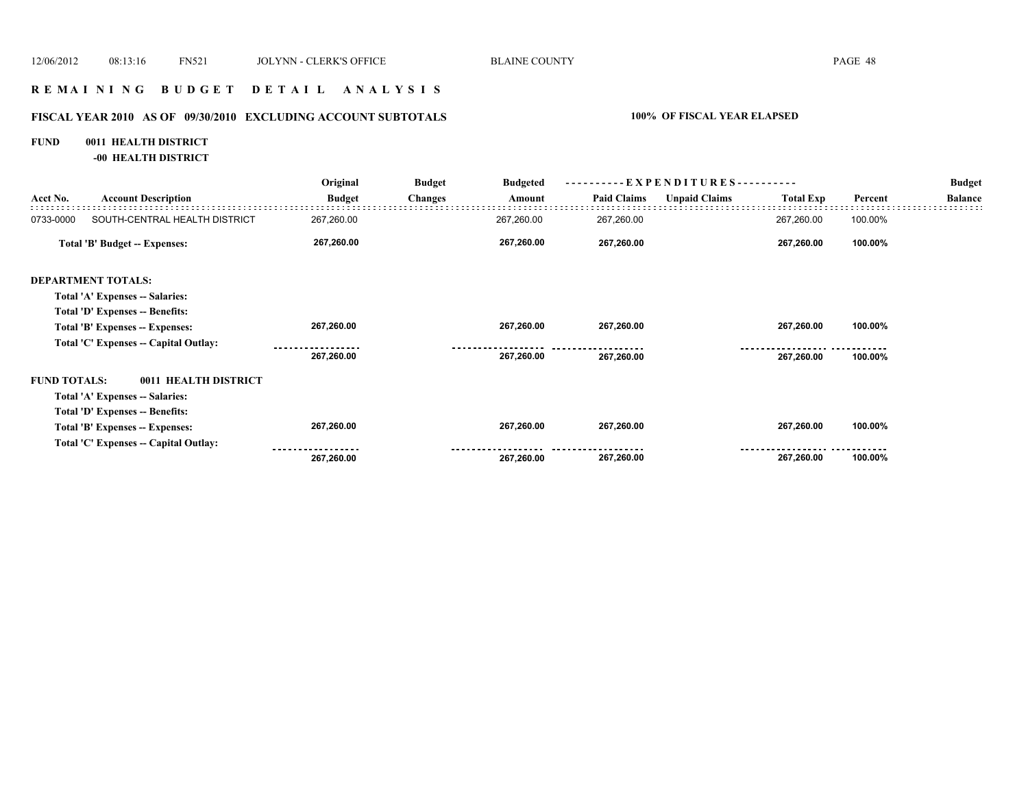# R E M A I N I N G   B U D G E T   D E T A I L   A N A L Y S I S

## FISCAL YEAR 2010 AS OF 09/30/2010 EXCLUDING ACCOUNT SUBTOTALS

**100% OF FISCAL YEAR ELAPSED**

**FUND 0011 HEALTH DISTRICT**

**-00 HEALTH DISTRICT**

| Acct No. | Account Description | Original Budget | Budget Changes | Budgeted Amount | Paid Claims | Unpaid Claims | Total Exp | Percent | Budget Balance |
|---|---|---|---|---|---|---|---|---|---|
| 0733-0000 | SOUTH-CENTRAL HEALTH DISTRICT | 267,260.00 | | 267,260.00 | 267,260.00 | | 267,260.00 | 100.00% | |
| | **Total 'B' Budget -- Expenses:** | **267,260.00** | | **267,260.00** | **267,260.00** | | **267,260.00** | **100.00%** | |
| **DEPARTMENT TOTALS:** | | | | | | | | | |
| | **Total 'A' Expenses -- Salaries:** | | | | | | | | |
| | **Total 'D' Expenses -- Benefits:** | | | | | | | | |
| | **Total 'B' Expenses -- Expenses:** | **267,260.00** | | **267,260.00** | **267,260.00** | | **267,260.00** | **100.00%** | |
| | **Total 'C' Expenses -- Capital Outlay:** | | | | | | | | |
| | | **267,260.00** | | **267,260.00** | **267,260.00** | | **267,260.00** | **100.00%** | |
| **FUND TOTALS:** | **0011 HEALTH DISTRICT** | | | | | | | | |
| | **Total 'A' Expenses -- Salaries:** | | | | | | | | |
| | **Total 'D' Expenses -- Benefits:** | | | | | | | | |
| | **Total 'B' Expenses -- Expenses:** | **267,260.00** | | **267,260.00** | **267,260.00** | | **267,260.00** | **100.00%** | |
| | **Total 'C' Expenses -- Capital Outlay:** | | | | | | | | |
| | | **267,260.00** | | **267,260.00** | **267,260.00** | | **267,260.00** | **100.00%** | |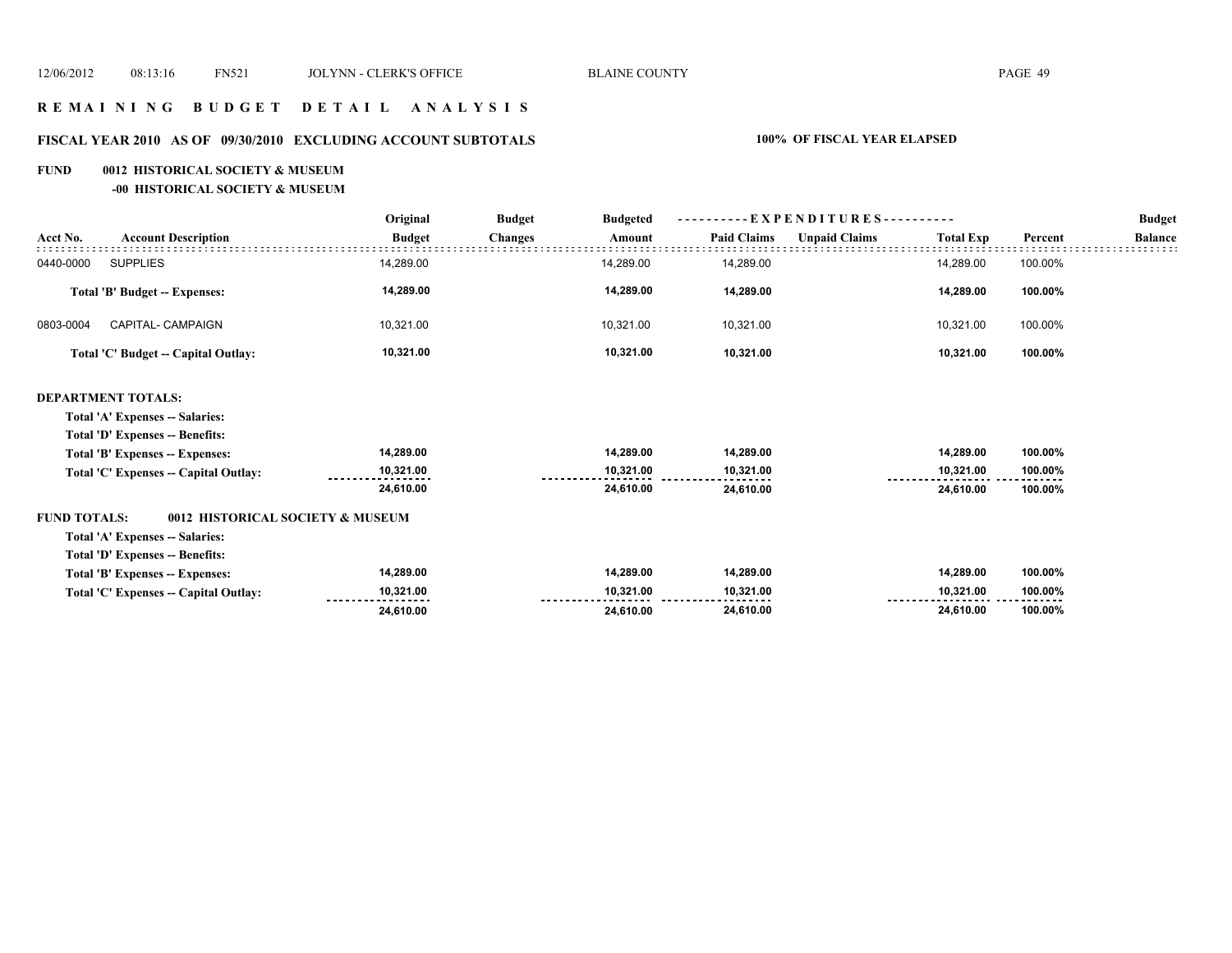# REMAINING BUDGET DETAIL ANALYSIS

## FISCAL YEAR 2010 AS OF 09/30/2010 EXCLUDING ACCOUNT SUBTOTALS — 100% OF FISCAL YEAR ELAPSED

### FUND 0012 HISTORICAL SOCIETY & MUSEUM
#### -00 HISTORICAL SOCIETY & MUSEUM

| Acct No. | Account Description | Original Budget | Budget Changes | Budgeted Amount | EXPENDITURES Paid Claims | EXPENDITURES Unpaid Claims | EXPENDITURES Total Exp | Percent | Budget Balance |
|---|---|---|---|---|---|---|---|---|---|
| 0440-0000 | SUPPLIES | 14,289.00 | | 14,289.00 | 14,289.00 | | 14,289.00 | 100.00% | |
| | **Total 'B' Budget -- Expenses:** | **14,289.00** | | **14,289.00** | **14,289.00** | | **14,289.00** | **100.00%** | |
| 0803-0004 | CAPITAL- CAMPAIGN | 10,321.00 | | 10,321.00 | 10,321.00 | | 10,321.00 | 100.00% | |
| | **Total 'C' Budget -- Capital Outlay:** | **10,321.00** | | **10,321.00** | **10,321.00** | | **10,321.00** | **100.00%** | |

**DEPARTMENT TOTALS:**

| | Original Budget | Budget Changes | Budgeted Amount | Paid Claims | Unpaid Claims | Total Exp | Percent | Budget Balance |
|---|---|---|---|---|---|---|---|---|
| **Total 'A' Expenses -- Salaries:** | | | | | | | | |
| **Total 'D' Expenses -- Benefits:** | | | | | | | | |
| **Total 'B' Expenses -- Expenses:** | **14,289.00** | | **14,289.00** | **14,289.00** | | **14,289.00** | **100.00%** | |
| **Total 'C' Expenses -- Capital Outlay:** | **10,321.00** | | **10,321.00** | **10,321.00** | | **10,321.00** | **100.00%** | |
| | **24,610.00** | | **24,610.00** | **24,610.00** | | **24,610.00** | **100.00%** | |

**FUND TOTALS: 0012 HISTORICAL SOCIETY & MUSEUM**

| | Original Budget | Budget Changes | Budgeted Amount | Paid Claims | Unpaid Claims | Total Exp | Percent | Budget Balance |
|---|---|---|---|---|---|---|---|---|
| **Total 'A' Expenses -- Salaries:** | | | | | | | | |
| **Total 'D' Expenses -- Benefits:** | | | | | | | | |
| **Total 'B' Expenses -- Expenses:** | **14,289.00** | | **14,289.00** | **14,289.00** | | **14,289.00** | **100.00%** | |
| **Total 'C' Expenses -- Capital Outlay:** | **10,321.00** | | **10,321.00** | **10,321.00** | | **10,321.00** | **100.00%** | |
| | **24,610.00** | | **24,610.00** | **24,610.00** | | **24,610.00** | **100.00%** | |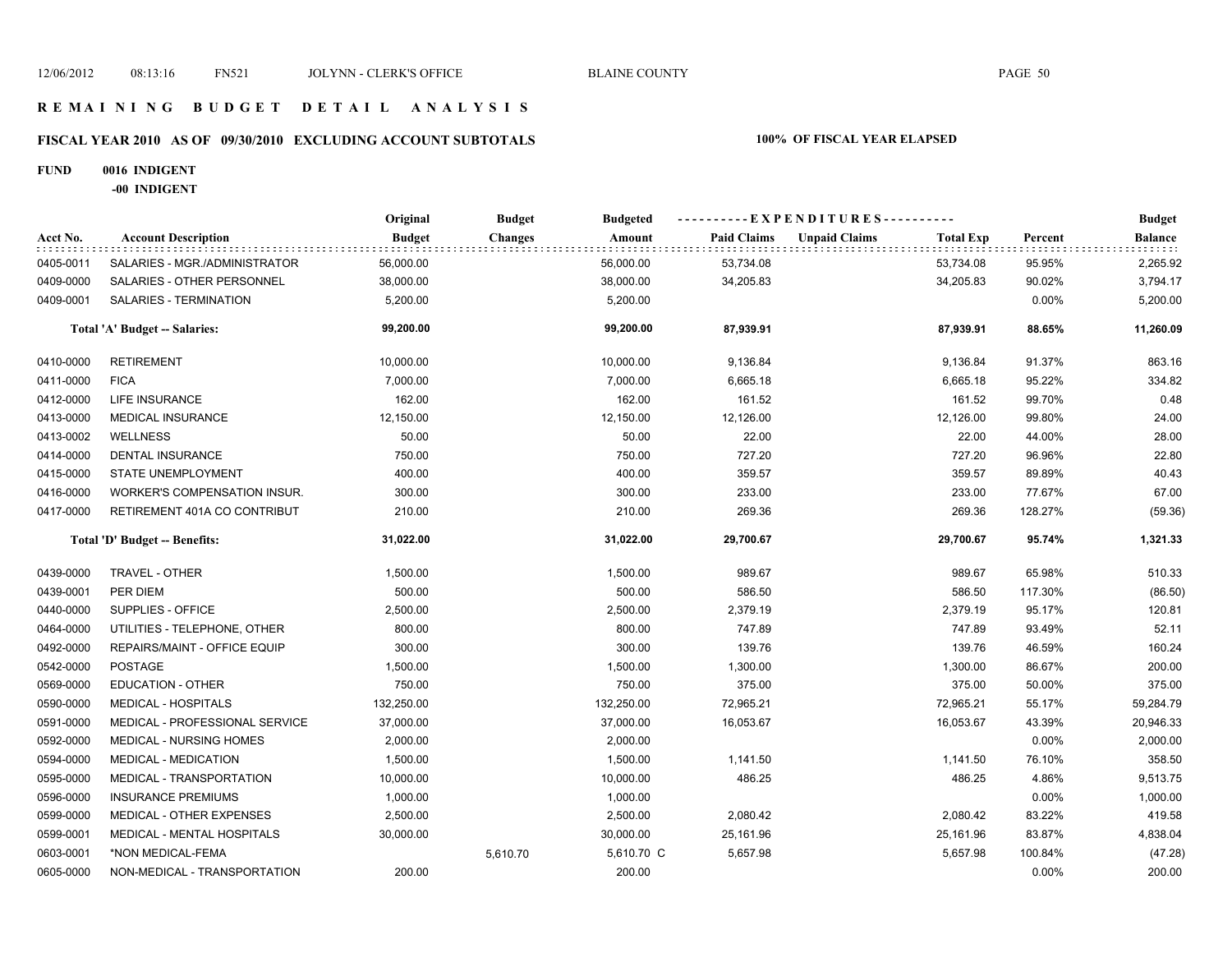# REMAINING BUDGET DETAIL ANALYSIS

## FISCAL YEAR 2010 AS OF 09/30/2010 EXCLUDING ACCOUNT SUBTOTALS

**100% OF FISCAL YEAR ELAPSED**

**FUND 0016 INDIGENT**

**-00 INDIGENT**

| Acct No. | Account Description | Original Budget | Budget Changes | Budgeted Amount | Paid Claims | Unpaid Claims | Total Exp | Percent | Budget Balance |
|---|---|---|---|---|---|---|---|---|---|
| 0405-0011 | SALARIES - MGR./ADMINISTRATOR | 56,000.00 | | 56,000.00 | 53,734.08 | | 53,734.08 | 95.95% | 2,265.92 |
| 0409-0000 | SALARIES - OTHER PERSONNEL | 38,000.00 | | 38,000.00 | 34,205.83 | | 34,205.83 | 90.02% | 3,794.17 |
| 0409-0001 | SALARIES - TERMINATION | 5,200.00 | | 5,200.00 | | | | 0.00% | 5,200.00 |
| | **Total 'A' Budget -- Salaries:** | **99,200.00** | | **99,200.00** | **87,939.91** | | **87,939.91** | **88.65%** | **11,260.09** |
| 0410-0000 | RETIREMENT | 10,000.00 | | 10,000.00 | 9,136.84 | | 9,136.84 | 91.37% | 863.16 |
| 0411-0000 | FICA | 7,000.00 | | 7,000.00 | 6,665.18 | | 6,665.18 | 95.22% | 334.82 |
| 0412-0000 | LIFE INSURANCE | 162.00 | | 162.00 | 161.52 | | 161.52 | 99.70% | 0.48 |
| 0413-0000 | MEDICAL INSURANCE | 12,150.00 | | 12,150.00 | 12,126.00 | | 12,126.00 | 99.80% | 24.00 |
| 0413-0002 | WELLNESS | 50.00 | | 50.00 | 22.00 | | 22.00 | 44.00% | 28.00 |
| 0414-0000 | DENTAL INSURANCE | 750.00 | | 750.00 | 727.20 | | 727.20 | 96.96% | 22.80 |
| 0415-0000 | STATE UNEMPLOYMENT | 400.00 | | 400.00 | 359.57 | | 359.57 | 89.89% | 40.43 |
| 0416-0000 | WORKER'S COMPENSATION INSUR. | 300.00 | | 300.00 | 233.00 | | 233.00 | 77.67% | 67.00 |
| 0417-0000 | RETIREMENT 401A CO CONTRIBUT | 210.00 | | 210.00 | 269.36 | | 269.36 | 128.27% | (59.36) |
| | **Total 'D' Budget -- Benefits:** | **31,022.00** | | **31,022.00** | **29,700.67** | | **29,700.67** | **95.74%** | **1,321.33** |
| 0439-0000 | TRAVEL - OTHER | 1,500.00 | | 1,500.00 | 989.67 | | 989.67 | 65.98% | 510.33 |
| 0439-0001 | PER DIEM | 500.00 | | 500.00 | 586.50 | | 586.50 | 117.30% | (86.50) |
| 0440-0000 | SUPPLIES - OFFICE | 2,500.00 | | 2,500.00 | 2,379.19 | | 2,379.19 | 95.17% | 120.81 |
| 0464-0000 | UTILITIES - TELEPHONE, OTHER | 800.00 | | 800.00 | 747.89 | | 747.89 | 93.49% | 52.11 |
| 0492-0000 | REPAIRS/MAINT - OFFICE EQUIP | 300.00 | | 300.00 | 139.76 | | 139.76 | 46.59% | 160.24 |
| 0542-0000 | POSTAGE | 1,500.00 | | 1,500.00 | 1,300.00 | | 1,300.00 | 86.67% | 200.00 |
| 0569-0000 | EDUCATION - OTHER | 750.00 | | 750.00 | 375.00 | | 375.00 | 50.00% | 375.00 |
| 0590-0000 | MEDICAL - HOSPITALS | 132,250.00 | | 132,250.00 | 72,965.21 | | 72,965.21 | 55.17% | 59,284.79 |
| 0591-0000 | MEDICAL - PROFESSIONAL SERVICE | 37,000.00 | | 37,000.00 | 16,053.67 | | 16,053.67 | 43.39% | 20,946.33 |
| 0592-0000 | MEDICAL - NURSING HOMES | 2,000.00 | | 2,000.00 | | | | 0.00% | 2,000.00 |
| 0594-0000 | MEDICAL - MEDICATION | 1,500.00 | | 1,500.00 | 1,141.50 | | 1,141.50 | 76.10% | 358.50 |
| 0595-0000 | MEDICAL - TRANSPORTATION | 10,000.00 | | 10,000.00 | 486.25 | | 486.25 | 4.86% | 9,513.75 |
| 0596-0000 | INSURANCE PREMIUMS | 1,000.00 | | 1,000.00 | | | | 0.00% | 1,000.00 |
| 0599-0000 | MEDICAL - OTHER EXPENSES | 2,500.00 | | 2,500.00 | 2,080.42 | | 2,080.42 | 83.22% | 419.58 |
| 0599-0001 | MEDICAL - MENTAL HOSPITALS | 30,000.00 | | 30,000.00 | 25,161.96 | | 25,161.96 | 83.87% | 4,838.04 |
| 0603-0001 | *NON MEDICAL-FEMA | | 5,610.70 | 5,610.70 C | 5,657.98 | | 5,657.98 | 100.84% | (47.28) |
| 0605-0000 | NON-MEDICAL - TRANSPORTATION | 200.00 | | 200.00 | | | | 0.00% | 200.00 |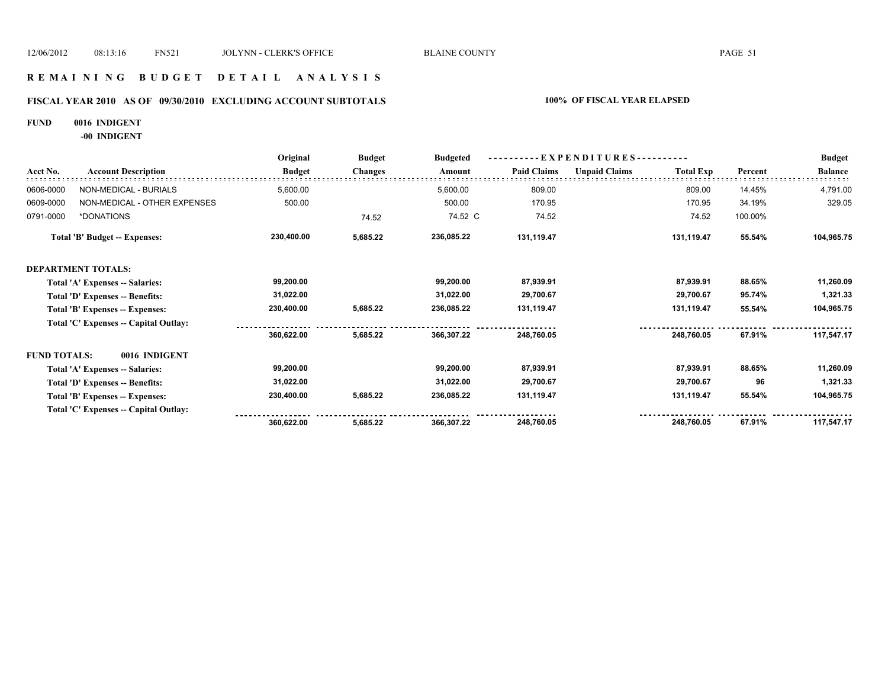# R E M A I N I N G   B U D G E T   D E T A I L   A N A L Y S I S

## FISCAL YEAR 2010 AS OF 09/30/2010 EXCLUDING ACCOUNT SUBTOTALS — 100% OF FISCAL YEAR ELAPSED

**FUND 0016 INDIGENT**

**-00 INDIGENT**

| Acct No. | Account Description | Original Budget | Budget Changes | Budgeted Amount | EXPENDITURES Paid Claims | EXPENDITURES Unpaid Claims | EXPENDITURES Total Exp | Percent | Budget Balance |
|---|---|---|---|---|---|---|---|---|---|
| 0606-0000 | NON-MEDICAL - BURIALS | 5,600.00 | | 5,600.00 | 809.00 | | 809.00 | 14.45% | 4,791.00 |
| 0609-0000 | NON-MEDICAL - OTHER EXPENSES | 500.00 | | 500.00 | 170.95 | | 170.95 | 34.19% | 329.05 |
| 0791-0000 | *DONATIONS | | 74.52 | 74.52 C | 74.52 | | 74.52 | 100.00% | |
| | **Total 'B' Budget -- Expenses:** | **230,400.00** | **5,685.22** | **236,085.22** | **131,119.47** | | **131,119.47** | **55.54%** | **104,965.75** |
| | **DEPARTMENT TOTALS:** | | | | | | | | |
| | **Total 'A' Expenses -- Salaries:** | **99,200.00** | | **99,200.00** | **87,939.91** | | **87,939.91** | **88.65%** | **11,260.09** |
| | **Total 'D' Expenses -- Benefits:** | **31,022.00** | | **31,022.00** | **29,700.67** | | **29,700.67** | **95.74%** | **1,321.33** |
| | **Total 'B' Expenses -- Expenses:** | **230,400.00** | **5,685.22** | **236,085.22** | **131,119.47** | | **131,119.47** | **55.54%** | **104,965.75** |
| | **Total 'C' Expenses -- Capital Outlay:** | | | | | | | | |
| | | **360,622.00** | **5,685.22** | **366,307.22** | **248,760.05** | | **248,760.05** | **67.91%** | **117,547.17** |
| | **FUND TOTALS: 0016 INDIGENT** | | | | | | | | |
| | **Total 'A' Expenses -- Salaries:** | **99,200.00** | | **99,200.00** | **87,939.91** | | **87,939.91** | **88.65%** | **11,260.09** |
| | **Total 'D' Expenses -- Benefits:** | **31,022.00** | | **31,022.00** | **29,700.67** | | **29,700.67** | **96** | **1,321.33** |
| | **Total 'B' Expenses -- Expenses:** | **230,400.00** | **5,685.22** | **236,085.22** | **131,119.47** | | **131,119.47** | **55.54%** | **104,965.75** |
| | **Total 'C' Expenses -- Capital Outlay:** | | | | | | | | |
| | | **360,622.00** | **5,685.22** | **366,307.22** | **248,760.05** | | **248,760.05** | **67.91%** | **117,547.17** |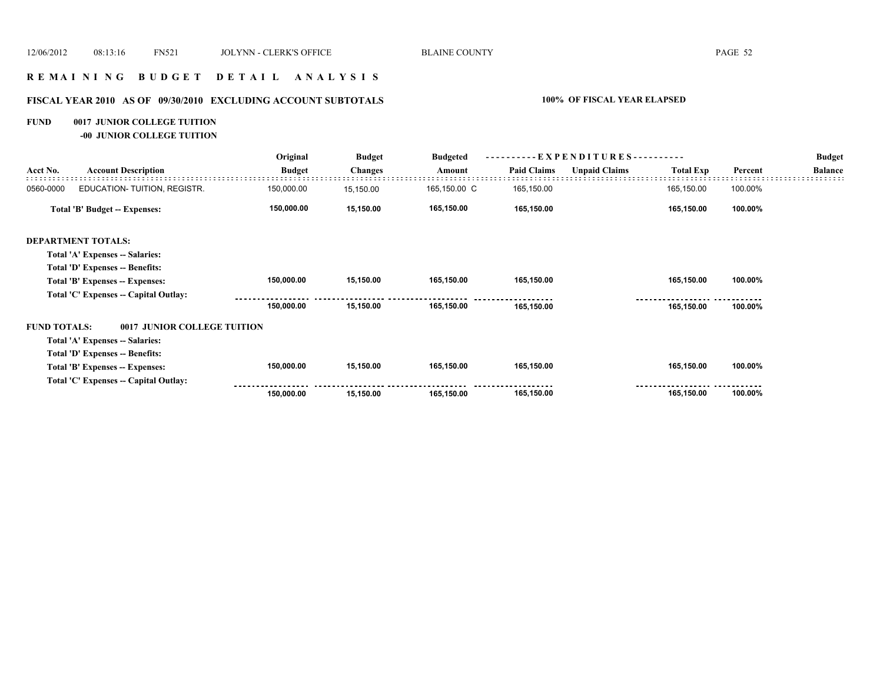# REMAINING BUDGET DETAIL ANALYSIS

## FISCAL YEAR 2010 AS OF 09/30/2010 EXCLUDING ACCOUNT SUBTOTALS

**100% OF FISCAL YEAR ELAPSED**

### FUND 0017 JUNIOR COLLEGE TUITION

**-00 JUNIOR COLLEGE TUITION**

| Acct No. | Account Description | Original Budget | Budget Changes | Budgeted Amount | Paid Claims | Unpaid Claims | Total Exp | Percent | Budget Balance |
|---|---|---|---|---|---|---|---|---|---|
| 0560-0000 | EDUCATION- TUITION, REGISTR. | 150,000.00 | 15,150.00 | 165,150.00 C | 165,150.00 | | 165,150.00 | 100.00% | |
| | **Total 'B' Budget -- Expenses:** | **150,000.00** | **15,150.00** | **165,150.00** | **165,150.00** | | **165,150.00** | **100.00%** | |
| | **DEPARTMENT TOTALS:** | | | | | | | | |
| | **Total 'A' Expenses -- Salaries:** | | | | | | | | |
| | **Total 'D' Expenses -- Benefits:** | | | | | | | | |
| | **Total 'B' Expenses -- Expenses:** | **150,000.00** | **15,150.00** | **165,150.00** | **165,150.00** | | **165,150.00** | **100.00%** | |
| | **Total 'C' Expenses -- Capital Outlay:** | | | | | | | | |
| | | **150,000.00** | **15,150.00** | **165,150.00** | **165,150.00** | | **165,150.00** | **100.00%** | |
| | **FUND TOTALS: 0017 JUNIOR COLLEGE TUITION** | | | | | | | | |
| | **Total 'A' Expenses -- Salaries:** | | | | | | | | |
| | **Total 'D' Expenses -- Benefits:** | | | | | | | | |
| | **Total 'B' Expenses -- Expenses:** | **150,000.00** | **15,150.00** | **165,150.00** | **165,150.00** | | **165,150.00** | **100.00%** | |
| | **Total 'C' Expenses -- Capital Outlay:** | | | | | | | | |
| | | **150,000.00** | **15,150.00** | **165,150.00** | **165,150.00** | | **165,150.00** | **100.00%** | |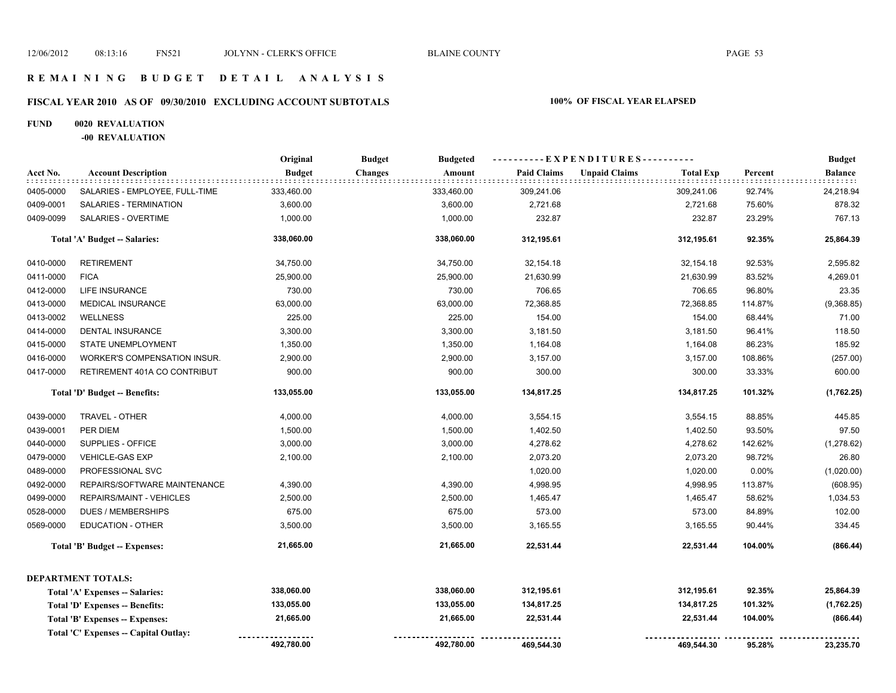# R E M A I N I N G   B U D G E T   D E T A I L   A N A L Y S I S

## FISCAL YEAR 2010 AS OF 09/30/2010 EXCLUDING ACCOUNT SUBTOTALS — 100% OF FISCAL YEAR ELAPSED

**FUND 0020 REVALUATION**

**-00 REVALUATION**

| Acct No. | Account Description | Original Budget | Budget Changes | Budgeted Amount | Paid Claims | Unpaid Claims | Total Exp | Percent | Budget Balance |
|---|---|---|---|---|---|---|---|---|---|
| 0405-0000 | SALARIES - EMPLOYEE, FULL-TIME | 333,460.00 | | 333,460.00 | 309,241.06 | | 309,241.06 | 92.74% | 24,218.94 |
| 0409-0001 | SALARIES - TERMINATION | 3,600.00 | | 3,600.00 | 2,721.68 | | 2,721.68 | 75.60% | 878.32 |
| 0409-0099 | SALARIES - OVERTIME | 1,000.00 | | 1,000.00 | 232.87 | | 232.87 | 23.29% | 767.13 |
| | **Total 'A' Budget -- Salaries:** | **338,060.00** | | **338,060.00** | **312,195.61** | | **312,195.61** | **92.35%** | **25,864.39** |
| 0410-0000 | RETIREMENT | 34,750.00 | | 34,750.00 | 32,154.18 | | 32,154.18 | 92.53% | 2,595.82 |
| 0411-0000 | FICA | 25,900.00 | | 25,900.00 | 21,630.99 | | 21,630.99 | 83.52% | 4,269.01 |
| 0412-0000 | LIFE INSURANCE | 730.00 | | 730.00 | 706.65 | | 706.65 | 96.80% | 23.35 |
| 0413-0000 | MEDICAL INSURANCE | 63,000.00 | | 63,000.00 | 72,368.85 | | 72,368.85 | 114.87% | (9,368.85) |
| 0413-0002 | WELLNESS | 225.00 | | 225.00 | 154.00 | | 154.00 | 68.44% | 71.00 |
| 0414-0000 | DENTAL INSURANCE | 3,300.00 | | 3,300.00 | 3,181.50 | | 3,181.50 | 96.41% | 118.50 |
| 0415-0000 | STATE UNEMPLOYMENT | 1,350.00 | | 1,350.00 | 1,164.08 | | 1,164.08 | 86.23% | 185.92 |
| 0416-0000 | WORKER'S COMPENSATION INSUR. | 2,900.00 | | 2,900.00 | 3,157.00 | | 3,157.00 | 108.86% | (257.00) |
| 0417-0000 | RETIREMENT 401A CO CONTRIBUT | 900.00 | | 900.00 | 300.00 | | 300.00 | 33.33% | 600.00 |
| | **Total 'D' Budget -- Benefits:** | **133,055.00** | | **133,055.00** | **134,817.25** | | **134,817.25** | **101.32%** | **(1,762.25)** |
| 0439-0000 | TRAVEL - OTHER | 4,000.00 | | 4,000.00 | 3,554.15 | | 3,554.15 | 88.85% | 445.85 |
| 0439-0001 | PER DIEM | 1,500.00 | | 1,500.00 | 1,402.50 | | 1,402.50 | 93.50% | 97.50 |
| 0440-0000 | SUPPLIES - OFFICE | 3,000.00 | | 3,000.00 | 4,278.62 | | 4,278.62 | 142.62% | (1,278.62) |
| 0479-0000 | VEHICLE-GAS EXP | 2,100.00 | | 2,100.00 | 2,073.20 | | 2,073.20 | 98.72% | 26.80 |
| 0489-0000 | PROFESSIONAL SVC | | | | 1,020.00 | | 1,020.00 | 0.00% | (1,020.00) |
| 0492-0000 | REPAIRS/SOFTWARE MAINTENANCE | 4,390.00 | | 4,390.00 | 4,998.95 | | 4,998.95 | 113.87% | (608.95) |
| 0499-0000 | REPAIRS/MAINT - VEHICLES | 2,500.00 | | 2,500.00 | 1,465.47 | | 1,465.47 | 58.62% | 1,034.53 |
| 0528-0000 | DUES / MEMBERSHIPS | 675.00 | | 675.00 | 573.00 | | 573.00 | 84.89% | 102.00 |
| 0569-0000 | EDUCATION - OTHER | 3,500.00 | | 3,500.00 | 3,165.55 | | 3,165.55 | 90.44% | 334.45 |
| | **Total 'B' Budget -- Expenses:** | **21,665.00** | | **21,665.00** | **22,531.44** | | **22,531.44** | **104.00%** | **(866.44)** |

**DEPARTMENT TOTALS:**

| | Original Budget | Budget Changes | Budgeted Amount | Paid Claims | Unpaid Claims | Total Exp | Percent | Budget Balance |
|---|---|---|---|---|---|---|---|---|
| **Total 'A' Expenses -- Salaries:** | **338,060.00** | | **338,060.00** | **312,195.61** | | **312,195.61** | **92.35%** | **25,864.39** |
| **Total 'D' Expenses -- Benefits:** | **133,055.00** | | **133,055.00** | **134,817.25** | | **134,817.25** | **101.32%** | **(1,762.25)** |
| **Total 'B' Expenses -- Expenses:** | **21,665.00** | | **21,665.00** | **22,531.44** | | **22,531.44** | **104.00%** | **(866.44)** |
| **Total 'C' Expenses -- Capital Outlay:** | | | | | | | | |
| | **492,780.00** | | **492,780.00** | **469,544.30** | | **469,544.30** | **95.28%** | **23,235.70** |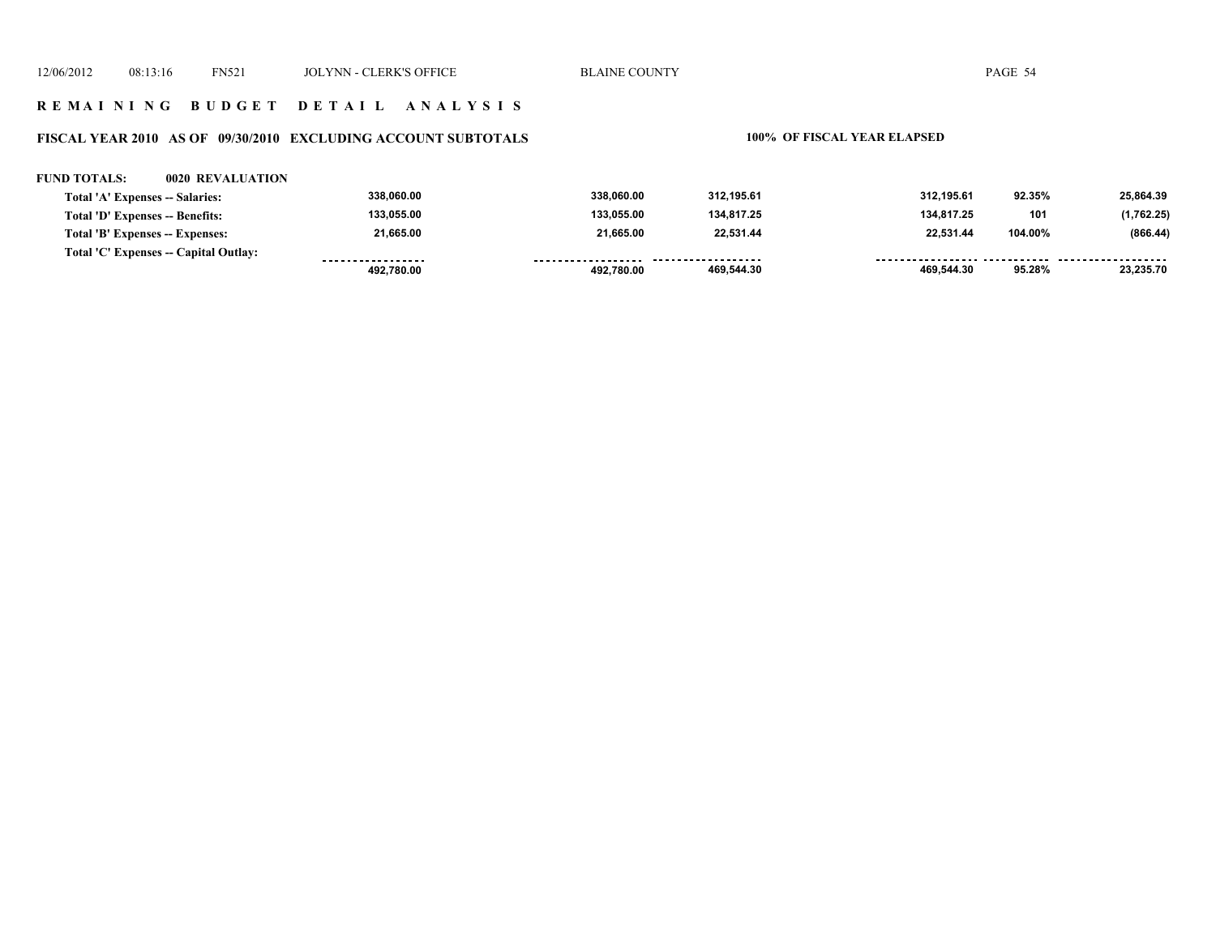## REMAINING BUDGET DETAIL ANALYSIS

### FISCAL YEAR 2010 AS OF 09/30/2010 EXCLUDING ACCOUNT SUBTOTALS

**100% OF FISCAL YEAR ELAPSED**

**FUND TOTALS: 0020 REVALUATION**

| | | | | | | |
|---|---|---|---|---|---|---|
| Total 'A' Expenses -- Salaries: | 338,060.00 | 338,060.00 | 312,195.61 | 312,195.61 | 92.35% | 25,864.39 |
| Total 'D' Expenses -- Benefits: | 133,055.00 | 133,055.00 | 134,817.25 | 134,817.25 | 101 | (1,762.25) |
| Total 'B' Expenses -- Expenses: | 21,665.00 | 21,665.00 | 22,531.44 | 22,531.44 | 104.00% | (866.44) |
| Total 'C' Expenses -- Capital Outlay: | | | | | | |
| | 492,780.00 | 492,780.00 | 469,544.30 | 469,544.30 | 95.28% | 23,235.70 |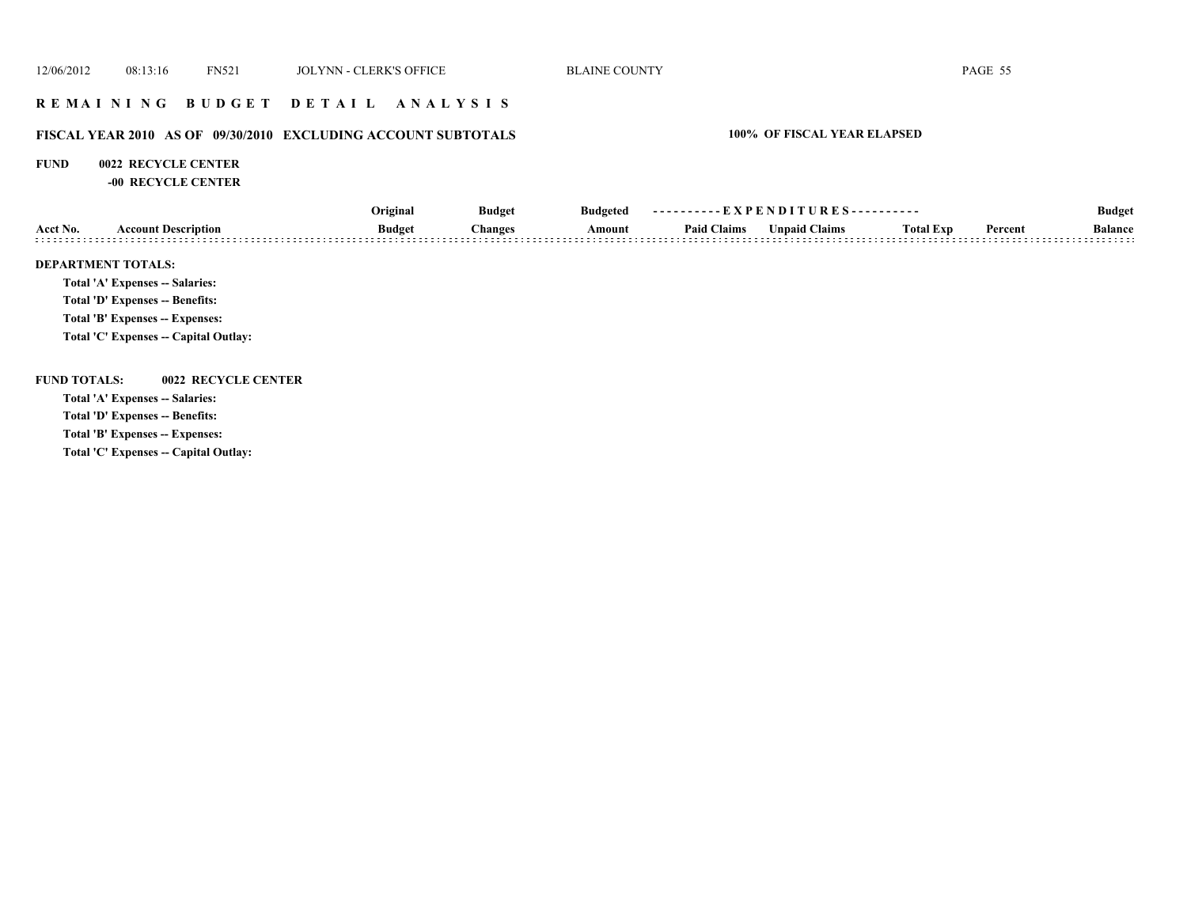# REMAINING BUDGET DETAIL ANALYSIS

## FISCAL YEAR 2010 AS OF 09/30/2010 EXCLUDING ACCOUNT SUBTOTALS

**100% OF FISCAL YEAR ELAPSED**

**FUND 0022 RECYCLE CENTER**

**-00 RECYCLE CENTER**

| Acct No. | Account Description | Original Budget | Budget Changes | Budgeted Amount | EXPENDITURES Paid Claims | Unpaid Claims | Total Exp | Percent | Budget Balance |
|---|---|---|---|---|---|---|---|---|---|

**DEPARTMENT TOTALS:**

**Total 'A' Expenses -- Salaries:**

**Total 'D' Expenses -- Benefits:**

**Total 'B' Expenses -- Expenses:**

**Total 'C' Expenses -- Capital Outlay:**

**FUND TOTALS: 0022 RECYCLE CENTER**

**Total 'A' Expenses -- Salaries:**

**Total 'D' Expenses -- Benefits:**

**Total 'B' Expenses -- Expenses:**

**Total 'C' Expenses -- Capital Outlay:**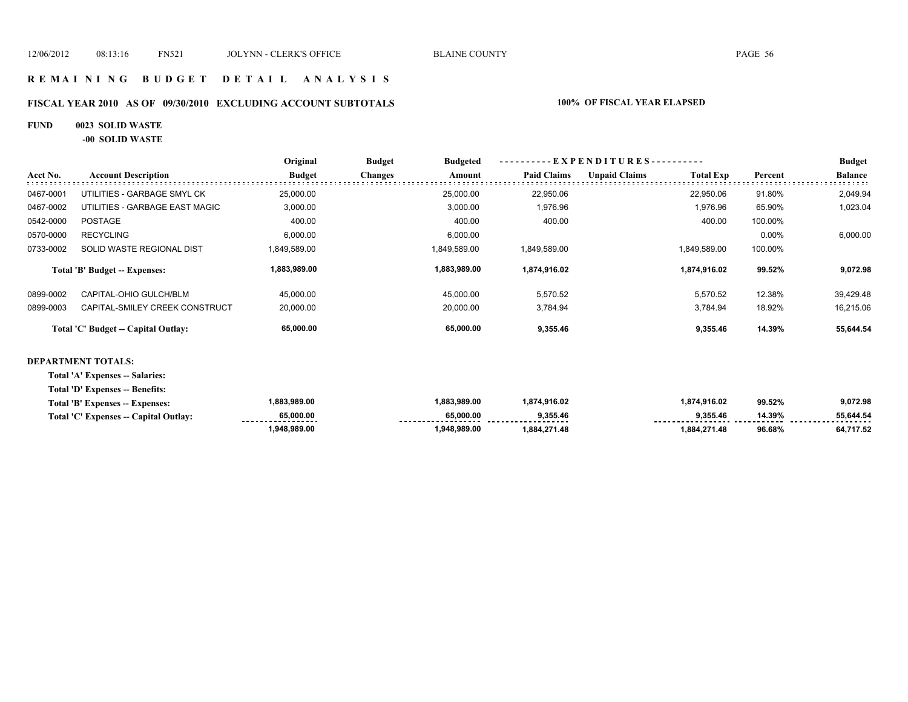# R E M A I N I N G   B U D G E T   D E T A I L   A N A L Y S I S

## FISCAL YEAR 2010 AS OF 09/30/2010 EXCLUDING ACCOUNT SUBTOTALS

**100% OF FISCAL YEAR ELAPSED**

**FUND 0023 SOLID WASTE**

**-00 SOLID WASTE**

| Acct No. | Account Description | Original Budget | Budget Changes | Budgeted Amount | Paid Claims | Unpaid Claims | Total Exp | Percent | Budget Balance |
|---|---|---|---|---|---|---|---|---|---|
| 0467-0001 | UTILITIES - GARBAGE SMYL CK | 25,000.00 | | 25,000.00 | 22,950.06 | | 22,950.06 | 91.80% | 2,049.94 |
| 0467-0002 | UTILITIES - GARBAGE EAST MAGIC | 3,000.00 | | 3,000.00 | 1,976.96 | | 1,976.96 | 65.90% | 1,023.04 |
| 0542-0000 | POSTAGE | 400.00 | | 400.00 | 400.00 | | 400.00 | 100.00% | |
| 0570-0000 | RECYCLING | 6,000.00 | | 6,000.00 | | | | 0.00% | 6,000.00 |
| 0733-0002 | SOLID WASTE REGIONAL DIST | 1,849,589.00 | | 1,849,589.00 | 1,849,589.00 | | 1,849,589.00 | 100.00% | |
| | **Total 'B' Budget -- Expenses:** | **1,883,989.00** | | **1,883,989.00** | **1,874,916.02** | | **1,874,916.02** | **99.52%** | **9,072.98** |
| 0899-0002 | CAPITAL-OHIO GULCH/BLM | 45,000.00 | | 45,000.00 | 5,570.52 | | 5,570.52 | 12.38% | 39,429.48 |
| 0899-0003 | CAPITAL-SMILEY CREEK CONSTRUCT | 20,000.00 | | 20,000.00 | 3,784.94 | | 3,784.94 | 18.92% | 16,215.06 |
| | **Total 'C' Budget -- Capital Outlay:** | **65,000.00** | | **65,000.00** | **9,355.46** | | **9,355.46** | **14.39%** | **55,644.54** |

**DEPARTMENT TOTALS:**

| | Original Budget | Budget Changes | Budgeted Amount | Paid Claims | Unpaid Claims | Total Exp | Percent | Budget Balance |
|---|---|---|---|---|---|---|---|---|
| **Total 'A' Expenses -- Salaries:** | | | | | | | | |
| **Total 'D' Expenses -- Benefits:** | | | | | | | | |
| **Total 'B' Expenses -- Expenses:** | 1,883,989.00 | | 1,883,989.00 | 1,874,916.02 | | 1,874,916.02 | 99.52% | 9,072.98 |
| **Total 'C' Expenses -- Capital Outlay:** | 65,000.00 | | 65,000.00 | 9,355.46 | | 9,355.46 | 14.39% | 55,644.54 |
| | 1,948,989.00 | | 1,948,989.00 | 1,884,271.48 | | 1,884,271.48 | 96.68% | 64,717.52 |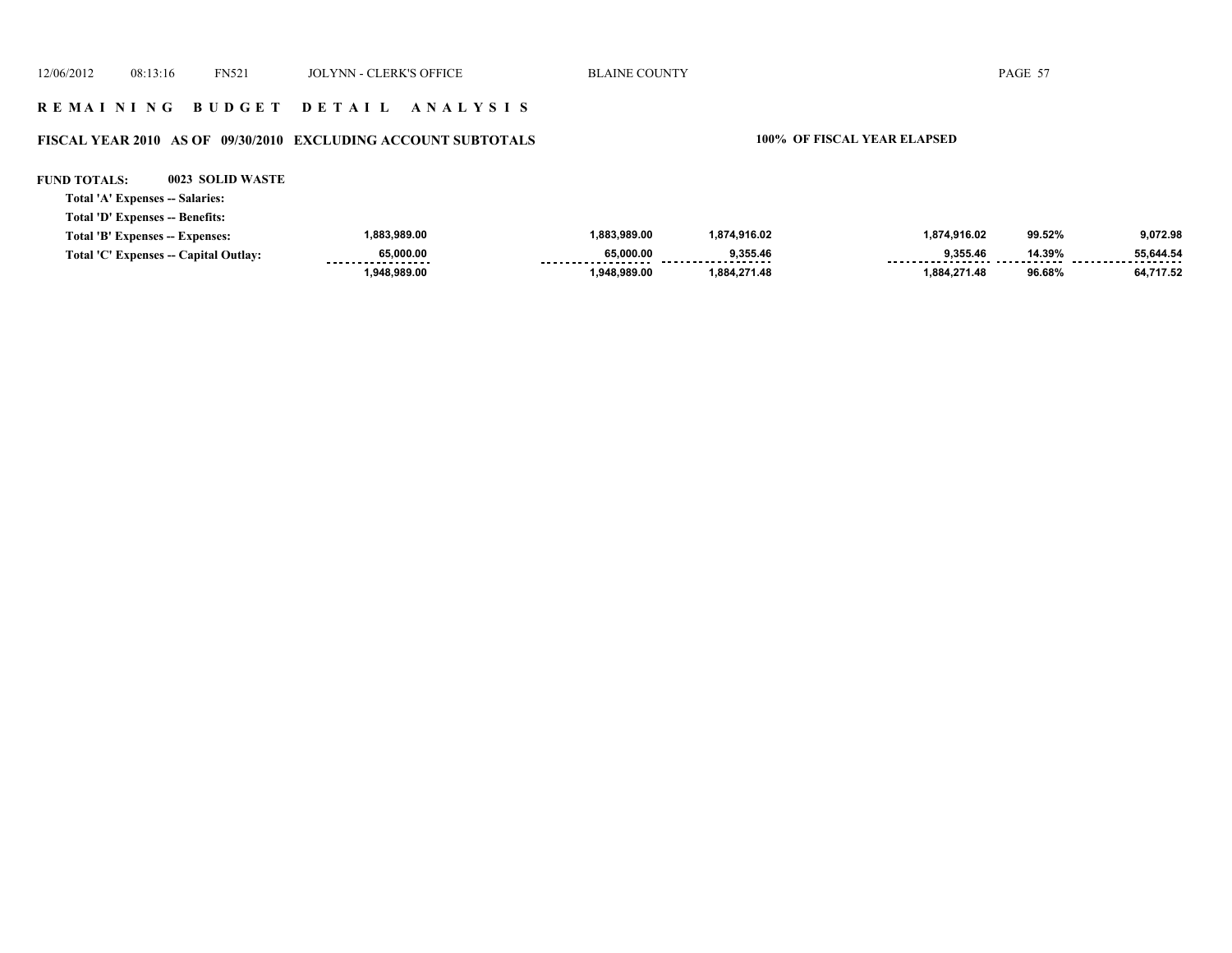## R E M A I N I N G   B U D G E T   D E T A I L   A N A L Y S I S

### FISCAL YEAR 2010   AS OF   09/30/2010   EXCLUDING ACCOUNT SUBTOTALS

**100% OF FISCAL YEAR ELAPSED**

**FUND TOTALS:   0023 SOLID WASTE**

| | | | | | | |
|---|---|---|---|---|---|---|
| Total 'A' Expenses -- Salaries: | | | | | | |
| Total 'D' Expenses -- Benefits: | | | | | | |
| Total 'B' Expenses -- Expenses: | 1,883,989.00 | 1,883,989.00 | 1,874,916.02 | 1,874,916.02 | 99.52% | 9,072.98 |
| Total 'C' Expenses -- Capital Outlay: | 65,000.00 | 65,000.00 | 9,355.46 | 9,355.46 | 14.39% | 55,644.54 |
| | 1,948,989.00 | 1,948,989.00 | 1,884,271.48 | 1,884,271.48 | 96.68% | 64,717.52 |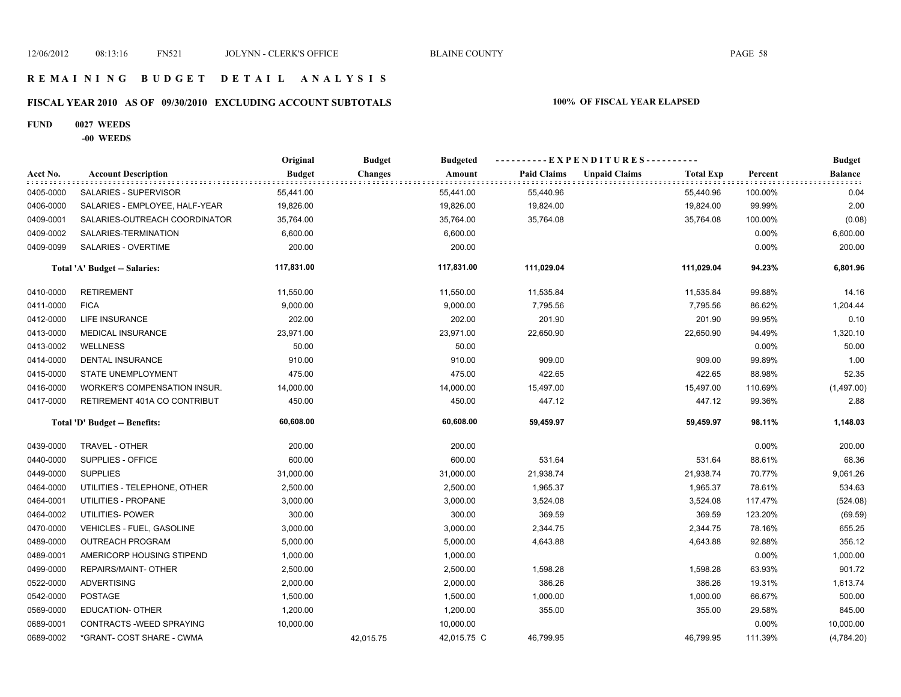# REMAINING BUDGET DETAIL ANALYSIS

## FISCAL YEAR 2010 AS OF 09/30/2010 EXCLUDING ACCOUNT SUBTOTALS

**100% OF FISCAL YEAR ELAPSED**

**FUND 0027 WEEDS**

**-00 WEEDS**

| Acct No. | Account Description | Original Budget | Budget Changes | Budgeted Amount | Paid Claims | Unpaid Claims | Total Exp | Percent | Budget Balance |
|---|---|---|---|---|---|---|---|---|---|
| 0405-0000 | SALARIES - SUPERVISOR | 55,441.00 | | 55,441.00 | 55,440.96 | | 55,440.96 | 100.00% | 0.04 |
| 0406-0000 | SALARIES - EMPLOYEE, HALF-YEAR | 19,826.00 | | 19,826.00 | 19,824.00 | | 19,824.00 | 99.99% | 2.00 |
| 0409-0001 | SALARIES-OUTREACH COORDINATOR | 35,764.00 | | 35,764.00 | 35,764.08 | | 35,764.08 | 100.00% | (0.08) |
| 0409-0002 | SALARIES-TERMINATION | 6,600.00 | | 6,600.00 | | | | 0.00% | 6,600.00 |
| 0409-0099 | SALARIES - OVERTIME | 200.00 | | 200.00 | | | | 0.00% | 200.00 |
| | **Total 'A' Budget -- Salaries:** | **117,831.00** | | **117,831.00** | **111,029.04** | | **111,029.04** | **94.23%** | **6,801.96** |
| 0410-0000 | RETIREMENT | 11,550.00 | | 11,550.00 | 11,535.84 | | 11,535.84 | 99.88% | 14.16 |
| 0411-0000 | FICA | 9,000.00 | | 9,000.00 | 7,795.56 | | 7,795.56 | 86.62% | 1,204.44 |
| 0412-0000 | LIFE INSURANCE | 202.00 | | 202.00 | 201.90 | | 201.90 | 99.95% | 0.10 |
| 0413-0000 | MEDICAL INSURANCE | 23,971.00 | | 23,971.00 | 22,650.90 | | 22,650.90 | 94.49% | 1,320.10 |
| 0413-0002 | WELLNESS | 50.00 | | 50.00 | | | | 0.00% | 50.00 |
| 0414-0000 | DENTAL INSURANCE | 910.00 | | 910.00 | 909.00 | | 909.00 | 99.89% | 1.00 |
| 0415-0000 | STATE UNEMPLOYMENT | 475.00 | | 475.00 | 422.65 | | 422.65 | 88.98% | 52.35 |
| 0416-0000 | WORKER'S COMPENSATION INSUR. | 14,000.00 | | 14,000.00 | 15,497.00 | | 15,497.00 | 110.69% | (1,497.00) |
| 0417-0000 | RETIREMENT 401A CO CONTRIBUT | 450.00 | | 450.00 | 447.12 | | 447.12 | 99.36% | 2.88 |
| | **Total 'D' Budget -- Benefits:** | **60,608.00** | | **60,608.00** | **59,459.97** | | **59,459.97** | **98.11%** | **1,148.03** |
| 0439-0000 | TRAVEL - OTHER | 200.00 | | 200.00 | | | | 0.00% | 200.00 |
| 0440-0000 | SUPPLIES - OFFICE | 600.00 | | 600.00 | 531.64 | | 531.64 | 88.61% | 68.36 |
| 0449-0000 | SUPPLIES | 31,000.00 | | 31,000.00 | 21,938.74 | | 21,938.74 | 70.77% | 9,061.26 |
| 0464-0000 | UTILITIES - TELEPHONE, OTHER | 2,500.00 | | 2,500.00 | 1,965.37 | | 1,965.37 | 78.61% | 534.63 |
| 0464-0001 | UTILITIES - PROPANE | 3,000.00 | | 3,000.00 | 3,524.08 | | 3,524.08 | 117.47% | (524.08) |
| 0464-0002 | UTILITIES- POWER | 300.00 | | 300.00 | 369.59 | | 369.59 | 123.20% | (69.59) |
| 0470-0000 | VEHICLES - FUEL, GASOLINE | 3,000.00 | | 3,000.00 | 2,344.75 | | 2,344.75 | 78.16% | 655.25 |
| 0489-0000 | OUTREACH PROGRAM | 5,000.00 | | 5,000.00 | 4,643.88 | | 4,643.88 | 92.88% | 356.12 |
| 0489-0001 | AMERICORP HOUSING STIPEND | 1,000.00 | | 1,000.00 | | | | 0.00% | 1,000.00 |
| 0499-0000 | REPAIRS/MAINT- OTHER | 2,500.00 | | 2,500.00 | 1,598.28 | | 1,598.28 | 63.93% | 901.72 |
| 0522-0000 | ADVERTISING | 2,000.00 | | 2,000.00 | 386.26 | | 386.26 | 19.31% | 1,613.74 |
| 0542-0000 | POSTAGE | 1,500.00 | | 1,500.00 | 1,000.00 | | 1,000.00 | 66.67% | 500.00 |
| 0569-0000 | EDUCATION- OTHER | 1,200.00 | | 1,200.00 | 355.00 | | 355.00 | 29.58% | 845.00 |
| 0689-0001 | CONTRACTS -WEED SPRAYING | 10,000.00 | | 10,000.00 | | | | 0.00% | 10,000.00 |
| 0689-0002 | *GRANT- COST SHARE - CWMA | | 42,015.75 | 42,015.75 C | 46,799.95 | | 46,799.95 | 111.39% | (4,784.20) |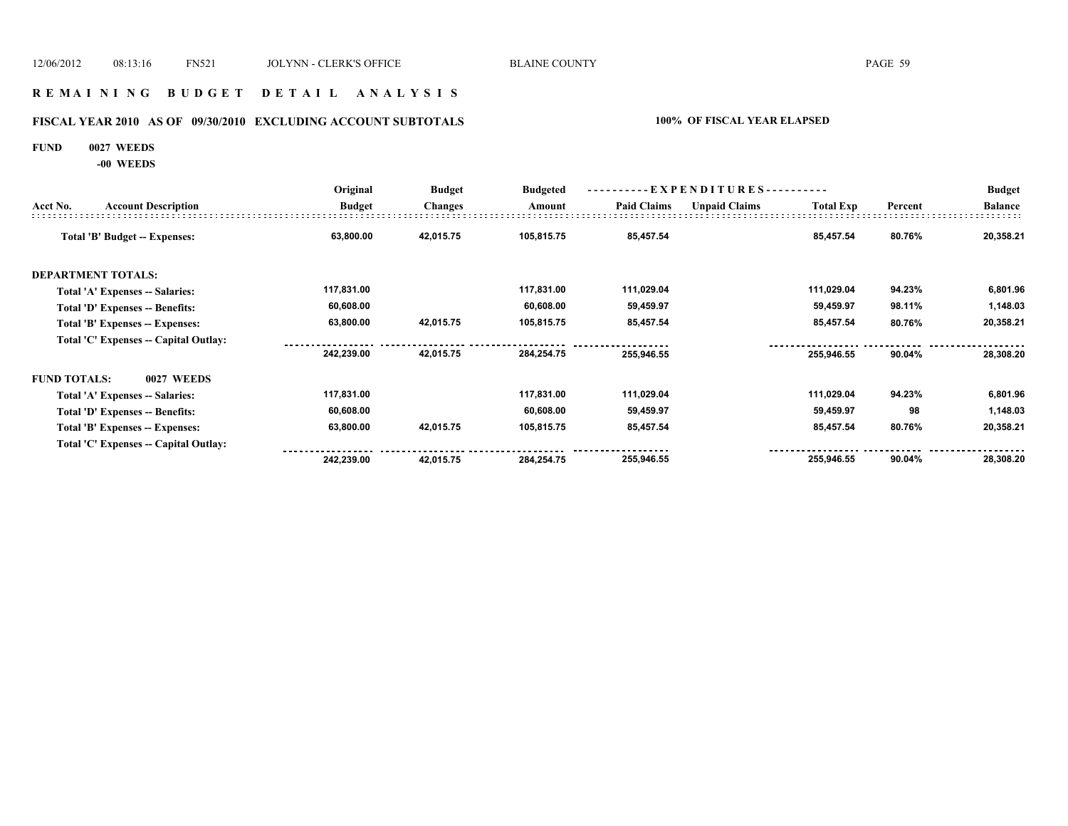## R E M A I N I N G  B U D G E T  D E T A I L  A N A L Y S I S

### FISCAL YEAR 2010 AS OF 09/30/2010 EXCLUDING ACCOUNT SUBTOTALS

**100% OF FISCAL YEAR ELAPSED**

**FUND 0027 WEEDS**

**-00 WEEDS**

| Acct No. | Account Description | Original Budget | Budget Changes | Budgeted Amount | Paid Claims | Unpaid Claims | Total Exp | Percent | Budget Balance |
|---|---|---|---|---|---|---|---|---|---|
| | **Total 'B' Budget -- Expenses:** | 63,800.00 | 42,015.75 | 105,815.75 | 85,457.54 | | 85,457.54 | 80.76% | 20,358.21 |
| **DEPARTMENT TOTALS:** | | | | | | | | | |
| | Total 'A' Expenses -- Salaries: | 117,831.00 | | 117,831.00 | 111,029.04 | | 111,029.04 | 94.23% | 6,801.96 |
| | Total 'D' Expenses -- Benefits: | 60,608.00 | | 60,608.00 | 59,459.97 | | 59,459.97 | 98.11% | 1,148.03 |
| | Total 'B' Expenses -- Expenses: | 63,800.00 | 42,015.75 | 105,815.75 | 85,457.54 | | 85,457.54 | 80.76% | 20,358.21 |
| | Total 'C' Expenses -- Capital Outlay: | | | | | | | | |
| | | 242,239.00 | 42,015.75 | 284,254.75 | 255,946.55 | | 255,946.55 | 90.04% | 28,308.20 |
| **FUND TOTALS:** | **0027 WEEDS** | | | | | | | | |
| | Total 'A' Expenses -- Salaries: | 117,831.00 | | 117,831.00 | 111,029.04 | | 111,029.04 | 94.23% | 6,801.96 |
| | Total 'D' Expenses -- Benefits: | 60,608.00 | | 60,608.00 | 59,459.97 | | 59,459.97 | 98 | 1,148.03 |
| | Total 'B' Expenses -- Expenses: | 63,800.00 | 42,015.75 | 105,815.75 | 85,457.54 | | 85,457.54 | 80.76% | 20,358.21 |
| | Total 'C' Expenses -- Capital Outlay: | | | | | | | | |
| | | 242,239.00 | 42,015.75 | 284,254.75 | 255,946.55 | | 255,946.55 | 90.04% | 28,308.20 |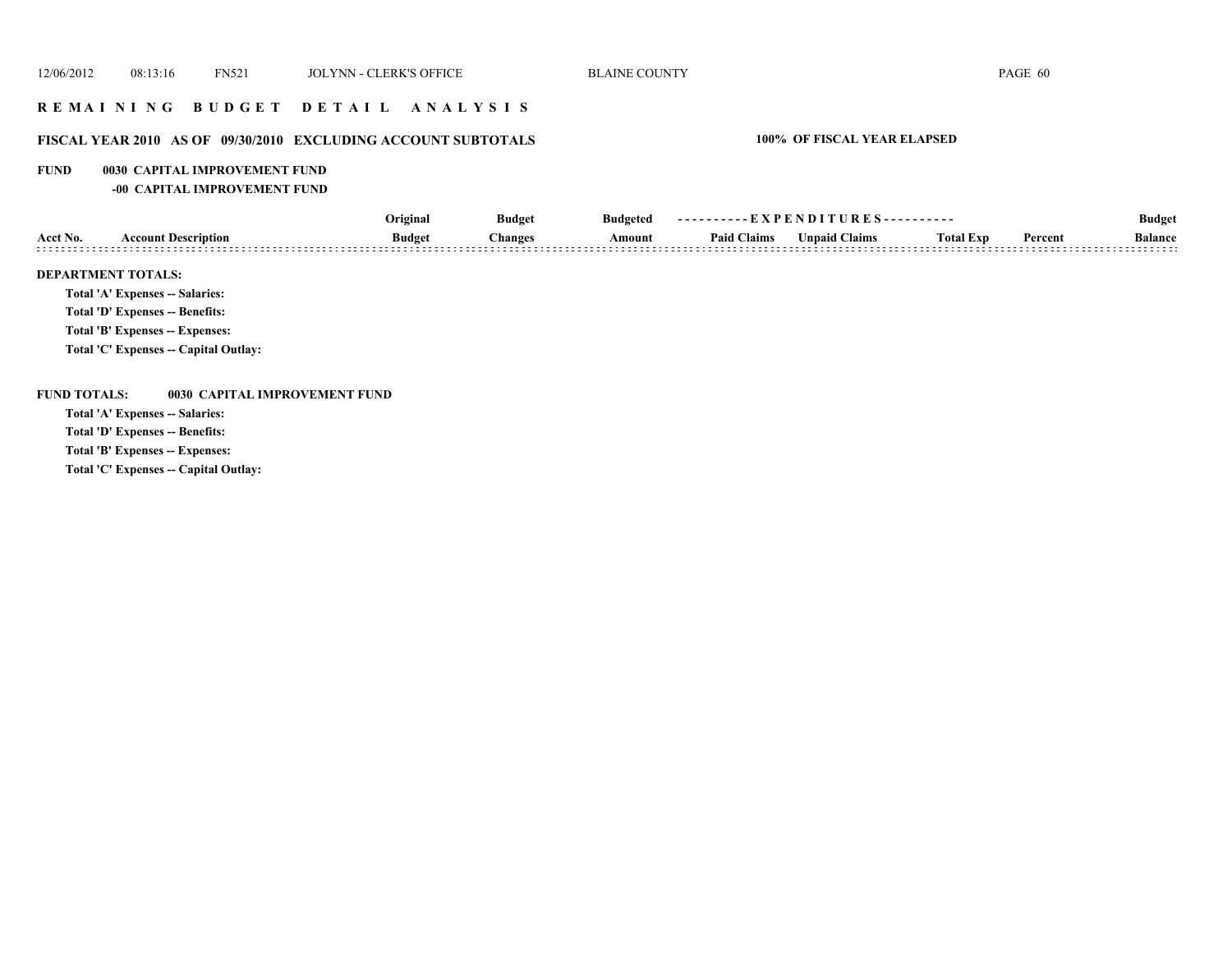# R E M A I N I N G   B U D G E T   D E T A I L   A N A L Y S I S

## FISCAL YEAR 2010 AS OF 09/30/2010 EXCLUDING ACCOUNT SUBTOTALS

**100% OF FISCAL YEAR ELAPSED**

**FUND 0030 CAPITAL IMPROVEMENT FUND**
**-00 CAPITAL IMPROVEMENT FUND**

| Acct No. | Account Description | Original Budget | Budget Changes | Budgeted Amount | Paid Claims | Unpaid Claims | Total Exp | Percent | Budget Balance |
|---|---|---|---|---|---|---|---|---|---|

**DEPARTMENT TOTALS:**

**Total 'A' Expenses -- Salaries:**

**Total 'D' Expenses -- Benefits:**

**Total 'B' Expenses -- Expenses:**

**Total 'C' Expenses -- Capital Outlay:**

**FUND TOTALS: 0030 CAPITAL IMPROVEMENT FUND**

**Total 'A' Expenses -- Salaries:**

**Total 'D' Expenses -- Benefits:**

**Total 'B' Expenses -- Expenses:**

**Total 'C' Expenses -- Capital Outlay:**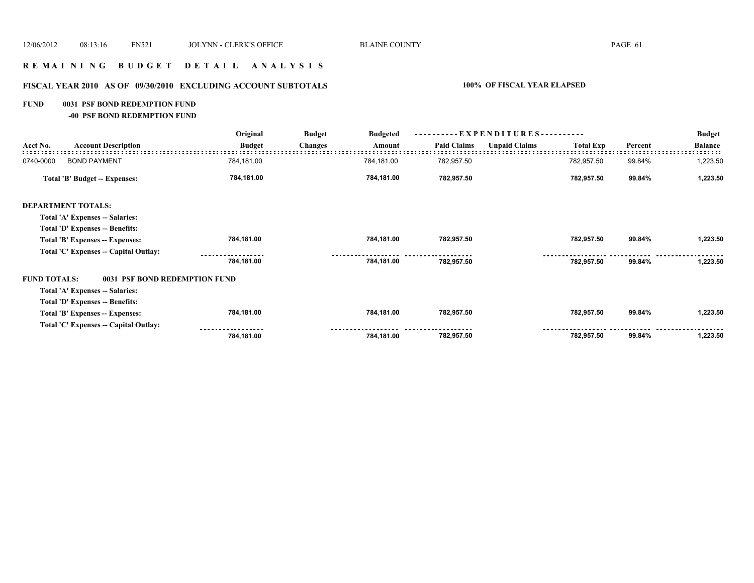# REMAINING BUDGET DETAIL ANALYSIS

## FISCAL YEAR 2010 AS OF 09/30/2010 EXCLUDING ACCOUNT SUBTOTALS

**100% OF FISCAL YEAR ELAPSED**

**FUND 0031 PSF BOND REDEMPTION FUND**

**-00 PSF BOND REDEMPTION FUND**

| Acct No. | Account Description | Original Budget | Budget Changes | Budgeted Amount | EXPENDITURES Paid Claims | EXPENDITURES Unpaid Claims | EXPENDITURES Total Exp | Percent | Budget Balance |
|---|---|---|---|---|---|---|---|---|---|
| 0740-0000 | BOND PAYMENT | 784,181.00 | | 784,181.00 | 782,957.50 | | 782,957.50 | 99.84% | 1,223.50 |
| | **Total 'B' Budget -- Expenses:** | **784,181.00** | | **784,181.00** | **782,957.50** | | **782,957.50** | **99.84%** | **1,223.50** |
| | **DEPARTMENT TOTALS:** | | | | | | | | |
| | **Total 'A' Expenses -- Salaries:** | | | | | | | | |
| | **Total 'D' Expenses -- Benefits:** | | | | | | | | |
| | **Total 'B' Expenses -- Expenses:** | **784,181.00** | | **784,181.00** | **782,957.50** | | **782,957.50** | **99.84%** | **1,223.50** |
| | **Total 'C' Expenses -- Capital Outlay:** | | | | | | | | |
| | | **784,181.00** | | **784,181.00** | **782,957.50** | | **782,957.50** | **99.84%** | **1,223.50** |
| | **FUND TOTALS: 0031 PSF BOND REDEMPTION FUND** | | | | | | | | |
| | **Total 'A' Expenses -- Salaries:** | | | | | | | | |
| | **Total 'D' Expenses -- Benefits:** | | | | | | | | |
| | **Total 'B' Expenses -- Expenses:** | **784,181.00** | | **784,181.00** | **782,957.50** | | **782,957.50** | **99.84%** | **1,223.50** |
| | **Total 'C' Expenses -- Capital Outlay:** | | | | | | | | |
| | | **784,181.00** | | **784,181.00** | **782,957.50** | | **782,957.50** | **99.84%** | **1,223.50** |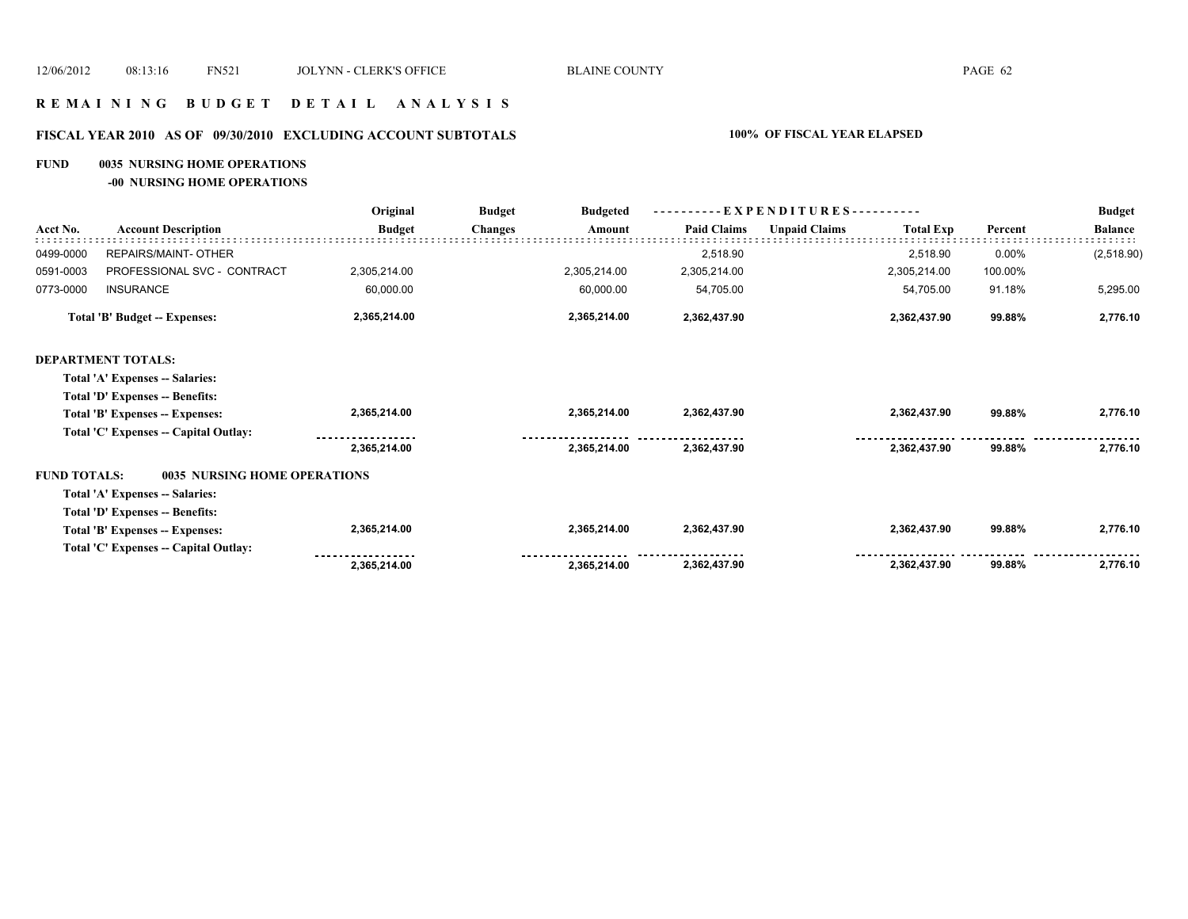## R E M A I N I N G   B U D G E T   D E T A I L   A N A L Y S I S

### FISCAL YEAR 2010 AS OF 09/30/2010 EXCLUDING ACCOUNT SUBTOTALS — 100% OF FISCAL YEAR ELAPSED

**FUND 0035 NURSING HOME OPERATIONS**

**-00 NURSING HOME OPERATIONS**

| Acct No. | Account Description | Original Budget | Budget Changes | Budgeted Amount | Paid Claims | Unpaid Claims | Total Exp | Percent | Budget Balance |
|---|---|---|---|---|---|---|---|---|---|
| 0499-0000 | REPAIRS/MAINT- OTHER | | | | 2,518.90 | | 2,518.90 | 0.00% | (2,518.90) |
| 0591-0003 | PROFESSIONAL SVC - CONTRACT | 2,305,214.00 | | 2,305,214.00 | 2,305,214.00 | | 2,305,214.00 | 100.00% | |
| 0773-0000 | INSURANCE | 60,000.00 | | 60,000.00 | 54,705.00 | | 54,705.00 | 91.18% | 5,295.00 |
| | **Total 'B' Budget -- Expenses:** | **2,365,214.00** | | **2,365,214.00** | **2,362,437.90** | | **2,362,437.90** | **99.88%** | **2,776.10** |
| | **DEPARTMENT TOTALS:** | | | | | | | | |
| | **Total 'A' Expenses -- Salaries:** | | | | | | | | |
| | **Total 'D' Expenses -- Benefits:** | | | | | | | | |
| | **Total 'B' Expenses -- Expenses:** | **2,365,214.00** | | **2,365,214.00** | **2,362,437.90** | | **2,362,437.90** | **99.88%** | **2,776.10** |
| | **Total 'C' Expenses -- Capital Outlay:** | | | | | | | | |
| | | **2,365,214.00** | | **2,365,214.00** | **2,362,437.90** | | **2,362,437.90** | **99.88%** | **2,776.10** |
| | **FUND TOTALS: 0035 NURSING HOME OPERATIONS** | | | | | | | | |
| | **Total 'A' Expenses -- Salaries:** | | | | | | | | |
| | **Total 'D' Expenses -- Benefits:** | | | | | | | | |
| | **Total 'B' Expenses -- Expenses:** | **2,365,214.00** | | **2,365,214.00** | **2,362,437.90** | | **2,362,437.90** | **99.88%** | **2,776.10** |
| | **Total 'C' Expenses -- Capital Outlay:** | | | | | | | | |
| | | **2,365,214.00** | | **2,365,214.00** | **2,362,437.90** | | **2,362,437.90** | **99.88%** | **2,776.10** |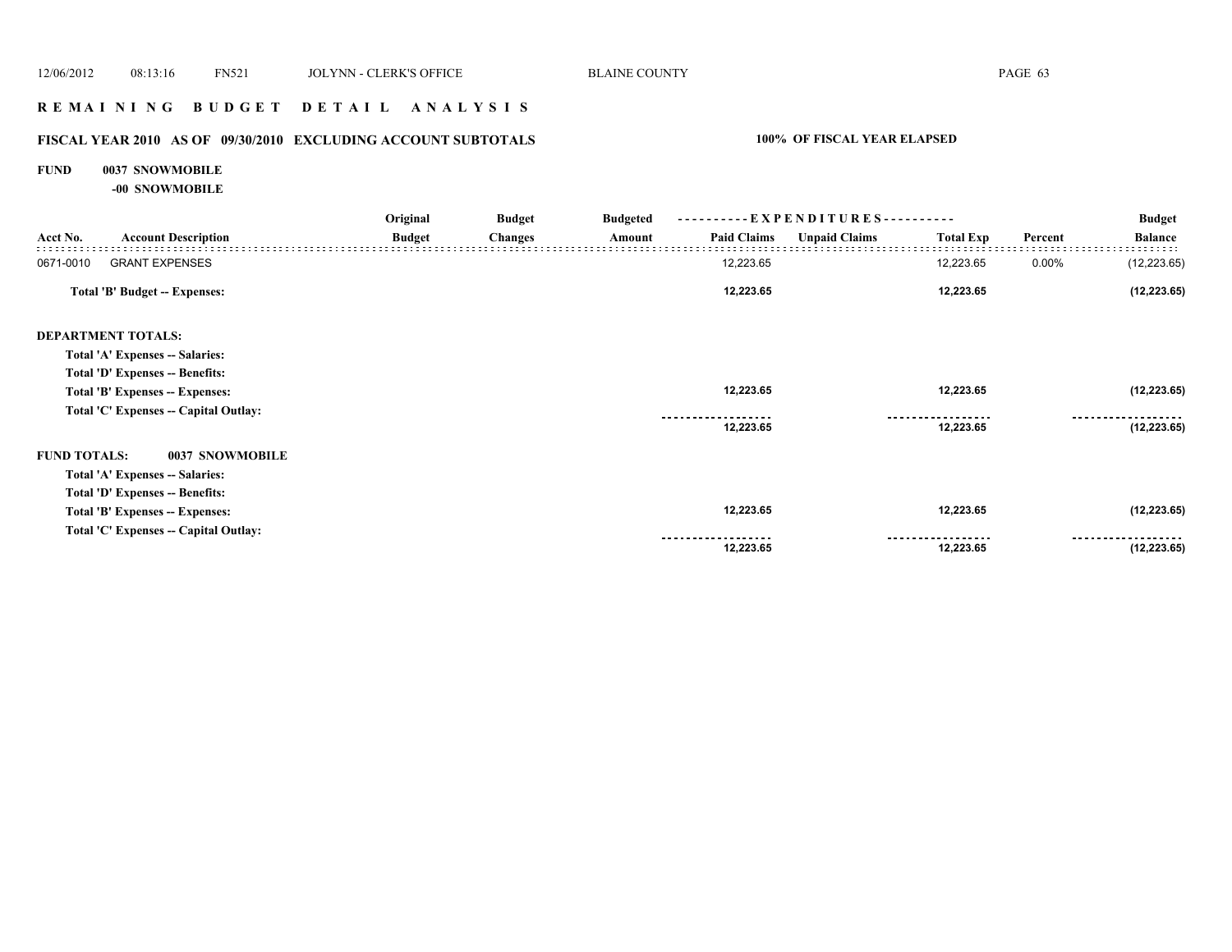# R E M A I N I N G   B U D G E T   D E T A I L   A N A L Y S I S

## FISCAL YEAR 2010 AS OF 09/30/2010 EXCLUDING ACCOUNT SUBTOTALS — 100% OF FISCAL YEAR ELAPSED

**FUND 0037 SNOWMOBILE**

**-00 SNOWMOBILE**

| Acct No. | Account Description | Original Budget | Budget Changes | Budgeted Amount | Paid Claims | Unpaid Claims | Total Exp | Percent | Budget Balance |
|---|---|---|---|---|---|---|---|---|---|
| 0671-0010 | GRANT EXPENSES | | | | 12,223.65 | | 12,223.65 | 0.00% | (12,223.65) |
| | **Total 'B' Budget -- Expenses:** | | | | **12,223.65** | | **12,223.65** | | **(12,223.65)** |
| | **DEPARTMENT TOTALS:** | | | | | | | | |
| | **Total 'A' Expenses -- Salaries:** | | | | | | | | |
| | **Total 'D' Expenses -- Benefits:** | | | | | | | | |
| | **Total 'B' Expenses -- Expenses:** | | | | **12,223.65** | | **12,223.65** | | **(12,223.65)** |
| | **Total 'C' Expenses -- Capital Outlay:** | | | | | | | | |
| | | | | | **12,223.65** | | **12,223.65** | | **(12,223.65)** |
| | **FUND TOTALS: 0037 SNOWMOBILE** | | | | | | | | |
| | **Total 'A' Expenses -- Salaries:** | | | | | | | | |
| | **Total 'D' Expenses -- Benefits:** | | | | | | | | |
| | **Total 'B' Expenses -- Expenses:** | | | | **12,223.65** | | **12,223.65** | | **(12,223.65)** |
| | **Total 'C' Expenses -- Capital Outlay:** | | | | | | | | |
| | | | | | **12,223.65** | | **12,223.65** | | **(12,223.65)** |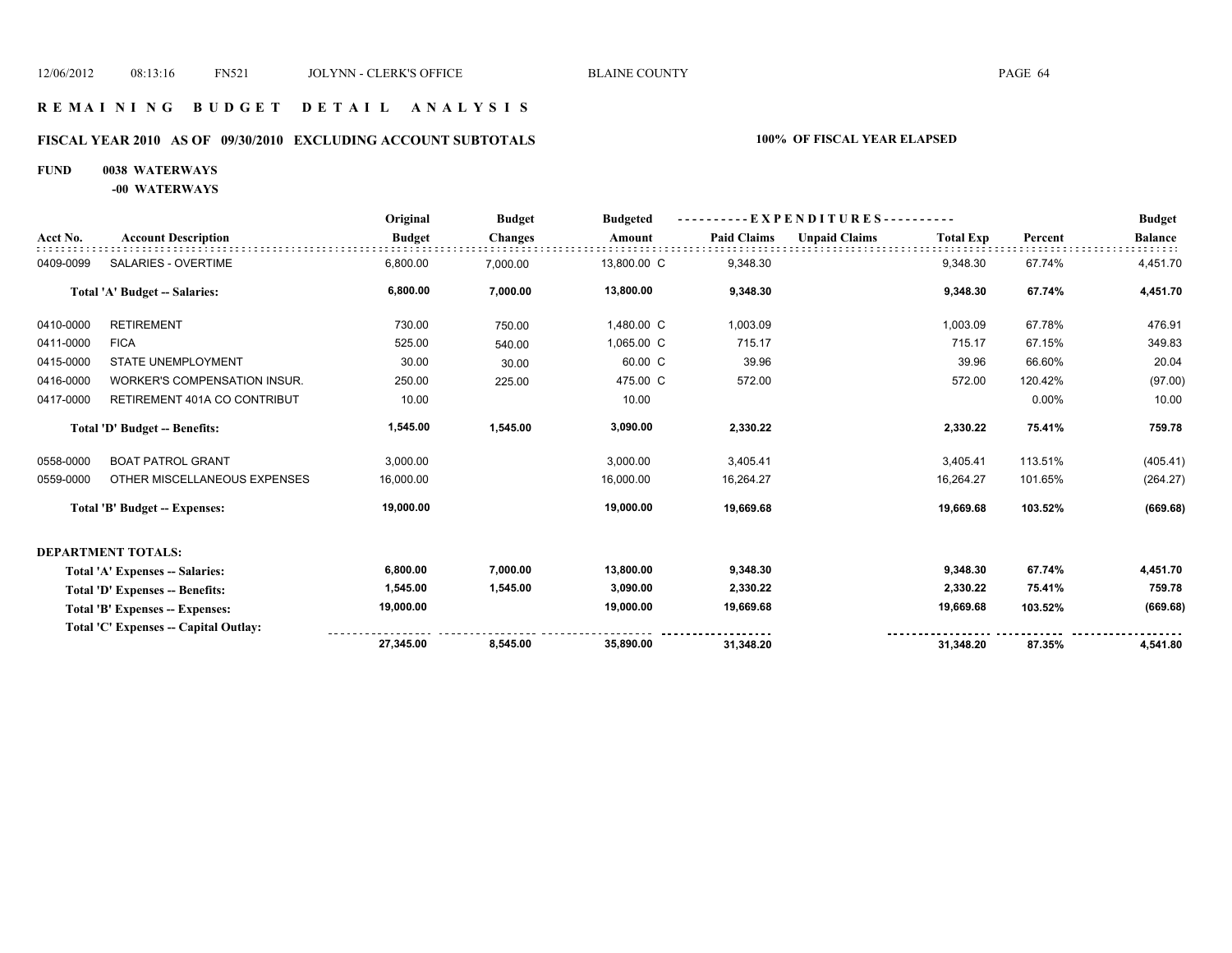# REMAINING BUDGET DETAIL ANALYSIS

## FISCAL YEAR 2010 AS OF 09/30/2010 EXCLUDING ACCOUNT SUBTOTALS

**100% OF FISCAL YEAR ELAPSED**

**FUND 0038 WATERWAYS**

**-00 WATERWAYS**

| Acct No. | Account Description | Original Budget | Budget Changes | Budgeted Amount | Paid Claims | Unpaid Claims | Total Exp | Percent | Budget Balance |
|---|---|---|---|---|---|---|---|---|---|
| 0409-0099 | SALARIES - OVERTIME | 6,800.00 | 7,000.00 | 13,800.00 C | 9,348.30 | | 9,348.30 | 67.74% | 4,451.70 |
| | **Total 'A' Budget -- Salaries:** | **6,800.00** | **7,000.00** | **13,800.00** | **9,348.30** | | **9,348.30** | **67.74%** | **4,451.70** |
| 0410-0000 | RETIREMENT | 730.00 | 750.00 | 1,480.00 C | 1,003.09 | | 1,003.09 | 67.78% | 476.91 |
| 0411-0000 | FICA | 525.00 | 540.00 | 1,065.00 C | 715.17 | | 715.17 | 67.15% | 349.83 |
| 0415-0000 | STATE UNEMPLOYMENT | 30.00 | 30.00 | 60.00 C | 39.96 | | 39.96 | 66.60% | 20.04 |
| 0416-0000 | WORKER'S COMPENSATION INSUR. | 250.00 | 225.00 | 475.00 C | 572.00 | | 572.00 | 120.42% | (97.00) |
| 0417-0000 | RETIREMENT 401A CO CONTRIBUT | 10.00 | | 10.00 | | | | 0.00% | 10.00 |
| | **Total 'D' Budget -- Benefits:** | **1,545.00** | **1,545.00** | **3,090.00** | **2,330.22** | | **2,330.22** | **75.41%** | **759.78** |
| 0558-0000 | BOAT PATROL GRANT | 3,000.00 | | 3,000.00 | 3,405.41 | | 3,405.41 | 113.51% | (405.41) |
| 0559-0000 | OTHER MISCELLANEOUS EXPENSES | 16,000.00 | | 16,000.00 | 16,264.27 | | 16,264.27 | 101.65% | (264.27) |
| | **Total 'B' Budget -- Expenses:** | **19,000.00** | | **19,000.00** | **19,669.68** | | **19,669.68** | **103.52%** | **(669.68)** |
| | **DEPARTMENT TOTALS:** | | | | | | | | |
| | **Total 'A' Expenses -- Salaries:** | **6,800.00** | **7,000.00** | **13,800.00** | **9,348.30** | | **9,348.30** | **67.74%** | **4,451.70** |
| | **Total 'D' Expenses -- Benefits:** | **1,545.00** | **1,545.00** | **3,090.00** | **2,330.22** | | **2,330.22** | **75.41%** | **759.78** |
| | **Total 'B' Expenses -- Expenses:** | **19,000.00** | | **19,000.00** | **19,669.68** | | **19,669.68** | **103.52%** | **(669.68)** |
| | **Total 'C' Expenses -- Capital Outlay:** | | | | | | | | |
| | | **27,345.00** | **8,545.00** | **35,890.00** | **31,348.20** | | **31,348.20** | **87.35%** | **4,541.80** |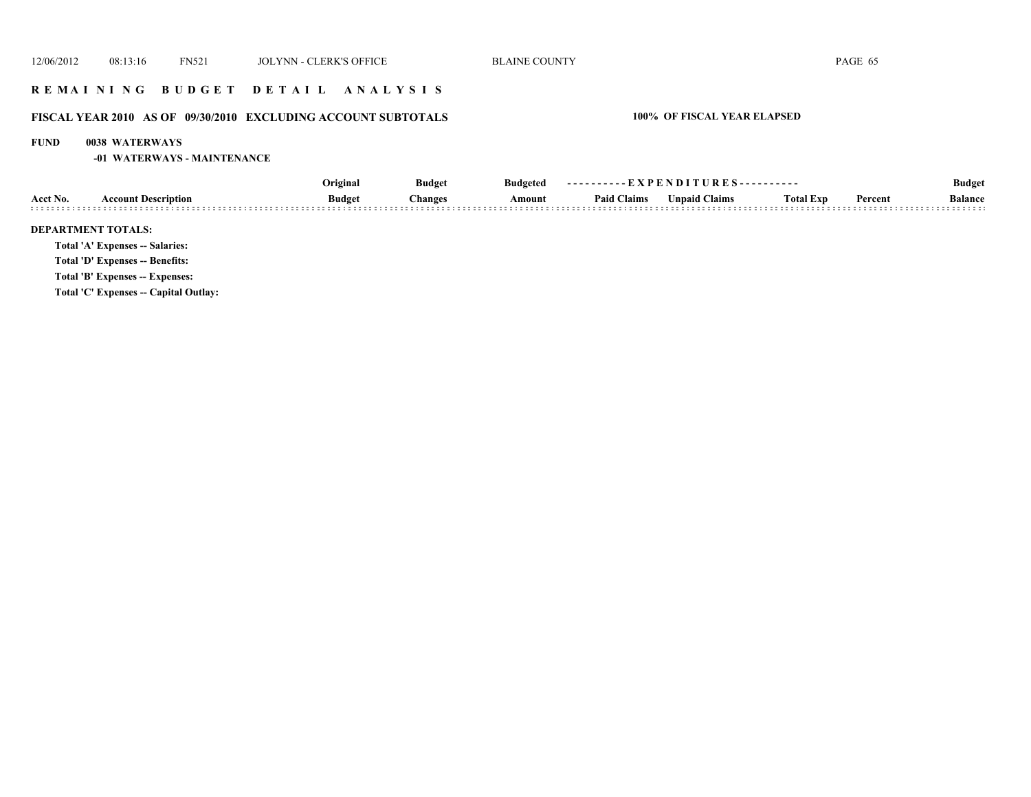# REMAINING BUDGET DETAIL ANALYSIS

## FISCAL YEAR 2010 AS OF 09/30/2010 EXCLUDING ACCOUNT SUBTOTALS

**100% OF FISCAL YEAR ELAPSED**

**FUND 0038 WATERWAYS**

**-01 WATERWAYS - MAINTENANCE**

| Acct No. | Account Description | Original Budget | Budget Changes | Budgeted Amount | Paid Claims | Unpaid Claims | Total Exp | Percent | Budget Balance |
|---|---|---|---|---|---|---|---|---|---|

**DEPARTMENT TOTALS:**

**Total 'A' Expenses -- Salaries:**

**Total 'D' Expenses -- Benefits:**

**Total 'B' Expenses -- Expenses:**

**Total 'C' Expenses -- Capital Outlay:**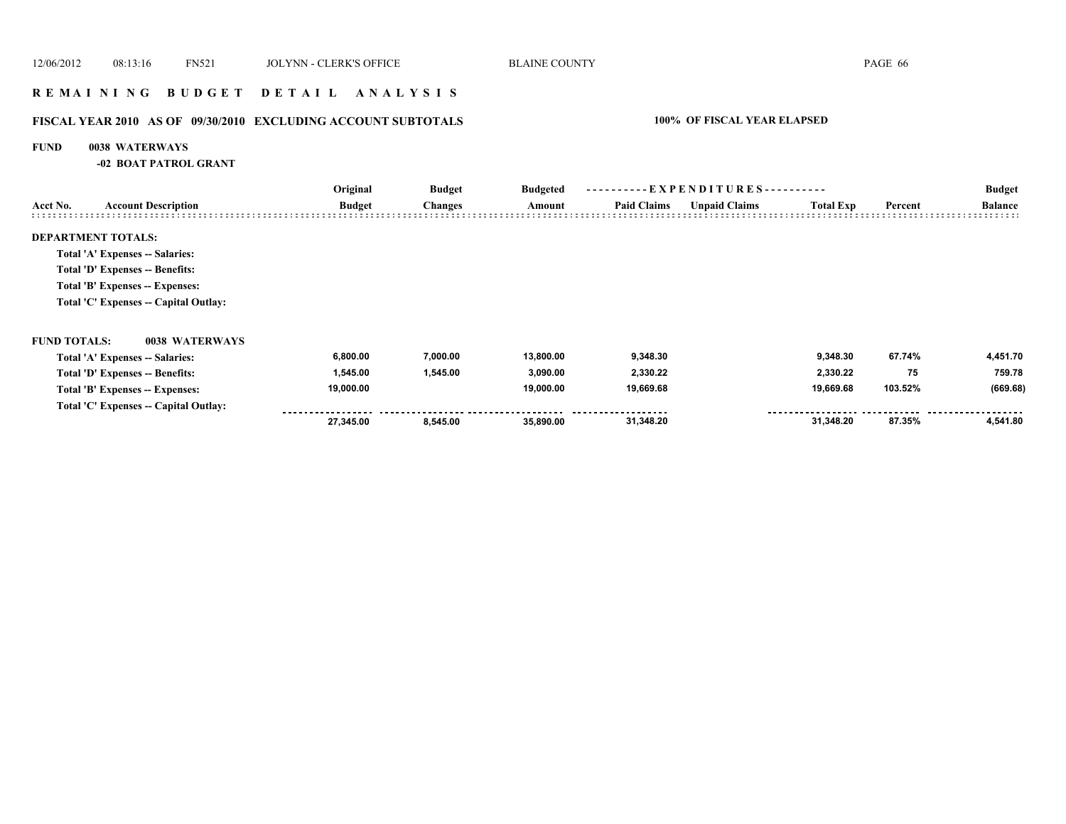# REMAINING BUDGET DETAIL ANALYSIS

## FISCAL YEAR 2010 AS OF 09/30/2010 EXCLUDING ACCOUNT SUBTOTALS

**100% OF FISCAL YEAR ELAPSED**

**FUND 0038 WATERWAYS**

**-02 BOAT PATROL GRANT**

| Acct No. | Account Description | Original Budget | Budget Changes | Budgeted Amount | Paid Claims | Unpaid Claims | Total Exp | Percent | Budget Balance |
|---|---|---|---|---|---|---|---|---|---|
| **DEPARTMENT TOTALS:** | | | | | | | | | |
| | Total 'A' Expenses -- Salaries: | | | | | | | | |
| | Total 'D' Expenses -- Benefits: | | | | | | | | |
| | Total 'B' Expenses -- Expenses: | | | | | | | | |
| | Total 'C' Expenses -- Capital Outlay: | | | | | | | | |
| **FUND TOTALS:** | **0038 WATERWAYS** | | | | | | | | |
| | Total 'A' Expenses -- Salaries: | 6,800.00 | 7,000.00 | 13,800.00 | 9,348.30 | | 9,348.30 | 67.74% | 4,451.70 |
| | Total 'D' Expenses -- Benefits: | 1,545.00 | 1,545.00 | 3,090.00 | 2,330.22 | | 2,330.22 | 75 | 759.78 |
| | Total 'B' Expenses -- Expenses: | 19,000.00 | | 19,000.00 | 19,669.68 | | 19,669.68 | 103.52% | (669.68) |
| | Total 'C' Expenses -- Capital Outlay: | | | | | | | | |
| | | 27,345.00 | 8,545.00 | 35,890.00 | 31,348.20 | | 31,348.20 | 87.35% | 4,541.80 |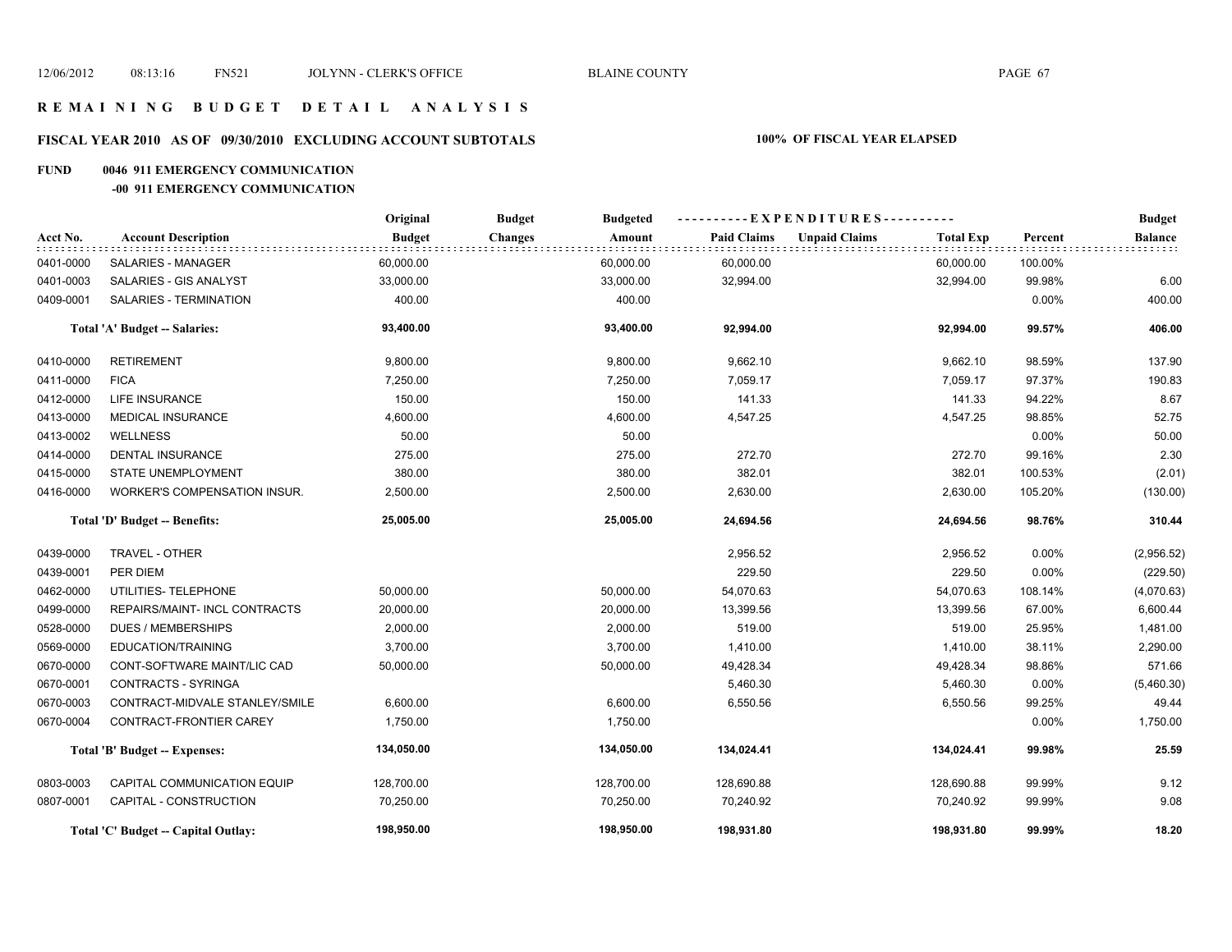# R E M A I N I N G   B U D G E T   D E T A I L   A N A L Y S I S

## FISCAL YEAR 2010 AS OF 09/30/2010 EXCLUDING ACCOUNT SUBTOTALS — 100% OF FISCAL YEAR ELAPSED

### FUND 0046 911 EMERGENCY COMMUNICATION
#### -00 911 EMERGENCY COMMUNICATION

| Acct No. | Account Description | Original Budget | Budget Changes | Budgeted Amount | Paid Claims | Unpaid Claims | Total Exp | Percent | Budget Balance |
|---|---|---|---|---|---|---|---|---|---|
| 0401-0000 | SALARIES - MANAGER | 60,000.00 | | 60,000.00 | 60,000.00 | | 60,000.00 | 100.00% | |
| 0401-0003 | SALARIES - GIS ANALYST | 33,000.00 | | 33,000.00 | 32,994.00 | | 32,994.00 | 99.98% | 6.00 |
| 0409-0001 | SALARIES - TERMINATION | 400.00 | | 400.00 | | | | 0.00% | 400.00 |
| | **Total 'A' Budget -- Salaries:** | **93,400.00** | | **93,400.00** | **92,994.00** | | **92,994.00** | **99.57%** | **406.00** |
| 0410-0000 | RETIREMENT | 9,800.00 | | 9,800.00 | 9,662.10 | | 9,662.10 | 98.59% | 137.90 |
| 0411-0000 | FICA | 7,250.00 | | 7,250.00 | 7,059.17 | | 7,059.17 | 97.37% | 190.83 |
| 0412-0000 | LIFE INSURANCE | 150.00 | | 150.00 | 141.33 | | 141.33 | 94.22% | 8.67 |
| 0413-0000 | MEDICAL INSURANCE | 4,600.00 | | 4,600.00 | 4,547.25 | | 4,547.25 | 98.85% | 52.75 |
| 0413-0002 | WELLNESS | 50.00 | | 50.00 | | | | 0.00% | 50.00 |
| 0414-0000 | DENTAL INSURANCE | 275.00 | | 275.00 | 272.70 | | 272.70 | 99.16% | 2.30 |
| 0415-0000 | STATE UNEMPLOYMENT | 380.00 | | 380.00 | 382.01 | | 382.01 | 100.53% | (2.01) |
| 0416-0000 | WORKER'S COMPENSATION INSUR. | 2,500.00 | | 2,500.00 | 2,630.00 | | 2,630.00 | 105.20% | (130.00) |
| | **Total 'D' Budget -- Benefits:** | **25,005.00** | | **25,005.00** | **24,694.56** | | **24,694.56** | **98.76%** | **310.44** |
| 0439-0000 | TRAVEL - OTHER | | | | 2,956.52 | | 2,956.52 | 0.00% | (2,956.52) |
| 0439-0001 | PER DIEM | | | | 229.50 | | 229.50 | 0.00% | (229.50) |
| 0462-0000 | UTILITIES- TELEPHONE | 50,000.00 | | 50,000.00 | 54,070.63 | | 54,070.63 | 108.14% | (4,070.63) |
| 0499-0000 | REPAIRS/MAINT- INCL CONTRACTS | 20,000.00 | | 20,000.00 | 13,399.56 | | 13,399.56 | 67.00% | 6,600.44 |
| 0528-0000 | DUES / MEMBERSHIPS | 2,000.00 | | 2,000.00 | 519.00 | | 519.00 | 25.95% | 1,481.00 |
| 0569-0000 | EDUCATION/TRAINING | 3,700.00 | | 3,700.00 | 1,410.00 | | 1,410.00 | 38.11% | 2,290.00 |
| 0670-0000 | CONT-SOFTWARE MAINT/LIC CAD | 50,000.00 | | 50,000.00 | 49,428.34 | | 49,428.34 | 98.86% | 571.66 |
| 0670-0001 | CONTRACTS - SYRINGA | | | | 5,460.30 | | 5,460.30 | 0.00% | (5,460.30) |
| 0670-0003 | CONTRACT-MIDVALE STANLEY/SMILE | 6,600.00 | | 6,600.00 | 6,550.56 | | 6,550.56 | 99.25% | 49.44 |
| 0670-0004 | CONTRACT-FRONTIER CAREY | 1,750.00 | | 1,750.00 | | | | 0.00% | 1,750.00 |
| | **Total 'B' Budget -- Expenses:** | **134,050.00** | | **134,050.00** | **134,024.41** | | **134,024.41** | **99.98%** | **25.59** |
| 0803-0003 | CAPITAL COMMUNICATION EQUIP | 128,700.00 | | 128,700.00 | 128,690.88 | | 128,690.88 | 99.99% | 9.12 |
| 0807-0001 | CAPITAL - CONSTRUCTION | 70,250.00 | | 70,250.00 | 70,240.92 | | 70,240.92 | 99.99% | 9.08 |
| | **Total 'C' Budget -- Capital Outlay:** | **198,950.00** | | **198,950.00** | **198,931.80** | | **198,931.80** | **99.99%** | **18.20** |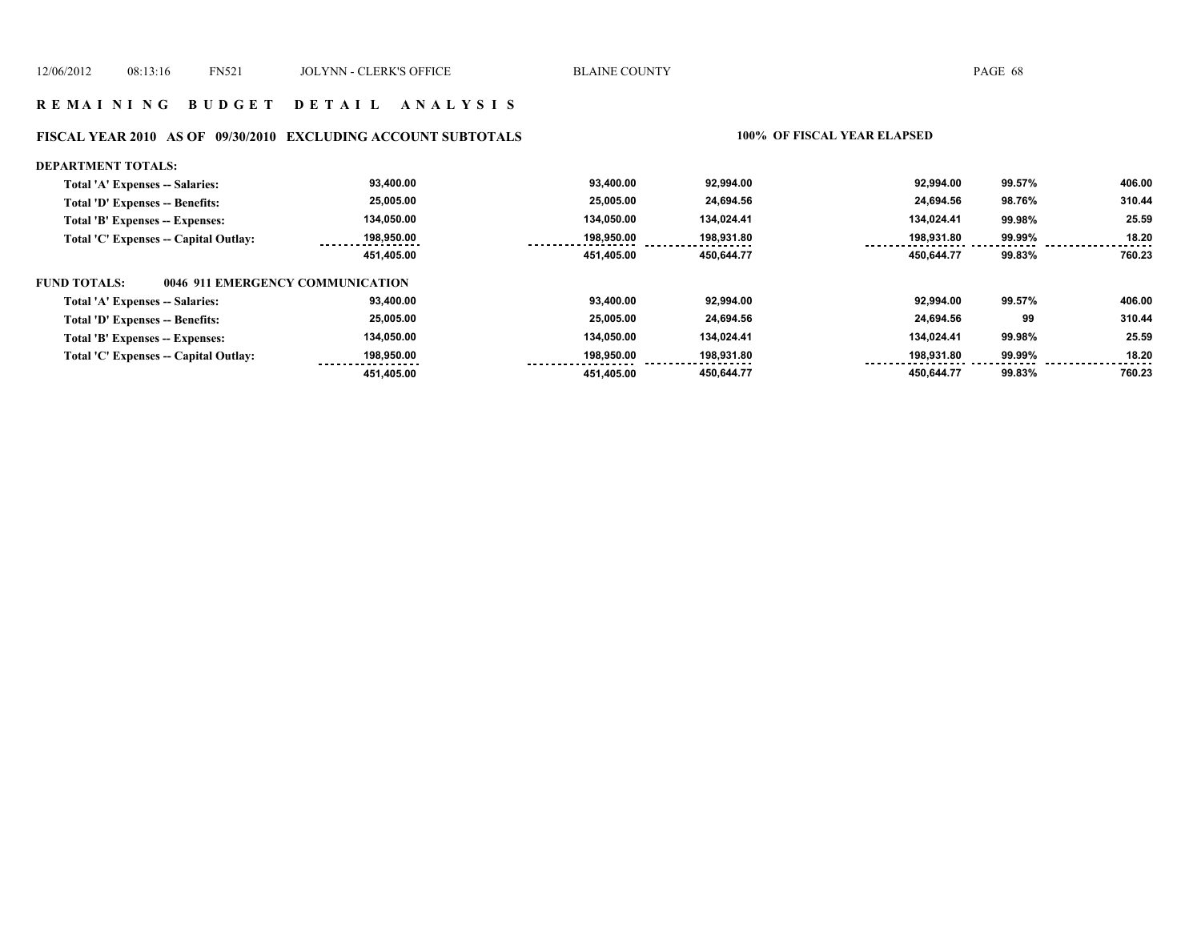## R E M A I N I N G B U D G E T D E T A I L A N A L Y S I S

### FISCAL YEAR 2010 AS OF 09/30/2010 EXCLUDING ACCOUNT SUBTOTALS

**100% OF FISCAL YEAR ELAPSED**

**DEPARTMENT TOTALS:**

| | | | | | | |
|---|---|---|---|---|---|---|
| Total 'A' Expenses -- Salaries: | 93,400.00 | 93,400.00 | 92,994.00 | 92,994.00 | 99.57% | 406.00 |
| Total 'D' Expenses -- Benefits: | 25,005.00 | 25,005.00 | 24,694.56 | 24,694.56 | 98.76% | 310.44 |
| Total 'B' Expenses -- Expenses: | 134,050.00 | 134,050.00 | 134,024.41 | 134,024.41 | 99.98% | 25.59 |
| Total 'C' Expenses -- Capital Outlay: | 198,950.00 | 198,950.00 | 198,931.80 | 198,931.80 | 99.99% | 18.20 |
| | 451,405.00 | 451,405.00 | 450,644.77 | 450,644.77 | 99.83% | 760.23 |

**FUND TOTALS: 0046 911 EMERGENCY COMMUNICATION**

| | | | | | | |
|---|---|---|---|---|---|---|
| Total 'A' Expenses -- Salaries: | 93,400.00 | 93,400.00 | 92,994.00 | 92,994.00 | 99.57% | 406.00 |
| Total 'D' Expenses -- Benefits: | 25,005.00 | 25,005.00 | 24,694.56 | 24,694.56 | 99 | 310.44 |
| Total 'B' Expenses -- Expenses: | 134,050.00 | 134,050.00 | 134,024.41 | 134,024.41 | 99.98% | 25.59 |
| Total 'C' Expenses -- Capital Outlay: | 198,950.00 | 198,950.00 | 198,931.80 | 198,931.80 | 99.99% | 18.20 |
| | 451,405.00 | 451,405.00 | 450,644.77 | 450,644.77 | 99.83% | 760.23 |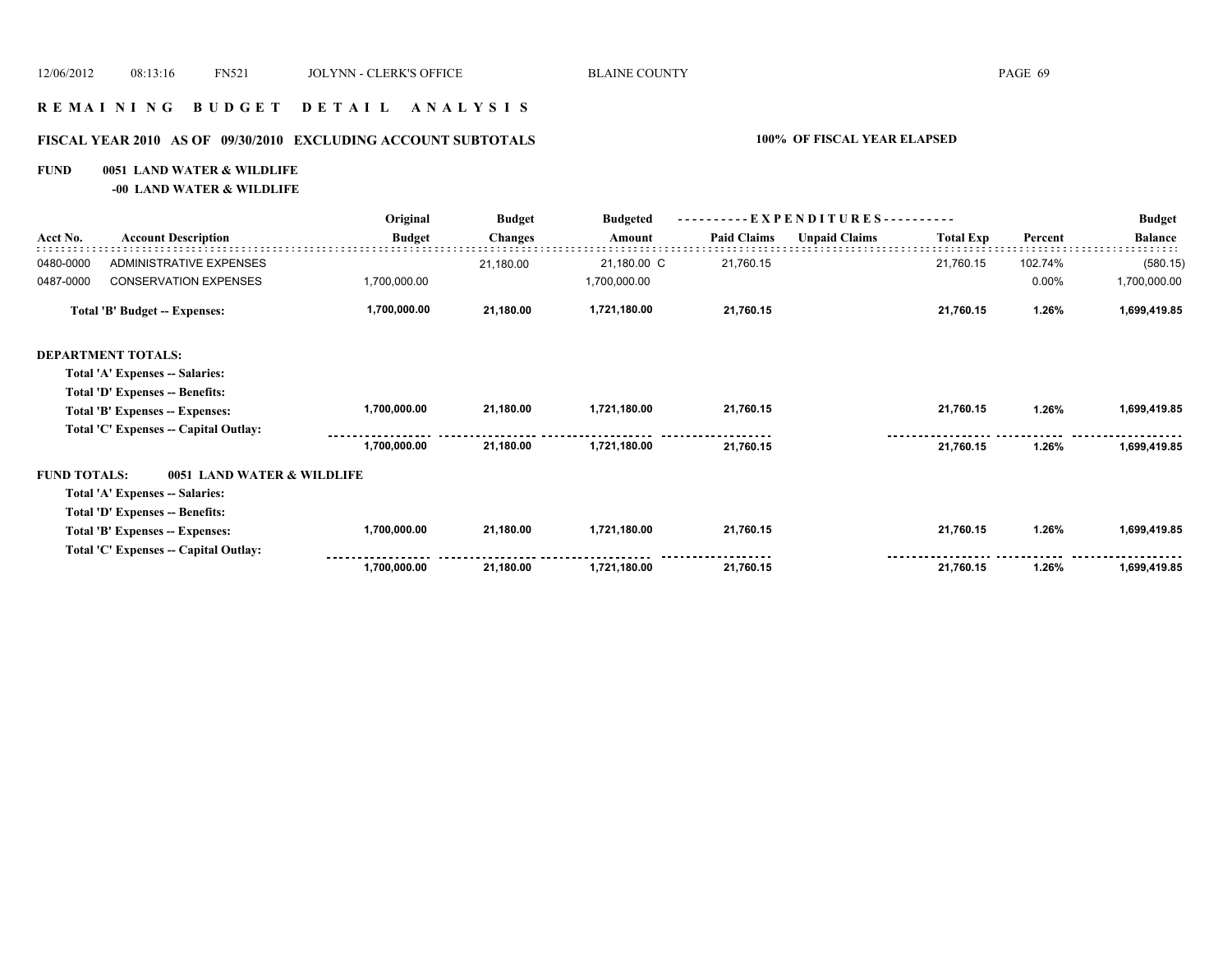# R E M A I N I N G   B U D G E T   D E T A I L   A N A L Y S I S

## FISCAL YEAR 2010 AS OF 09/30/2010 EXCLUDING ACCOUNT SUBTOTALS

**100% OF FISCAL YEAR ELAPSED**

**FUND 0051 LAND WATER & WILDLIFE**

**-00 LAND WATER & WILDLIFE**

| Acct No. | Account Description | Original Budget | Budget Changes | Budgeted Amount | Paid Claims | Unpaid Claims | Total Exp | Percent | Budget Balance |
|---|---|---|---|---|---|---|---|---|---|
| 0480-0000 | ADMINISTRATIVE EXPENSES | | 21,180.00 | 21,180.00 C | 21,760.15 | | 21,760.15 | 102.74% | (580.15) |
| 0487-0000 | CONSERVATION EXPENSES | 1,700,000.00 | | 1,700,000.00 | | | | 0.00% | 1,700,000.00 |
| | **Total 'B' Budget -- Expenses:** | **1,700,000.00** | **21,180.00** | **1,721,180.00** | **21,760.15** | | **21,760.15** | **1.26%** | **1,699,419.85** |
| | **DEPARTMENT TOTALS:** | | | | | | | | |
| | **Total 'A' Expenses -- Salaries:** | | | | | | | | |
| | **Total 'D' Expenses -- Benefits:** | | | | | | | | |
| | **Total 'B' Expenses -- Expenses:** | **1,700,000.00** | **21,180.00** | **1,721,180.00** | **21,760.15** | | **21,760.15** | **1.26%** | **1,699,419.85** |
| | **Total 'C' Expenses -- Capital Outlay:** | | | | | | | | |
| | | **1,700,000.00** | **21,180.00** | **1,721,180.00** | **21,760.15** | | **21,760.15** | **1.26%** | **1,699,419.85** |
| | **FUND TOTALS: 0051 LAND WATER & WILDLIFE** | | | | | | | | |
| | **Total 'A' Expenses -- Salaries:** | | | | | | | | |
| | **Total 'D' Expenses -- Benefits:** | | | | | | | | |
| | **Total 'B' Expenses -- Expenses:** | **1,700,000.00** | **21,180.00** | **1,721,180.00** | **21,760.15** | | **21,760.15** | **1.26%** | **1,699,419.85** |
| | **Total 'C' Expenses -- Capital Outlay:** | | | | | | | | |
| | | **1,700,000.00** | **21,180.00** | **1,721,180.00** | **21,760.15** | | **21,760.15** | **1.26%** | **1,699,419.85** |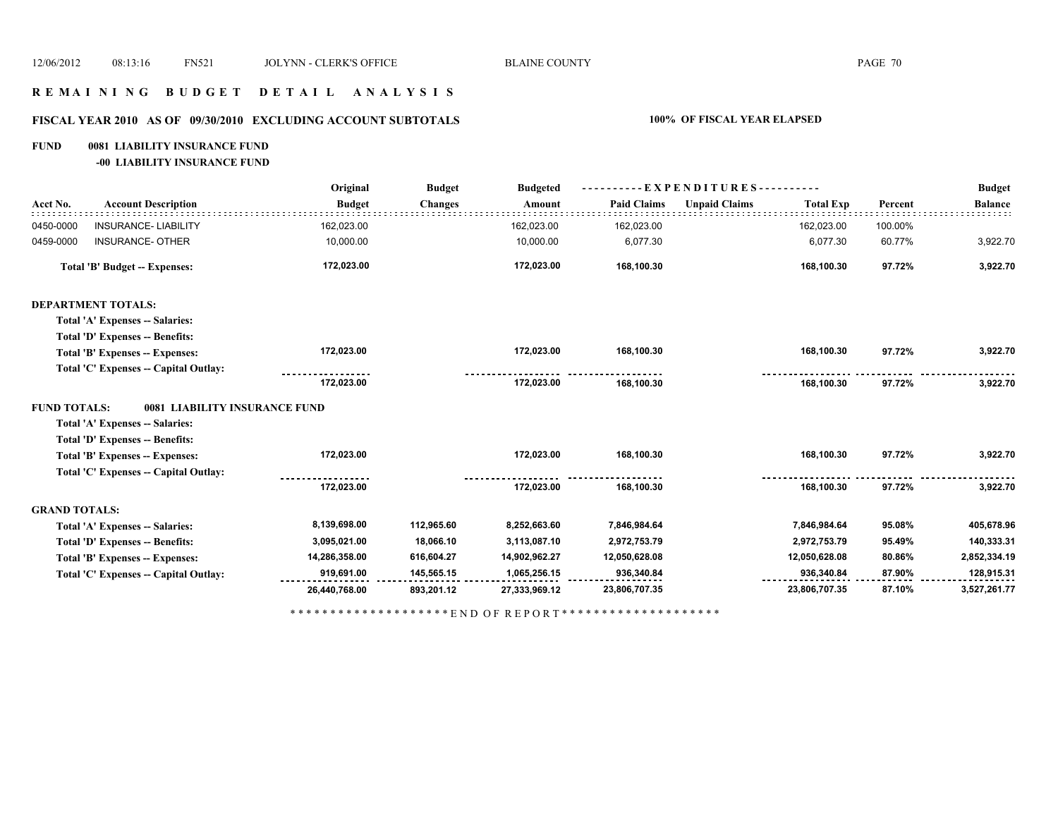# R E M A I N I N G   B U D G E T   D E T A I L   A N A L Y S I S

## FISCAL YEAR 2010 AS OF 09/30/2010 EXCLUDING ACCOUNT SUBTOTALS

**100% OF FISCAL YEAR ELAPSED**

**FUND 0081 LIABILITY INSURANCE FUND**
**-00 LIABILITY INSURANCE FUND**

| Acct No. | Account Description | Original Budget | Budget Changes | Budgeted Amount | Paid Claims | Unpaid Claims | Total Exp | Percent | Budget Balance |
|---|---|---|---|---|---|---|---|---|---|
| 0450-0000 | INSURANCE- LIABILITY | 162,023.00 | | 162,023.00 | 162,023.00 | | 162,023.00 | 100.00% | |
| 0459-0000 | INSURANCE- OTHER | 10,000.00 | | 10,000.00 | 6,077.30 | | 6,077.30 | 60.77% | 3,922.70 |
| | **Total 'B' Budget -- Expenses:** | **172,023.00** | | **172,023.00** | **168,100.30** | | **168,100.30** | **97.72%** | **3,922.70** |
| **DEPARTMENT TOTALS:** | | | | | | | | | |
| | **Total 'A' Expenses -- Salaries:** | | | | | | | | |
| | **Total 'D' Expenses -- Benefits:** | | | | | | | | |
| | **Total 'B' Expenses -- Expenses:** | **172,023.00** | | **172,023.00** | **168,100.30** | | **168,100.30** | **97.72%** | **3,922.70** |
| | **Total 'C' Expenses -- Capital Outlay:** | | | | | | | | |
| | | **172,023.00** | | **172,023.00** | **168,100.30** | | **168,100.30** | **97.72%** | **3,922.70** |
| **FUND TOTALS:** | **0081 LIABILITY INSURANCE FUND** | | | | | | | | |
| | **Total 'A' Expenses -- Salaries:** | | | | | | | | |
| | **Total 'D' Expenses -- Benefits:** | | | | | | | | |
| | **Total 'B' Expenses -- Expenses:** | **172,023.00** | | **172,023.00** | **168,100.30** | | **168,100.30** | **97.72%** | **3,922.70** |
| | **Total 'C' Expenses -- Capital Outlay:** | | | | | | | | |
| | | **172,023.00** | | **172,023.00** | **168,100.30** | | **168,100.30** | **97.72%** | **3,922.70** |
| **GRAND TOTALS:** | | | | | | | | | |
| | **Total 'A' Expenses -- Salaries:** | **8,139,698.00** | **112,965.60** | **8,252,663.60** | **7,846,984.64** | | **7,846,984.64** | **95.08%** | **405,678.96** |
| | **Total 'D' Expenses -- Benefits:** | **3,095,021.00** | **18,066.10** | **3,113,087.10** | **2,972,753.79** | | **2,972,753.79** | **95.49%** | **140,333.31** |
| | **Total 'B' Expenses -- Expenses:** | **14,286,358.00** | **616,604.27** | **14,902,962.27** | **12,050,628.08** | | **12,050,628.08** | **80.86%** | **2,852,334.19** |
| | **Total 'C' Expenses -- Capital Outlay:** | **919,691.00** | **145,565.15** | **1,065,256.15** | **936,340.84** | | **936,340.84** | **87.90%** | **128,915.31** |
| | | **26,440,768.00** | **893,201.12** | **27,333,969.12** | **23,806,707.35** | | **23,806,707.35** | **87.10%** | **3,527,261.77** |

*********************END OF REPORT*********************